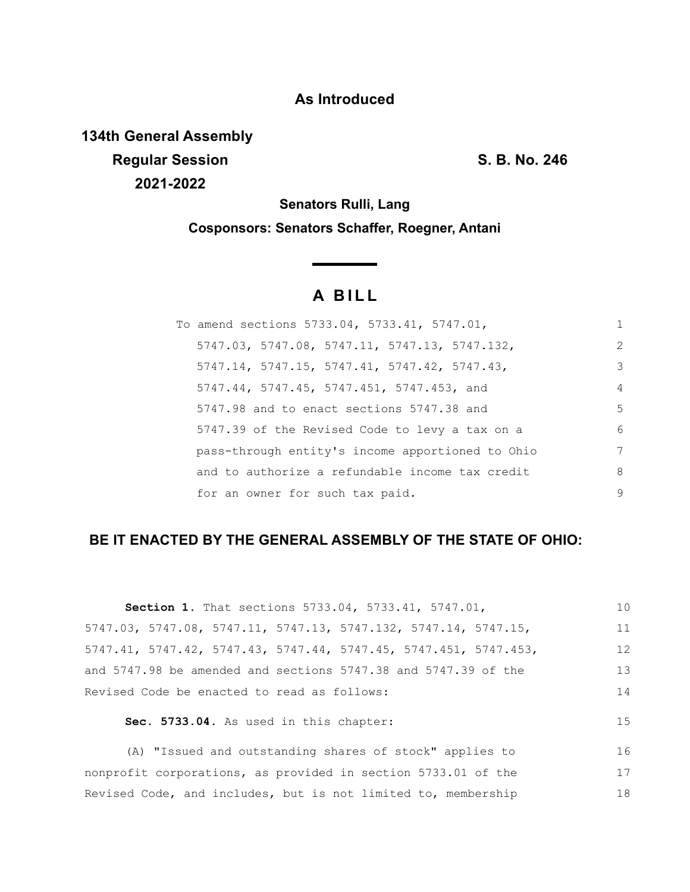**As Introduced**

**134th General Assembly**
**Regular Session** **S. B. No. 246**
**2021-2022**

**Senators Rulli, Lang**

**Cosponsors: Senators Schaffer, Roegner, Antani**

# A BILL

To amend sections 5733.04, 5733.41, 5747.01, 5747.03, 5747.08, 5747.11, 5747.13, 5747.132, 5747.14, 5747.15, 5747.41, 5747.42, 5747.43, 5747.44, 5747.45, 5747.451, 5747.453, and 5747.98 and to enact sections 5747.38 and 5747.39 of the Revised Code to levy a tax on a pass-through entity's income apportioned to Ohio and to authorize a refundable income tax credit for an owner for such tax paid.

**BE IT ENACTED BY THE GENERAL ASSEMBLY OF THE STATE OF OHIO:**

**Section 1.** That sections 5733.04, 5733.41, 5747.01, 5747.03, 5747.08, 5747.11, 5747.13, 5747.132, 5747.14, 5747.15, 5747.41, 5747.42, 5747.43, 5747.44, 5747.45, 5747.451, 5747.453, and 5747.98 be amended and sections 5747.38 and 5747.39 of the Revised Code be enacted to read as follows:

**Sec. 5733.04.** As used in this chapter:

(A) "Issued and outstanding shares of stock" applies to nonprofit corporations, as provided in section 5733.01 of the Revised Code, and includes, but is not limited to, membership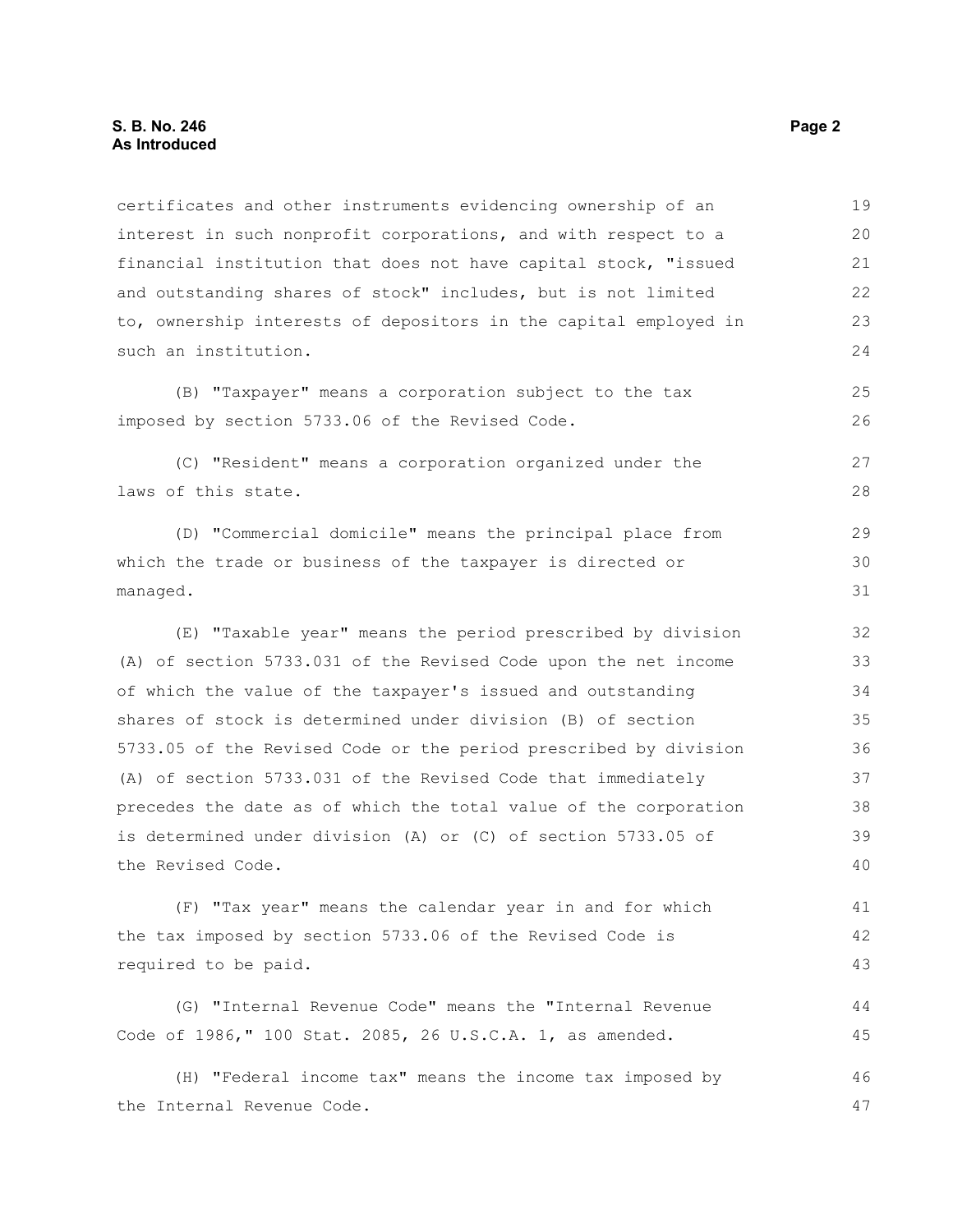certificates and other instruments evidencing ownership of an interest in such nonprofit corporations, and with respect to a financial institution that does not have capital stock, "issued and outstanding shares of stock" includes, but is not limited to, ownership interests of depositors in the capital employed in such an institution.

(B) "Taxpayer" means a corporation subject to the tax imposed by section 5733.06 of the Revised Code.

(C) "Resident" means a corporation organized under the laws of this state.

(D) "Commercial domicile" means the principal place from which the trade or business of the taxpayer is directed or managed.

(E) "Taxable year" means the period prescribed by division (A) of section 5733.031 of the Revised Code upon the net income of which the value of the taxpayer's issued and outstanding shares of stock is determined under division (B) of section 5733.05 of the Revised Code or the period prescribed by division (A) of section 5733.031 of the Revised Code that immediately precedes the date as of which the total value of the corporation is determined under division (A) or (C) of section 5733.05 of the Revised Code.

(F) "Tax year" means the calendar year in and for which the tax imposed by section 5733.06 of the Revised Code is required to be paid.

(G) "Internal Revenue Code" means the "Internal Revenue Code of 1986," 100 Stat. 2085, 26 U.S.C.A. 1, as amended.

(H) "Federal income tax" means the income tax imposed by the Internal Revenue Code.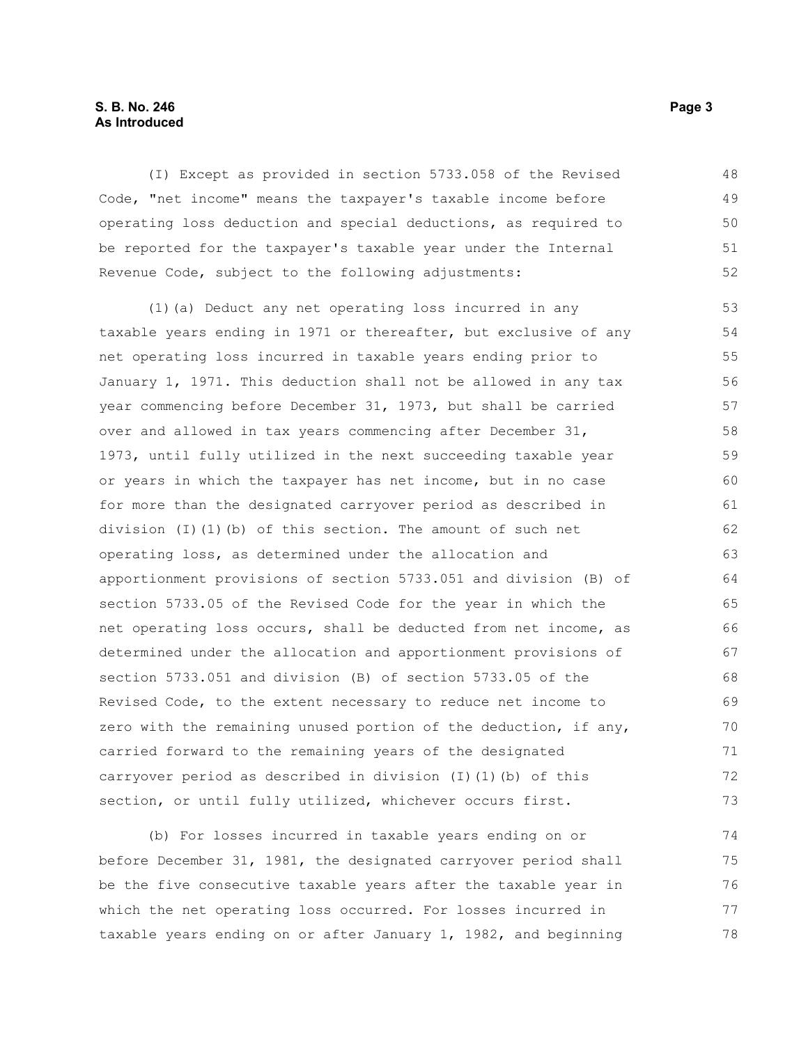(I) Except as provided in section 5733.058 of the Revised Code, "net income" means the taxpayer's taxable income before operating loss deduction and special deductions, as required to be reported for the taxpayer's taxable year under the Internal Revenue Code, subject to the following adjustments:

(1)(a) Deduct any net operating loss incurred in any taxable years ending in 1971 or thereafter, but exclusive of any net operating loss incurred in taxable years ending prior to January 1, 1971. This deduction shall not be allowed in any tax year commencing before December 31, 1973, but shall be carried over and allowed in tax years commencing after December 31, 1973, until fully utilized in the next succeeding taxable year or years in which the taxpayer has net income, but in no case for more than the designated carryover period as described in division (I)(1)(b) of this section. The amount of such net operating loss, as determined under the allocation and apportionment provisions of section 5733.051 and division (B) of section 5733.05 of the Revised Code for the year in which the net operating loss occurs, shall be deducted from net income, as determined under the allocation and apportionment provisions of section 5733.051 and division (B) of section 5733.05 of the Revised Code, to the extent necessary to reduce net income to zero with the remaining unused portion of the deduction, if any, carried forward to the remaining years of the designated carryover period as described in division (I)(1)(b) of this section, or until fully utilized, whichever occurs first.

(b) For losses incurred in taxable years ending on or before December 31, 1981, the designated carryover period shall be the five consecutive taxable years after the taxable year in which the net operating loss occurred. For losses incurred in taxable years ending on or after January 1, 1982, and beginning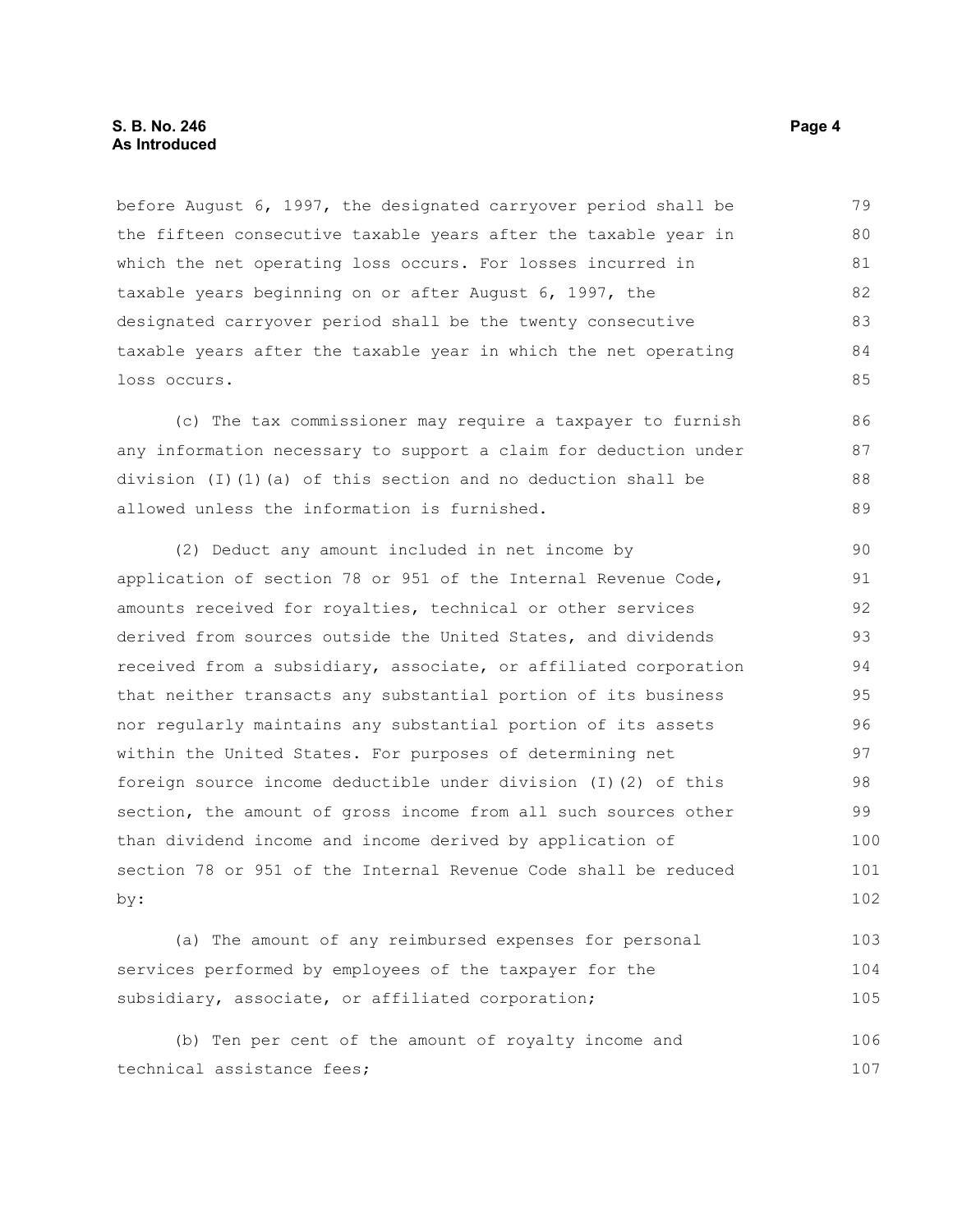before August 6, 1997, the designated carryover period shall be the fifteen consecutive taxable years after the taxable year in which the net operating loss occurs. For losses incurred in taxable years beginning on or after August 6, 1997, the designated carryover period shall be the twenty consecutive taxable years after the taxable year in which the net operating loss occurs.

(c) The tax commissioner may require a taxpayer to furnish any information necessary to support a claim for deduction under division (I)(1)(a) of this section and no deduction shall be allowed unless the information is furnished.

(2) Deduct any amount included in net income by application of section 78 or 951 of the Internal Revenue Code, amounts received for royalties, technical or other services derived from sources outside the United States, and dividends received from a subsidiary, associate, or affiliated corporation that neither transacts any substantial portion of its business nor regularly maintains any substantial portion of its assets within the United States. For purposes of determining net foreign source income deductible under division (I)(2) of this section, the amount of gross income from all such sources other than dividend income and income derived by application of section 78 or 951 of the Internal Revenue Code shall be reduced by:

(a) The amount of any reimbursed expenses for personal services performed by employees of the taxpayer for the subsidiary, associate, or affiliated corporation;

(b) Ten per cent of the amount of royalty income and technical assistance fees;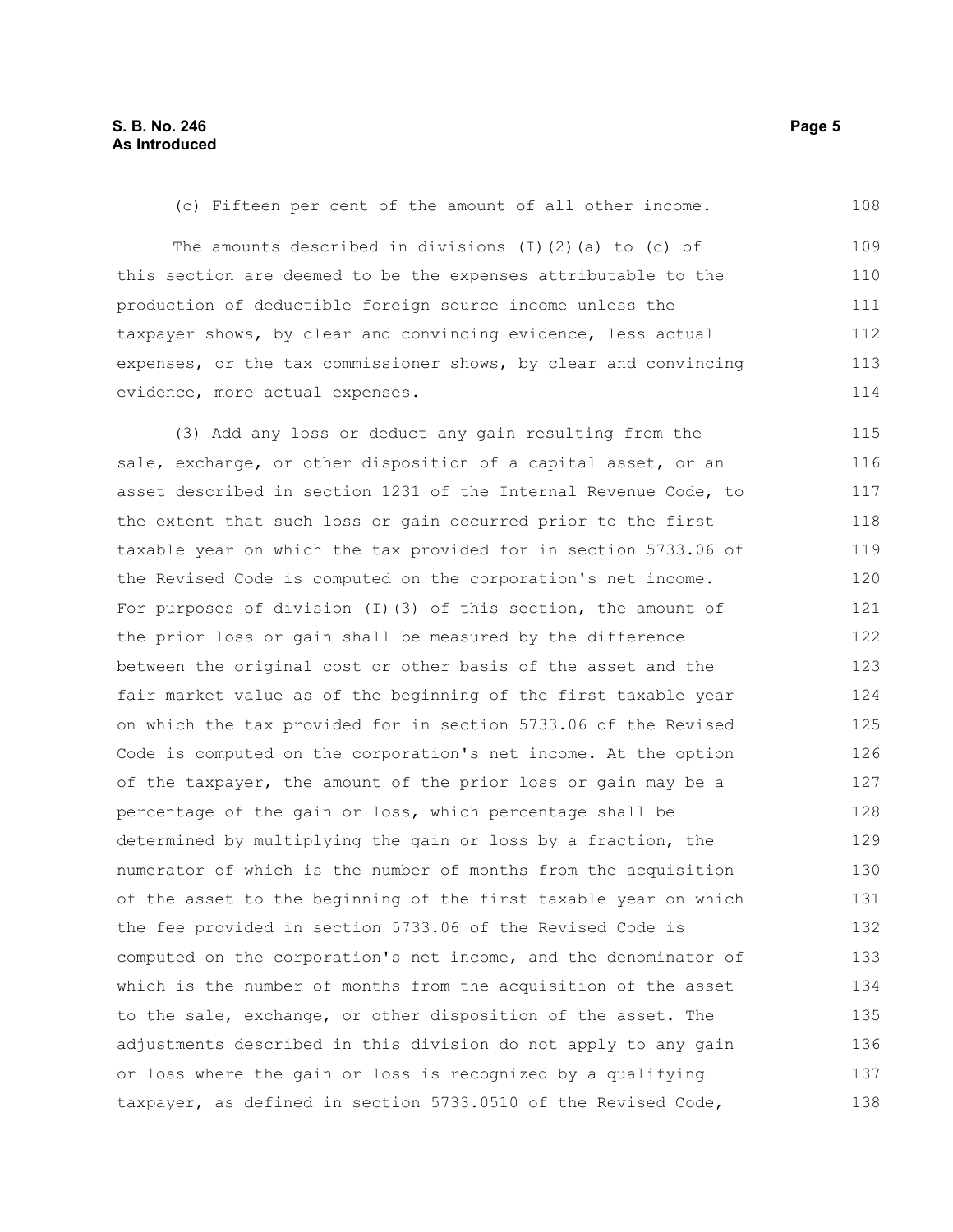(c) Fifteen per cent of the amount of all other income.

The amounts described in divisions (I)(2)(a) to (c) of this section are deemed to be the expenses attributable to the production of deductible foreign source income unless the taxpayer shows, by clear and convincing evidence, less actual expenses, or the tax commissioner shows, by clear and convincing evidence, more actual expenses.

(3) Add any loss or deduct any gain resulting from the sale, exchange, or other disposition of a capital asset, or an asset described in section 1231 of the Internal Revenue Code, to the extent that such loss or gain occurred prior to the first taxable year on which the tax provided for in section 5733.06 of the Revised Code is computed on the corporation's net income. For purposes of division (I)(3) of this section, the amount of the prior loss or gain shall be measured by the difference between the original cost or other basis of the asset and the fair market value as of the beginning of the first taxable year on which the tax provided for in section 5733.06 of the Revised Code is computed on the corporation's net income. At the option of the taxpayer, the amount of the prior loss or gain may be a percentage of the gain or loss, which percentage shall be determined by multiplying the gain or loss by a fraction, the numerator of which is the number of months from the acquisition of the asset to the beginning of the first taxable year on which the fee provided in section 5733.06 of the Revised Code is computed on the corporation's net income, and the denominator of which is the number of months from the acquisition of the asset to the sale, exchange, or other disposition of the asset. The adjustments described in this division do not apply to any gain or loss where the gain or loss is recognized by a qualifying taxpayer, as defined in section 5733.0510 of the Revised Code,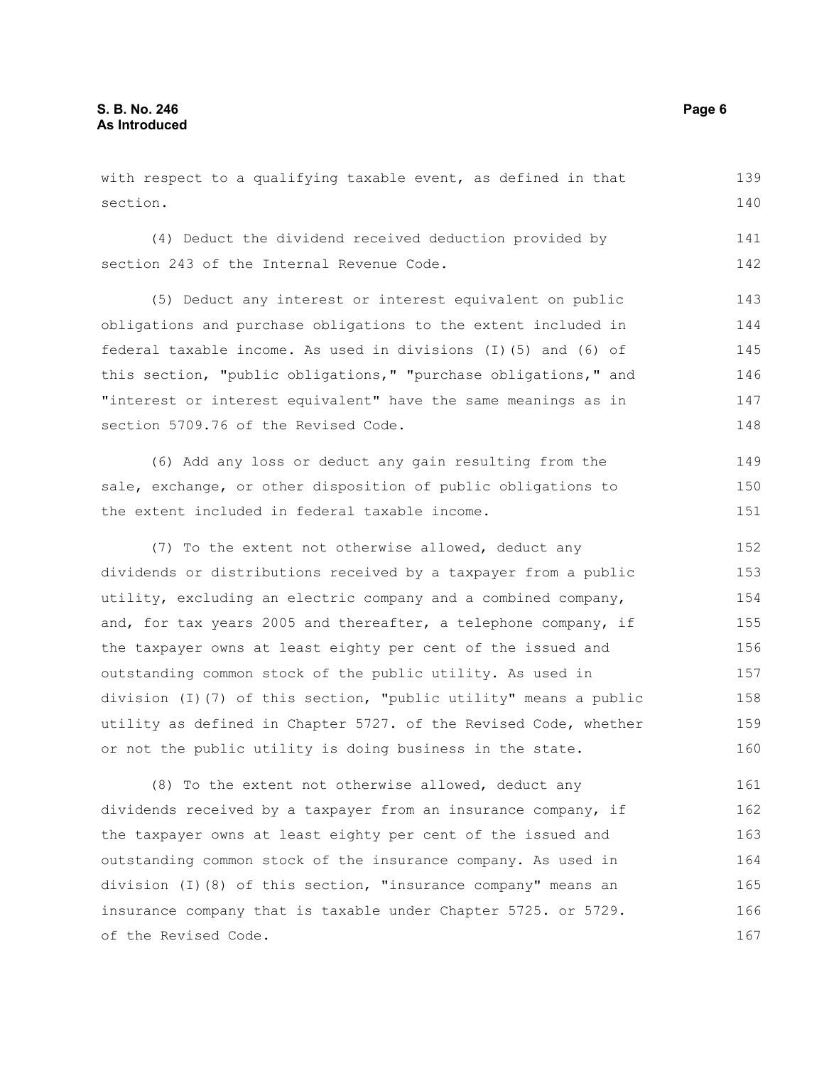with respect to a qualifying taxable event, as defined in that section.

(4) Deduct the dividend received deduction provided by section 243 of the Internal Revenue Code.

(5) Deduct any interest or interest equivalent on public obligations and purchase obligations to the extent included in federal taxable income. As used in divisions (I)(5) and (6) of this section, "public obligations," "purchase obligations," and "interest or interest equivalent" have the same meanings as in section 5709.76 of the Revised Code.

(6) Add any loss or deduct any gain resulting from the sale, exchange, or other disposition of public obligations to the extent included in federal taxable income.

(7) To the extent not otherwise allowed, deduct any dividends or distributions received by a taxpayer from a public utility, excluding an electric company and a combined company, and, for tax years 2005 and thereafter, a telephone company, if the taxpayer owns at least eighty per cent of the issued and outstanding common stock of the public utility. As used in division (I)(7) of this section, "public utility" means a public utility as defined in Chapter 5727. of the Revised Code, whether or not the public utility is doing business in the state.

(8) To the extent not otherwise allowed, deduct any dividends received by a taxpayer from an insurance company, if the taxpayer owns at least eighty per cent of the issued and outstanding common stock of the insurance company. As used in division (I)(8) of this section, "insurance company" means an insurance company that is taxable under Chapter 5725. or 5729. of the Revised Code.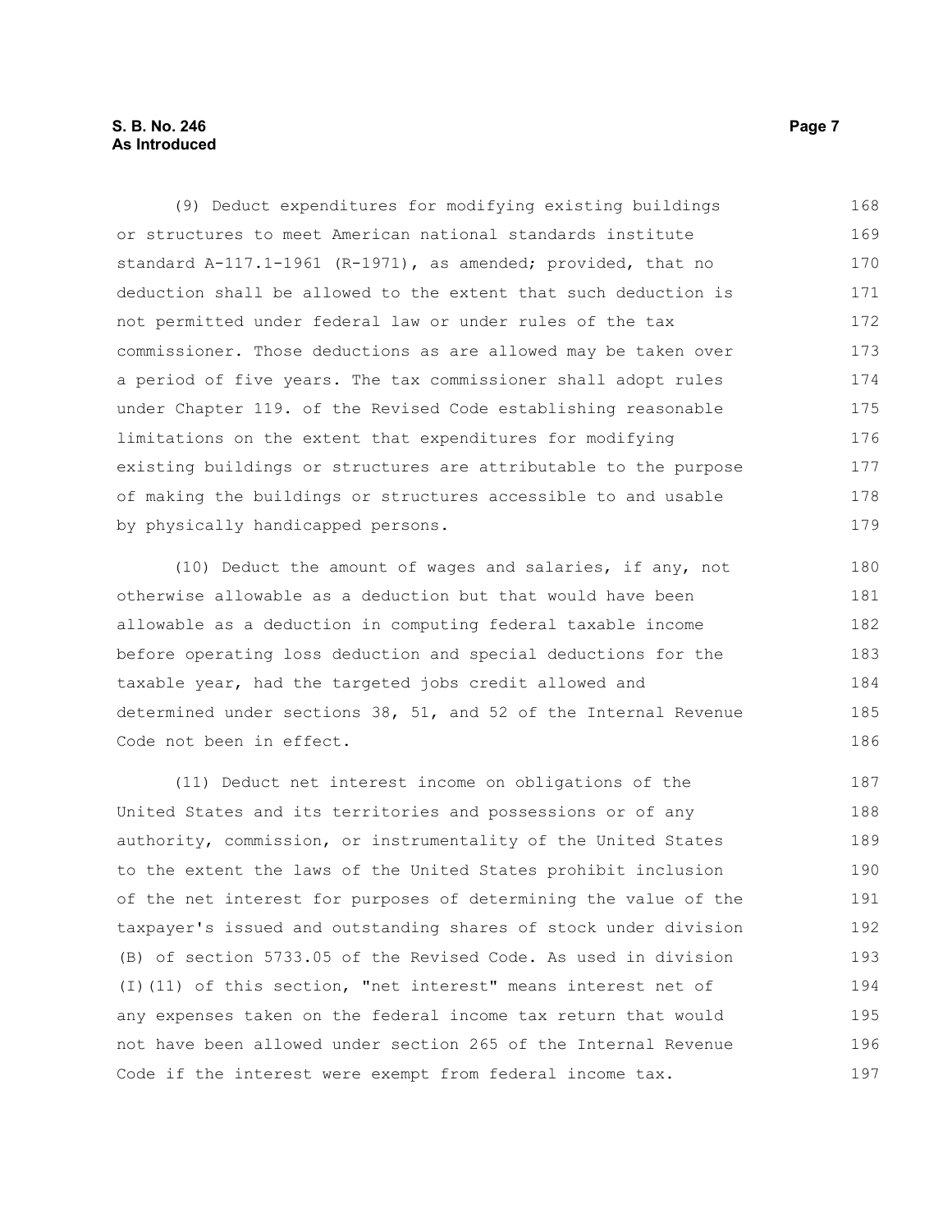(9) Deduct expenditures for modifying existing buildings or structures to meet American national standards institute standard A-117.1-1961 (R-1971), as amended; provided, that no deduction shall be allowed to the extent that such deduction is not permitted under federal law or under rules of the tax commissioner. Those deductions as are allowed may be taken over a period of five years. The tax commissioner shall adopt rules under Chapter 119. of the Revised Code establishing reasonable limitations on the extent that expenditures for modifying existing buildings or structures are attributable to the purpose of making the buildings or structures accessible to and usable by physically handicapped persons.

(10) Deduct the amount of wages and salaries, if any, not otherwise allowable as a deduction but that would have been allowable as a deduction in computing federal taxable income before operating loss deduction and special deductions for the taxable year, had the targeted jobs credit allowed and determined under sections 38, 51, and 52 of the Internal Revenue Code not been in effect.

(11) Deduct net interest income on obligations of the United States and its territories and possessions or of any authority, commission, or instrumentality of the United States to the extent the laws of the United States prohibit inclusion of the net interest for purposes of determining the value of the taxpayer's issued and outstanding shares of stock under division (B) of section 5733.05 of the Revised Code. As used in division (I)(11) of this section, "net interest" means interest net of any expenses taken on the federal income tax return that would not have been allowed under section 265 of the Internal Revenue Code if the interest were exempt from federal income tax.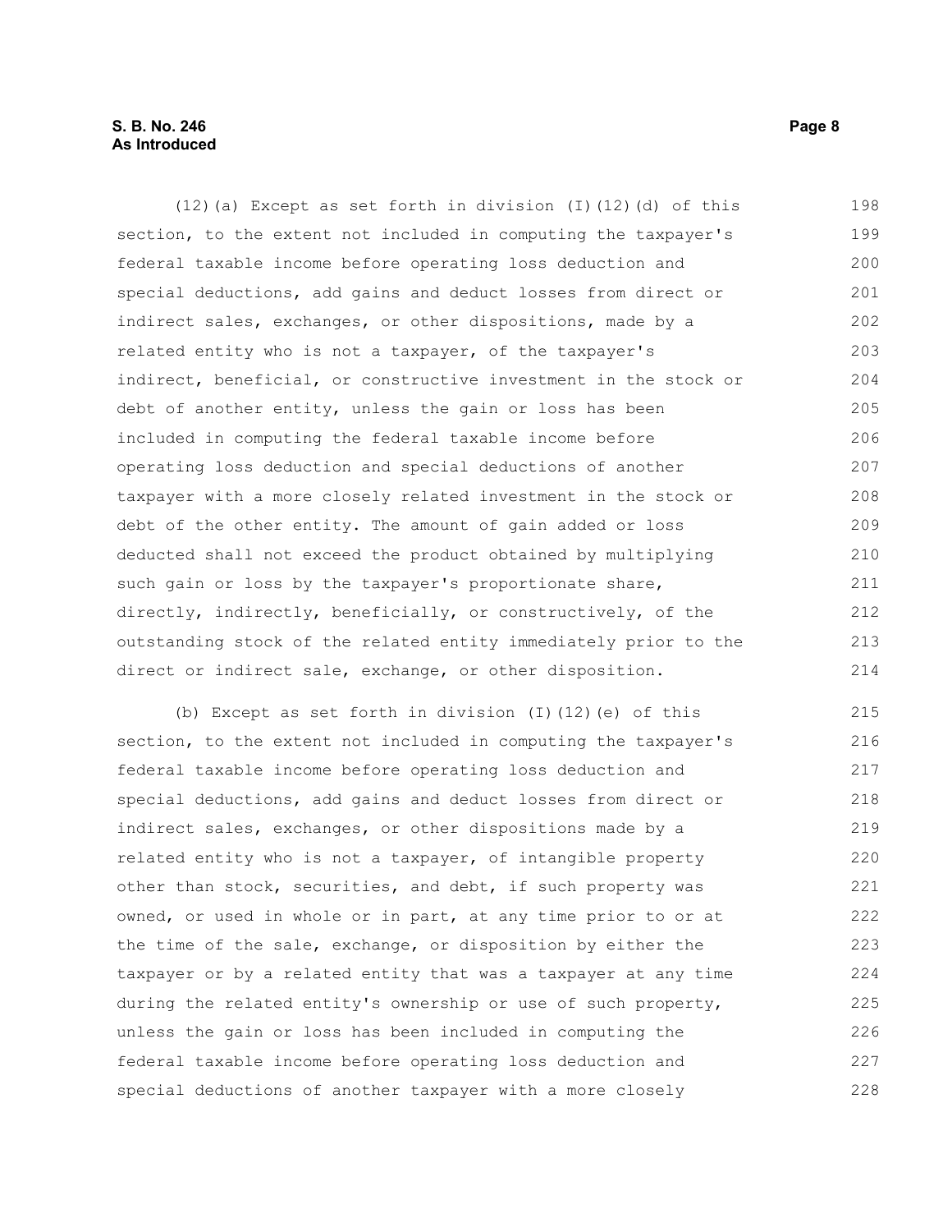(12)(a) Except as set forth in division (I)(12)(d) of this section, to the extent not included in computing the taxpayer's federal taxable income before operating loss deduction and special deductions, add gains and deduct losses from direct or indirect sales, exchanges, or other dispositions, made by a related entity who is not a taxpayer, of the taxpayer's indirect, beneficial, or constructive investment in the stock or debt of another entity, unless the gain or loss has been included in computing the federal taxable income before operating loss deduction and special deductions of another taxpayer with a more closely related investment in the stock or debt of the other entity. The amount of gain added or loss deducted shall not exceed the product obtained by multiplying such gain or loss by the taxpayer's proportionate share, directly, indirectly, beneficially, or constructively, of the outstanding stock of the related entity immediately prior to the direct or indirect sale, exchange, or other disposition.

(b) Except as set forth in division (I)(12)(e) of this section, to the extent not included in computing the taxpayer's federal taxable income before operating loss deduction and special deductions, add gains and deduct losses from direct or indirect sales, exchanges, or other dispositions made by a related entity who is not a taxpayer, of intangible property other than stock, securities, and debt, if such property was owned, or used in whole or in part, at any time prior to or at the time of the sale, exchange, or disposition by either the taxpayer or by a related entity that was a taxpayer at any time during the related entity's ownership or use of such property, unless the gain or loss has been included in computing the federal taxable income before operating loss deduction and special deductions of another taxpayer with a more closely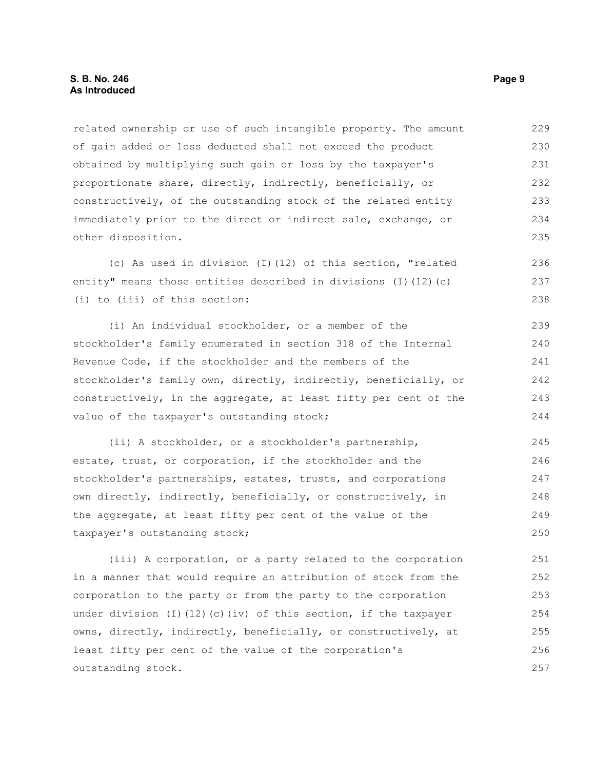related ownership or use of such intangible property. The amount of gain added or loss deducted shall not exceed the product obtained by multiplying such gain or loss by the taxpayer's proportionate share, directly, indirectly, beneficially, or constructively, of the outstanding stock of the related entity immediately prior to the direct or indirect sale, exchange, or other disposition.

(c) As used in division (I)(12) of this section, "related entity" means those entities described in divisions (I)(12)(c)(i) to (iii) of this section:

(i) An individual stockholder, or a member of the stockholder's family enumerated in section 318 of the Internal Revenue Code, if the stockholder and the members of the stockholder's family own, directly, indirectly, beneficially, or constructively, in the aggregate, at least fifty per cent of the value of the taxpayer's outstanding stock;

(ii) A stockholder, or a stockholder's partnership, estate, trust, or corporation, if the stockholder and the stockholder's partnerships, estates, trusts, and corporations own directly, indirectly, beneficially, or constructively, in the aggregate, at least fifty per cent of the value of the taxpayer's outstanding stock;

(iii) A corporation, or a party related to the corporation in a manner that would require an attribution of stock from the corporation to the party or from the party to the corporation under division (I)(12)(c)(iv) of this section, if the taxpayer owns, directly, indirectly, beneficially, or constructively, at least fifty per cent of the value of the corporation's outstanding stock.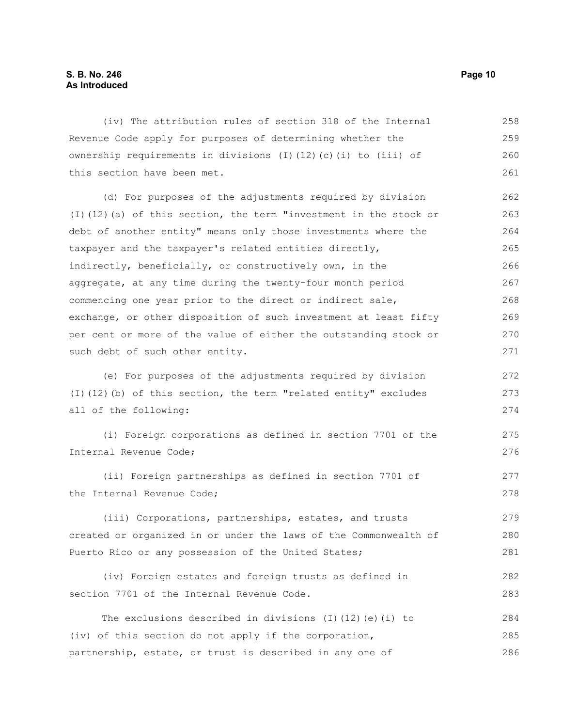(iv) The attribution rules of section 318 of the Internal Revenue Code apply for purposes of determining whether the ownership requirements in divisions (I)(12)(c)(i) to (iii) of this section have been met.

(d) For purposes of the adjustments required by division (I)(12)(a) of this section, the term "investment in the stock or debt of another entity" means only those investments where the taxpayer and the taxpayer's related entities directly, indirectly, beneficially, or constructively own, in the aggregate, at any time during the twenty-four month period commencing one year prior to the direct or indirect sale, exchange, or other disposition of such investment at least fifty per cent or more of the value of either the outstanding stock or such debt of such other entity.

(e) For purposes of the adjustments required by division (I)(12)(b) of this section, the term "related entity" excludes all of the following:

(i) Foreign corporations as defined in section 7701 of the Internal Revenue Code;

(ii) Foreign partnerships as defined in section 7701 of the Internal Revenue Code;

(iii) Corporations, partnerships, estates, and trusts created or organized in or under the laws of the Commonwealth of Puerto Rico or any possession of the United States;

(iv) Foreign estates and foreign trusts as defined in section 7701 of the Internal Revenue Code.

The exclusions described in divisions (I)(12)(e)(i) to (iv) of this section do not apply if the corporation, partnership, estate, or trust is described in any one of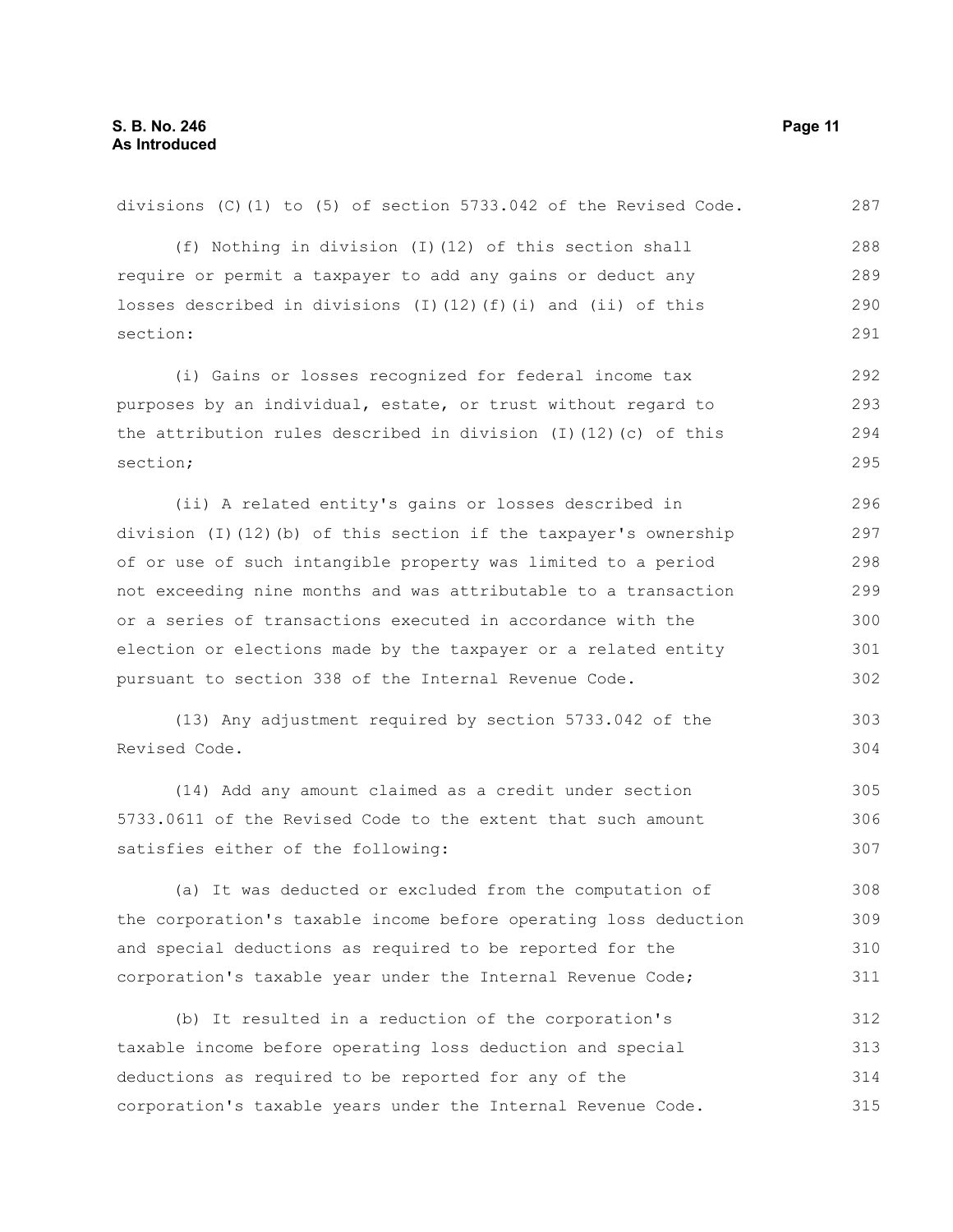divisions (C)(1) to (5) of section 5733.042 of the Revised Code.

(f) Nothing in division (I)(12) of this section shall require or permit a taxpayer to add any gains or deduct any losses described in divisions (I)(12)(f)(i) and (ii) of this section:

(i) Gains or losses recognized for federal income tax purposes by an individual, estate, or trust without regard to the attribution rules described in division (I)(12)(c) of this section;

(ii) A related entity's gains or losses described in division (I)(12)(b) of this section if the taxpayer's ownership of or use of such intangible property was limited to a period not exceeding nine months and was attributable to a transaction or a series of transactions executed in accordance with the election or elections made by the taxpayer or a related entity pursuant to section 338 of the Internal Revenue Code.

(13) Any adjustment required by section 5733.042 of the Revised Code.

(14) Add any amount claimed as a credit under section 5733.0611 of the Revised Code to the extent that such amount satisfies either of the following:

(a) It was deducted or excluded from the computation of the corporation's taxable income before operating loss deduction and special deductions as required to be reported for the corporation's taxable year under the Internal Revenue Code;

(b) It resulted in a reduction of the corporation's taxable income before operating loss deduction and special deductions as required to be reported for any of the corporation's taxable years under the Internal Revenue Code.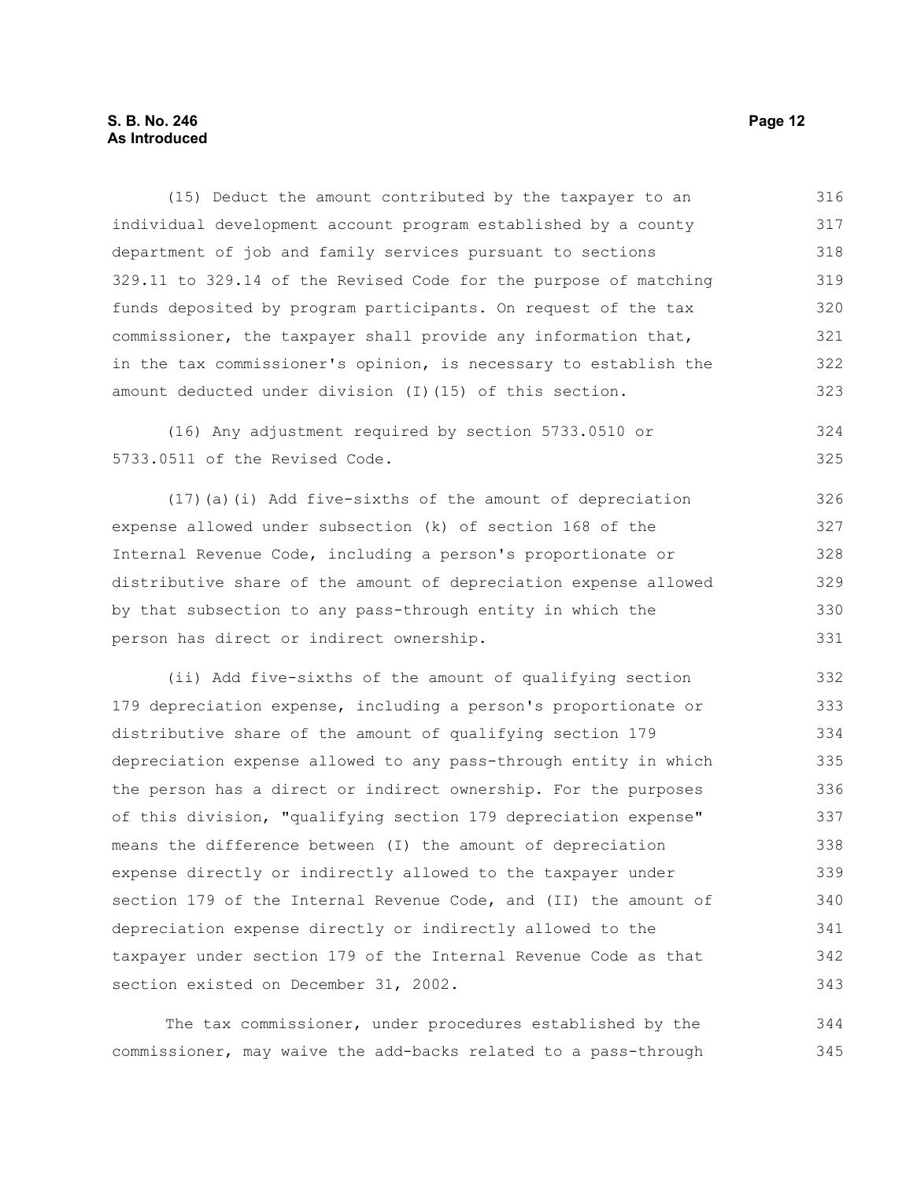(15) Deduct the amount contributed by the taxpayer to an individual development account program established by a county department of job and family services pursuant to sections 329.11 to 329.14 of the Revised Code for the purpose of matching funds deposited by program participants. On request of the tax commissioner, the taxpayer shall provide any information that, in the tax commissioner's opinion, is necessary to establish the amount deducted under division (I)(15) of this section.

(16) Any adjustment required by section 5733.0510 or 5733.0511 of the Revised Code.

(17)(a)(i) Add five-sixths of the amount of depreciation expense allowed under subsection (k) of section 168 of the Internal Revenue Code, including a person's proportionate or distributive share of the amount of depreciation expense allowed by that subsection to any pass-through entity in which the person has direct or indirect ownership.

(ii) Add five-sixths of the amount of qualifying section 179 depreciation expense, including a person's proportionate or distributive share of the amount of qualifying section 179 depreciation expense allowed to any pass-through entity in which the person has a direct or indirect ownership. For the purposes of this division, "qualifying section 179 depreciation expense" means the difference between (I) the amount of depreciation expense directly or indirectly allowed to the taxpayer under section 179 of the Internal Revenue Code, and (II) the amount of depreciation expense directly or indirectly allowed to the taxpayer under section 179 of the Internal Revenue Code as that section existed on December 31, 2002.

The tax commissioner, under procedures established by the commissioner, may waive the add-backs related to a pass-through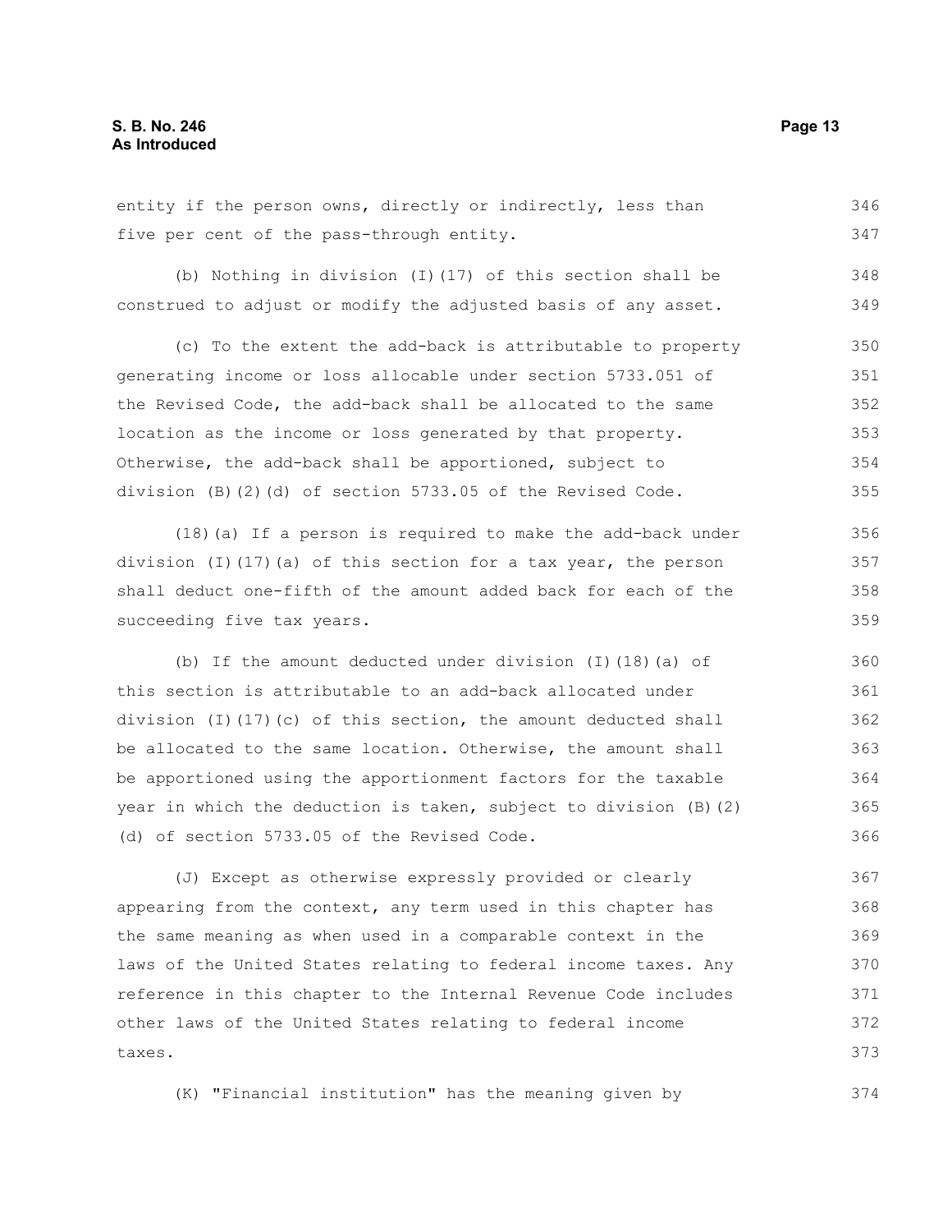entity if the person owns, directly or indirectly, less than five per cent of the pass-through entity.

(b) Nothing in division (I)(17) of this section shall be construed to adjust or modify the adjusted basis of any asset.

(c) To the extent the add-back is attributable to property generating income or loss allocable under section 5733.051 of the Revised Code, the add-back shall be allocated to the same location as the income or loss generated by that property. Otherwise, the add-back shall be apportioned, subject to division (B)(2)(d) of section 5733.05 of the Revised Code.

(18)(a) If a person is required to make the add-back under division (I)(17)(a) of this section for a tax year, the person shall deduct one-fifth of the amount added back for each of the succeeding five tax years.

(b) If the amount deducted under division (I)(18)(a) of this section is attributable to an add-back allocated under division (I)(17)(c) of this section, the amount deducted shall be allocated to the same location. Otherwise, the amount shall be apportioned using the apportionment factors for the taxable year in which the deduction is taken, subject to division (B)(2)(d) of section 5733.05 of the Revised Code.

(J) Except as otherwise expressly provided or clearly appearing from the context, any term used in this chapter has the same meaning as when used in a comparable context in the laws of the United States relating to federal income taxes. Any reference in this chapter to the Internal Revenue Code includes other laws of the United States relating to federal income taxes.

(K) "Financial institution" has the meaning given by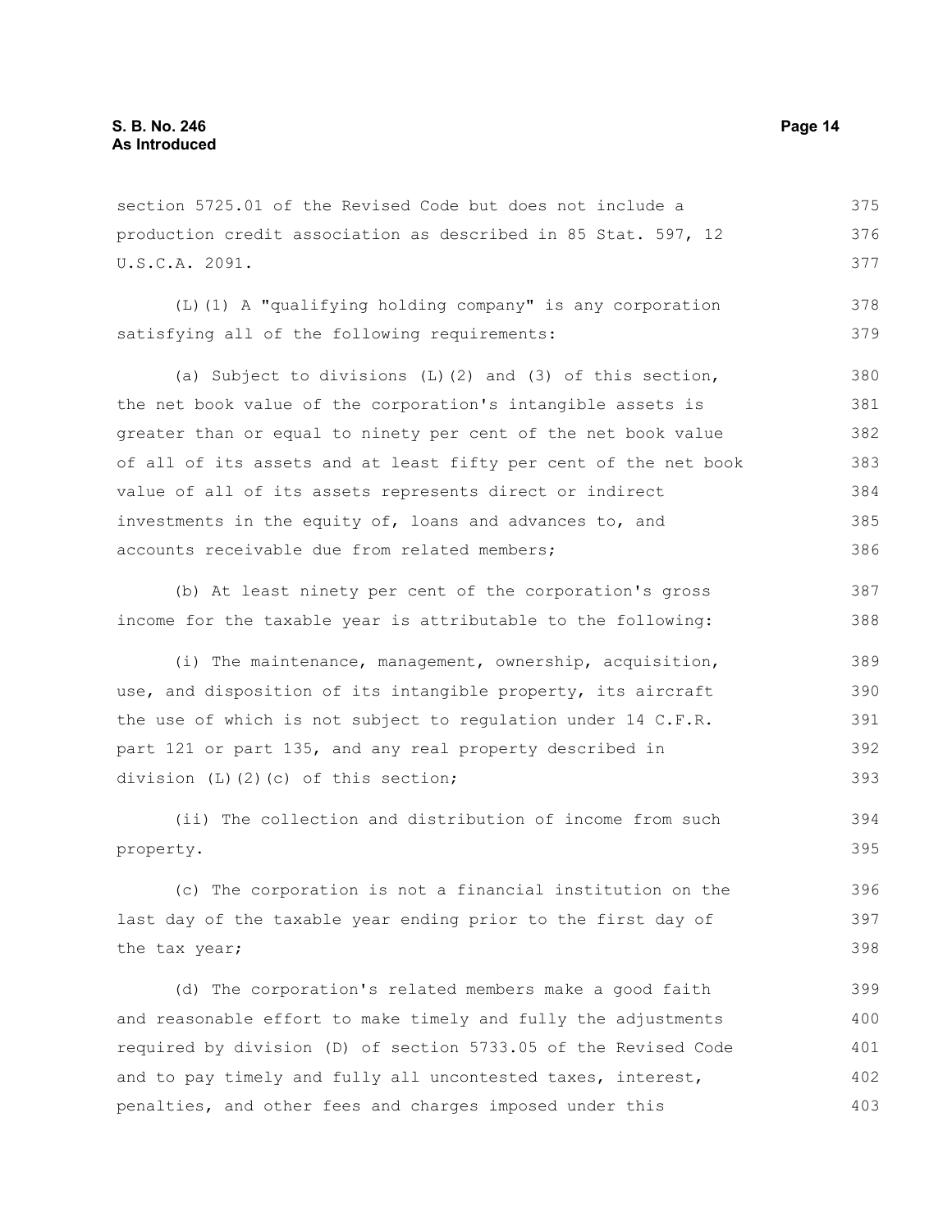section 5725.01 of the Revised Code but does not include a production credit association as described in 85 Stat. 597, 12 U.S.C.A. 2091.

(L)(1) A "qualifying holding company" is any corporation satisfying all of the following requirements:

(a) Subject to divisions (L)(2) and (3) of this section, the net book value of the corporation's intangible assets is greater than or equal to ninety per cent of the net book value of all of its assets and at least fifty per cent of the net book value of all of its assets represents direct or indirect investments in the equity of, loans and advances to, and accounts receivable due from related members;

(b) At least ninety per cent of the corporation's gross income for the taxable year is attributable to the following:

(i) The maintenance, management, ownership, acquisition, use, and disposition of its intangible property, its aircraft the use of which is not subject to regulation under 14 C.F.R. part 121 or part 135, and any real property described in division (L)(2)(c) of this section;

(ii) The collection and distribution of income from such property.

(c) The corporation is not a financial institution on the last day of the taxable year ending prior to the first day of the tax year;

(d) The corporation's related members make a good faith and reasonable effort to make timely and fully the adjustments required by division (D) of section 5733.05 of the Revised Code and to pay timely and fully all uncontested taxes, interest, penalties, and other fees and charges imposed under this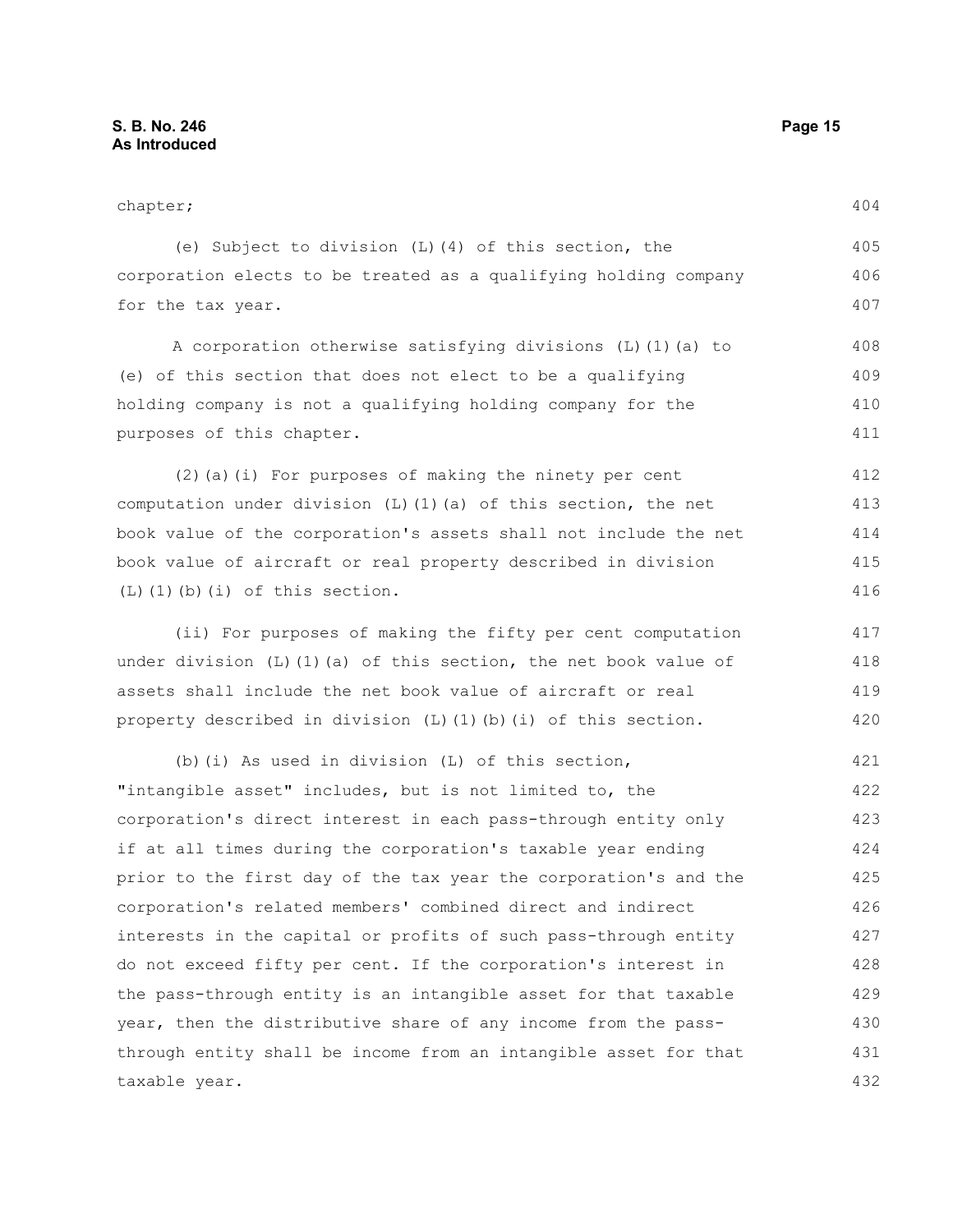chapter;

(e) Subject to division (L)(4) of this section, the corporation elects to be treated as a qualifying holding company for the tax year.

A corporation otherwise satisfying divisions (L)(1)(a) to (e) of this section that does not elect to be a qualifying holding company is not a qualifying holding company for the purposes of this chapter.

(2)(a)(i) For purposes of making the ninety per cent computation under division (L)(1)(a) of this section, the net book value of the corporation's assets shall not include the net book value of aircraft or real property described in division (L)(1)(b)(i) of this section.

(ii) For purposes of making the fifty per cent computation under division (L)(1)(a) of this section, the net book value of assets shall include the net book value of aircraft or real property described in division (L)(1)(b)(i) of this section.

(b)(i) As used in division (L) of this section, "intangible asset" includes, but is not limited to, the corporation's direct interest in each pass-through entity only if at all times during the corporation's taxable year ending prior to the first day of the tax year the corporation's and the corporation's related members' combined direct and indirect interests in the capital or profits of such pass-through entity do not exceed fifty per cent. If the corporation's interest in the pass-through entity is an intangible asset for that taxable year, then the distributive share of any income from the pass-through entity shall be income from an intangible asset for that taxable year.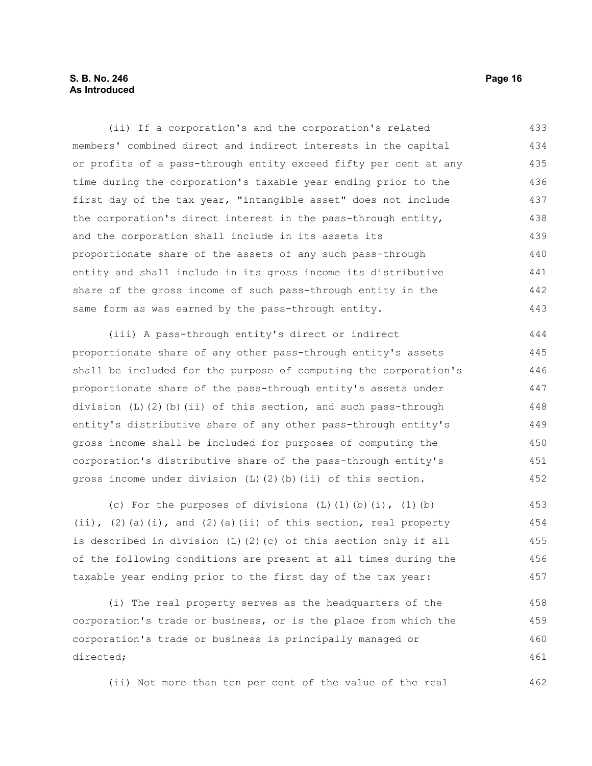(ii) If a corporation's and the corporation's related members' combined direct and indirect interests in the capital or profits of a pass-through entity exceed fifty per cent at any time during the corporation's taxable year ending prior to the first day of the tax year, "intangible asset" does not include the corporation's direct interest in the pass-through entity, and the corporation shall include in its assets its proportionate share of the assets of any such pass-through entity and shall include in its gross income its distributive share of the gross income of such pass-through entity in the same form as was earned by the pass-through entity.

(iii) A pass-through entity's direct or indirect proportionate share of any other pass-through entity's assets shall be included for the purpose of computing the corporation's proportionate share of the pass-through entity's assets under division (L)(2)(b)(ii) of this section, and such pass-through entity's distributive share of any other pass-through entity's gross income shall be included for purposes of computing the corporation's distributive share of the pass-through entity's gross income under division (L)(2)(b)(ii) of this section.

(c) For the purposes of divisions (L)(1)(b)(i), (1)(b)(ii), (2)(a)(i), and (2)(a)(ii) of this section, real property is described in division (L)(2)(c) of this section only if all of the following conditions are present at all times during the taxable year ending prior to the first day of the tax year:

(i) The real property serves as the headquarters of the corporation's trade or business, or is the place from which the corporation's trade or business is principally managed or directed;

(ii) Not more than ten per cent of the value of the real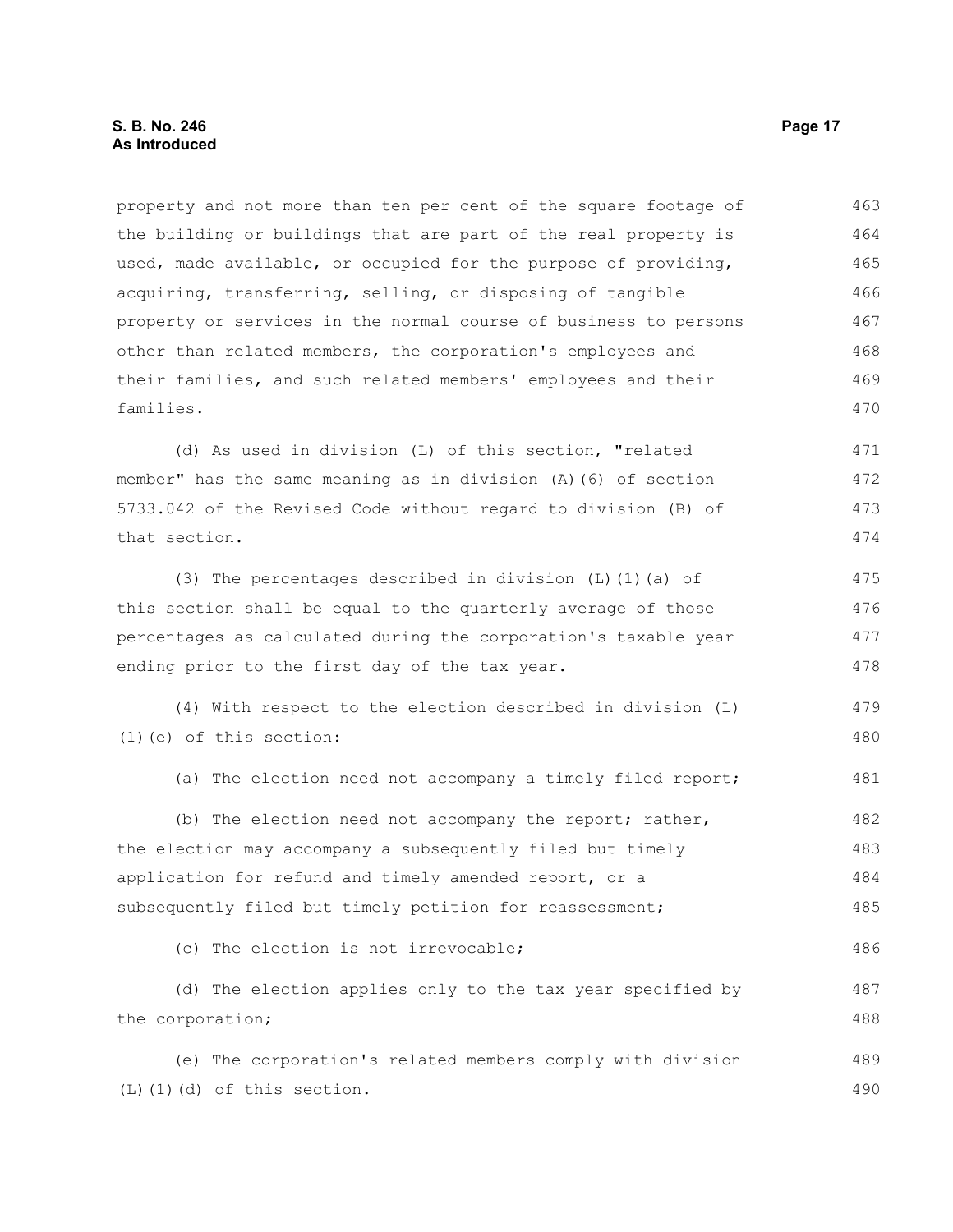property and not more than ten per cent of the square footage of the building or buildings that are part of the real property is used, made available, or occupied for the purpose of providing, acquiring, transferring, selling, or disposing of tangible property or services in the normal course of business to persons other than related members, the corporation's employees and their families, and such related members' employees and their families.

(d) As used in division (L) of this section, "related member" has the same meaning as in division (A)(6) of section 5733.042 of the Revised Code without regard to division (B) of that section.

(3) The percentages described in division (L)(1)(a) of this section shall be equal to the quarterly average of those percentages as calculated during the corporation's taxable year ending prior to the first day of the tax year.

(4) With respect to the election described in division (L)(1)(e) of this section:

(a) The election need not accompany a timely filed report;

(b) The election need not accompany the report; rather, the election may accompany a subsequently filed but timely application for refund and timely amended report, or a subsequently filed but timely petition for reassessment;

(c) The election is not irrevocable;

(d) The election applies only to the tax year specified by the corporation;

(e) The corporation's related members comply with division (L)(1)(d) of this section.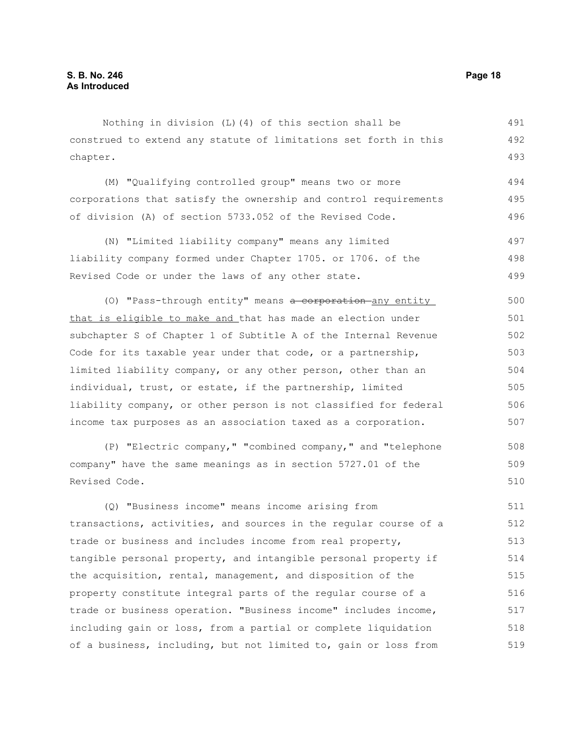Nothing in division (L)(4) of this section shall be construed to extend any statute of limitations set forth in this chapter.

(M) "Qualifying controlled group" means two or more corporations that satisfy the ownership and control requirements of division (A) of section 5733.052 of the Revised Code.

(N) "Limited liability company" means any limited liability company formed under Chapter 1705. or 1706. of the Revised Code or under the laws of any other state.

(O) "Pass-through entity" means ~~a corporation~~ <u>any entity that is eligible to make and</u> that has made an election under subchapter S of Chapter 1 of Subtitle A of the Internal Revenue Code for its taxable year under that code, or a partnership, limited liability company, or any other person, other than an individual, trust, or estate, if the partnership, limited liability company, or other person is not classified for federal income tax purposes as an association taxed as a corporation.

(P) "Electric company," "combined company," and "telephone company" have the same meanings as in section 5727.01 of the Revised Code.

(Q) "Business income" means income arising from transactions, activities, and sources in the regular course of a trade or business and includes income from real property, tangible personal property, and intangible personal property if the acquisition, rental, management, and disposition of the property constitute integral parts of the regular course of a trade or business operation. "Business income" includes income, including gain or loss, from a partial or complete liquidation of a business, including, but not limited to, gain or loss from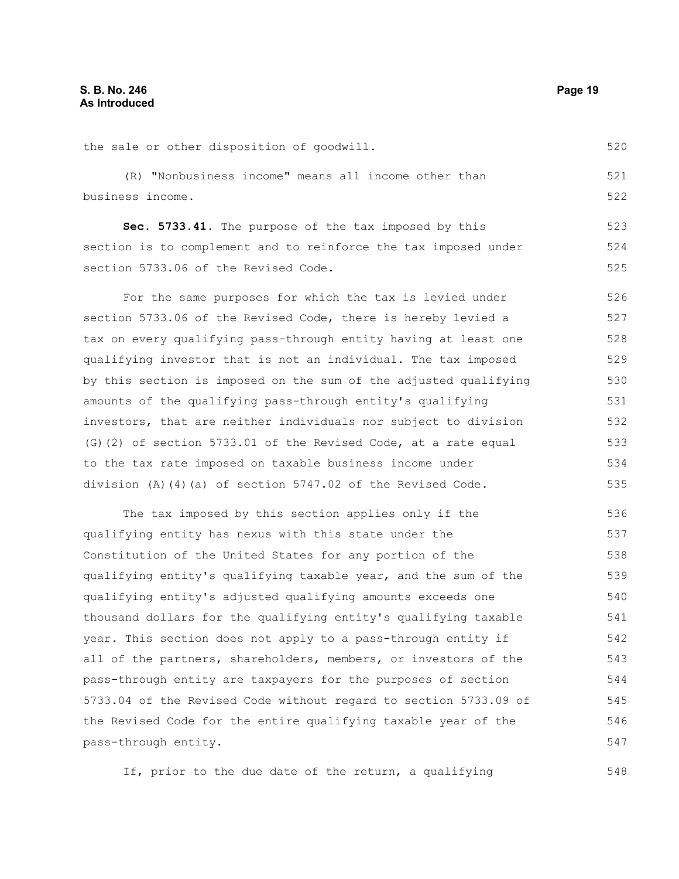the sale or other disposition of goodwill.

(R) "Nonbusiness income" means all income other than business income.

**Sec. 5733.41.** The purpose of the tax imposed by this section is to complement and to reinforce the tax imposed under section 5733.06 of the Revised Code.

For the same purposes for which the tax is levied under section 5733.06 of the Revised Code, there is hereby levied a tax on every qualifying pass-through entity having at least one qualifying investor that is not an individual. The tax imposed by this section is imposed on the sum of the adjusted qualifying amounts of the qualifying pass-through entity's qualifying investors, that are neither individuals nor subject to division (G)(2) of section 5733.01 of the Revised Code, at a rate equal to the tax rate imposed on taxable business income under division (A)(4)(a) of section 5747.02 of the Revised Code.

The tax imposed by this section applies only if the qualifying entity has nexus with this state under the Constitution of the United States for any portion of the qualifying entity's qualifying taxable year, and the sum of the qualifying entity's adjusted qualifying amounts exceeds one thousand dollars for the qualifying entity's qualifying taxable year. This section does not apply to a pass-through entity if all of the partners, shareholders, members, or investors of the pass-through entity are taxpayers for the purposes of section 5733.04 of the Revised Code without regard to section 5733.09 of the Revised Code for the entire qualifying taxable year of the pass-through entity.

If, prior to the due date of the return, a qualifying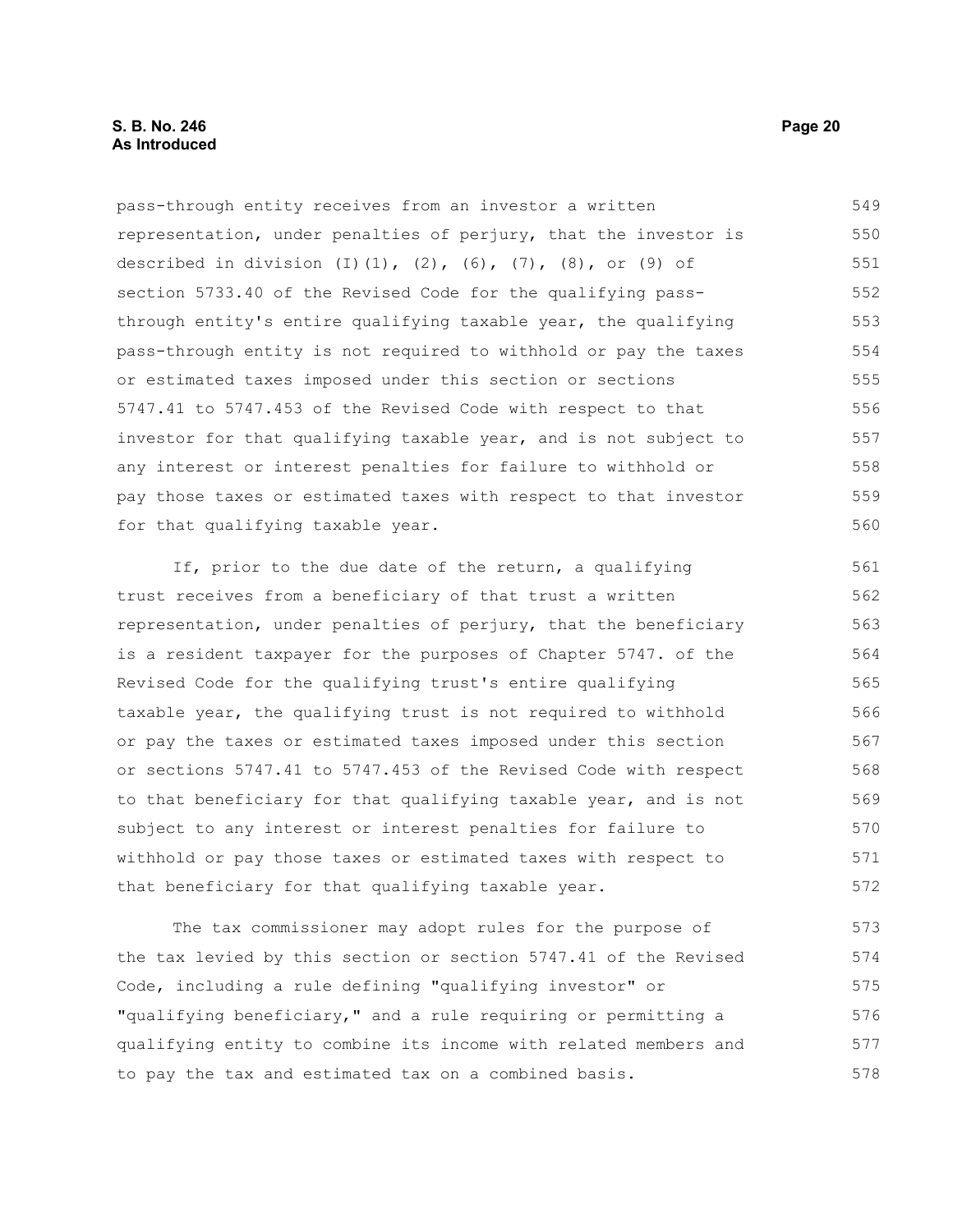pass-through entity receives from an investor a written representation, under penalties of perjury, that the investor is described in division (I)(1), (2), (6), (7), (8), or (9) of section 5733.40 of the Revised Code for the qualifying pass-through entity's entire qualifying taxable year, the qualifying pass-through entity is not required to withhold or pay the taxes or estimated taxes imposed under this section or sections 5747.41 to 5747.453 of the Revised Code with respect to that investor for that qualifying taxable year, and is not subject to any interest or interest penalties for failure to withhold or pay those taxes or estimated taxes with respect to that investor for that qualifying taxable year.

If, prior to the due date of the return, a qualifying trust receives from a beneficiary of that trust a written representation, under penalties of perjury, that the beneficiary is a resident taxpayer for the purposes of Chapter 5747. of the Revised Code for the qualifying trust's entire qualifying taxable year, the qualifying trust is not required to withhold or pay the taxes or estimated taxes imposed under this section or sections 5747.41 to 5747.453 of the Revised Code with respect to that beneficiary for that qualifying taxable year, and is not subject to any interest or interest penalties for failure to withhold or pay those taxes or estimated taxes with respect to that beneficiary for that qualifying taxable year.

The tax commissioner may adopt rules for the purpose of the tax levied by this section or section 5747.41 of the Revised Code, including a rule defining "qualifying investor" or "qualifying beneficiary," and a rule requiring or permitting a qualifying entity to combine its income with related members and to pay the tax and estimated tax on a combined basis.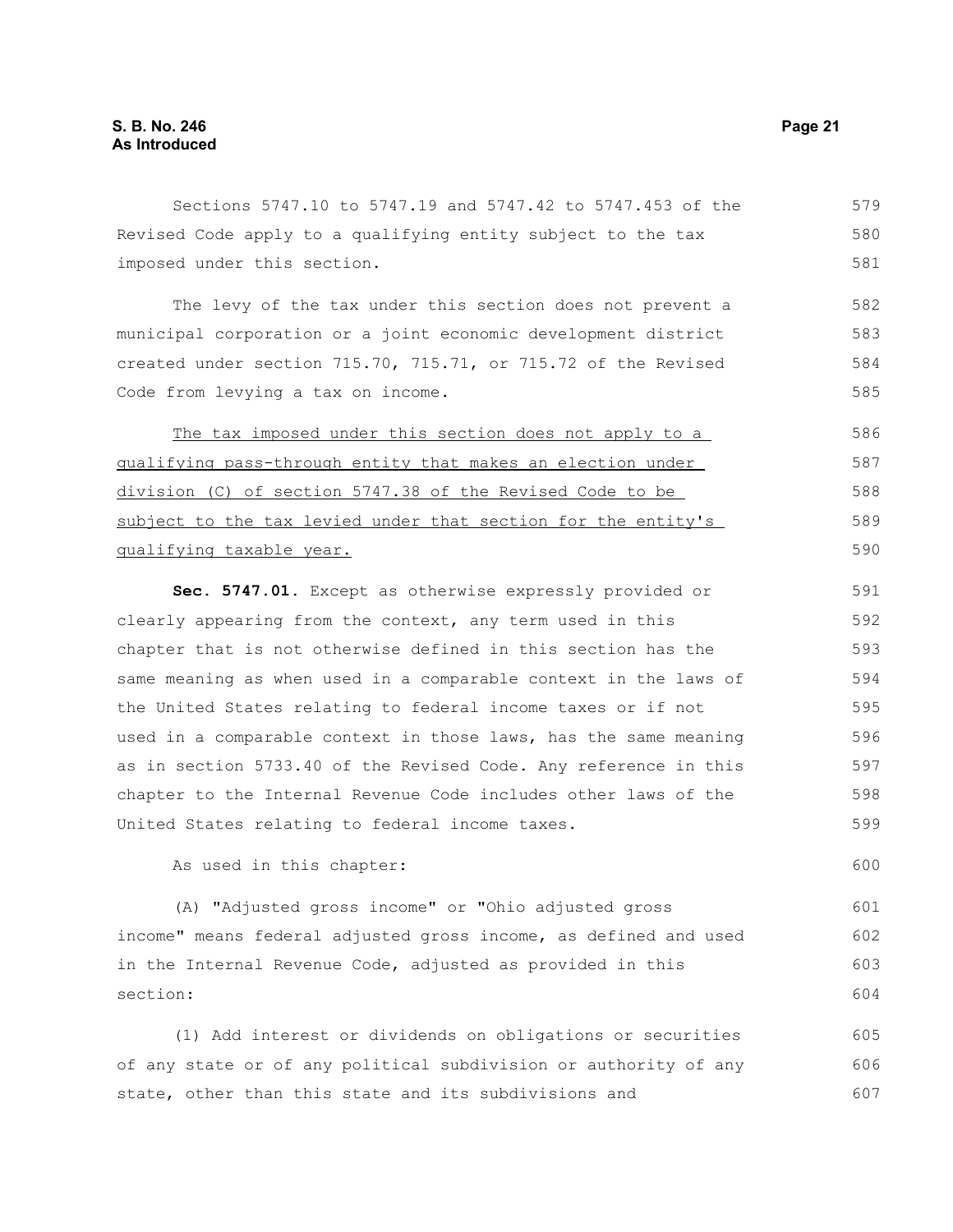Sections 5747.10 to 5747.19 and 5747.42 to 5747.453 of the Revised Code apply to a qualifying entity subject to the tax imposed under this section.

The levy of the tax under this section does not prevent a municipal corporation or a joint economic development district created under section 715.70, 715.71, or 715.72 of the Revised Code from levying a tax on income.

<u>The tax imposed under this section does not apply to a qualifying pass-through entity that makes an election under division (C) of section 5747.38 of the Revised Code to be subject to the tax levied under that section for the entity's qualifying taxable year.</u>

**Sec. 5747.01.** Except as otherwise expressly provided or clearly appearing from the context, any term used in this chapter that is not otherwise defined in this section has the same meaning as when used in a comparable context in the laws of the United States relating to federal income taxes or if not used in a comparable context in those laws, has the same meaning as in section 5733.40 of the Revised Code. Any reference in this chapter to the Internal Revenue Code includes other laws of the United States relating to federal income taxes.

As used in this chapter:

(A) "Adjusted gross income" or "Ohio adjusted gross income" means federal adjusted gross income, as defined and used in the Internal Revenue Code, adjusted as provided in this section:

(1) Add interest or dividends on obligations or securities of any state or of any political subdivision or authority of any state, other than this state and its subdivisions and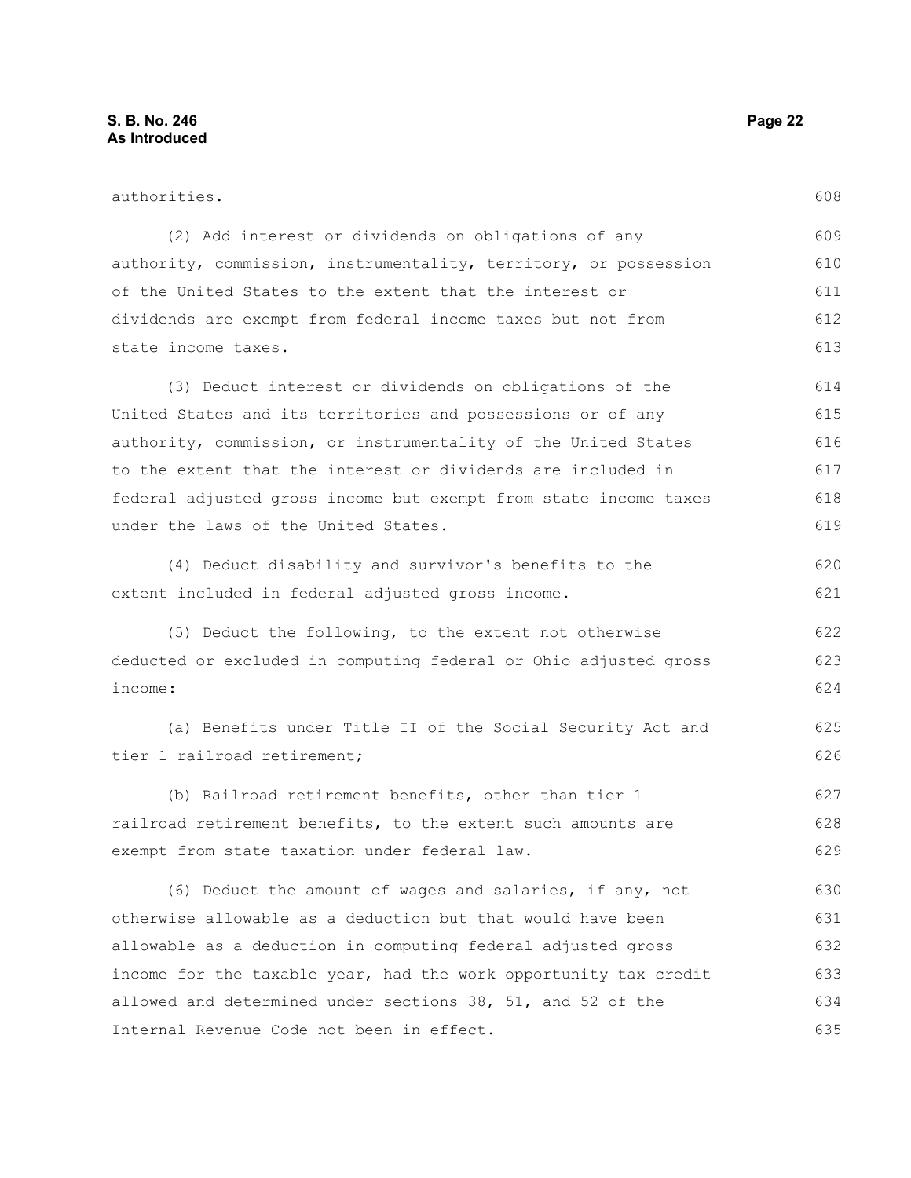authorities.

(2) Add interest or dividends on obligations of any authority, commission, instrumentality, territory, or possession of the United States to the extent that the interest or dividends are exempt from federal income taxes but not from state income taxes.

(3) Deduct interest or dividends on obligations of the United States and its territories and possessions or of any authority, commission, or instrumentality of the United States to the extent that the interest or dividends are included in federal adjusted gross income but exempt from state income taxes under the laws of the United States.

(4) Deduct disability and survivor's benefits to the extent included in federal adjusted gross income.

(5) Deduct the following, to the extent not otherwise deducted or excluded in computing federal or Ohio adjusted gross income:

(a) Benefits under Title II of the Social Security Act and tier 1 railroad retirement;

(b) Railroad retirement benefits, other than tier 1 railroad retirement benefits, to the extent such amounts are exempt from state taxation under federal law.

(6) Deduct the amount of wages and salaries, if any, not otherwise allowable as a deduction but that would have been allowable as a deduction in computing federal adjusted gross income for the taxable year, had the work opportunity tax credit allowed and determined under sections 38, 51, and 52 of the Internal Revenue Code not been in effect.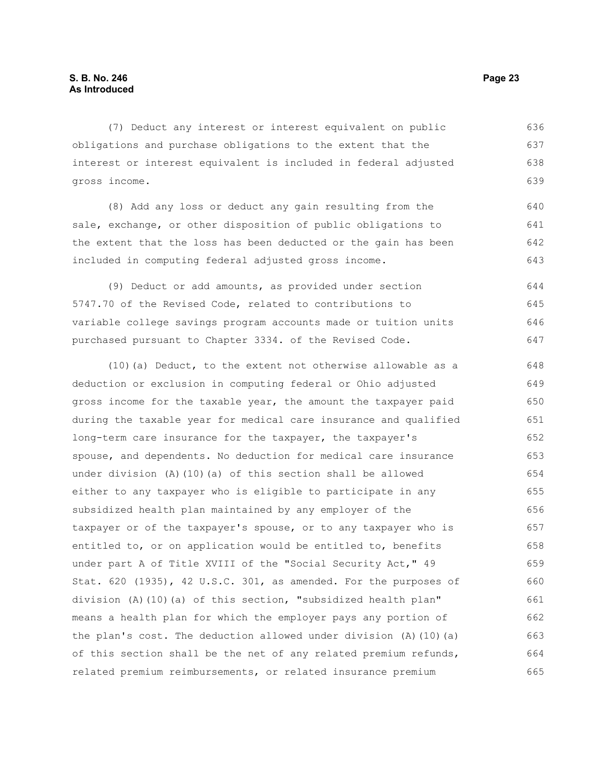(7) Deduct any interest or interest equivalent on public obligations and purchase obligations to the extent that the interest or interest equivalent is included in federal adjusted gross income.

(8) Add any loss or deduct any gain resulting from the sale, exchange, or other disposition of public obligations to the extent that the loss has been deducted or the gain has been included in computing federal adjusted gross income.

(9) Deduct or add amounts, as provided under section 5747.70 of the Revised Code, related to contributions to variable college savings program accounts made or tuition units purchased pursuant to Chapter 3334. of the Revised Code.

(10)(a) Deduct, to the extent not otherwise allowable as a deduction or exclusion in computing federal or Ohio adjusted gross income for the taxable year, the amount the taxpayer paid during the taxable year for medical care insurance and qualified long-term care insurance for the taxpayer, the taxpayer's spouse, and dependents. No deduction for medical care insurance under division (A)(10)(a) of this section shall be allowed either to any taxpayer who is eligible to participate in any subsidized health plan maintained by any employer of the taxpayer or of the taxpayer's spouse, or to any taxpayer who is entitled to, or on application would be entitled to, benefits under part A of Title XVIII of the "Social Security Act," 49 Stat. 620 (1935), 42 U.S.C. 301, as amended. For the purposes of division (A)(10)(a) of this section, "subsidized health plan" means a health plan for which the employer pays any portion of the plan's cost. The deduction allowed under division (A)(10)(a) of this section shall be the net of any related premium refunds, related premium reimbursements, or related insurance premium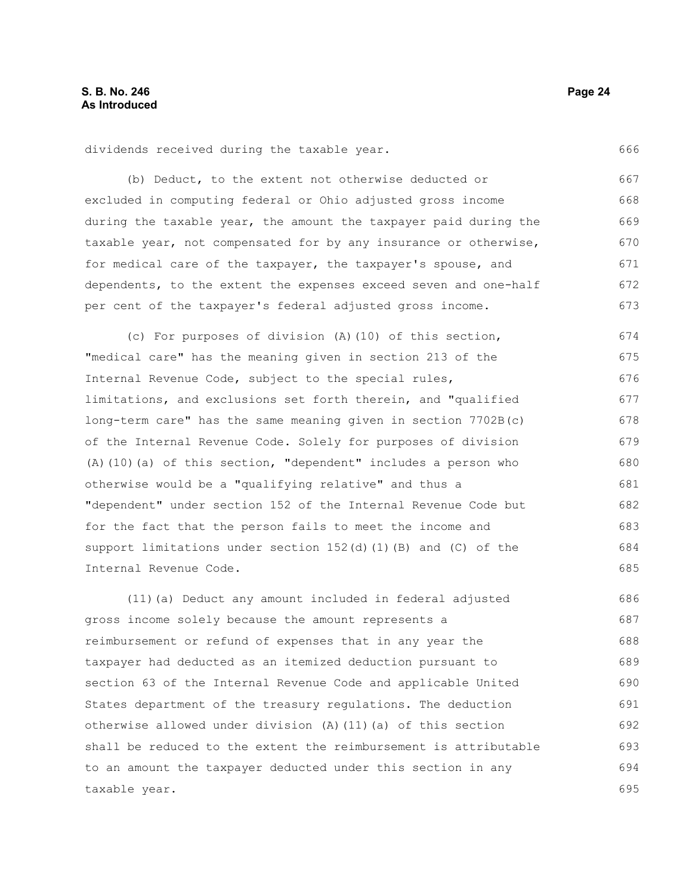dividends received during the taxable year.

(b) Deduct, to the extent not otherwise deducted or excluded in computing federal or Ohio adjusted gross income during the taxable year, the amount the taxpayer paid during the taxable year, not compensated for by any insurance or otherwise, for medical care of the taxpayer, the taxpayer's spouse, and dependents, to the extent the expenses exceed seven and one-half per cent of the taxpayer's federal adjusted gross income.

(c) For purposes of division (A)(10) of this section, "medical care" has the meaning given in section 213 of the Internal Revenue Code, subject to the special rules, limitations, and exclusions set forth therein, and "qualified long-term care" has the same meaning given in section 7702B(c) of the Internal Revenue Code. Solely for purposes of division (A)(10)(a) of this section, "dependent" includes a person who otherwise would be a "qualifying relative" and thus a "dependent" under section 152 of the Internal Revenue Code but for the fact that the person fails to meet the income and support limitations under section 152(d)(1)(B) and (C) of the Internal Revenue Code.

(11)(a) Deduct any amount included in federal adjusted gross income solely because the amount represents a reimbursement or refund of expenses that in any year the taxpayer had deducted as an itemized deduction pursuant to section 63 of the Internal Revenue Code and applicable United States department of the treasury regulations. The deduction otherwise allowed under division (A)(11)(a) of this section shall be reduced to the extent the reimbursement is attributable to an amount the taxpayer deducted under this section in any taxable year.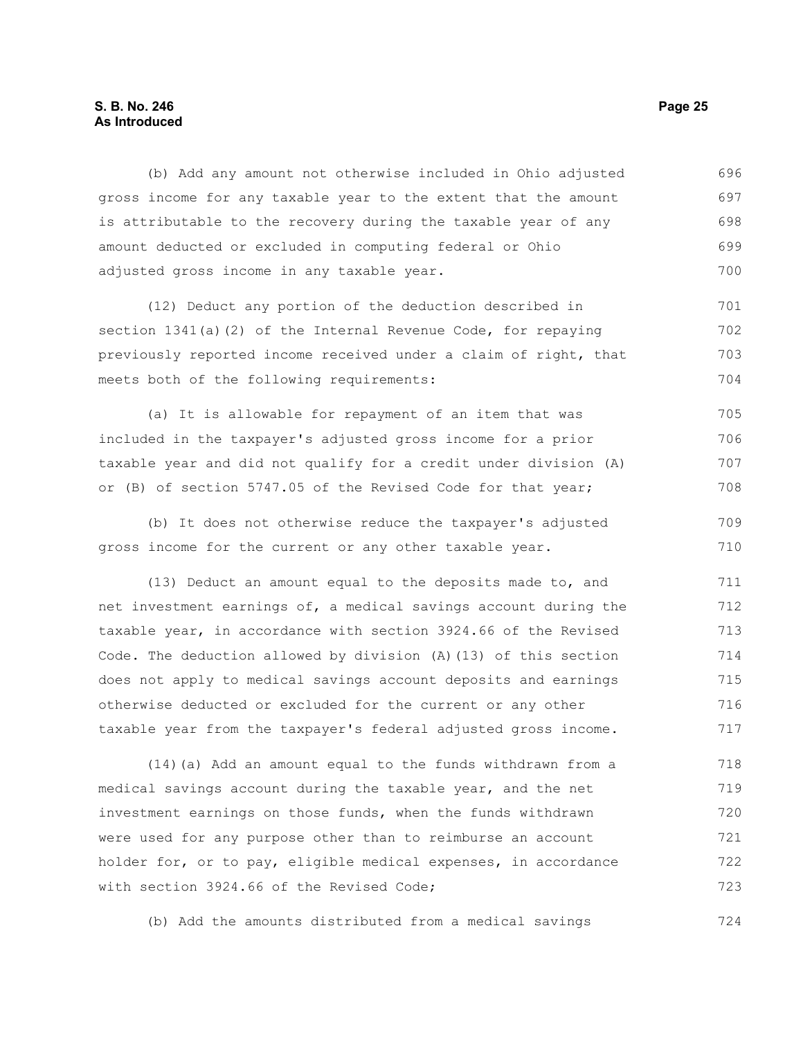(b) Add any amount not otherwise included in Ohio adjusted gross income for any taxable year to the extent that the amount is attributable to the recovery during the taxable year of any amount deducted or excluded in computing federal or Ohio adjusted gross income in any taxable year.

(12) Deduct any portion of the deduction described in section 1341(a)(2) of the Internal Revenue Code, for repaying previously reported income received under a claim of right, that meets both of the following requirements:

(a) It is allowable for repayment of an item that was included in the taxpayer's adjusted gross income for a prior taxable year and did not qualify for a credit under division (A) or (B) of section 5747.05 of the Revised Code for that year;

(b) It does not otherwise reduce the taxpayer's adjusted gross income for the current or any other taxable year.

(13) Deduct an amount equal to the deposits made to, and net investment earnings of, a medical savings account during the taxable year, in accordance with section 3924.66 of the Revised Code. The deduction allowed by division (A)(13) of this section does not apply to medical savings account deposits and earnings otherwise deducted or excluded for the current or any other taxable year from the taxpayer's federal adjusted gross income.

(14)(a) Add an amount equal to the funds withdrawn from a medical savings account during the taxable year, and the net investment earnings on those funds, when the funds withdrawn were used for any purpose other than to reimburse an account holder for, or to pay, eligible medical expenses, in accordance with section 3924.66 of the Revised Code;

(b) Add the amounts distributed from a medical savings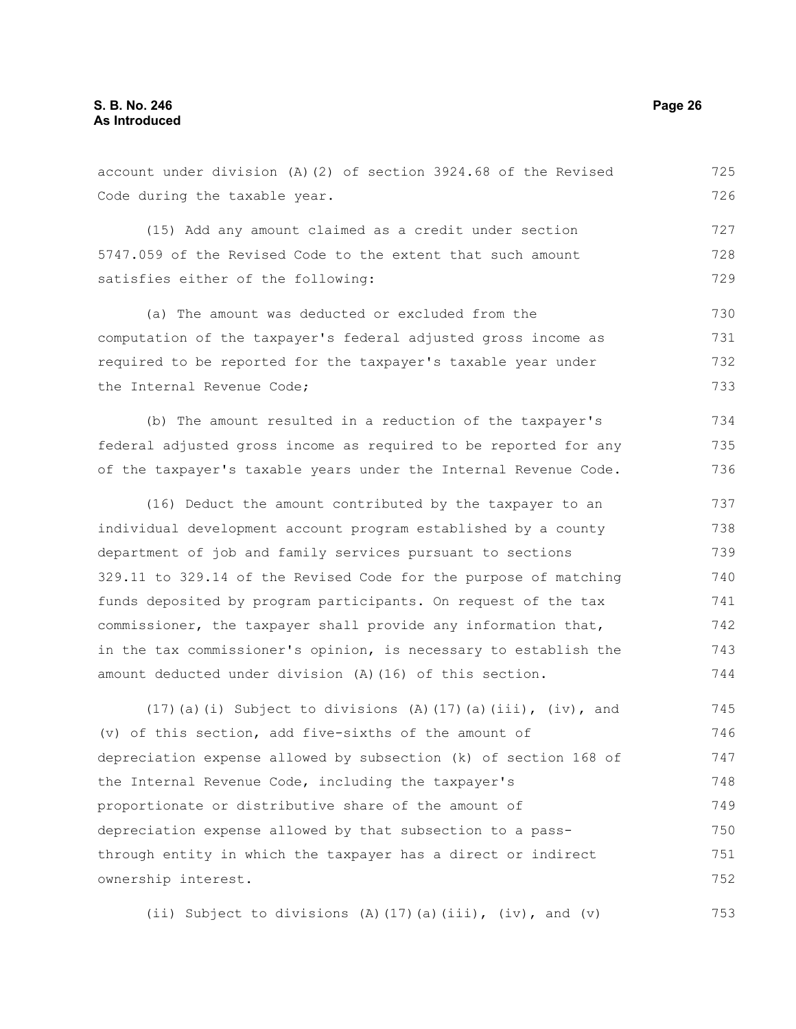account under division (A)(2) of section 3924.68 of the Revised Code during the taxable year.

(15) Add any amount claimed as a credit under section 5747.059 of the Revised Code to the extent that such amount satisfies either of the following:

(a) The amount was deducted or excluded from the computation of the taxpayer's federal adjusted gross income as required to be reported for the taxpayer's taxable year under the Internal Revenue Code;

(b) The amount resulted in a reduction of the taxpayer's federal adjusted gross income as required to be reported for any of the taxpayer's taxable years under the Internal Revenue Code.

(16) Deduct the amount contributed by the taxpayer to an individual development account program established by a county department of job and family services pursuant to sections 329.11 to 329.14 of the Revised Code for the purpose of matching funds deposited by program participants. On request of the tax commissioner, the taxpayer shall provide any information that, in the tax commissioner's opinion, is necessary to establish the amount deducted under division (A)(16) of this section.

(17)(a)(i) Subject to divisions (A)(17)(a)(iii), (iv), and (v) of this section, add five-sixths of the amount of depreciation expense allowed by subsection (k) of section 168 of the Internal Revenue Code, including the taxpayer's proportionate or distributive share of the amount of depreciation expense allowed by that subsection to a pass-through entity in which the taxpayer has a direct or indirect ownership interest.

(ii) Subject to divisions (A)(17)(a)(iii), (iv), and (v)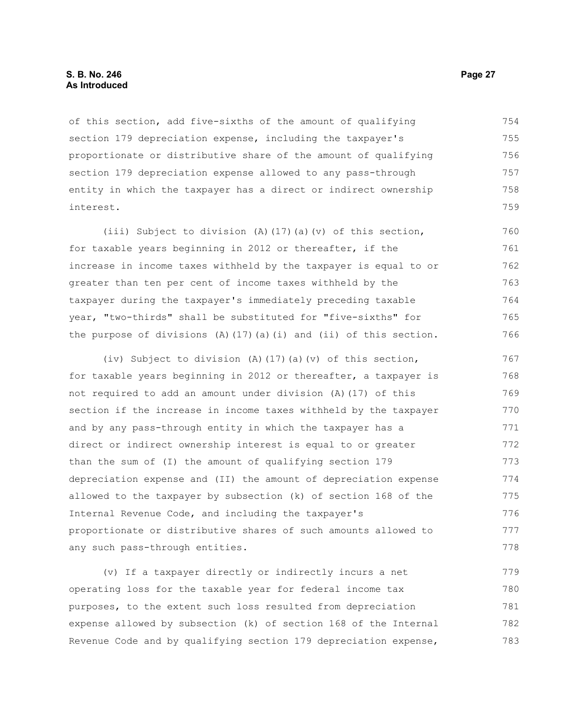of this section, add five-sixths of the amount of qualifying section 179 depreciation expense, including the taxpayer's proportionate or distributive share of the amount of qualifying section 179 depreciation expense allowed to any pass-through entity in which the taxpayer has a direct or indirect ownership interest.

(iii) Subject to division (A)(17)(a)(v) of this section, for taxable years beginning in 2012 or thereafter, if the increase in income taxes withheld by the taxpayer is equal to or greater than ten per cent of income taxes withheld by the taxpayer during the taxpayer's immediately preceding taxable year, "two-thirds" shall be substituted for "five-sixths" for the purpose of divisions (A)(17)(a)(i) and (ii) of this section.

(iv) Subject to division (A)(17)(a)(v) of this section, for taxable years beginning in 2012 or thereafter, a taxpayer is not required to add an amount under division (A)(17) of this section if the increase in income taxes withheld by the taxpayer and by any pass-through entity in which the taxpayer has a direct or indirect ownership interest is equal to or greater than the sum of (I) the amount of qualifying section 179 depreciation expense and (II) the amount of depreciation expense allowed to the taxpayer by subsection (k) of section 168 of the Internal Revenue Code, and including the taxpayer's proportionate or distributive shares of such amounts allowed to any such pass-through entities.

(v) If a taxpayer directly or indirectly incurs a net operating loss for the taxable year for federal income tax purposes, to the extent such loss resulted from depreciation expense allowed by subsection (k) of section 168 of the Internal Revenue Code and by qualifying section 179 depreciation expense,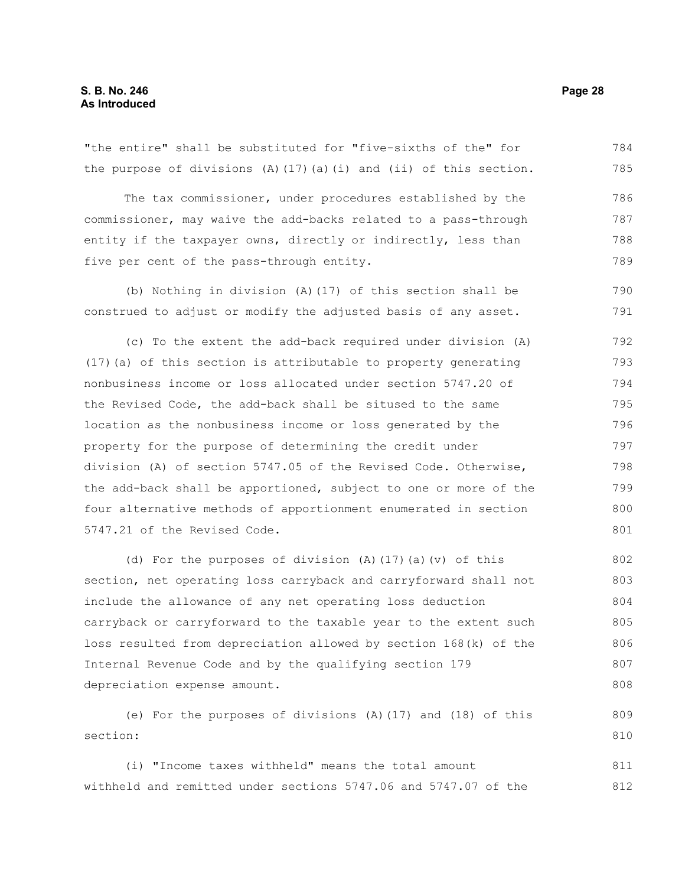"the entire" shall be substituted for "five-sixths of the" for the purpose of divisions (A)(17)(a)(i) and (ii) of this section.

The tax commissioner, under procedures established by the commissioner, may waive the add-backs related to a pass-through entity if the taxpayer owns, directly or indirectly, less than five per cent of the pass-through entity.

(b) Nothing in division (A)(17) of this section shall be construed to adjust or modify the adjusted basis of any asset.

(c) To the extent the add-back required under division (A)(17)(a) of this section is attributable to property generating nonbusiness income or loss allocated under section 5747.20 of the Revised Code, the add-back shall be sitused to the same location as the nonbusiness income or loss generated by the property for the purpose of determining the credit under division (A) of section 5747.05 of the Revised Code. Otherwise, the add-back shall be apportioned, subject to one or more of the four alternative methods of apportionment enumerated in section 5747.21 of the Revised Code.

(d) For the purposes of division (A)(17)(a)(v) of this section, net operating loss carryback and carryforward shall not include the allowance of any net operating loss deduction carryback or carryforward to the taxable year to the extent such loss resulted from depreciation allowed by section 168(k) of the Internal Revenue Code and by the qualifying section 179 depreciation expense amount.

(e) For the purposes of divisions (A)(17) and (18) of this section:

(i) "Income taxes withheld" means the total amount withheld and remitted under sections 5747.06 and 5747.07 of the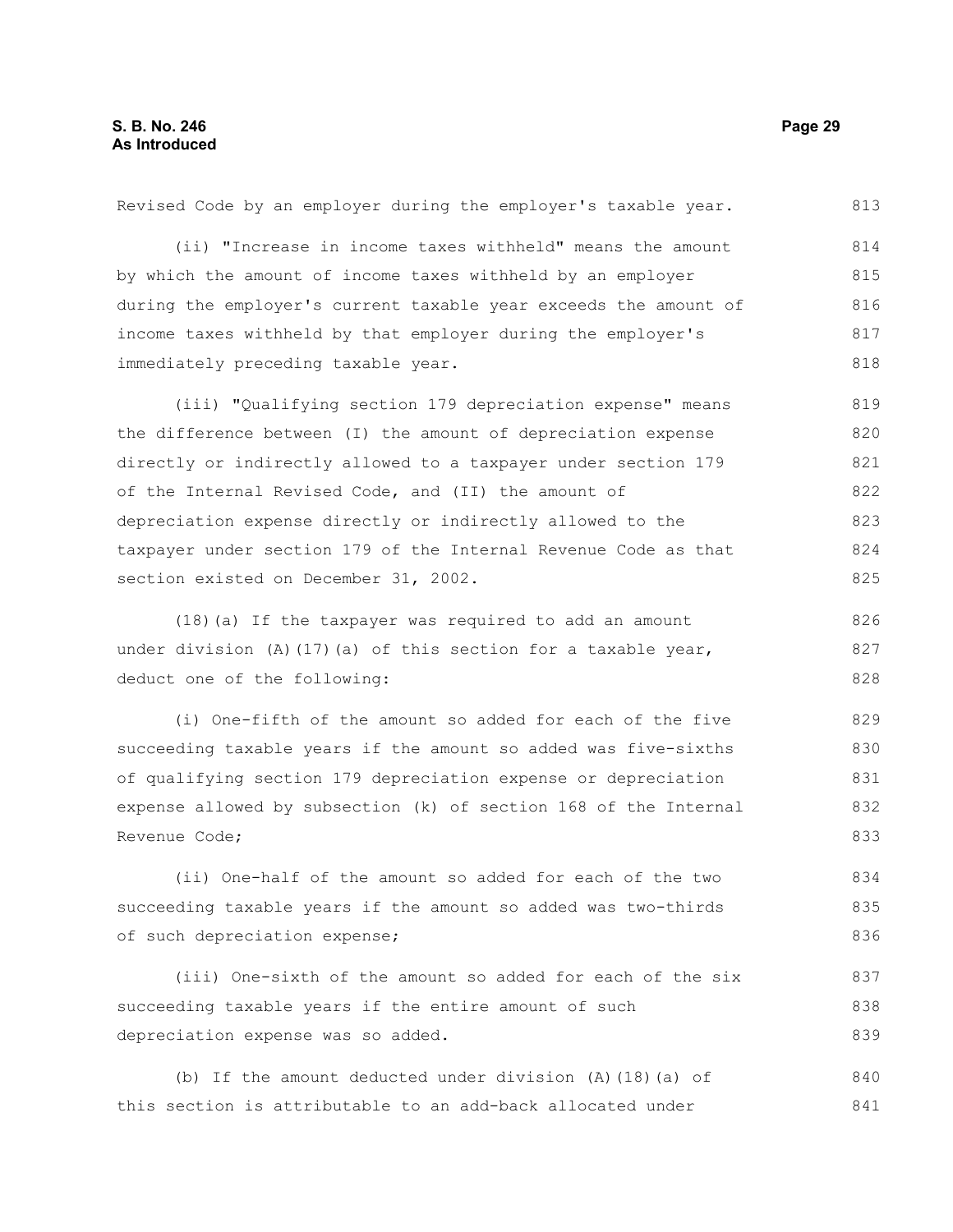Revised Code by an employer during the employer's taxable year.

(ii) "Increase in income taxes withheld" means the amount by which the amount of income taxes withheld by an employer during the employer's current taxable year exceeds the amount of income taxes withheld by that employer during the employer's immediately preceding taxable year.

(iii) "Qualifying section 179 depreciation expense" means the difference between (I) the amount of depreciation expense directly or indirectly allowed to a taxpayer under section 179 of the Internal Revised Code, and (II) the amount of depreciation expense directly or indirectly allowed to the taxpayer under section 179 of the Internal Revenue Code as that section existed on December 31, 2002.

(18)(a) If the taxpayer was required to add an amount under division (A)(17)(a) of this section for a taxable year, deduct one of the following:

(i) One-fifth of the amount so added for each of the five succeeding taxable years if the amount so added was five-sixths of qualifying section 179 depreciation expense or depreciation expense allowed by subsection (k) of section 168 of the Internal Revenue Code;

(ii) One-half of the amount so added for each of the two succeeding taxable years if the amount so added was two-thirds of such depreciation expense;

(iii) One-sixth of the amount so added for each of the six succeeding taxable years if the entire amount of such depreciation expense was so added.

(b) If the amount deducted under division (A)(18)(a) of this section is attributable to an add-back allocated under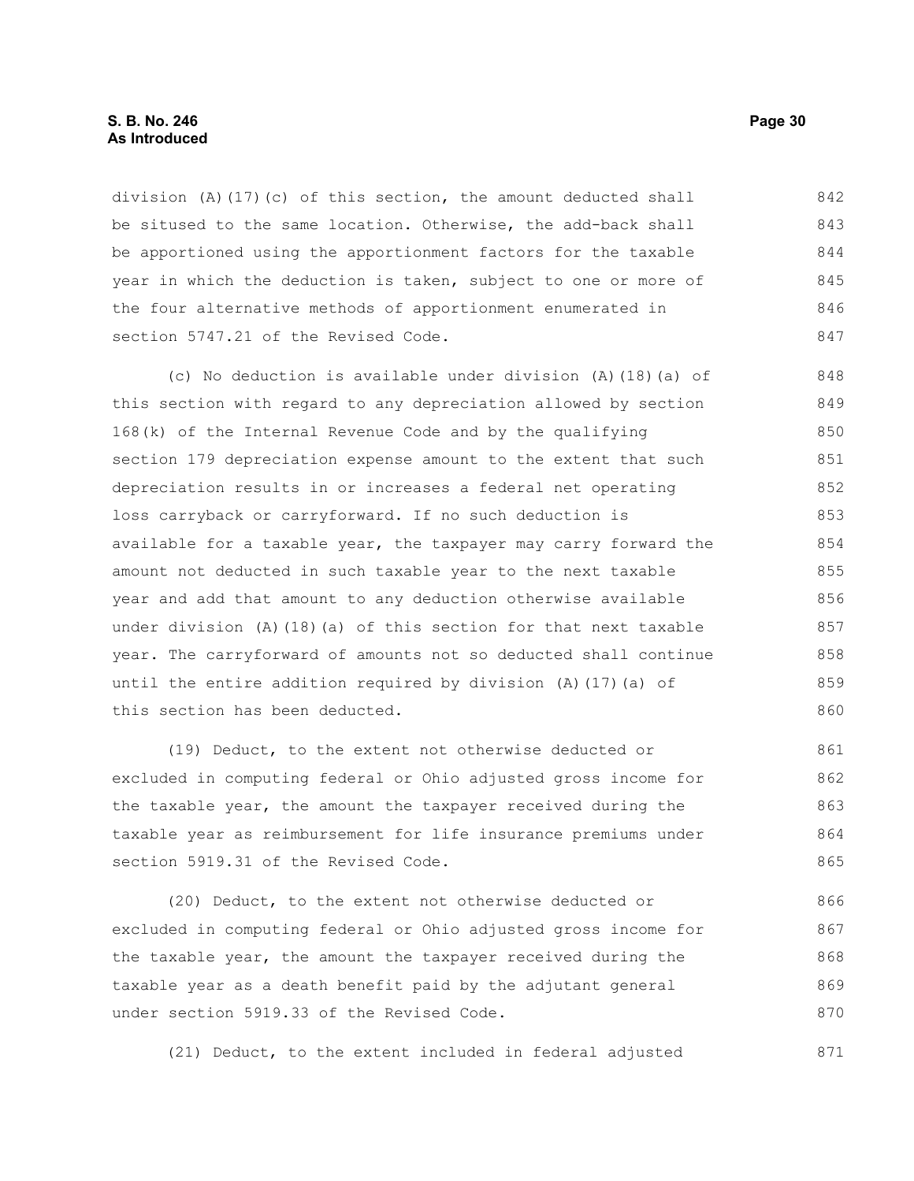division (A)(17)(c) of this section, the amount deducted shall be sitused to the same location. Otherwise, the add-back shall be apportioned using the apportionment factors for the taxable year in which the deduction is taken, subject to one or more of the four alternative methods of apportionment enumerated in section 5747.21 of the Revised Code.

(c) No deduction is available under division (A)(18)(a) of this section with regard to any depreciation allowed by section 168(k) of the Internal Revenue Code and by the qualifying section 179 depreciation expense amount to the extent that such depreciation results in or increases a federal net operating loss carryback or carryforward. If no such deduction is available for a taxable year, the taxpayer may carry forward the amount not deducted in such taxable year to the next taxable year and add that amount to any deduction otherwise available under division (A)(18)(a) of this section for that next taxable year. The carryforward of amounts not so deducted shall continue until the entire addition required by division (A)(17)(a) of this section has been deducted.

(19) Deduct, to the extent not otherwise deducted or excluded in computing federal or Ohio adjusted gross income for the taxable year, the amount the taxpayer received during the taxable year as reimbursement for life insurance premiums under section 5919.31 of the Revised Code.

(20) Deduct, to the extent not otherwise deducted or excluded in computing federal or Ohio adjusted gross income for the taxable year, the amount the taxpayer received during the taxable year as a death benefit paid by the adjutant general under section 5919.33 of the Revised Code.

(21) Deduct, to the extent included in federal adjusted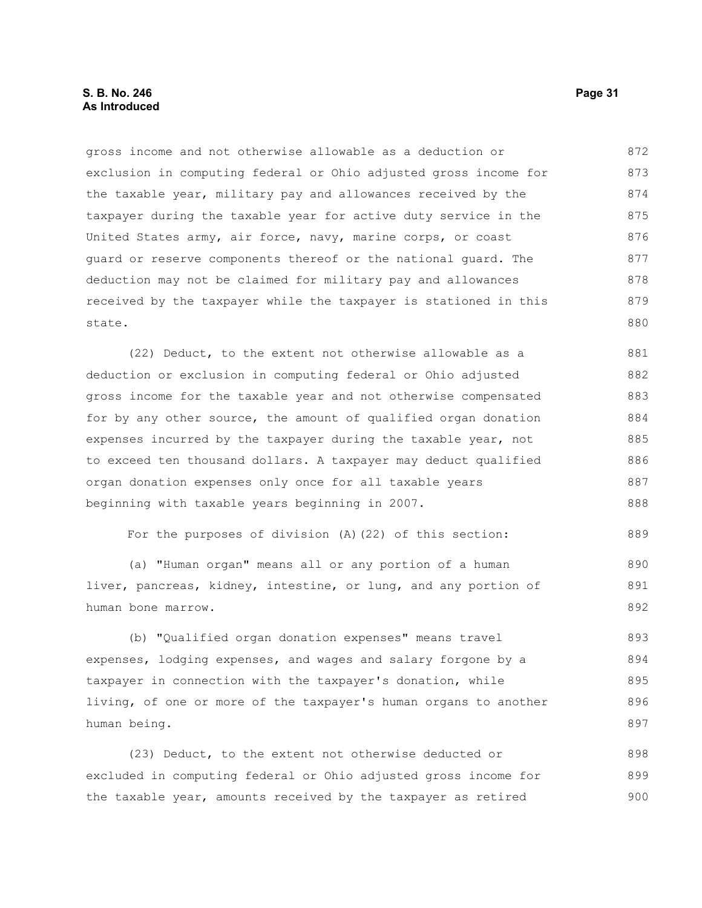gross income and not otherwise allowable as a deduction or exclusion in computing federal or Ohio adjusted gross income for the taxable year, military pay and allowances received by the taxpayer during the taxable year for active duty service in the United States army, air force, navy, marine corps, or coast guard or reserve components thereof or the national guard. The deduction may not be claimed for military pay and allowances received by the taxpayer while the taxpayer is stationed in this state.

(22) Deduct, to the extent not otherwise allowable as a deduction or exclusion in computing federal or Ohio adjusted gross income for the taxable year and not otherwise compensated for by any other source, the amount of qualified organ donation expenses incurred by the taxpayer during the taxable year, not to exceed ten thousand dollars. A taxpayer may deduct qualified organ donation expenses only once for all taxable years beginning with taxable years beginning in 2007.

For the purposes of division (A)(22) of this section:

(a) "Human organ" means all or any portion of a human liver, pancreas, kidney, intestine, or lung, and any portion of human bone marrow.

(b) "Qualified organ donation expenses" means travel expenses, lodging expenses, and wages and salary forgone by a taxpayer in connection with the taxpayer's donation, while living, of one or more of the taxpayer's human organs to another human being.

(23) Deduct, to the extent not otherwise deducted or excluded in computing federal or Ohio adjusted gross income for the taxable year, amounts received by the taxpayer as retired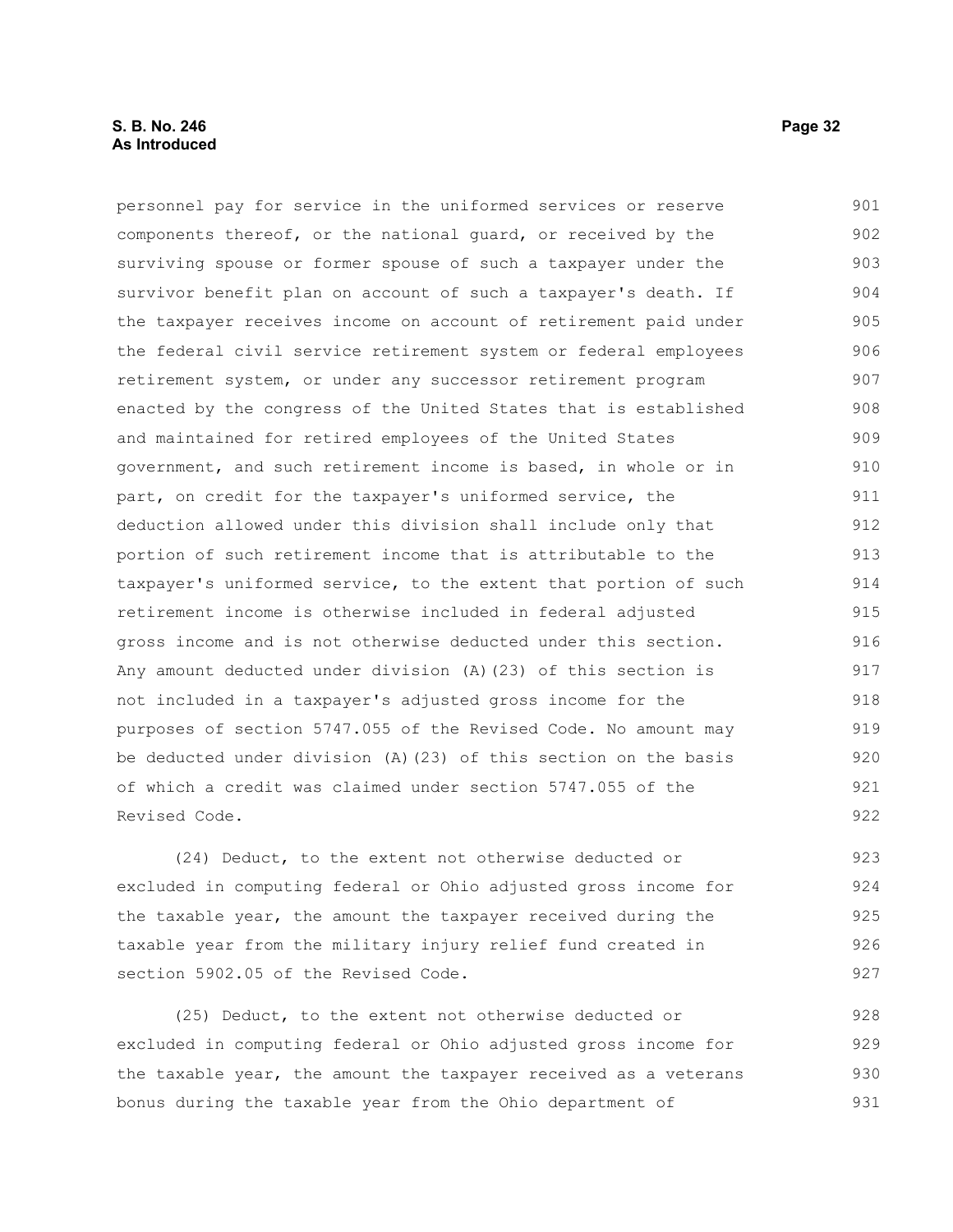personnel pay for service in the uniformed services or reserve components thereof, or the national guard, or received by the surviving spouse or former spouse of such a taxpayer under the survivor benefit plan on account of such a taxpayer's death. If the taxpayer receives income on account of retirement paid under the federal civil service retirement system or federal employees retirement system, or under any successor retirement program enacted by the congress of the United States that is established and maintained for retired employees of the United States government, and such retirement income is based, in whole or in part, on credit for the taxpayer's uniformed service, the deduction allowed under this division shall include only that portion of such retirement income that is attributable to the taxpayer's uniformed service, to the extent that portion of such retirement income is otherwise included in federal adjusted gross income and is not otherwise deducted under this section. Any amount deducted under division (A)(23) of this section is not included in a taxpayer's adjusted gross income for the purposes of section 5747.055 of the Revised Code. No amount may be deducted under division (A)(23) of this section on the basis of which a credit was claimed under section 5747.055 of the Revised Code.

(24) Deduct, to the extent not otherwise deducted or excluded in computing federal or Ohio adjusted gross income for the taxable year, the amount the taxpayer received during the taxable year from the military injury relief fund created in section 5902.05 of the Revised Code.

(25) Deduct, to the extent not otherwise deducted or excluded in computing federal or Ohio adjusted gross income for the taxable year, the amount the taxpayer received as a veterans bonus during the taxable year from the Ohio department of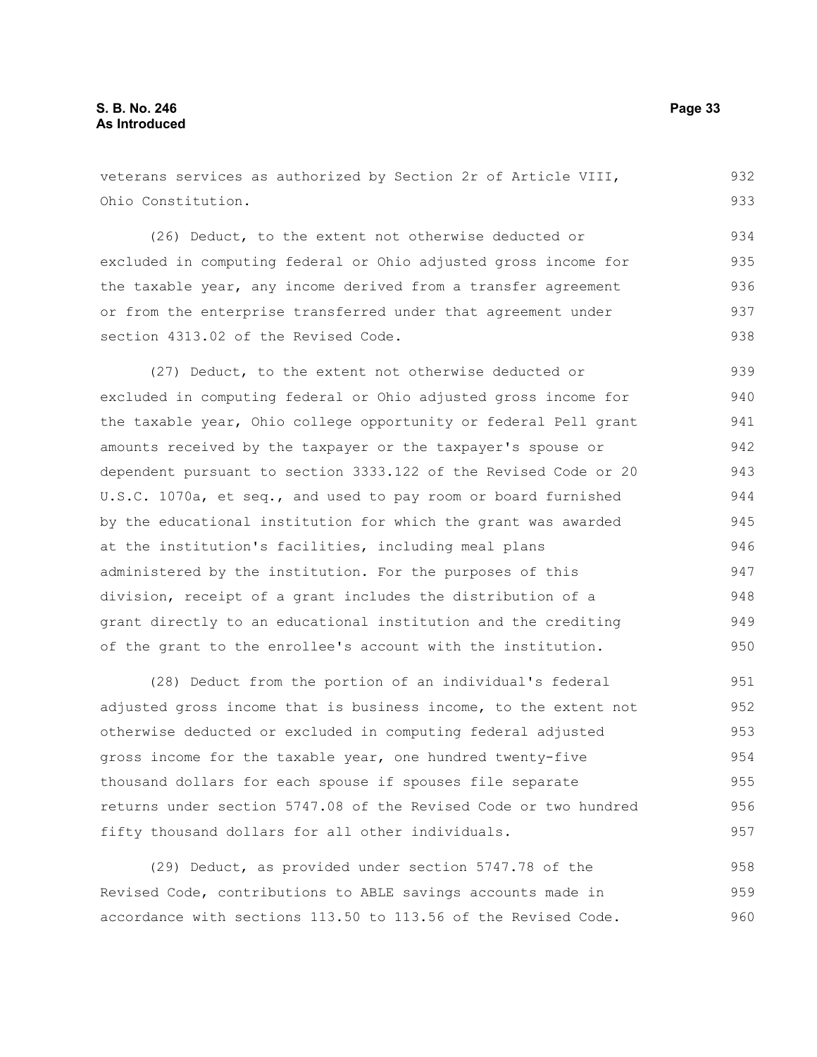veterans services as authorized by Section 2r of Article VIII, Ohio Constitution.

(26) Deduct, to the extent not otherwise deducted or excluded in computing federal or Ohio adjusted gross income for the taxable year, any income derived from a transfer agreement or from the enterprise transferred under that agreement under section 4313.02 of the Revised Code.

(27) Deduct, to the extent not otherwise deducted or excluded in computing federal or Ohio adjusted gross income for the taxable year, Ohio college opportunity or federal Pell grant amounts received by the taxpayer or the taxpayer's spouse or dependent pursuant to section 3333.122 of the Revised Code or 20 U.S.C. 1070a, et seq., and used to pay room or board furnished by the educational institution for which the grant was awarded at the institution's facilities, including meal plans administered by the institution. For the purposes of this division, receipt of a grant includes the distribution of a grant directly to an educational institution and the crediting of the grant to the enrollee's account with the institution.

(28) Deduct from the portion of an individual's federal adjusted gross income that is business income, to the extent not otherwise deducted or excluded in computing federal adjusted gross income for the taxable year, one hundred twenty-five thousand dollars for each spouse if spouses file separate returns under section 5747.08 of the Revised Code or two hundred fifty thousand dollars for all other individuals.

(29) Deduct, as provided under section 5747.78 of the Revised Code, contributions to ABLE savings accounts made in accordance with sections 113.50 to 113.56 of the Revised Code.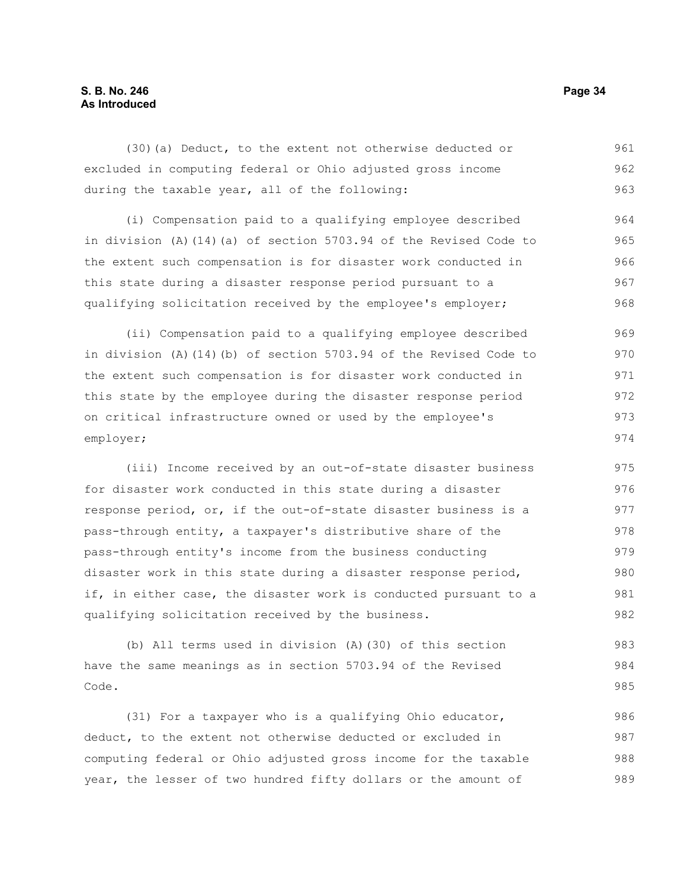(30)(a) Deduct, to the extent not otherwise deducted or excluded in computing federal or Ohio adjusted gross income during the taxable year, all of the following:

(i) Compensation paid to a qualifying employee described in division (A)(14)(a) of section 5703.94 of the Revised Code to the extent such compensation is for disaster work conducted in this state during a disaster response period pursuant to a qualifying solicitation received by the employee's employer;

(ii) Compensation paid to a qualifying employee described in division (A)(14)(b) of section 5703.94 of the Revised Code to the extent such compensation is for disaster work conducted in this state by the employee during the disaster response period on critical infrastructure owned or used by the employee's employer;

(iii) Income received by an out-of-state disaster business for disaster work conducted in this state during a disaster response period, or, if the out-of-state disaster business is a pass-through entity, a taxpayer's distributive share of the pass-through entity's income from the business conducting disaster work in this state during a disaster response period, if, in either case, the disaster work is conducted pursuant to a qualifying solicitation received by the business.

(b) All terms used in division (A)(30) of this section have the same meanings as in section 5703.94 of the Revised Code.

(31) For a taxpayer who is a qualifying Ohio educator, deduct, to the extent not otherwise deducted or excluded in computing federal or Ohio adjusted gross income for the taxable year, the lesser of two hundred fifty dollars or the amount of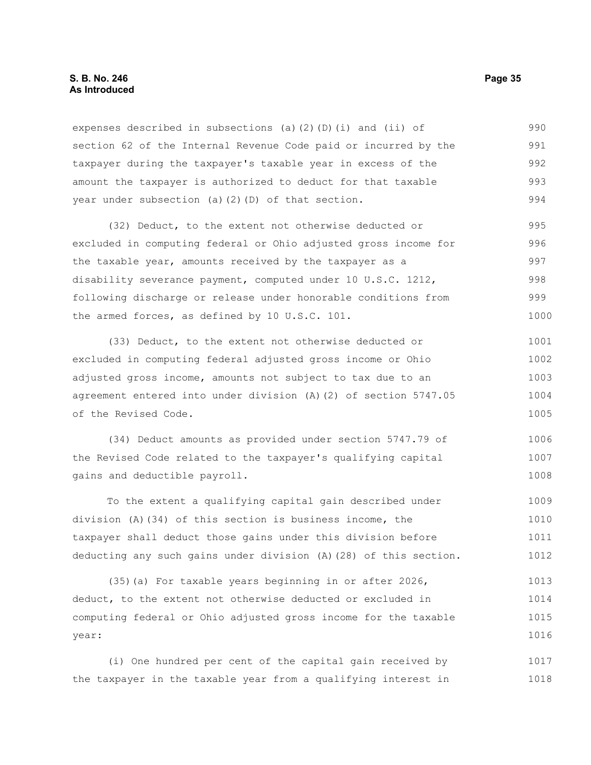expenses described in subsections (a)(2)(D)(i) and (ii) of section 62 of the Internal Revenue Code paid or incurred by the taxpayer during the taxpayer's taxable year in excess of the amount the taxpayer is authorized to deduct for that taxable year under subsection (a)(2)(D) of that section.

(32) Deduct, to the extent not otherwise deducted or excluded in computing federal or Ohio adjusted gross income for the taxable year, amounts received by the taxpayer as a disability severance payment, computed under 10 U.S.C. 1212, following discharge or release under honorable conditions from the armed forces, as defined by 10 U.S.C. 101.

(33) Deduct, to the extent not otherwise deducted or excluded in computing federal adjusted gross income or Ohio adjusted gross income, amounts not subject to tax due to an agreement entered into under division (A)(2) of section 5747.05 of the Revised Code.

(34) Deduct amounts as provided under section 5747.79 of the Revised Code related to the taxpayer's qualifying capital gains and deductible payroll.

To the extent a qualifying capital gain described under division (A)(34) of this section is business income, the taxpayer shall deduct those gains under this division before deducting any such gains under division (A)(28) of this section.

(35)(a) For taxable years beginning in or after 2026, deduct, to the extent not otherwise deducted or excluded in computing federal or Ohio adjusted gross income for the taxable year:

(i) One hundred per cent of the capital gain received by the taxpayer in the taxable year from a qualifying interest in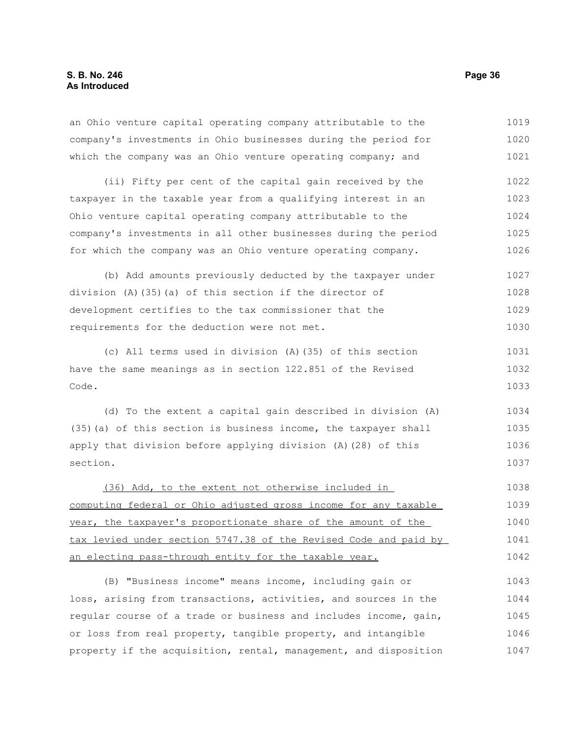an Ohio venture capital operating company attributable to the company's investments in Ohio businesses during the period for which the company was an Ohio venture operating company; and

(ii) Fifty per cent of the capital gain received by the taxpayer in the taxable year from a qualifying interest in an Ohio venture capital operating company attributable to the company's investments in all other businesses during the period for which the company was an Ohio venture operating company.

(b) Add amounts previously deducted by the taxpayer under division (A)(35)(a) of this section if the director of development certifies to the tax commissioner that the requirements for the deduction were not met.

(c) All terms used in division (A)(35) of this section have the same meanings as in section 122.851 of the Revised Code.

(d) To the extent a capital gain described in division (A)(35)(a) of this section is business income, the taxpayer shall apply that division before applying division (A)(28) of this section.

<u>(36) Add, to the extent not otherwise included in computing federal or Ohio adjusted gross income for any taxable year, the taxpayer's proportionate share of the amount of the tax levied under section 5747.38 of the Revised Code and paid by an electing pass-through entity for the taxable year.</u>

(B) "Business income" means income, including gain or loss, arising from transactions, activities, and sources in the regular course of a trade or business and includes income, gain, or loss from real property, tangible property, and intangible property if the acquisition, rental, management, and disposition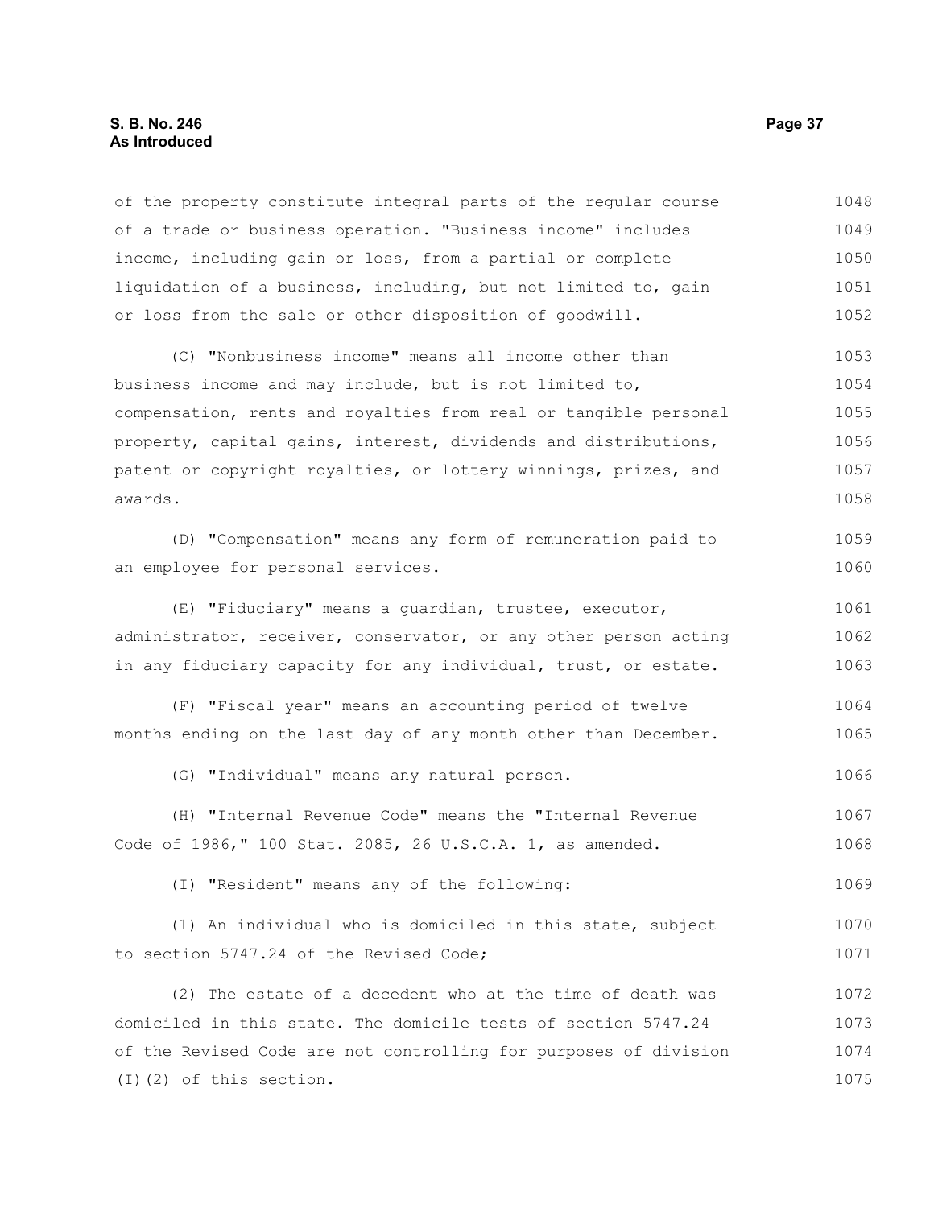of the property constitute integral parts of the regular course of a trade or business operation. "Business income" includes income, including gain or loss, from a partial or complete liquidation of a business, including, but not limited to, gain or loss from the sale or other disposition of goodwill.

(C) "Nonbusiness income" means all income other than business income and may include, but is not limited to, compensation, rents and royalties from real or tangible personal property, capital gains, interest, dividends and distributions, patent or copyright royalties, or lottery winnings, prizes, and awards.

(D) "Compensation" means any form of remuneration paid to an employee for personal services.

(E) "Fiduciary" means a guardian, trustee, executor, administrator, receiver, conservator, or any other person acting in any fiduciary capacity for any individual, trust, or estate.

(F) "Fiscal year" means an accounting period of twelve months ending on the last day of any month other than December.

(G) "Individual" means any natural person.

(H) "Internal Revenue Code" means the "Internal Revenue Code of 1986," 100 Stat. 2085, 26 U.S.C.A. 1, as amended.

(I) "Resident" means any of the following:

(1) An individual who is domiciled in this state, subject to section 5747.24 of the Revised Code;

(2) The estate of a decedent who at the time of death was domiciled in this state. The domicile tests of section 5747.24 of the Revised Code are not controlling for purposes of division (I)(2) of this section.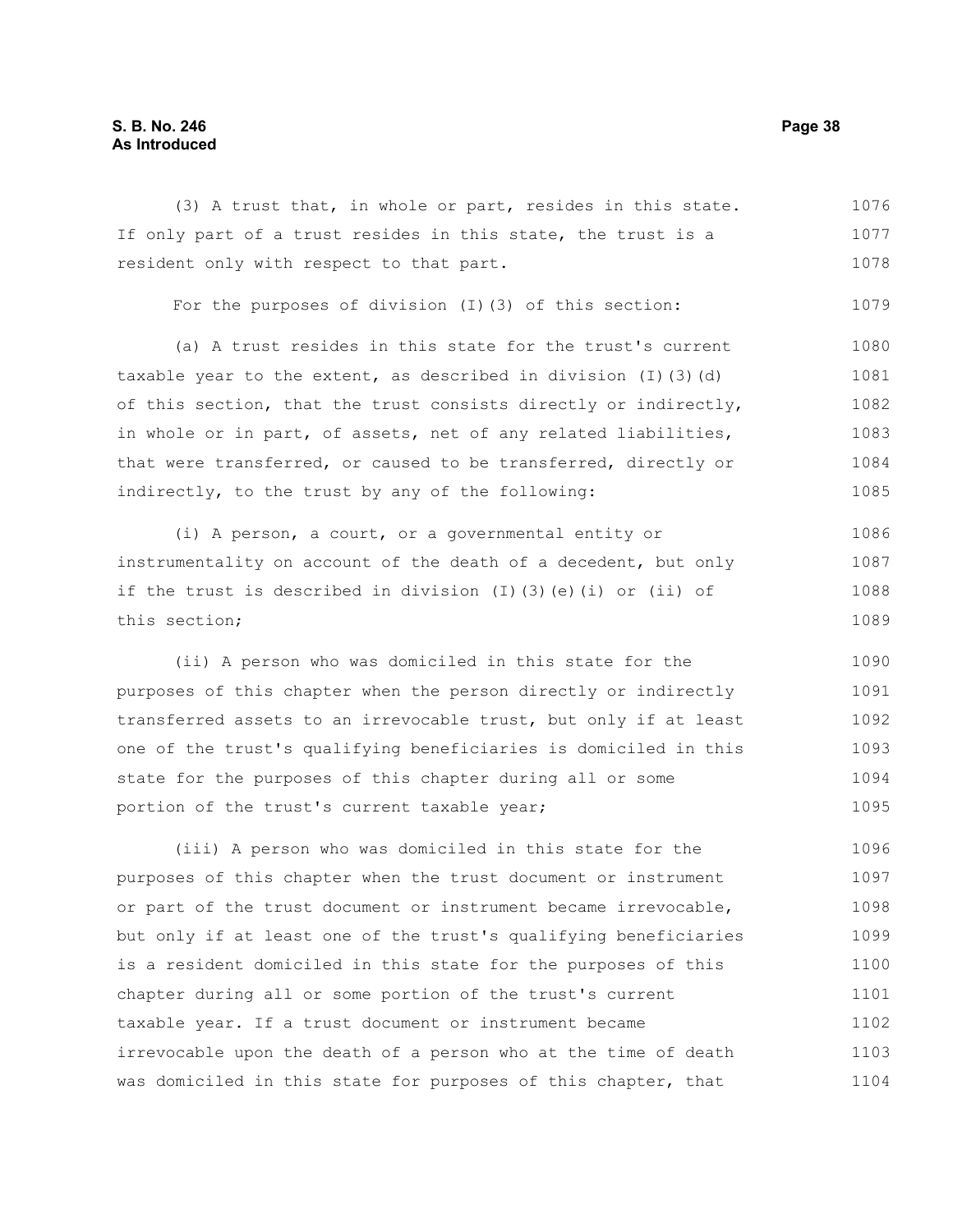(3) A trust that, in whole or part, resides in this state. If only part of a trust resides in this state, the trust is a resident only with respect to that part.

For the purposes of division (I)(3) of this section:

(a) A trust resides in this state for the trust's current taxable year to the extent, as described in division (I)(3)(d) of this section, that the trust consists directly or indirectly, in whole or in part, of assets, net of any related liabilities, that were transferred, or caused to be transferred, directly or indirectly, to the trust by any of the following:

(i) A person, a court, or a governmental entity or instrumentality on account of the death of a decedent, but only if the trust is described in division (I)(3)(e)(i) or (ii) of this section;

(ii) A person who was domiciled in this state for the purposes of this chapter when the person directly or indirectly transferred assets to an irrevocable trust, but only if at least one of the trust's qualifying beneficiaries is domiciled in this state for the purposes of this chapter during all or some portion of the trust's current taxable year;

(iii) A person who was domiciled in this state for the purposes of this chapter when the trust document or instrument or part of the trust document or instrument became irrevocable, but only if at least one of the trust's qualifying beneficiaries is a resident domiciled in this state for the purposes of this chapter during all or some portion of the trust's current taxable year. If a trust document or instrument became irrevocable upon the death of a person who at the time of death was domiciled in this state for purposes of this chapter, that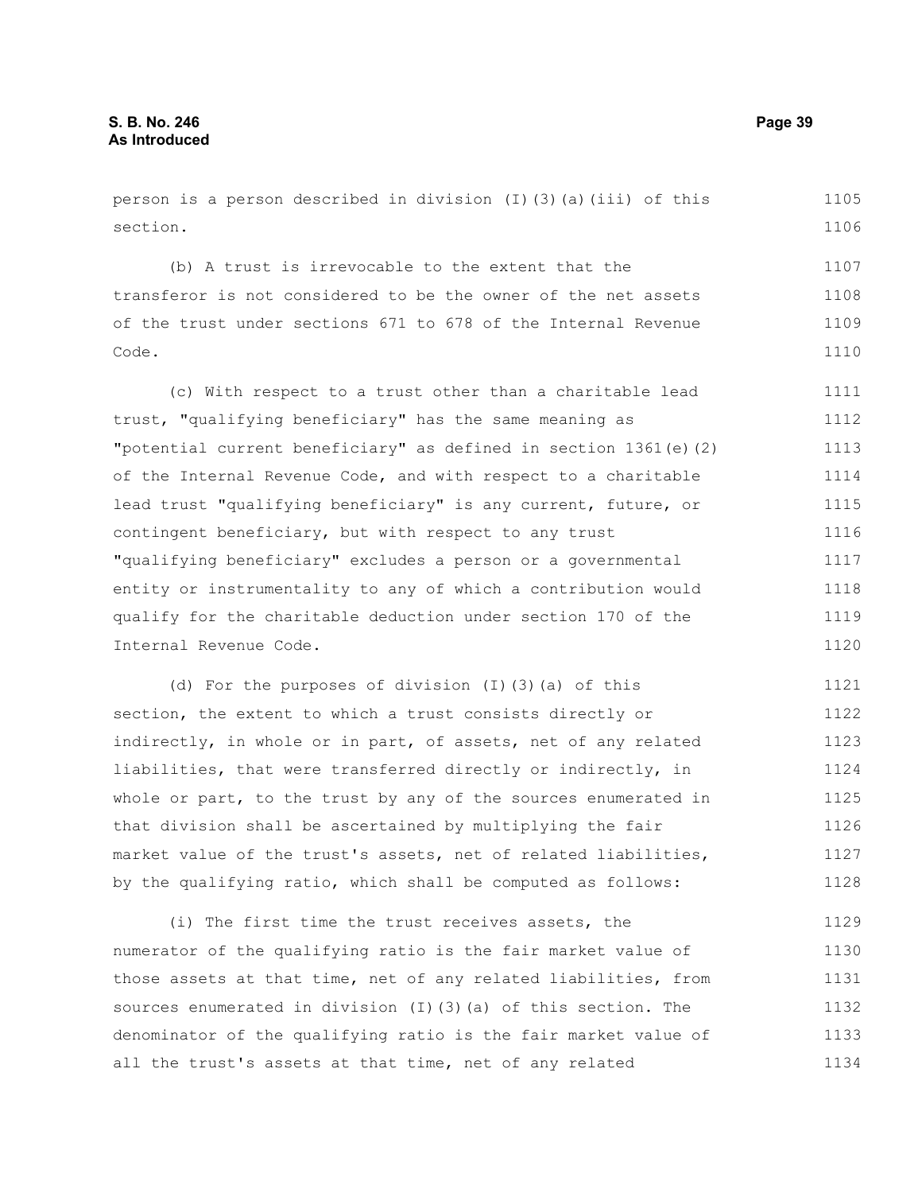person is a person described in division (I)(3)(a)(iii) of this section.

(b) A trust is irrevocable to the extent that the transferor is not considered to be the owner of the net assets of the trust under sections 671 to 678 of the Internal Revenue Code.

(c) With respect to a trust other than a charitable lead trust, "qualifying beneficiary" has the same meaning as "potential current beneficiary" as defined in section 1361(e)(2) of the Internal Revenue Code, and with respect to a charitable lead trust "qualifying beneficiary" is any current, future, or contingent beneficiary, but with respect to any trust "qualifying beneficiary" excludes a person or a governmental entity or instrumentality to any of which a contribution would qualify for the charitable deduction under section 170 of the Internal Revenue Code.

(d) For the purposes of division (I)(3)(a) of this section, the extent to which a trust consists directly or indirectly, in whole or in part, of assets, net of any related liabilities, that were transferred directly or indirectly, in whole or part, to the trust by any of the sources enumerated in that division shall be ascertained by multiplying the fair market value of the trust's assets, net of related liabilities, by the qualifying ratio, which shall be computed as follows:

(i) The first time the trust receives assets, the numerator of the qualifying ratio is the fair market value of those assets at that time, net of any related liabilities, from sources enumerated in division (I)(3)(a) of this section. The denominator of the qualifying ratio is the fair market value of all the trust's assets at that time, net of any related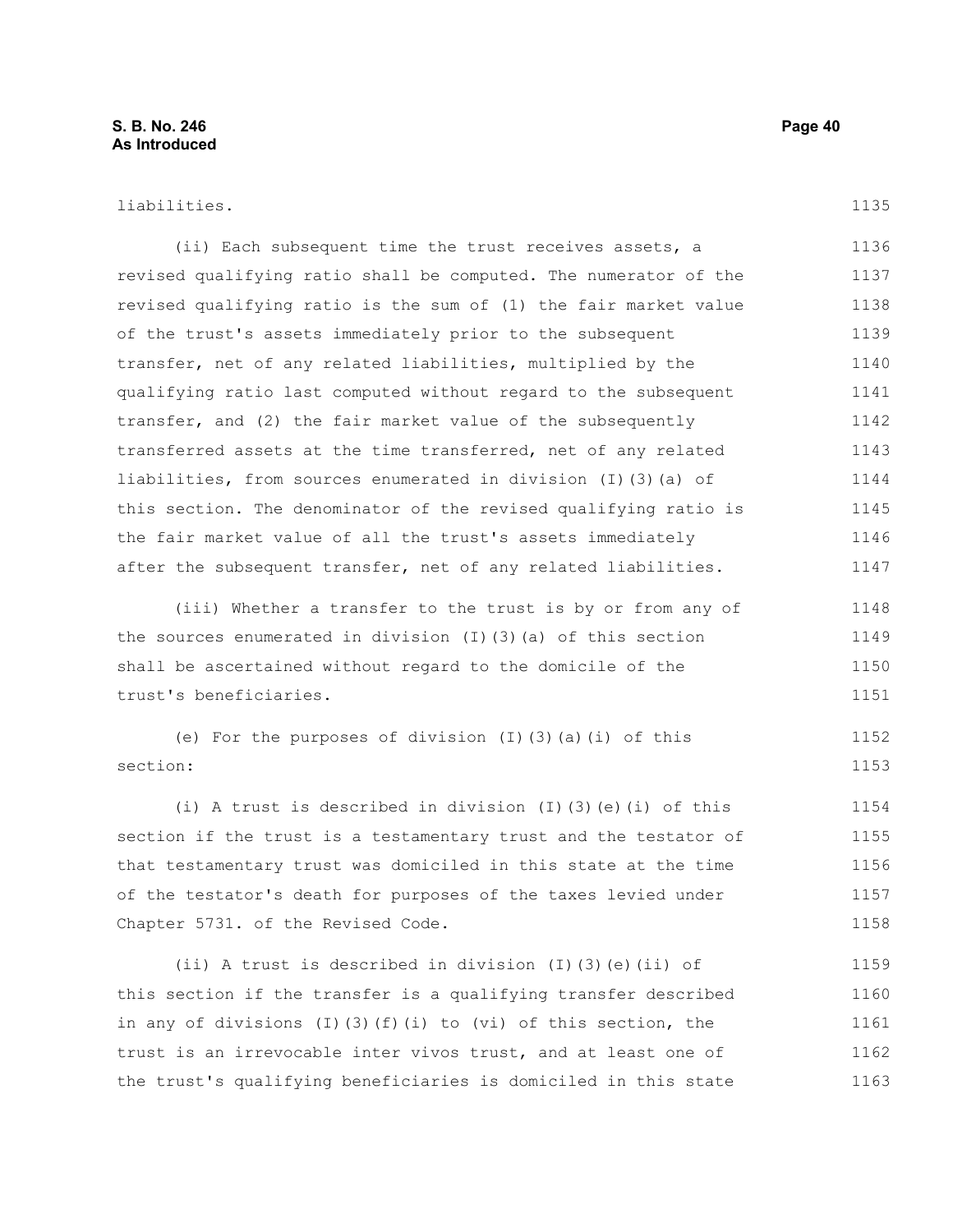liabilities.

(ii) Each subsequent time the trust receives assets, a revised qualifying ratio shall be computed. The numerator of the revised qualifying ratio is the sum of (1) the fair market value of the trust's assets immediately prior to the subsequent transfer, net of any related liabilities, multiplied by the qualifying ratio last computed without regard to the subsequent transfer, and (2) the fair market value of the subsequently transferred assets at the time transferred, net of any related liabilities, from sources enumerated in division (I)(3)(a) of this section. The denominator of the revised qualifying ratio is the fair market value of all the trust's assets immediately after the subsequent transfer, net of any related liabilities.

(iii) Whether a transfer to the trust is by or from any of the sources enumerated in division (I)(3)(a) of this section shall be ascertained without regard to the domicile of the trust's beneficiaries.

(e) For the purposes of division (I)(3)(a)(i) of this section:

(i) A trust is described in division (I)(3)(e)(i) of this section if the trust is a testamentary trust and the testator of that testamentary trust was domiciled in this state at the time of the testator's death for purposes of the taxes levied under Chapter 5731. of the Revised Code.

(ii) A trust is described in division (I)(3)(e)(ii) of this section if the transfer is a qualifying transfer described in any of divisions (I)(3)(f)(i) to (vi) of this section, the trust is an irrevocable inter vivos trust, and at least one of the trust's qualifying beneficiaries is domiciled in this state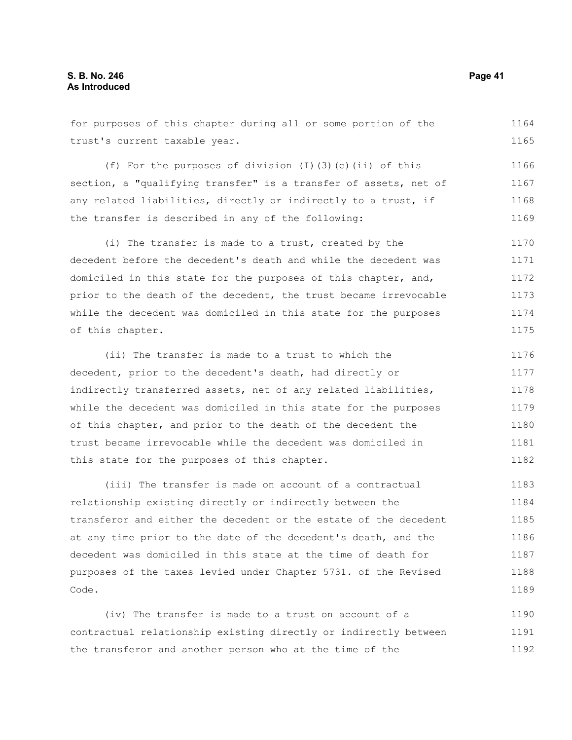for purposes of this chapter during all or some portion of the trust's current taxable year.

(f) For the purposes of division (I)(3)(e)(ii) of this section, a "qualifying transfer" is a transfer of assets, net of any related liabilities, directly or indirectly to a trust, if the transfer is described in any of the following:

(i) The transfer is made to a trust, created by the decedent before the decedent's death and while the decedent was domiciled in this state for the purposes of this chapter, and, prior to the death of the decedent, the trust became irrevocable while the decedent was domiciled in this state for the purposes of this chapter.

(ii) The transfer is made to a trust to which the decedent, prior to the decedent's death, had directly or indirectly transferred assets, net of any related liabilities, while the decedent was domiciled in this state for the purposes of this chapter, and prior to the death of the decedent the trust became irrevocable while the decedent was domiciled in this state for the purposes of this chapter.

(iii) The transfer is made on account of a contractual relationship existing directly or indirectly between the transferor and either the decedent or the estate of the decedent at any time prior to the date of the decedent's death, and the decedent was domiciled in this state at the time of death for purposes of the taxes levied under Chapter 5731. of the Revised Code.

(iv) The transfer is made to a trust on account of a contractual relationship existing directly or indirectly between the transferor and another person who at the time of the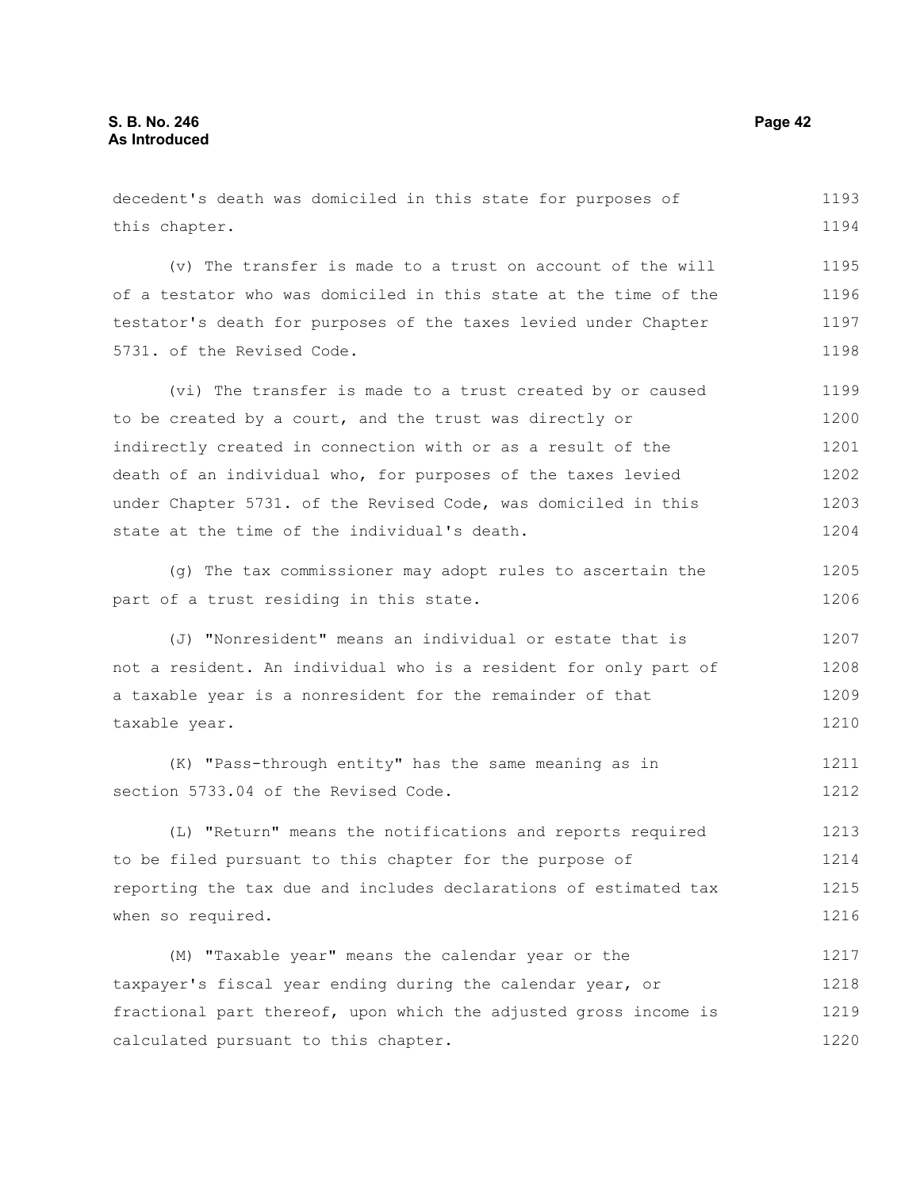decedent's death was domiciled in this state for purposes of this chapter.

(v) The transfer is made to a trust on account of the will of a testator who was domiciled in this state at the time of the testator's death for purposes of the taxes levied under Chapter 5731. of the Revised Code.

(vi) The transfer is made to a trust created by or caused to be created by a court, and the trust was directly or indirectly created in connection with or as a result of the death of an individual who, for purposes of the taxes levied under Chapter 5731. of the Revised Code, was domiciled in this state at the time of the individual's death.

(g) The tax commissioner may adopt rules to ascertain the part of a trust residing in this state.

(J) "Nonresident" means an individual or estate that is not a resident. An individual who is a resident for only part of a taxable year is a nonresident for the remainder of that taxable year.

(K) "Pass-through entity" has the same meaning as in section 5733.04 of the Revised Code.

(L) "Return" means the notifications and reports required to be filed pursuant to this chapter for the purpose of reporting the tax due and includes declarations of estimated tax when so required.

(M) "Taxable year" means the calendar year or the taxpayer's fiscal year ending during the calendar year, or fractional part thereof, upon which the adjusted gross income is calculated pursuant to this chapter.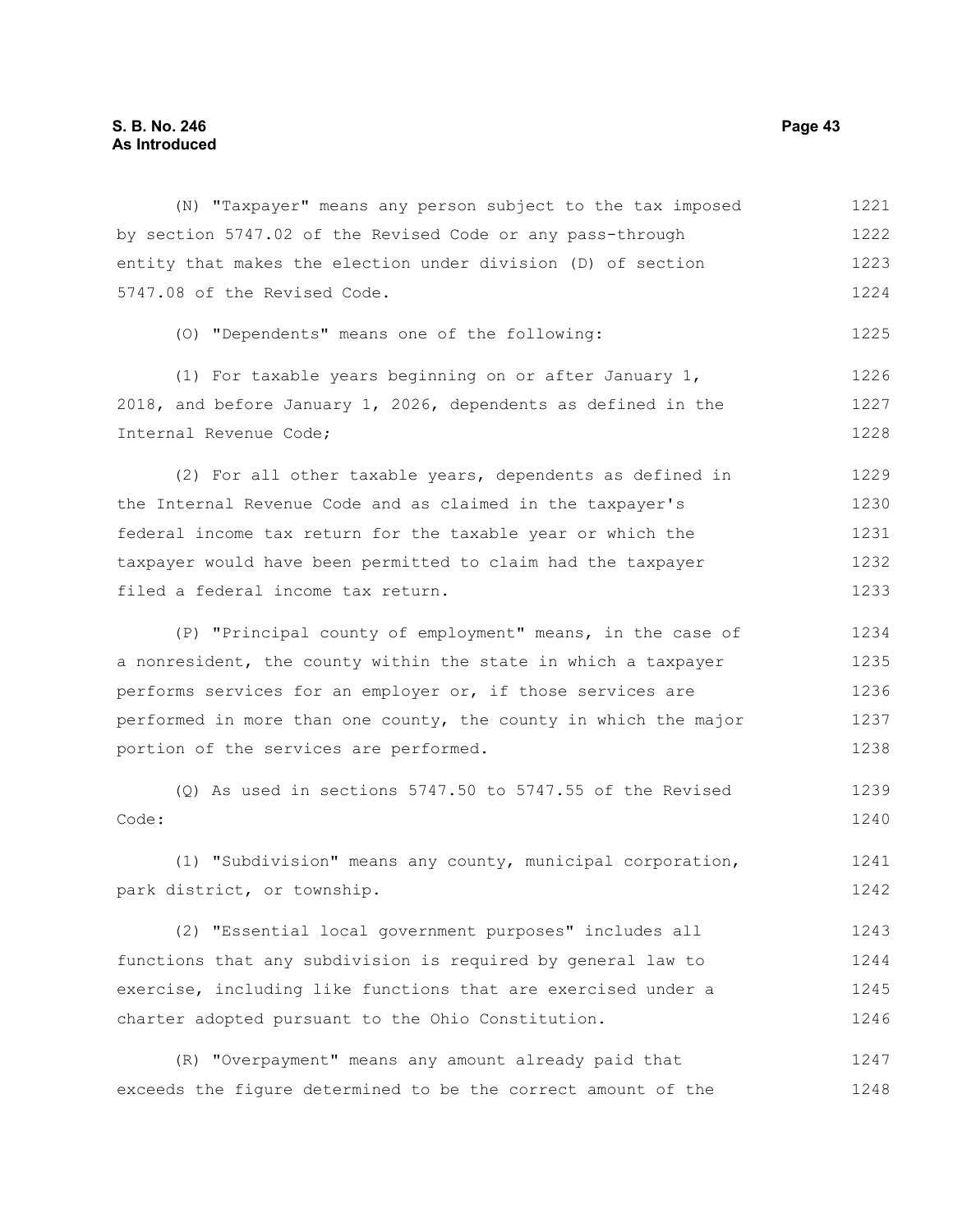(N) "Taxpayer" means any person subject to the tax imposed by section 5747.02 of the Revised Code or any pass-through entity that makes the election under division (D) of section 5747.08 of the Revised Code.

(O) "Dependents" means one of the following:

(1) For taxable years beginning on or after January 1, 2018, and before January 1, 2026, dependents as defined in the Internal Revenue Code;

(2) For all other taxable years, dependents as defined in the Internal Revenue Code and as claimed in the taxpayer's federal income tax return for the taxable year or which the taxpayer would have been permitted to claim had the taxpayer filed a federal income tax return.

(P) "Principal county of employment" means, in the case of a nonresident, the county within the state in which a taxpayer performs services for an employer or, if those services are performed in more than one county, the county in which the major portion of the services are performed.

(Q) As used in sections 5747.50 to 5747.55 of the Revised Code:

(1) "Subdivision" means any county, municipal corporation, park district, or township.

(2) "Essential local government purposes" includes all functions that any subdivision is required by general law to exercise, including like functions that are exercised under a charter adopted pursuant to the Ohio Constitution.

(R) "Overpayment" means any amount already paid that exceeds the figure determined to be the correct amount of the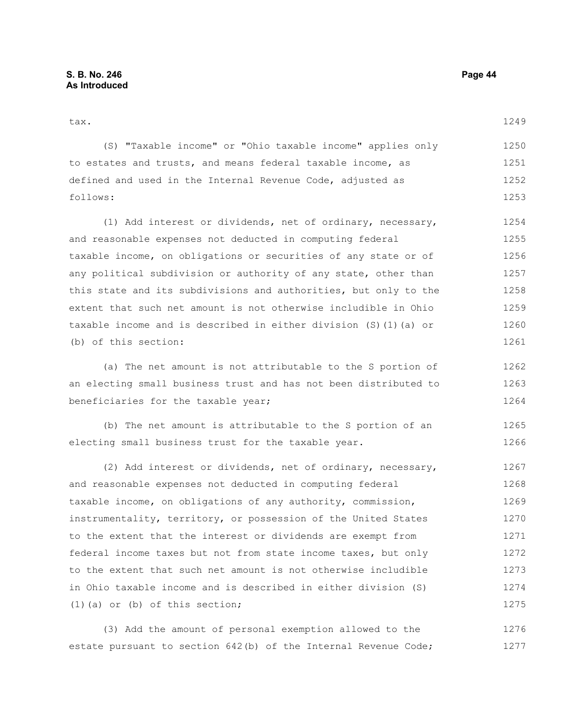tax.

(S) "Taxable income" or "Ohio taxable income" applies only to estates and trusts, and means federal taxable income, as defined and used in the Internal Revenue Code, adjusted as follows:

(1) Add interest or dividends, net of ordinary, necessary, and reasonable expenses not deducted in computing federal taxable income, on obligations or securities of any state or of any political subdivision or authority of any state, other than this state and its subdivisions and authorities, but only to the extent that such net amount is not otherwise includible in Ohio taxable income and is described in either division (S)(1)(a) or (b) of this section:

(a) The net amount is not attributable to the S portion of an electing small business trust and has not been distributed to beneficiaries for the taxable year;

(b) The net amount is attributable to the S portion of an electing small business trust for the taxable year.

(2) Add interest or dividends, net of ordinary, necessary, and reasonable expenses not deducted in computing federal taxable income, on obligations of any authority, commission, instrumentality, territory, or possession of the United States to the extent that the interest or dividends are exempt from federal income taxes but not from state income taxes, but only to the extent that such net amount is not otherwise includible in Ohio taxable income and is described in either division (S)(1)(a) or (b) of this section;

(3) Add the amount of personal exemption allowed to the estate pursuant to section 642(b) of the Internal Revenue Code;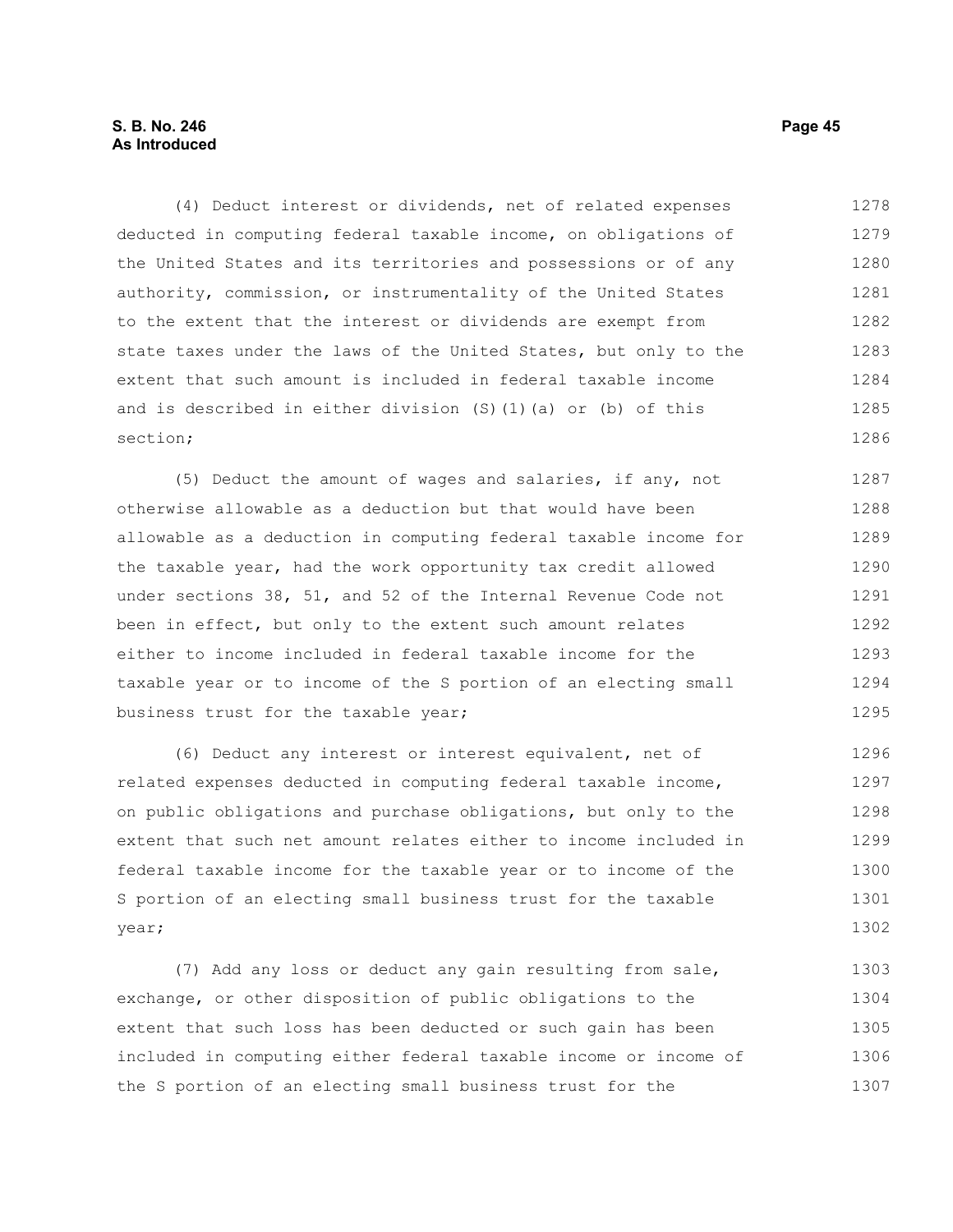(4) Deduct interest or dividends, net of related expenses deducted in computing federal taxable income, on obligations of the United States and its territories and possessions or of any authority, commission, or instrumentality of the United States to the extent that the interest or dividends are exempt from state taxes under the laws of the United States, but only to the extent that such amount is included in federal taxable income and is described in either division (S)(1)(a) or (b) of this section;

(5) Deduct the amount of wages and salaries, if any, not otherwise allowable as a deduction but that would have been allowable as a deduction in computing federal taxable income for the taxable year, had the work opportunity tax credit allowed under sections 38, 51, and 52 of the Internal Revenue Code not been in effect, but only to the extent such amount relates either to income included in federal taxable income for the taxable year or to income of the S portion of an electing small business trust for the taxable year;

(6) Deduct any interest or interest equivalent, net of related expenses deducted in computing federal taxable income, on public obligations and purchase obligations, but only to the extent that such net amount relates either to income included in federal taxable income for the taxable year or to income of the S portion of an electing small business trust for the taxable year;

(7) Add any loss or deduct any gain resulting from sale, exchange, or other disposition of public obligations to the extent that such loss has been deducted or such gain has been included in computing either federal taxable income or income of the S portion of an electing small business trust for the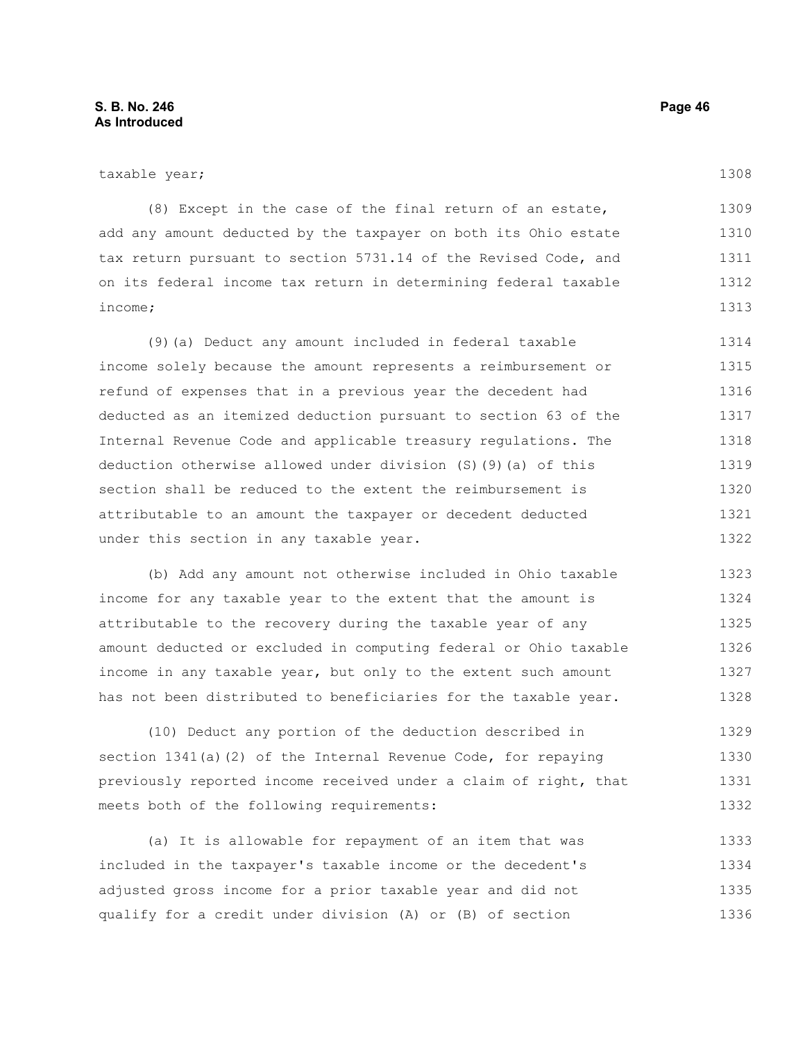taxable year;

(8) Except in the case of the final return of an estate, add any amount deducted by the taxpayer on both its Ohio estate tax return pursuant to section 5731.14 of the Revised Code, and on its federal income tax return in determining federal taxable income;

(9)(a) Deduct any amount included in federal taxable income solely because the amount represents a reimbursement or refund of expenses that in a previous year the decedent had deducted as an itemized deduction pursuant to section 63 of the Internal Revenue Code and applicable treasury regulations. The deduction otherwise allowed under division (S)(9)(a) of this section shall be reduced to the extent the reimbursement is attributable to an amount the taxpayer or decedent deducted under this section in any taxable year.

(b) Add any amount not otherwise included in Ohio taxable income for any taxable year to the extent that the amount is attributable to the recovery during the taxable year of any amount deducted or excluded in computing federal or Ohio taxable income in any taxable year, but only to the extent such amount has not been distributed to beneficiaries for the taxable year.

(10) Deduct any portion of the deduction described in section 1341(a)(2) of the Internal Revenue Code, for repaying previously reported income received under a claim of right, that meets both of the following requirements:

(a) It is allowable for repayment of an item that was included in the taxpayer's taxable income or the decedent's adjusted gross income for a prior taxable year and did not qualify for a credit under division (A) or (B) of section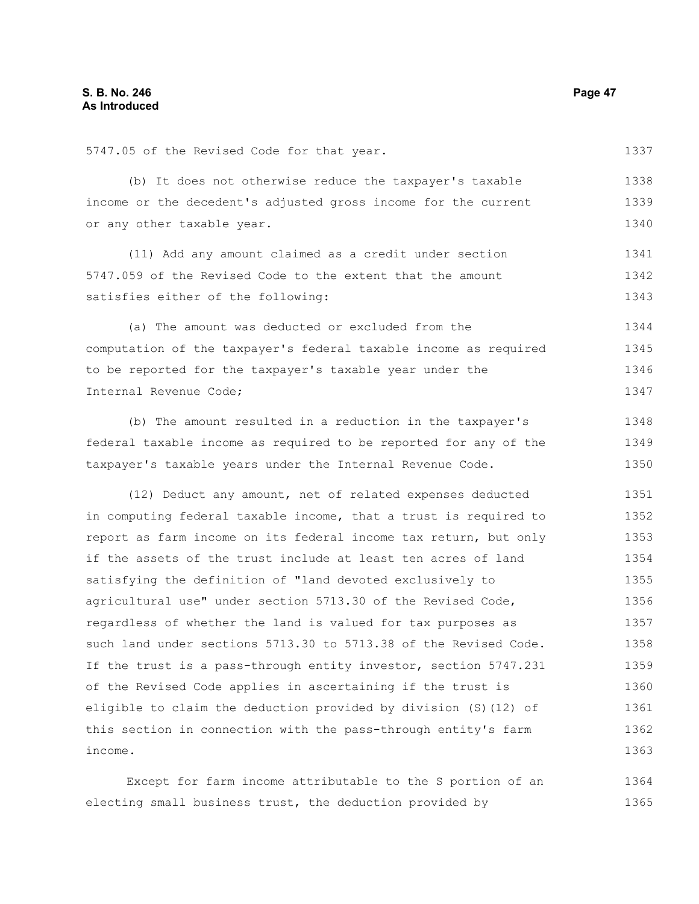5747.05 of the Revised Code for that year.

(b) It does not otherwise reduce the taxpayer's taxable income or the decedent's adjusted gross income for the current or any other taxable year.

(11) Add any amount claimed as a credit under section 5747.059 of the Revised Code to the extent that the amount satisfies either of the following:

(a) The amount was deducted or excluded from the computation of the taxpayer's federal taxable income as required to be reported for the taxpayer's taxable year under the Internal Revenue Code;

(b) The amount resulted in a reduction in the taxpayer's federal taxable income as required to be reported for any of the taxpayer's taxable years under the Internal Revenue Code.

(12) Deduct any amount, net of related expenses deducted in computing federal taxable income, that a trust is required to report as farm income on its federal income tax return, but only if the assets of the trust include at least ten acres of land satisfying the definition of "land devoted exclusively to agricultural use" under section 5713.30 of the Revised Code, regardless of whether the land is valued for tax purposes as such land under sections 5713.30 to 5713.38 of the Revised Code. If the trust is a pass-through entity investor, section 5747.231 of the Revised Code applies in ascertaining if the trust is eligible to claim the deduction provided by division (S)(12) of this section in connection with the pass-through entity's farm income.

Except for farm income attributable to the S portion of an electing small business trust, the deduction provided by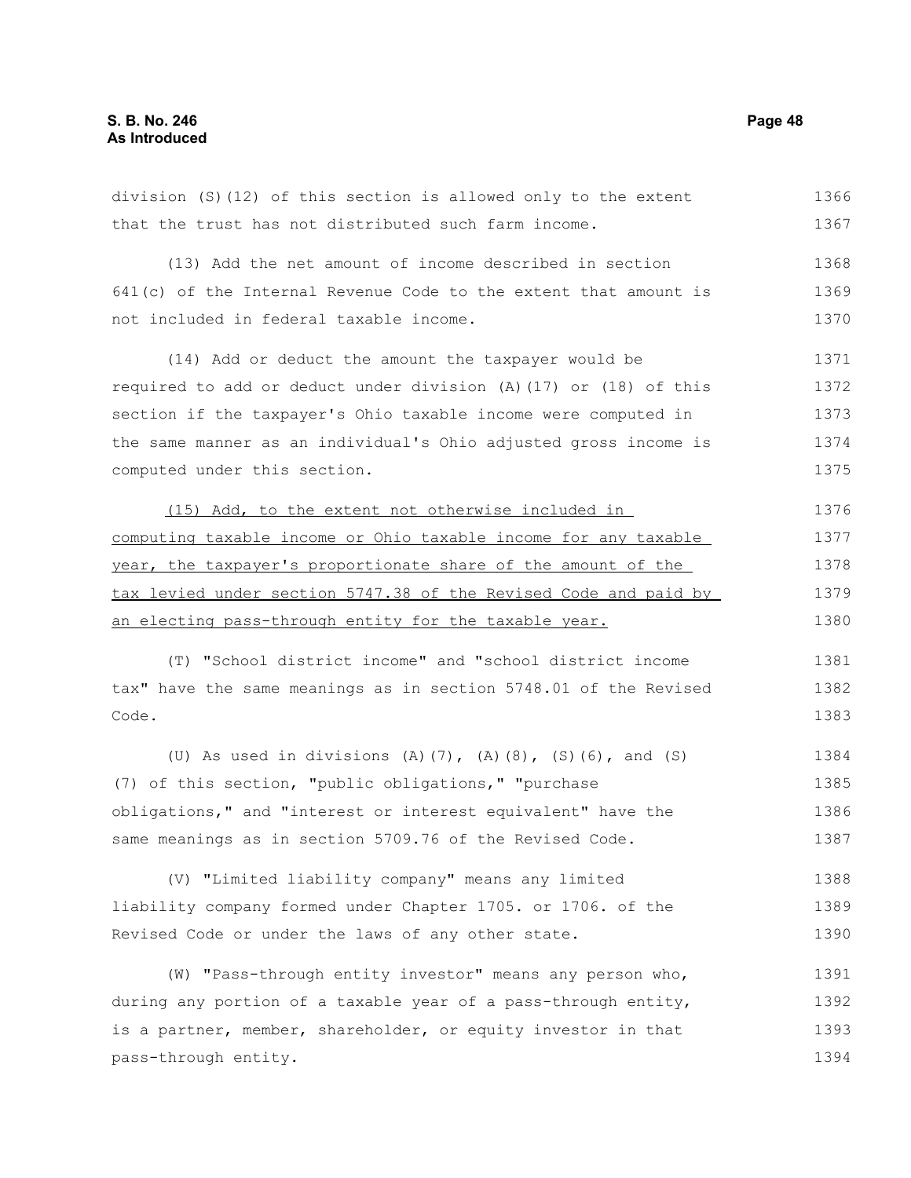division (S)(12) of this section is allowed only to the extent that the trust has not distributed such farm income.

(13) Add the net amount of income described in section 641(c) of the Internal Revenue Code to the extent that amount is not included in federal taxable income.

(14) Add or deduct the amount the taxpayer would be required to add or deduct under division (A)(17) or (18) of this section if the taxpayer's Ohio taxable income were computed in the same manner as an individual's Ohio adjusted gross income is computed under this section.

<u>(15) Add, to the extent not otherwise included in computing taxable income or Ohio taxable income for any taxable year, the taxpayer's proportionate share of the amount of the tax levied under section 5747.38 of the Revised Code and paid by an electing pass-through entity for the taxable year.</u>

(T) "School district income" and "school district income tax" have the same meanings as in section 5748.01 of the Revised Code.

(U) As used in divisions (A)(7), (A)(8), (S)(6), and (S)(7) of this section, "public obligations," "purchase obligations," and "interest or interest equivalent" have the same meanings as in section 5709.76 of the Revised Code.

(V) "Limited liability company" means any limited liability company formed under Chapter 1705. or 1706. of the Revised Code or under the laws of any other state.

(W) "Pass-through entity investor" means any person who, during any portion of a taxable year of a pass-through entity, is a partner, member, shareholder, or equity investor in that pass-through entity.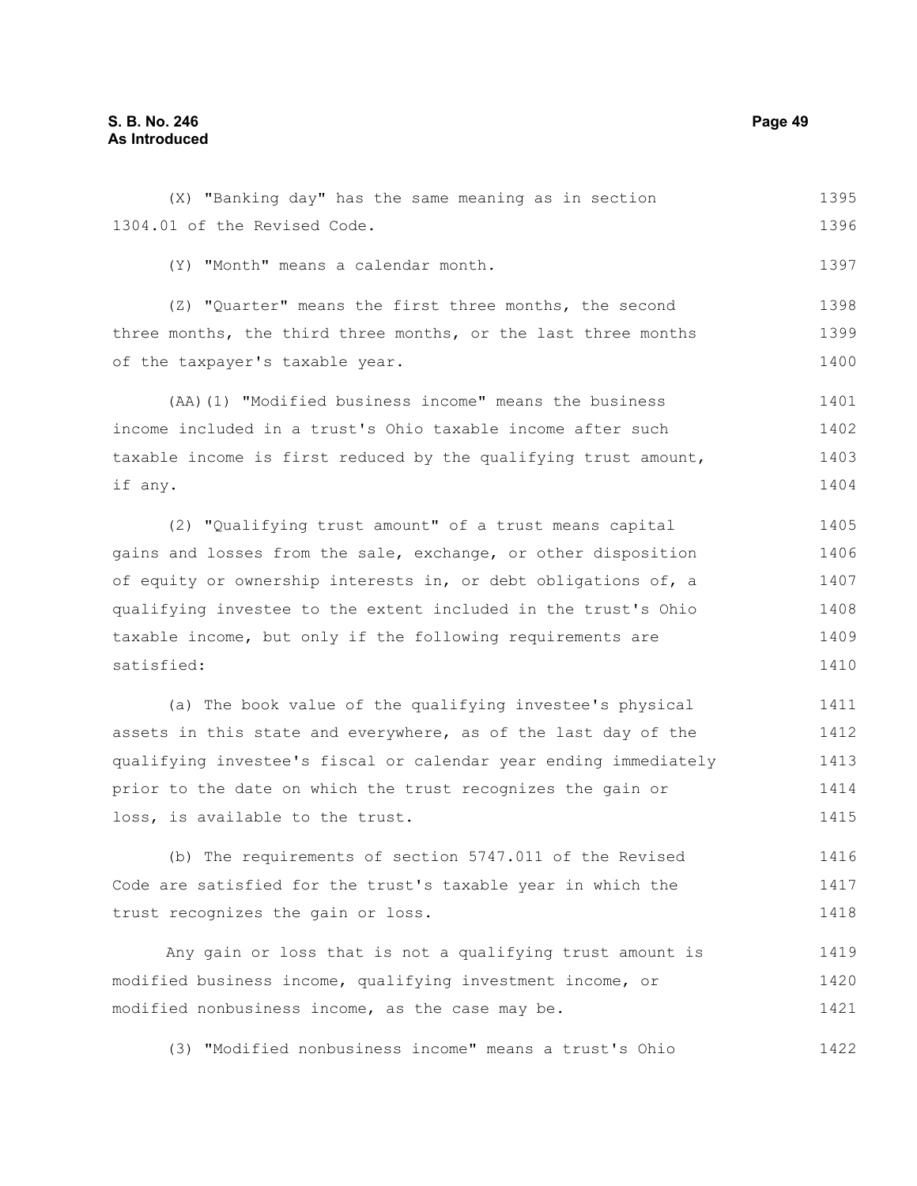(X) "Banking day" has the same meaning as in section 1304.01 of the Revised Code.

(Y) "Month" means a calendar month.

(Z) "Quarter" means the first three months, the second three months, the third three months, or the last three months of the taxpayer's taxable year.

(AA)(1) "Modified business income" means the business income included in a trust's Ohio taxable income after such taxable income is first reduced by the qualifying trust amount, if any.

(2) "Qualifying trust amount" of a trust means capital gains and losses from the sale, exchange, or other disposition of equity or ownership interests in, or debt obligations of, a qualifying investee to the extent included in the trust's Ohio taxable income, but only if the following requirements are satisfied:

(a) The book value of the qualifying investee's physical assets in this state and everywhere, as of the last day of the qualifying investee's fiscal or calendar year ending immediately prior to the date on which the trust recognizes the gain or loss, is available to the trust.

(b) The requirements of section 5747.011 of the Revised Code are satisfied for the trust's taxable year in which the trust recognizes the gain or loss.

Any gain or loss that is not a qualifying trust amount is modified business income, qualifying investment income, or modified nonbusiness income, as the case may be.

(3) "Modified nonbusiness income" means a trust's Ohio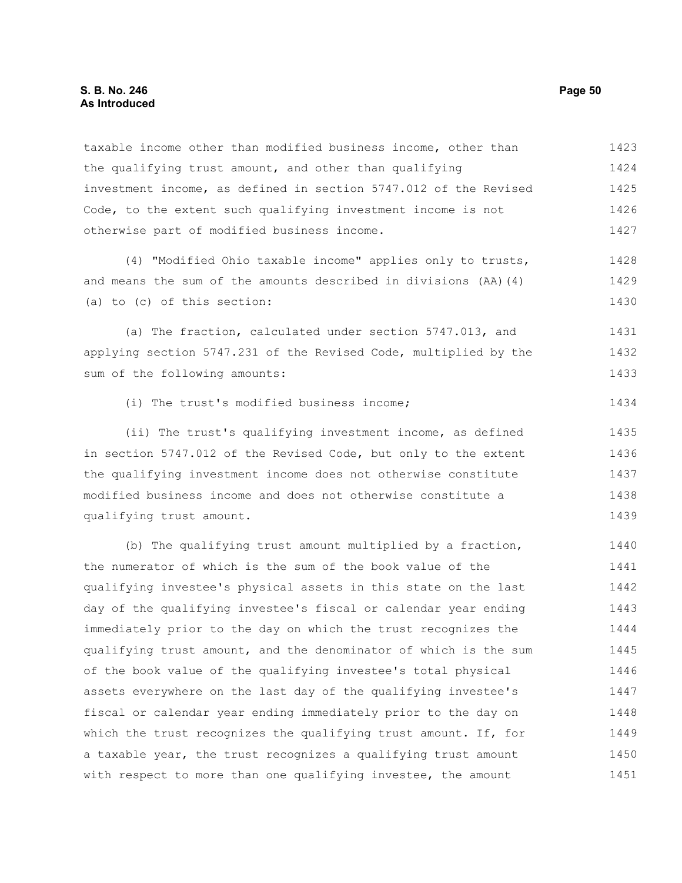taxable income other than modified business income, other than the qualifying trust amount, and other than qualifying investment income, as defined in section 5747.012 of the Revised Code, to the extent such qualifying investment income is not otherwise part of modified business income.

(4) "Modified Ohio taxable income" applies only to trusts, and means the sum of the amounts described in divisions (AA)(4)(a) to (c) of this section:

(a) The fraction, calculated under section 5747.013, and applying section 5747.231 of the Revised Code, multiplied by the sum of the following amounts:

(i) The trust's modified business income;

(ii) The trust's qualifying investment income, as defined in section 5747.012 of the Revised Code, but only to the extent the qualifying investment income does not otherwise constitute modified business income and does not otherwise constitute a qualifying trust amount.

(b) The qualifying trust amount multiplied by a fraction, the numerator of which is the sum of the book value of the qualifying investee's physical assets in this state on the last day of the qualifying investee's fiscal or calendar year ending immediately prior to the day on which the trust recognizes the qualifying trust amount, and the denominator of which is the sum of the book value of the qualifying investee's total physical assets everywhere on the last day of the qualifying investee's fiscal or calendar year ending immediately prior to the day on which the trust recognizes the qualifying trust amount. If, for a taxable year, the trust recognizes a qualifying trust amount with respect to more than one qualifying investee, the amount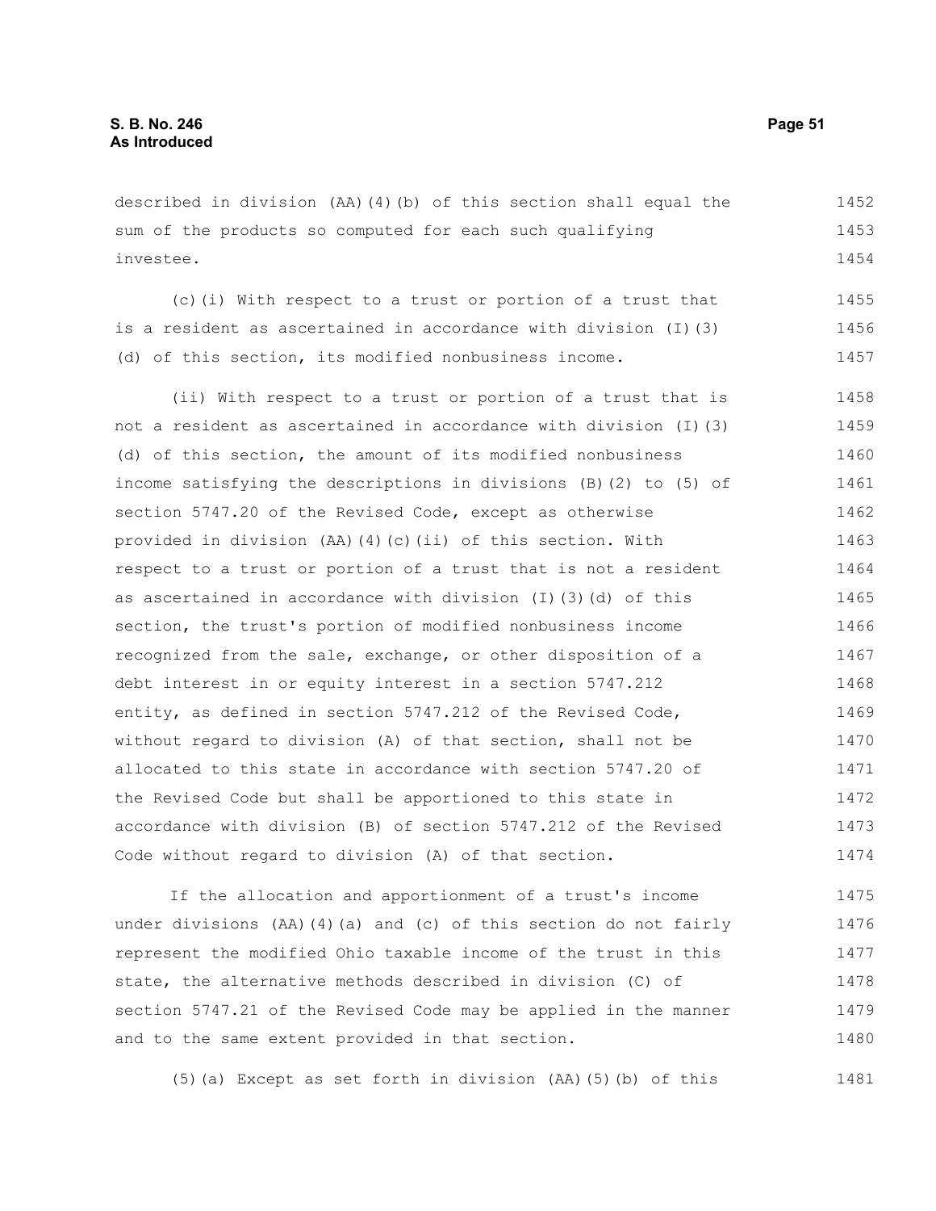described in division (AA)(4)(b) of this section shall equal the sum of the products so computed for each such qualifying investee.

(c)(i) With respect to a trust or portion of a trust that is a resident as ascertained in accordance with division (I)(3)(d) of this section, its modified nonbusiness income.

(ii) With respect to a trust or portion of a trust that is not a resident as ascertained in accordance with division (I)(3)(d) of this section, the amount of its modified nonbusiness income satisfying the descriptions in divisions (B)(2) to (5) of section 5747.20 of the Revised Code, except as otherwise provided in division (AA)(4)(c)(ii) of this section. With respect to a trust or portion of a trust that is not a resident as ascertained in accordance with division (I)(3)(d) of this section, the trust's portion of modified nonbusiness income recognized from the sale, exchange, or other disposition of a debt interest in or equity interest in a section 5747.212 entity, as defined in section 5747.212 of the Revised Code, without regard to division (A) of that section, shall not be allocated to this state in accordance with section 5747.20 of the Revised Code but shall be apportioned to this state in accordance with division (B) of section 5747.212 of the Revised Code without regard to division (A) of that section.

If the allocation and apportionment of a trust's income under divisions (AA)(4)(a) and (c) of this section do not fairly represent the modified Ohio taxable income of the trust in this state, the alternative methods described in division (C) of section 5747.21 of the Revised Code may be applied in the manner and to the same extent provided in that section.

(5)(a) Except as set forth in division (AA)(5)(b) of this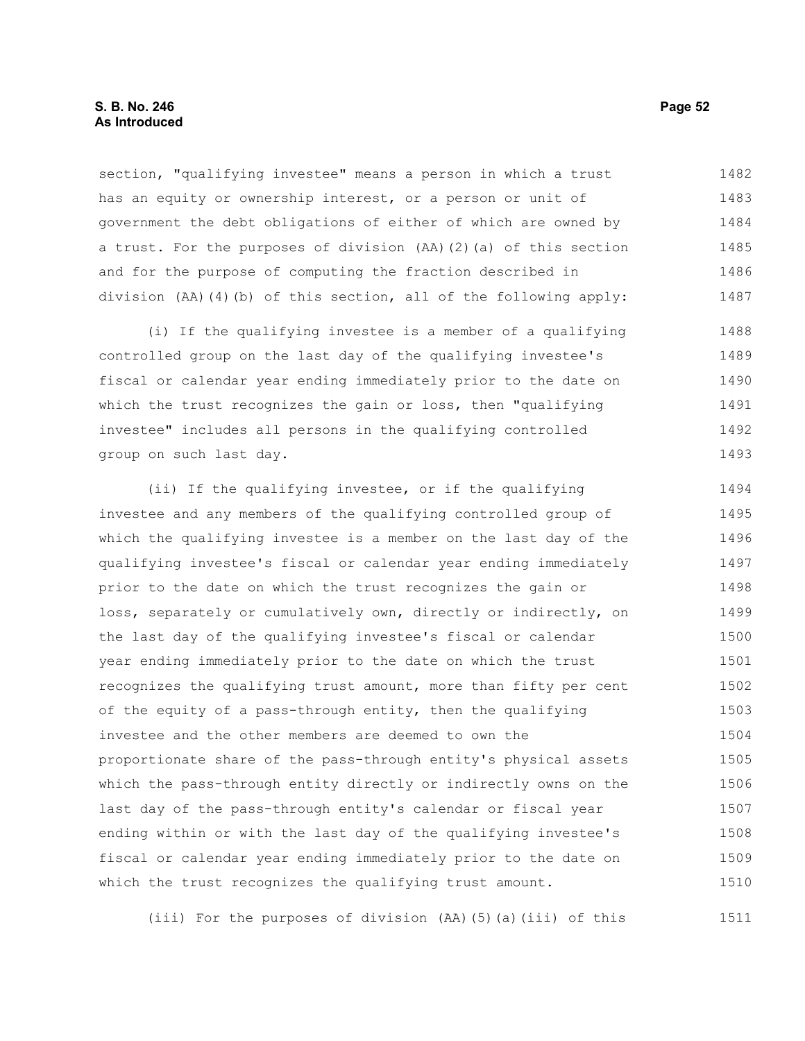section, "qualifying investee" means a person in which a trust has an equity or ownership interest, or a person or unit of government the debt obligations of either of which are owned by a trust. For the purposes of division (AA)(2)(a) of this section and for the purpose of computing the fraction described in division (AA)(4)(b) of this section, all of the following apply:

(i) If the qualifying investee is a member of a qualifying controlled group on the last day of the qualifying investee's fiscal or calendar year ending immediately prior to the date on which the trust recognizes the gain or loss, then "qualifying investee" includes all persons in the qualifying controlled group on such last day.

(ii) If the qualifying investee, or if the qualifying investee and any members of the qualifying controlled group of which the qualifying investee is a member on the last day of the qualifying investee's fiscal or calendar year ending immediately prior to the date on which the trust recognizes the gain or loss, separately or cumulatively own, directly or indirectly, on the last day of the qualifying investee's fiscal or calendar year ending immediately prior to the date on which the trust recognizes the qualifying trust amount, more than fifty per cent of the equity of a pass-through entity, then the qualifying investee and the other members are deemed to own the proportionate share of the pass-through entity's physical assets which the pass-through entity directly or indirectly owns on the last day of the pass-through entity's calendar or fiscal year ending within or with the last day of the qualifying investee's fiscal or calendar year ending immediately prior to the date on which the trust recognizes the qualifying trust amount.

(iii) For the purposes of division (AA)(5)(a)(iii) of this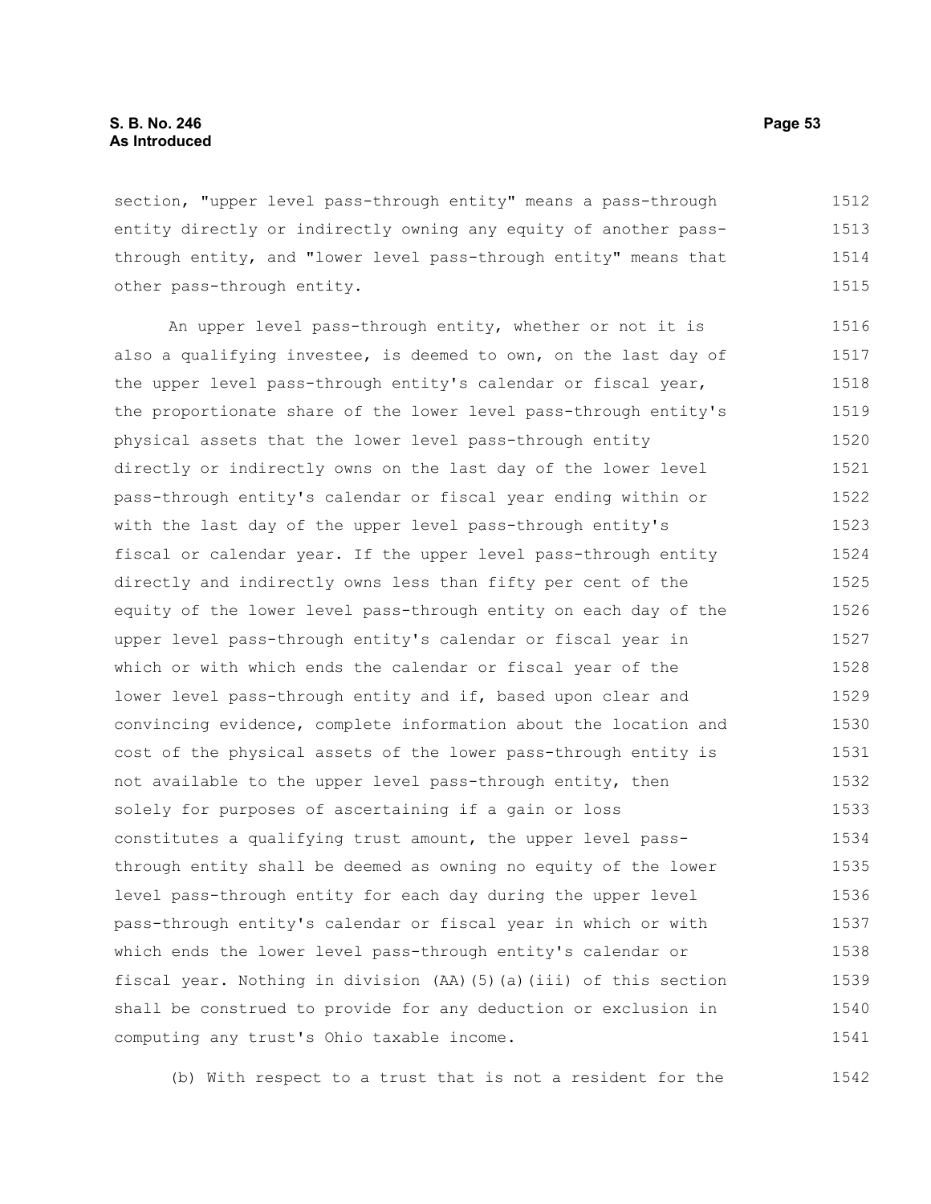section, "upper level pass-through entity" means a pass-through entity directly or indirectly owning any equity of another pass-through entity, and "lower level pass-through entity" means that other pass-through entity.

An upper level pass-through entity, whether or not it is also a qualifying investee, is deemed to own, on the last day of the upper level pass-through entity's calendar or fiscal year, the proportionate share of the lower level pass-through entity's physical assets that the lower level pass-through entity directly or indirectly owns on the last day of the lower level pass-through entity's calendar or fiscal year ending within or with the last day of the upper level pass-through entity's fiscal or calendar year. If the upper level pass-through entity directly and indirectly owns less than fifty per cent of the equity of the lower level pass-through entity on each day of the upper level pass-through entity's calendar or fiscal year in which or with which ends the calendar or fiscal year of the lower level pass-through entity and if, based upon clear and convincing evidence, complete information about the location and cost of the physical assets of the lower pass-through entity is not available to the upper level pass-through entity, then solely for purposes of ascertaining if a gain or loss constitutes a qualifying trust amount, the upper level pass-through entity shall be deemed as owning no equity of the lower level pass-through entity for each day during the upper level pass-through entity's calendar or fiscal year in which or with which ends the lower level pass-through entity's calendar or fiscal year. Nothing in division (AA)(5)(a)(iii) of this section shall be construed to provide for any deduction or exclusion in computing any trust's Ohio taxable income.

(b) With respect to a trust that is not a resident for the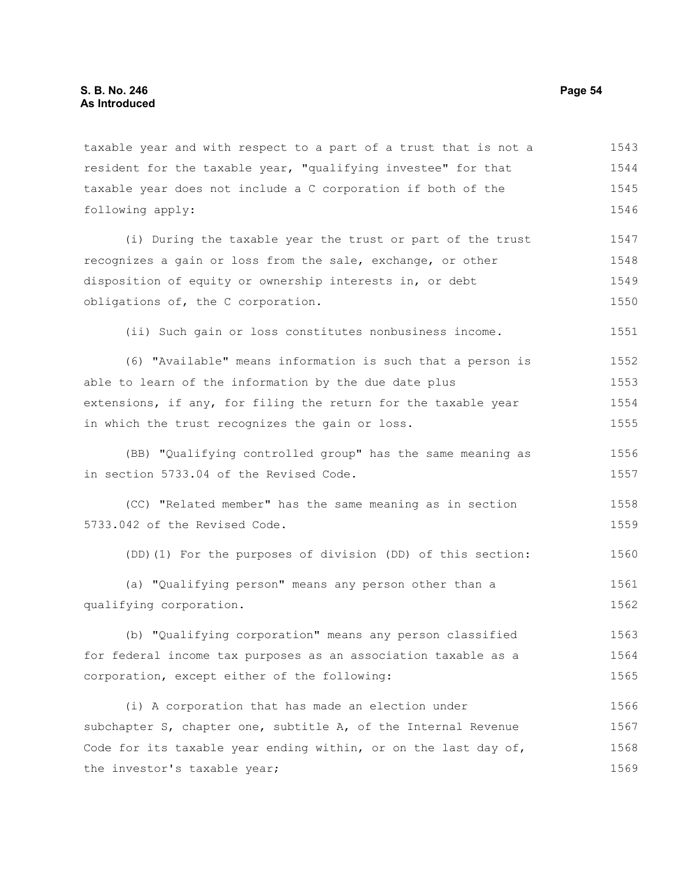taxable year and with respect to a part of a trust that is not a resident for the taxable year, "qualifying investee" for that taxable year does not include a C corporation if both of the following apply:

(i) During the taxable year the trust or part of the trust recognizes a gain or loss from the sale, exchange, or other disposition of equity or ownership interests in, or debt obligations of, the C corporation.

(ii) Such gain or loss constitutes nonbusiness income.

(6) "Available" means information is such that a person is able to learn of the information by the due date plus extensions, if any, for filing the return for the taxable year in which the trust recognizes the gain or loss.

(BB) "Qualifying controlled group" has the same meaning as in section 5733.04 of the Revised Code.

(CC) "Related member" has the same meaning as in section 5733.042 of the Revised Code.

(DD)(1) For the purposes of division (DD) of this section:

(a) "Qualifying person" means any person other than a qualifying corporation.

(b) "Qualifying corporation" means any person classified for federal income tax purposes as an association taxable as a corporation, except either of the following:

(i) A corporation that has made an election under subchapter S, chapter one, subtitle A, of the Internal Revenue Code for its taxable year ending within, or on the last day of, the investor's taxable year;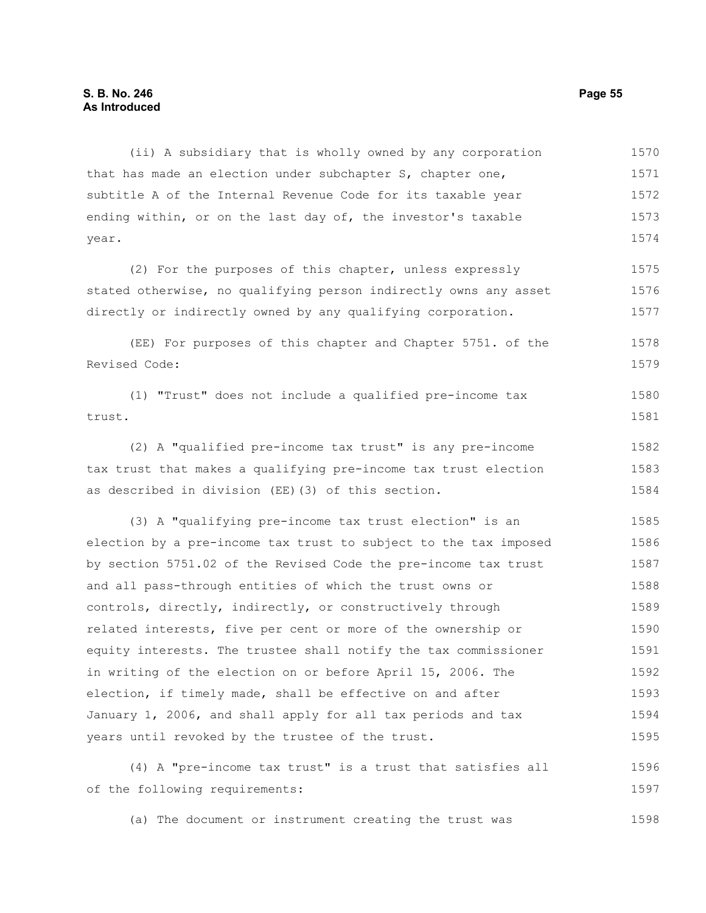(ii) A subsidiary that is wholly owned by any corporation that has made an election under subchapter S, chapter one, subtitle A of the Internal Revenue Code for its taxable year ending within, or on the last day of, the investor's taxable year.

(2) For the purposes of this chapter, unless expressly stated otherwise, no qualifying person indirectly owns any asset directly or indirectly owned by any qualifying corporation.

(EE) For purposes of this chapter and Chapter 5751. of the Revised Code:

(1) "Trust" does not include a qualified pre-income tax trust.

(2) A "qualified pre-income tax trust" is any pre-income tax trust that makes a qualifying pre-income tax trust election as described in division (EE)(3) of this section.

(3) A "qualifying pre-income tax trust election" is an election by a pre-income tax trust to subject to the tax imposed by section 5751.02 of the Revised Code the pre-income tax trust and all pass-through entities of which the trust owns or controls, directly, indirectly, or constructively through related interests, five per cent or more of the ownership or equity interests. The trustee shall notify the tax commissioner in writing of the election on or before April 15, 2006. The election, if timely made, shall be effective on and after January 1, 2006, and shall apply for all tax periods and tax years until revoked by the trustee of the trust.

(4) A "pre-income tax trust" is a trust that satisfies all of the following requirements:

(a) The document or instrument creating the trust was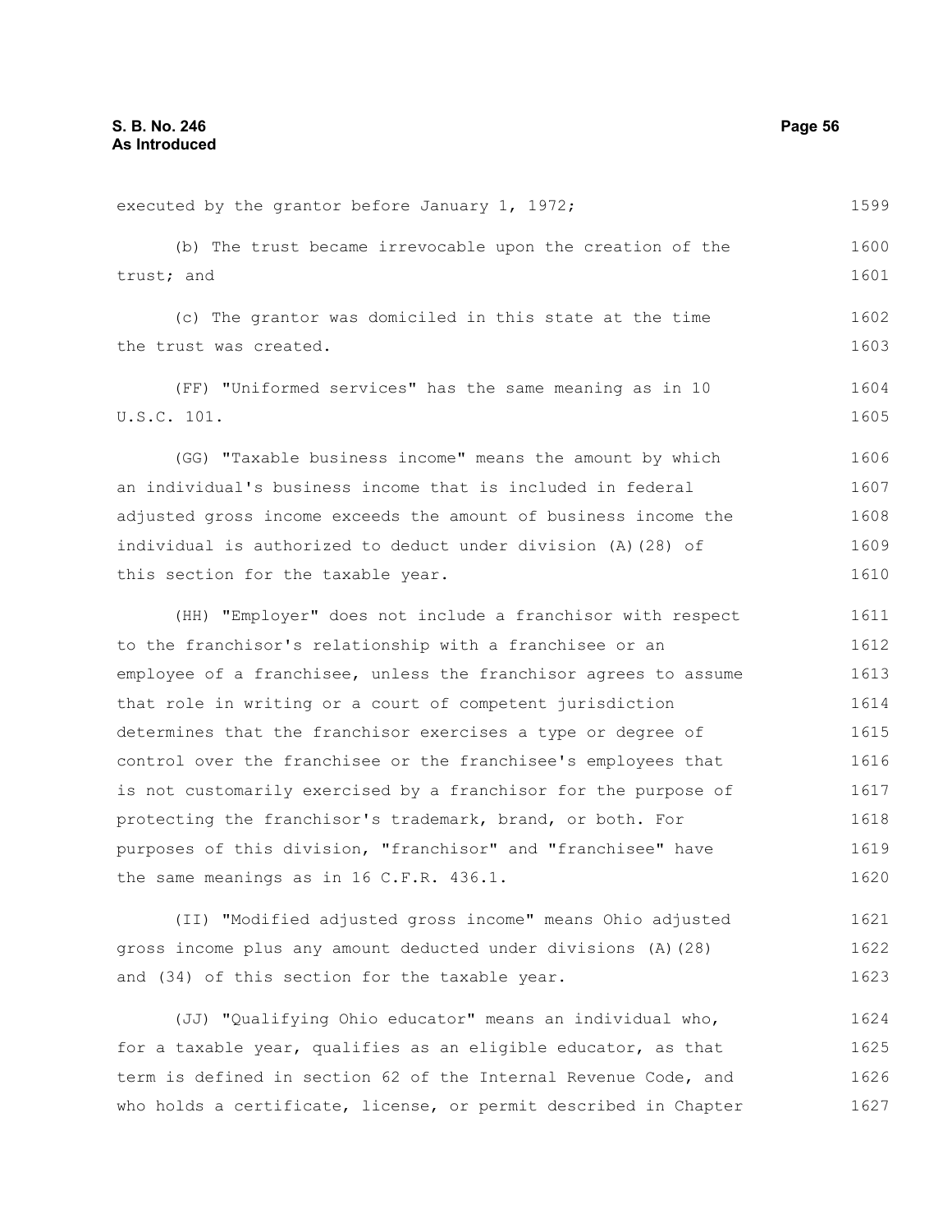executed by the grantor before January 1, 1972;

(b) The trust became irrevocable upon the creation of the trust; and

(c) The grantor was domiciled in this state at the time the trust was created.

(FF) "Uniformed services" has the same meaning as in 10 U.S.C. 101.

(GG) "Taxable business income" means the amount by which an individual's business income that is included in federal adjusted gross income exceeds the amount of business income the individual is authorized to deduct under division (A)(28) of this section for the taxable year.

(HH) "Employer" does not include a franchisor with respect to the franchisor's relationship with a franchisee or an employee of a franchisee, unless the franchisor agrees to assume that role in writing or a court of competent jurisdiction determines that the franchisor exercises a type or degree of control over the franchisee or the franchisee's employees that is not customarily exercised by a franchisor for the purpose of protecting the franchisor's trademark, brand, or both. For purposes of this division, "franchisor" and "franchisee" have the same meanings as in 16 C.F.R. 436.1.

(II) "Modified adjusted gross income" means Ohio adjusted gross income plus any amount deducted under divisions (A)(28) and (34) of this section for the taxable year.

(JJ) "Qualifying Ohio educator" means an individual who, for a taxable year, qualifies as an eligible educator, as that term is defined in section 62 of the Internal Revenue Code, and who holds a certificate, license, or permit described in Chapter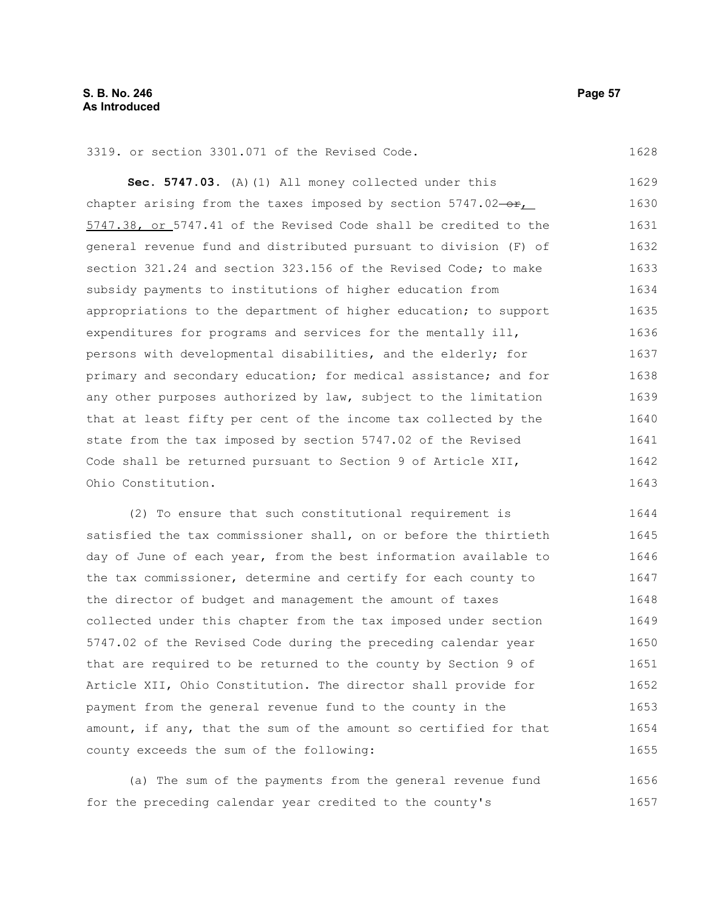3319. or section 3301.071 of the Revised Code.

**Sec. 5747.03.** (A)(1) All money collected under this chapter arising from the taxes imposed by section 5747.02 ~~or~~, 5747.38, or 5747.41 of the Revised Code shall be credited to the general revenue fund and distributed pursuant to division (F) of section 321.24 and section 323.156 of the Revised Code; to make subsidy payments to institutions of higher education from appropriations to the department of higher education; to support expenditures for programs and services for the mentally ill, persons with developmental disabilities, and the elderly; for primary and secondary education; for medical assistance; and for any other purposes authorized by law, subject to the limitation that at least fifty per cent of the income tax collected by the state from the tax imposed by section 5747.02 of the Revised Code shall be returned pursuant to Section 9 of Article XII, Ohio Constitution.

(2) To ensure that such constitutional requirement is satisfied the tax commissioner shall, on or before the thirtieth day of June of each year, from the best information available to the tax commissioner, determine and certify for each county to the director of budget and management the amount of taxes collected under this chapter from the tax imposed under section 5747.02 of the Revised Code during the preceding calendar year that are required to be returned to the county by Section 9 of Article XII, Ohio Constitution. The director shall provide for payment from the general revenue fund to the county in the amount, if any, that the sum of the amount so certified for that county exceeds the sum of the following:

(a) The sum of the payments from the general revenue fund for the preceding calendar year credited to the county's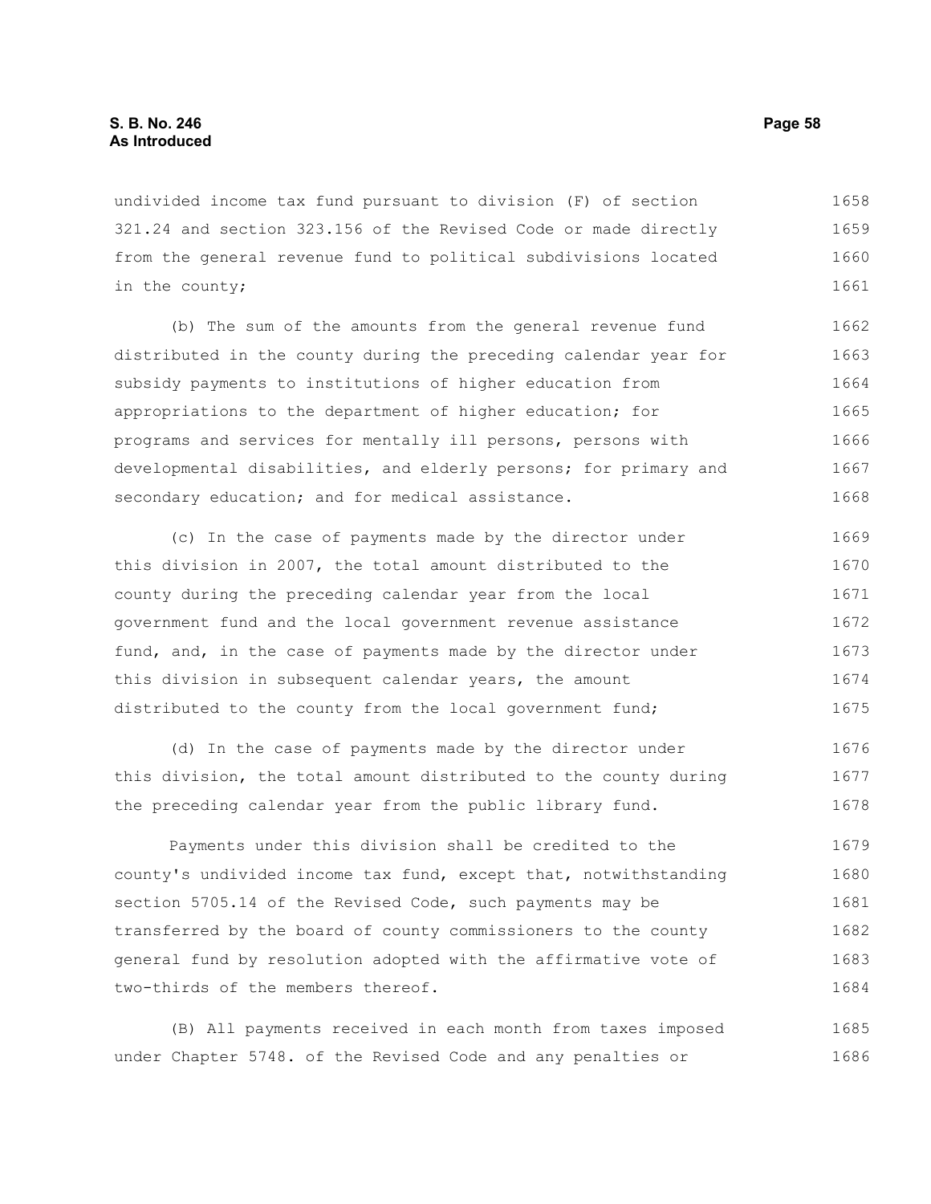undivided income tax fund pursuant to division (F) of section 321.24 and section 323.156 of the Revised Code or made directly from the general revenue fund to political subdivisions located in the county;

(b) The sum of the amounts from the general revenue fund distributed in the county during the preceding calendar year for subsidy payments to institutions of higher education from appropriations to the department of higher education; for programs and services for mentally ill persons, persons with developmental disabilities, and elderly persons; for primary and secondary education; and for medical assistance.

(c) In the case of payments made by the director under this division in 2007, the total amount distributed to the county during the preceding calendar year from the local government fund and the local government revenue assistance fund, and, in the case of payments made by the director under this division in subsequent calendar years, the amount distributed to the county from the local government fund;

(d) In the case of payments made by the director under this division, the total amount distributed to the county during the preceding calendar year from the public library fund.

Payments under this division shall be credited to the county's undivided income tax fund, except that, notwithstanding section 5705.14 of the Revised Code, such payments may be transferred by the board of county commissioners to the county general fund by resolution adopted with the affirmative vote of two-thirds of the members thereof.

(B) All payments received in each month from taxes imposed under Chapter 5748. of the Revised Code and any penalties or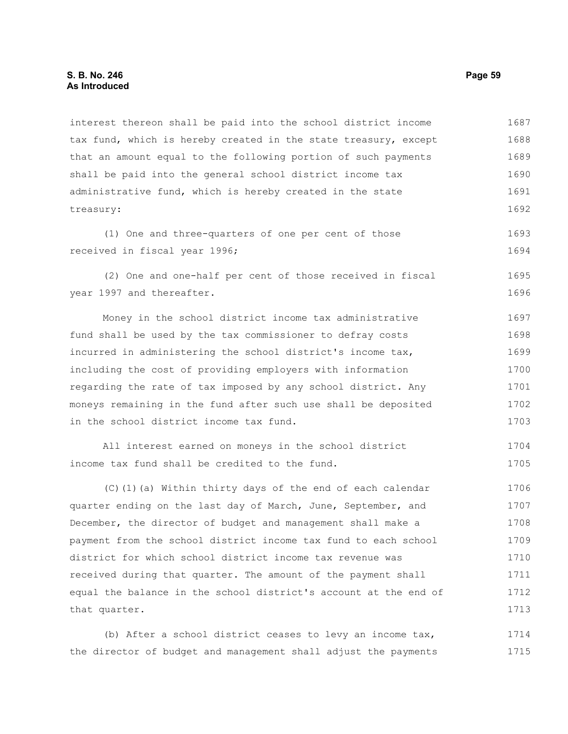interest thereon shall be paid into the school district income tax fund, which is hereby created in the state treasury, except that an amount equal to the following portion of such payments shall be paid into the general school district income tax administrative fund, which is hereby created in the state treasury:

(1) One and three-quarters of one per cent of those received in fiscal year 1996;

(2) One and one-half per cent of those received in fiscal year 1997 and thereafter.

Money in the school district income tax administrative fund shall be used by the tax commissioner to defray costs incurred in administering the school district's income tax, including the cost of providing employers with information regarding the rate of tax imposed by any school district. Any moneys remaining in the fund after such use shall be deposited in the school district income tax fund.

All interest earned on moneys in the school district income tax fund shall be credited to the fund.

(C)(1)(a) Within thirty days of the end of each calendar quarter ending on the last day of March, June, September, and December, the director of budget and management shall make a payment from the school district income tax fund to each school district for which school district income tax revenue was received during that quarter. The amount of the payment shall equal the balance in the school district's account at the end of that quarter.

(b) After a school district ceases to levy an income tax, the director of budget and management shall adjust the payments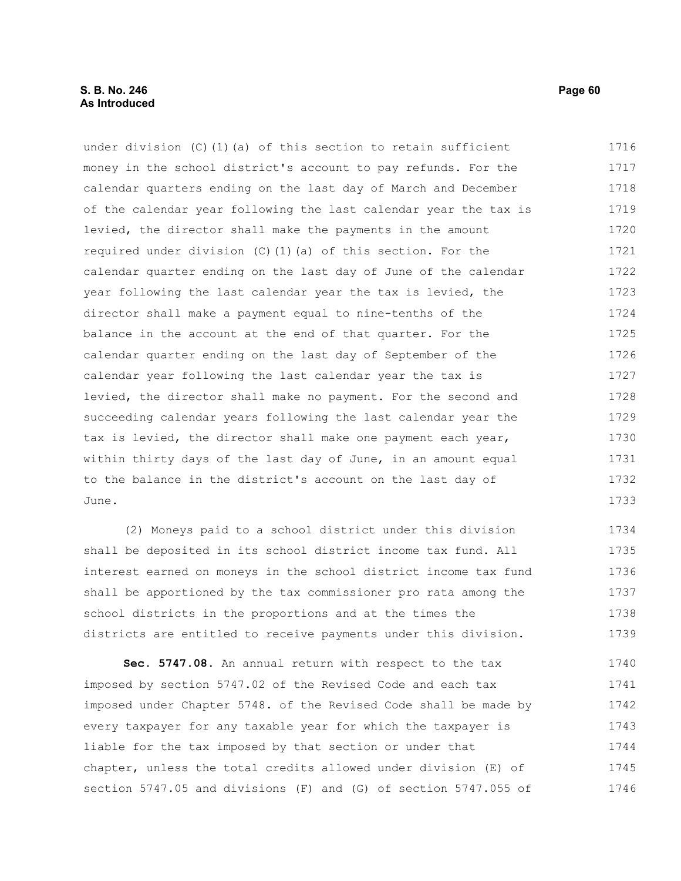under division (C)(1)(a) of this section to retain sufficient money in the school district's account to pay refunds. For the calendar quarters ending on the last day of March and December of the calendar year following the last calendar year the tax is levied, the director shall make the payments in the amount required under division (C)(1)(a) of this section. For the calendar quarter ending on the last day of June of the calendar year following the last calendar year the tax is levied, the director shall make a payment equal to nine-tenths of the balance in the account at the end of that quarter. For the calendar quarter ending on the last day of September of the calendar year following the last calendar year the tax is levied, the director shall make no payment. For the second and succeeding calendar years following the last calendar year the tax is levied, the director shall make one payment each year, within thirty days of the last day of June, in an amount equal to the balance in the district's account on the last day of June.

(2) Moneys paid to a school district under this division shall be deposited in its school district income tax fund. All interest earned on moneys in the school district income tax fund shall be apportioned by the tax commissioner pro rata among the school districts in the proportions and at the times the districts are entitled to receive payments under this division.

**Sec. 5747.08.** An annual return with respect to the tax imposed by section 5747.02 of the Revised Code and each tax imposed under Chapter 5748. of the Revised Code shall be made by every taxpayer for any taxable year for which the taxpayer is liable for the tax imposed by that section or under that chapter, unless the total credits allowed under division (E) of section 5747.05 and divisions (F) and (G) of section 5747.055 of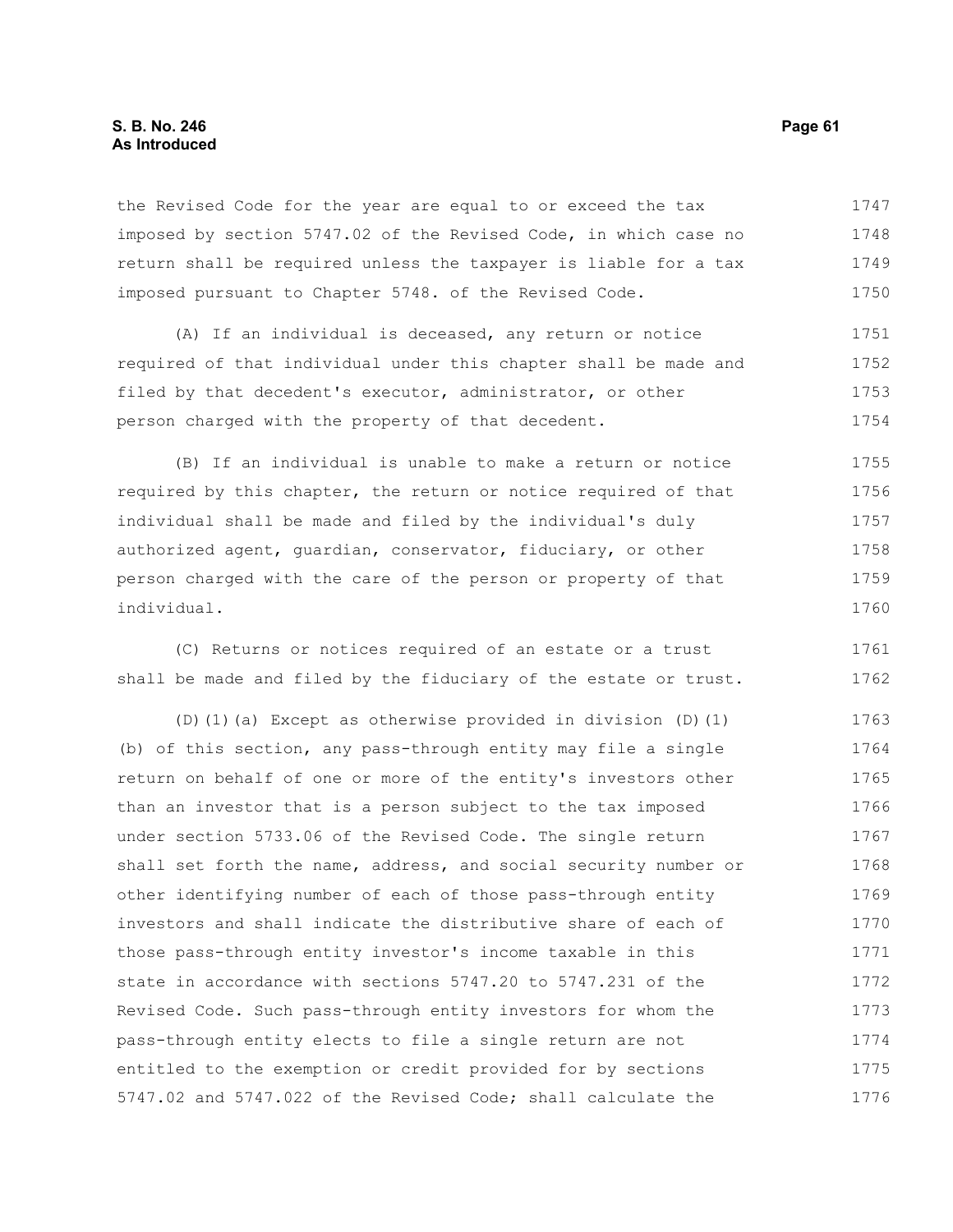the Revised Code for the year are equal to or exceed the tax imposed by section 5747.02 of the Revised Code, in which case no return shall be required unless the taxpayer is liable for a tax imposed pursuant to Chapter 5748. of the Revised Code.

(A) If an individual is deceased, any return or notice required of that individual under this chapter shall be made and filed by that decedent's executor, administrator, or other person charged with the property of that decedent.

(B) If an individual is unable to make a return or notice required by this chapter, the return or notice required of that individual shall be made and filed by the individual's duly authorized agent, guardian, conservator, fiduciary, or other person charged with the care of the person or property of that individual.

(C) Returns or notices required of an estate or a trust shall be made and filed by the fiduciary of the estate or trust.

(D)(1)(a) Except as otherwise provided in division (D)(1)(b) of this section, any pass-through entity may file a single return on behalf of one or more of the entity's investors other than an investor that is a person subject to the tax imposed under section 5733.06 of the Revised Code. The single return shall set forth the name, address, and social security number or other identifying number of each of those pass-through entity investors and shall indicate the distributive share of each of those pass-through entity investor's income taxable in this state in accordance with sections 5747.20 to 5747.231 of the Revised Code. Such pass-through entity investors for whom the pass-through entity elects to file a single return are not entitled to the exemption or credit provided for by sections 5747.02 and 5747.022 of the Revised Code; shall calculate the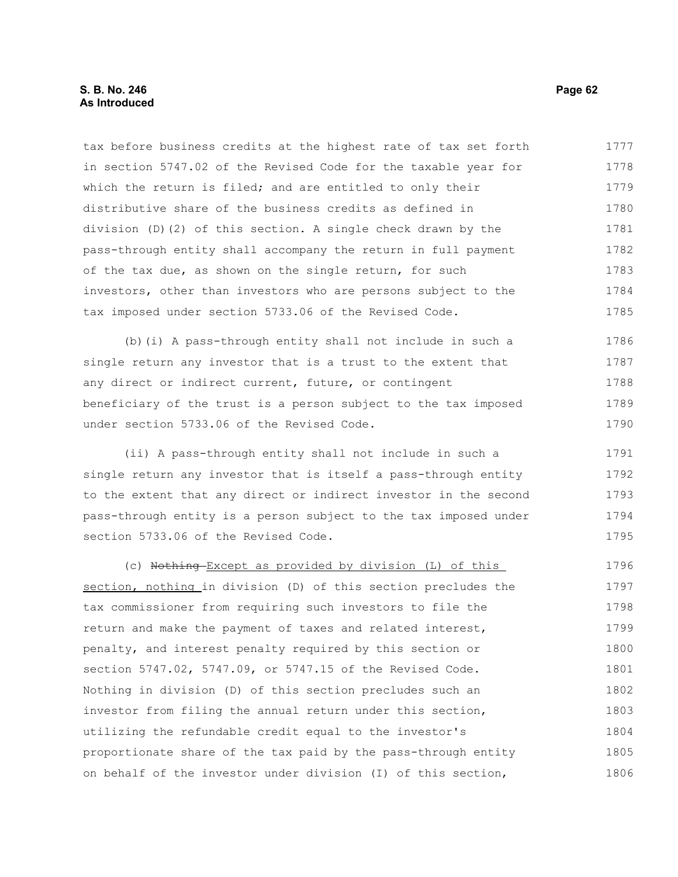tax before business credits at the highest rate of tax set forth in section 5747.02 of the Revised Code for the taxable year for which the return is filed; and are entitled to only their distributive share of the business credits as defined in division (D)(2) of this section. A single check drawn by the pass-through entity shall accompany the return in full payment of the tax due, as shown on the single return, for such investors, other than investors who are persons subject to the tax imposed under section 5733.06 of the Revised Code.

(b)(i) A pass-through entity shall not include in such a single return any investor that is a trust to the extent that any direct or indirect current, future, or contingent beneficiary of the trust is a person subject to the tax imposed under section 5733.06 of the Revised Code.

(ii) A pass-through entity shall not include in such a single return any investor that is itself a pass-through entity to the extent that any direct or indirect investor in the second pass-through entity is a person subject to the tax imposed under section 5733.06 of the Revised Code.

(c) ~~Nothing~~ Except as provided by division (L) of this section, nothing in division (D) of this section precludes the tax commissioner from requiring such investors to file the return and make the payment of taxes and related interest, penalty, and interest penalty required by this section or section 5747.02, 5747.09, or 5747.15 of the Revised Code. Nothing in division (D) of this section precludes such an investor from filing the annual return under this section, utilizing the refundable credit equal to the investor's proportionate share of the tax paid by the pass-through entity on behalf of the investor under division (I) of this section,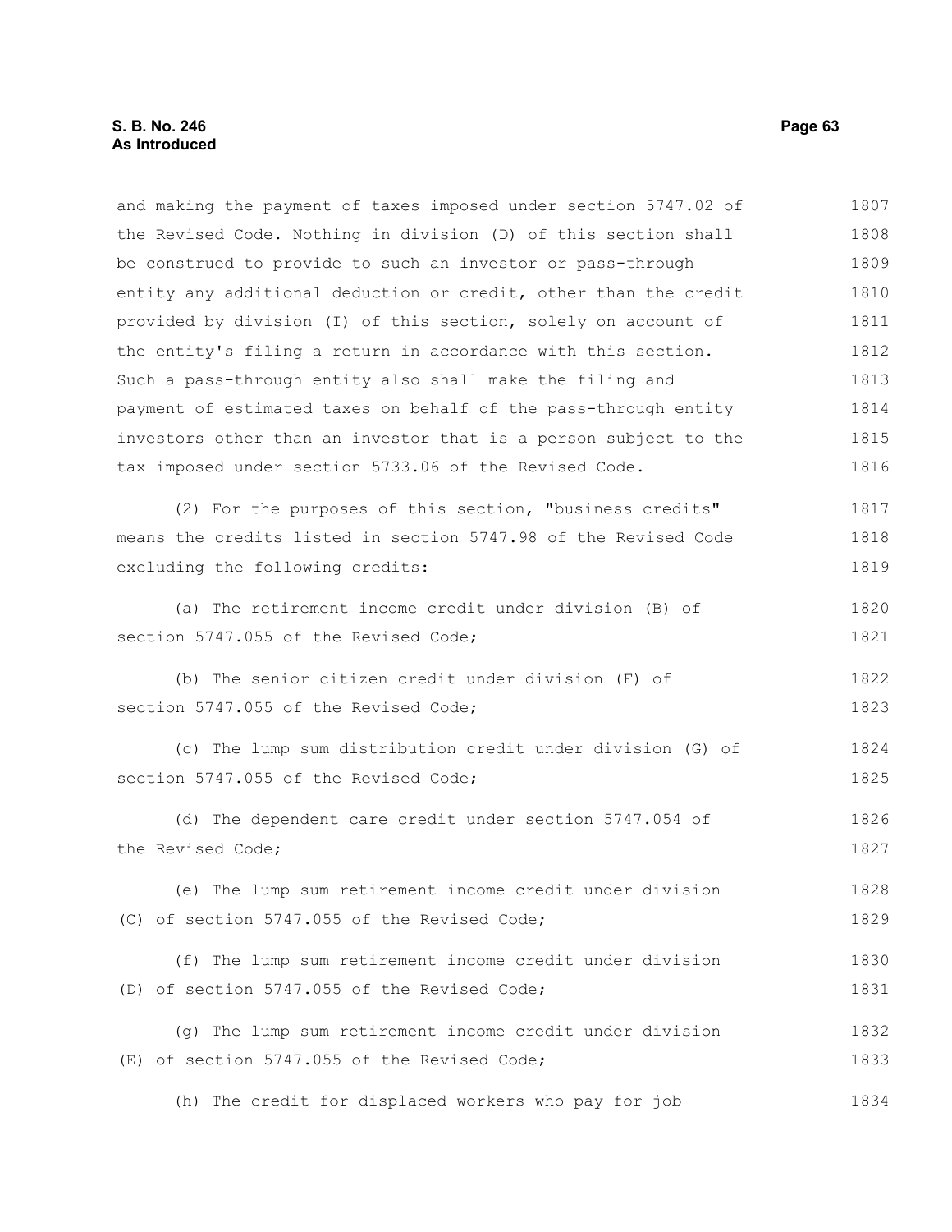and making the payment of taxes imposed under section 5747.02 of the Revised Code. Nothing in division (D) of this section shall be construed to provide to such an investor or pass-through entity any additional deduction or credit, other than the credit provided by division (I) of this section, solely on account of the entity's filing a return in accordance with this section. Such a pass-through entity also shall make the filing and payment of estimated taxes on behalf of the pass-through entity investors other than an investor that is a person subject to the tax imposed under section 5733.06 of the Revised Code.

(2) For the purposes of this section, "business credits" means the credits listed in section 5747.98 of the Revised Code excluding the following credits:

(a) The retirement income credit under division (B) of section 5747.055 of the Revised Code;

(b) The senior citizen credit under division (F) of section 5747.055 of the Revised Code;

(c) The lump sum distribution credit under division (G) of section 5747.055 of the Revised Code;

(d) The dependent care credit under section 5747.054 of the Revised Code;

(e) The lump sum retirement income credit under division (C) of section 5747.055 of the Revised Code;

(f) The lump sum retirement income credit under division (D) of section 5747.055 of the Revised Code;

(g) The lump sum retirement income credit under division (E) of section 5747.055 of the Revised Code;

(h) The credit for displaced workers who pay for job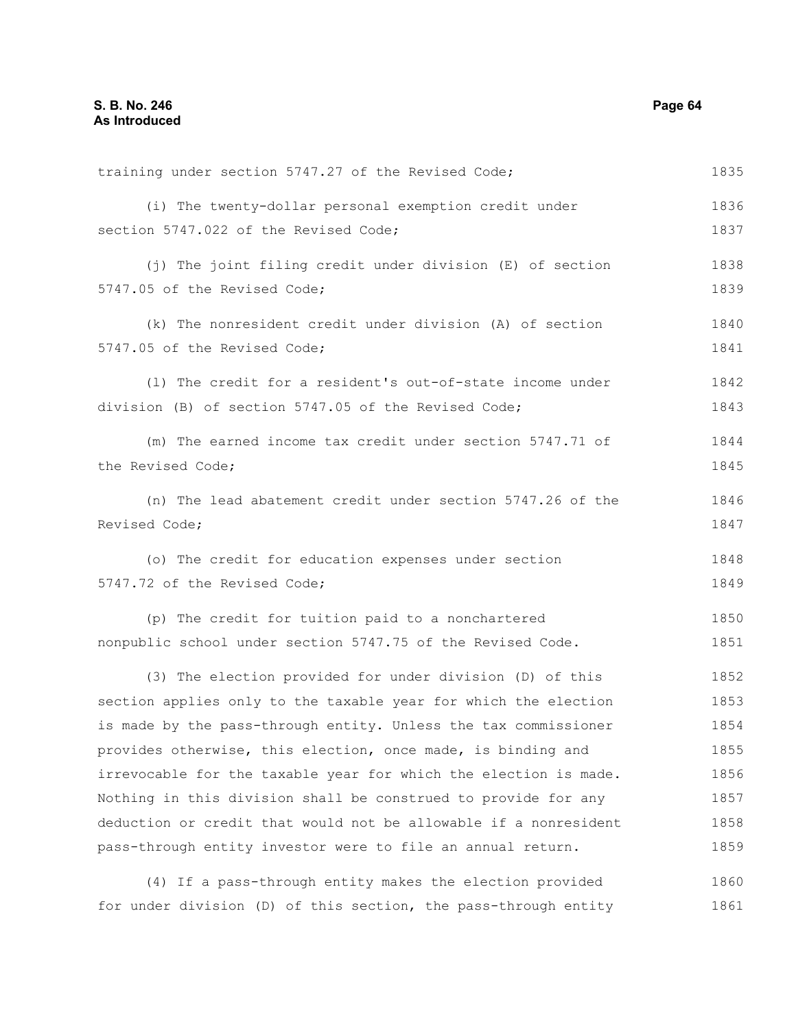training under section 5747.27 of the Revised Code;

(i) The twenty-dollar personal exemption credit under section 5747.022 of the Revised Code;

(j) The joint filing credit under division (E) of section 5747.05 of the Revised Code;

(k) The nonresident credit under division (A) of section 5747.05 of the Revised Code;

(l) The credit for a resident's out-of-state income under division (B) of section 5747.05 of the Revised Code;

(m) The earned income tax credit under section 5747.71 of the Revised Code;

(n) The lead abatement credit under section 5747.26 of the Revised Code;

(o) The credit for education expenses under section 5747.72 of the Revised Code;

(p) The credit for tuition paid to a nonchartered nonpublic school under section 5747.75 of the Revised Code.

(3) The election provided for under division (D) of this section applies only to the taxable year for which the election is made by the pass-through entity. Unless the tax commissioner provides otherwise, this election, once made, is binding and irrevocable for the taxable year for which the election is made. Nothing in this division shall be construed to provide for any deduction or credit that would not be allowable if a nonresident pass-through entity investor were to file an annual return.

(4) If a pass-through entity makes the election provided for under division (D) of this section, the pass-through entity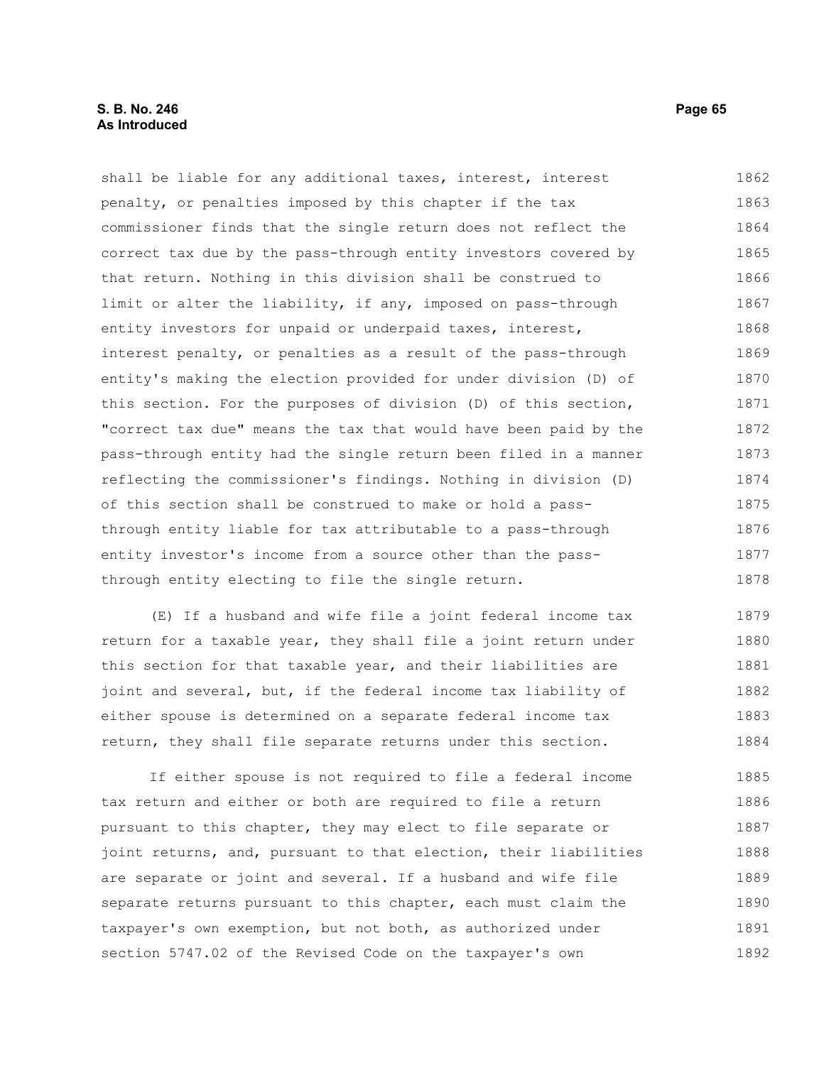shall be liable for any additional taxes, interest, interest penalty, or penalties imposed by this chapter if the tax commissioner finds that the single return does not reflect the correct tax due by the pass-through entity investors covered by that return. Nothing in this division shall be construed to limit or alter the liability, if any, imposed on pass-through entity investors for unpaid or underpaid taxes, interest, interest penalty, or penalties as a result of the pass-through entity's making the election provided for under division (D) of this section. For the purposes of division (D) of this section, "correct tax due" means the tax that would have been paid by the pass-through entity had the single return been filed in a manner reflecting the commissioner's findings. Nothing in division (D) of this section shall be construed to make or hold a pass-through entity liable for tax attributable to a pass-through entity investor's income from a source other than the pass-through entity electing to file the single return.

(E) If a husband and wife file a joint federal income tax return for a taxable year, they shall file a joint return under this section for that taxable year, and their liabilities are joint and several, but, if the federal income tax liability of either spouse is determined on a separate federal income tax return, they shall file separate returns under this section.

If either spouse is not required to file a federal income tax return and either or both are required to file a return pursuant to this chapter, they may elect to file separate or joint returns, and, pursuant to that election, their liabilities are separate or joint and several. If a husband and wife file separate returns pursuant to this chapter, each must claim the taxpayer's own exemption, but not both, as authorized under section 5747.02 of the Revised Code on the taxpayer's own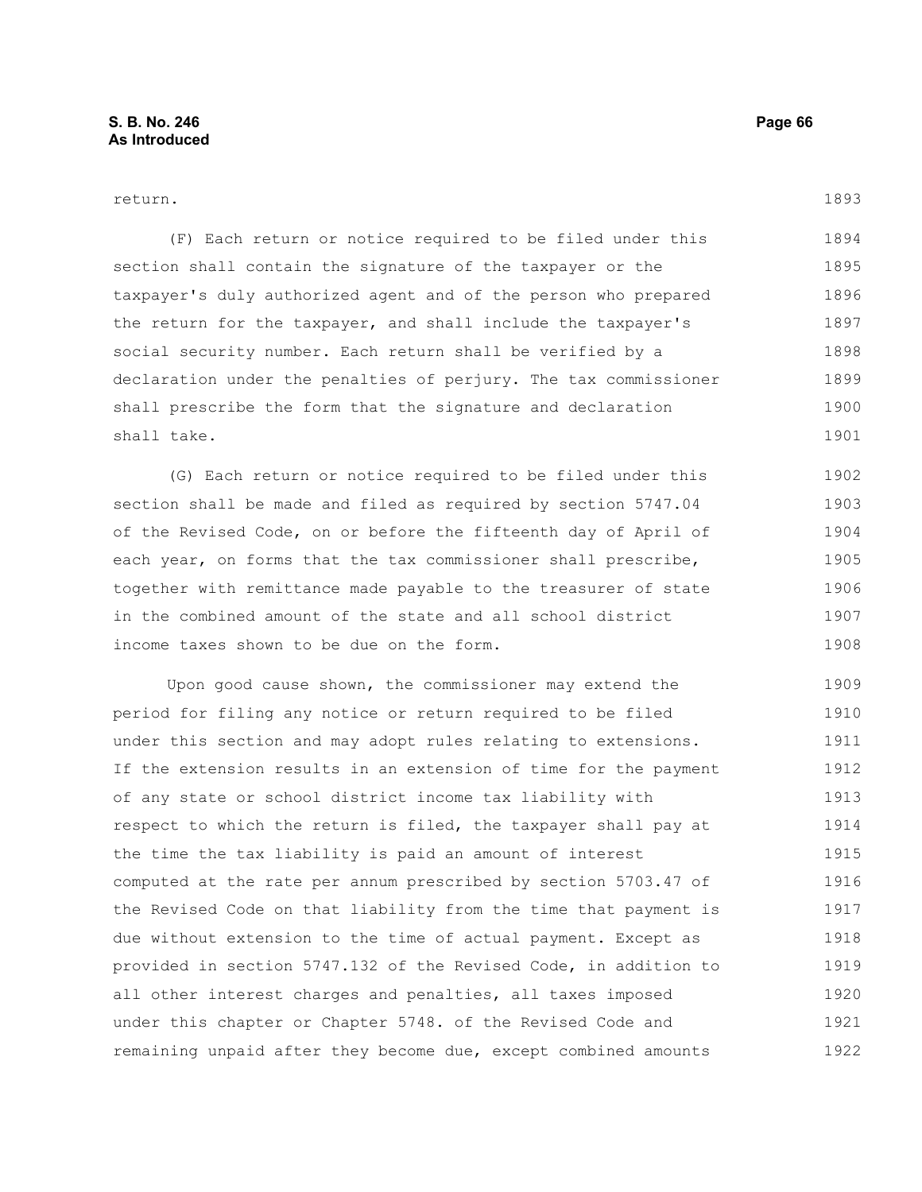return.

(F) Each return or notice required to be filed under this section shall contain the signature of the taxpayer or the taxpayer's duly authorized agent and of the person who prepared the return for the taxpayer, and shall include the taxpayer's social security number. Each return shall be verified by a declaration under the penalties of perjury. The tax commissioner shall prescribe the form that the signature and declaration shall take.

(G) Each return or notice required to be filed under this section shall be made and filed as required by section 5747.04 of the Revised Code, on or before the fifteenth day of April of each year, on forms that the tax commissioner shall prescribe, together with remittance made payable to the treasurer of state in the combined amount of the state and all school district income taxes shown to be due on the form.

Upon good cause shown, the commissioner may extend the period for filing any notice or return required to be filed under this section and may adopt rules relating to extensions. If the extension results in an extension of time for the payment of any state or school district income tax liability with respect to which the return is filed, the taxpayer shall pay at the time the tax liability is paid an amount of interest computed at the rate per annum prescribed by section 5703.47 of the Revised Code on that liability from the time that payment is due without extension to the time of actual payment. Except as provided in section 5747.132 of the Revised Code, in addition to all other interest charges and penalties, all taxes imposed under this chapter or Chapter 5748. of the Revised Code and remaining unpaid after they become due, except combined amounts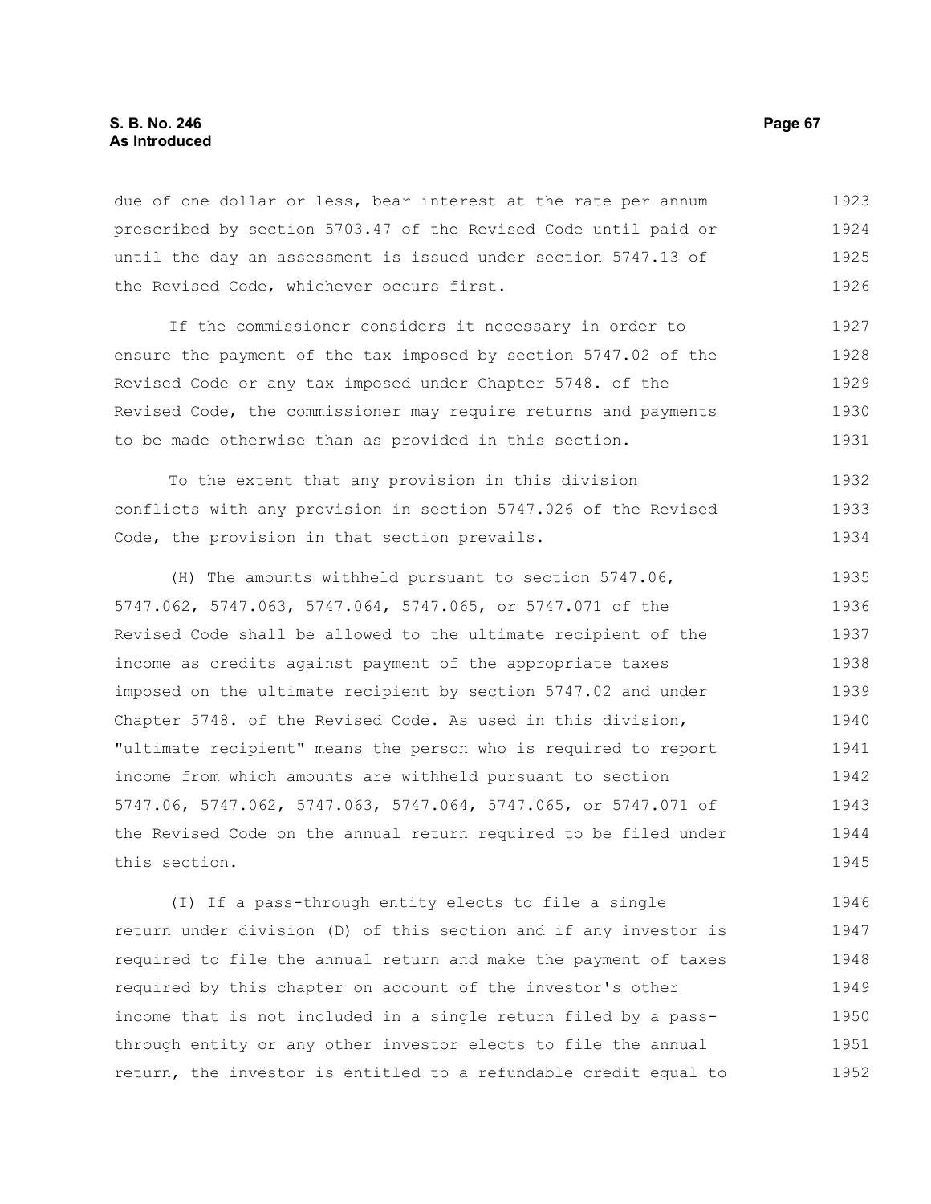due of one dollar or less, bear interest at the rate per annum prescribed by section 5703.47 of the Revised Code until paid or until the day an assessment is issued under section 5747.13 of the Revised Code, whichever occurs first.

If the commissioner considers it necessary in order to ensure the payment of the tax imposed by section 5747.02 of the Revised Code or any tax imposed under Chapter 5748. of the Revised Code, the commissioner may require returns and payments to be made otherwise than as provided in this section.

To the extent that any provision in this division conflicts with any provision in section 5747.026 of the Revised Code, the provision in that section prevails.

(H) The amounts withheld pursuant to section 5747.06, 5747.062, 5747.063, 5747.064, 5747.065, or 5747.071 of the Revised Code shall be allowed to the ultimate recipient of the income as credits against payment of the appropriate taxes imposed on the ultimate recipient by section 5747.02 and under Chapter 5748. of the Revised Code. As used in this division, "ultimate recipient" means the person who is required to report income from which amounts are withheld pursuant to section 5747.06, 5747.062, 5747.063, 5747.064, 5747.065, or 5747.071 of the Revised Code on the annual return required to be filed under this section.

(I) If a pass-through entity elects to file a single return under division (D) of this section and if any investor is required to file the annual return and make the payment of taxes required by this chapter on account of the investor's other income that is not included in a single return filed by a pass-through entity or any other investor elects to file the annual return, the investor is entitled to a refundable credit equal to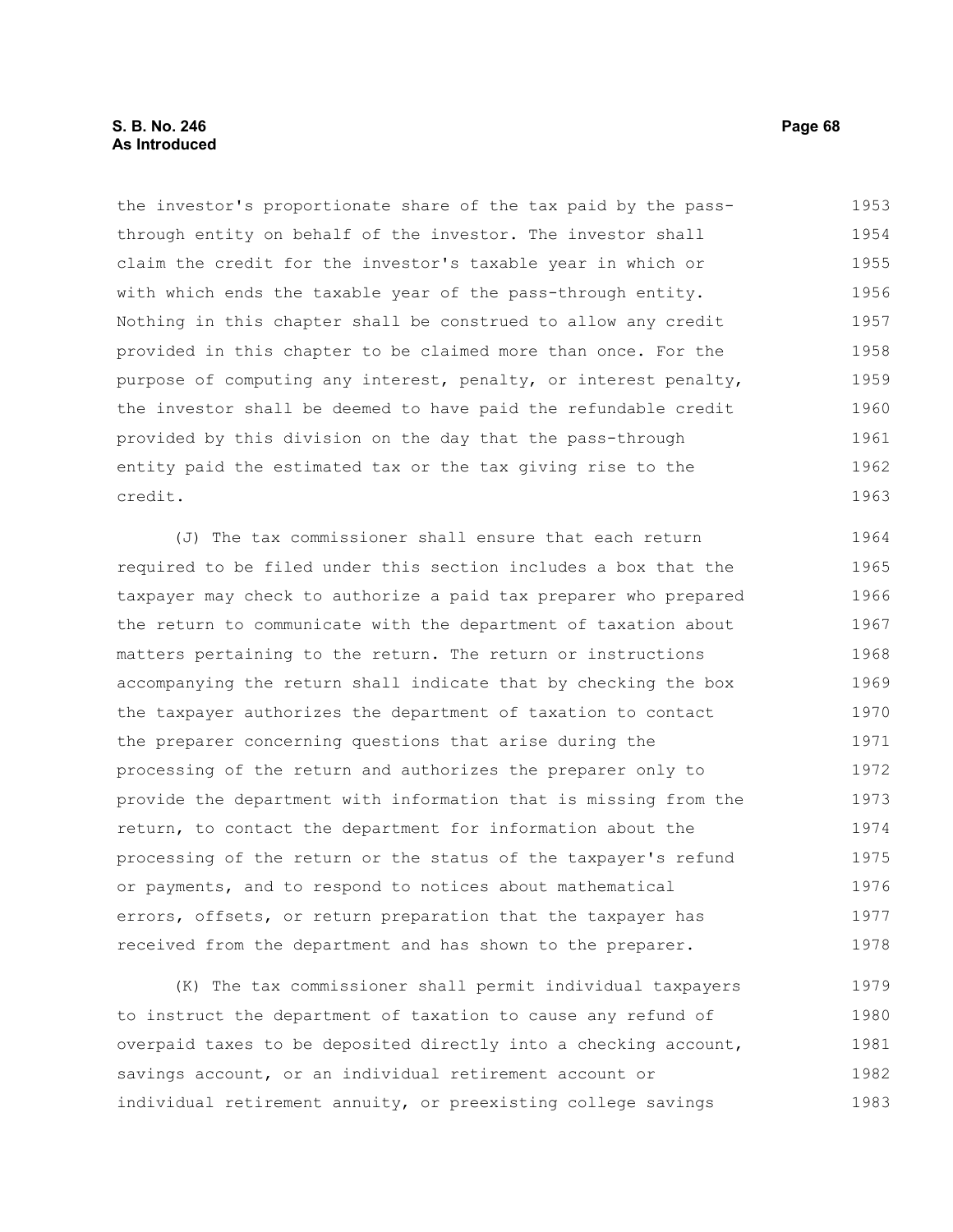the investor's proportionate share of the tax paid by the pass-through entity on behalf of the investor. The investor shall claim the credit for the investor's taxable year in which or with which ends the taxable year of the pass-through entity. Nothing in this chapter shall be construed to allow any credit provided in this chapter to be claimed more than once. For the purpose of computing any interest, penalty, or interest penalty, the investor shall be deemed to have paid the refundable credit provided by this division on the day that the pass-through entity paid the estimated tax or the tax giving rise to the credit.

(J) The tax commissioner shall ensure that each return required to be filed under this section includes a box that the taxpayer may check to authorize a paid tax preparer who prepared the return to communicate with the department of taxation about matters pertaining to the return. The return or instructions accompanying the return shall indicate that by checking the box the taxpayer authorizes the department of taxation to contact the preparer concerning questions that arise during the processing of the return and authorizes the preparer only to provide the department with information that is missing from the return, to contact the department for information about the processing of the return or the status of the taxpayer's refund or payments, and to respond to notices about mathematical errors, offsets, or return preparation that the taxpayer has received from the department and has shown to the preparer.

(K) The tax commissioner shall permit individual taxpayers to instruct the department of taxation to cause any refund of overpaid taxes to be deposited directly into a checking account, savings account, or an individual retirement account or individual retirement annuity, or preexisting college savings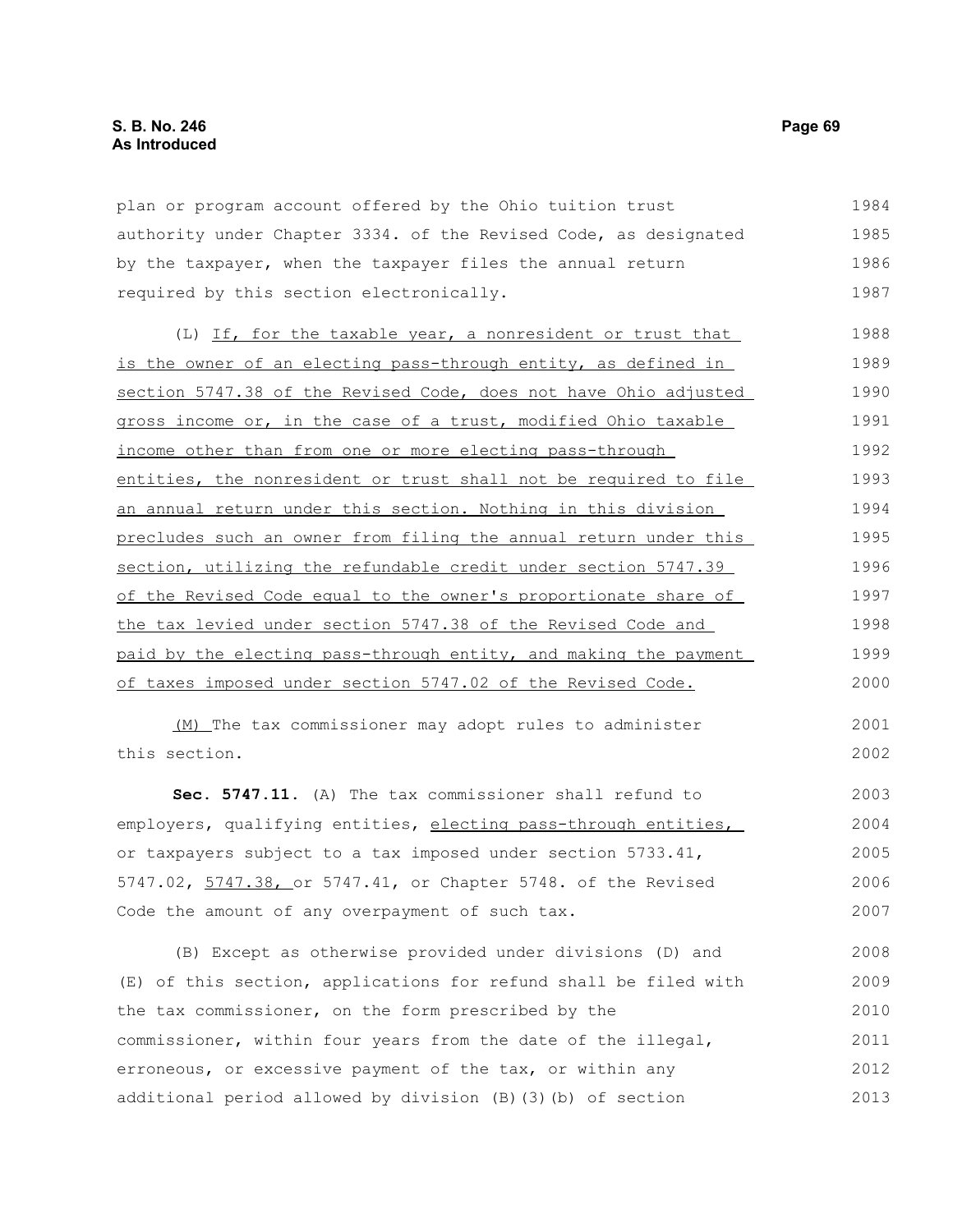plan or program account offered by the Ohio tuition trust authority under Chapter 3334. of the Revised Code, as designated by the taxpayer, when the taxpayer files the annual return required by this section electronically.

(L) If, for the taxable year, a nonresident or trust that is the owner of an electing pass-through entity, as defined in section 5747.38 of the Revised Code, does not have Ohio adjusted gross income or, in the case of a trust, modified Ohio taxable income other than from one or more electing pass-through entities, the nonresident or trust shall not be required to file an annual return under this section. Nothing in this division precludes such an owner from filing the annual return under this section, utilizing the refundable credit under section 5747.39 of the Revised Code equal to the owner's proportionate share of the tax levied under section 5747.38 of the Revised Code and paid by the electing pass-through entity, and making the payment of taxes imposed under section 5747.02 of the Revised Code.

(M) The tax commissioner may adopt rules to administer this section.

**Sec. 5747.11.** (A) The tax commissioner shall refund to employers, qualifying entities, electing pass-through entities, or taxpayers subject to a tax imposed under section 5733.41, 5747.02, 5747.38, or 5747.41, or Chapter 5748. of the Revised Code the amount of any overpayment of such tax.

(B) Except as otherwise provided under divisions (D) and (E) of this section, applications for refund shall be filed with the tax commissioner, on the form prescribed by the commissioner, within four years from the date of the illegal, erroneous, or excessive payment of the tax, or within any additional period allowed by division (B)(3)(b) of section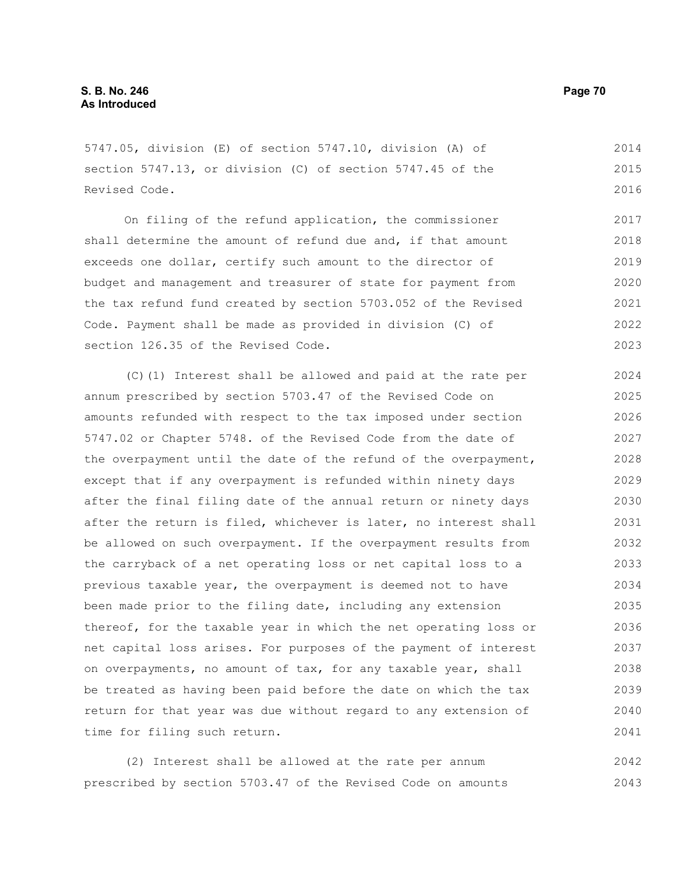5747.05, division (E) of section 5747.10, division (A) of section 5747.13, or division (C) of section 5747.45 of the Revised Code.

On filing of the refund application, the commissioner shall determine the amount of refund due and, if that amount exceeds one dollar, certify such amount to the director of budget and management and treasurer of state for payment from the tax refund fund created by section 5703.052 of the Revised Code. Payment shall be made as provided in division (C) of section 126.35 of the Revised Code.

(C)(1) Interest shall be allowed and paid at the rate per annum prescribed by section 5703.47 of the Revised Code on amounts refunded with respect to the tax imposed under section 5747.02 or Chapter 5748. of the Revised Code from the date of the overpayment until the date of the refund of the overpayment, except that if any overpayment is refunded within ninety days after the final filing date of the annual return or ninety days after the return is filed, whichever is later, no interest shall be allowed on such overpayment. If the overpayment results from the carryback of a net operating loss or net capital loss to a previous taxable year, the overpayment is deemed not to have been made prior to the filing date, including any extension thereof, for the taxable year in which the net operating loss or net capital loss arises. For purposes of the payment of interest on overpayments, no amount of tax, for any taxable year, shall be treated as having been paid before the date on which the tax return for that year was due without regard to any extension of time for filing such return.

(2) Interest shall be allowed at the rate per annum prescribed by section 5703.47 of the Revised Code on amounts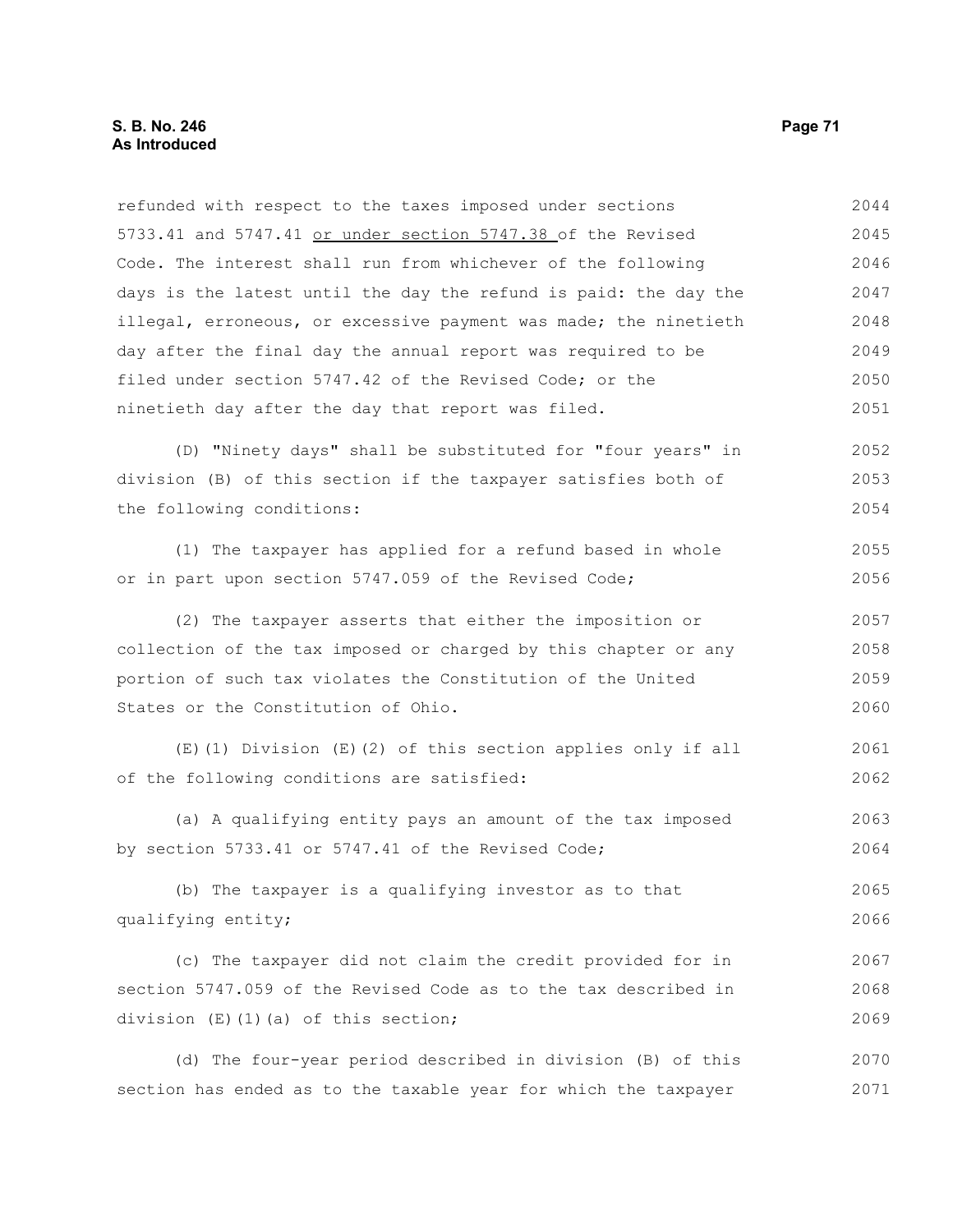refunded with respect to the taxes imposed under sections 5733.41 and 5747.41 <u>or under section 5747.38</u> of the Revised Code. The interest shall run from whichever of the following days is the latest until the day the refund is paid: the day the illegal, erroneous, or excessive payment was made; the ninetieth day after the final day the annual report was required to be filed under section 5747.42 of the Revised Code; or the ninetieth day after the day that report was filed.

(D) "Ninety days" shall be substituted for "four years" in division (B) of this section if the taxpayer satisfies both of the following conditions:

(1) The taxpayer has applied for a refund based in whole or in part upon section 5747.059 of the Revised Code;

(2) The taxpayer asserts that either the imposition or collection of the tax imposed or charged by this chapter or any portion of such tax violates the Constitution of the United States or the Constitution of Ohio.

(E)(1) Division (E)(2) of this section applies only if all of the following conditions are satisfied:

(a) A qualifying entity pays an amount of the tax imposed by section 5733.41 or 5747.41 of the Revised Code;

(b) The taxpayer is a qualifying investor as to that qualifying entity;

(c) The taxpayer did not claim the credit provided for in section 5747.059 of the Revised Code as to the tax described in division (E)(1)(a) of this section;

(d) The four-year period described in division (B) of this section has ended as to the taxable year for which the taxpayer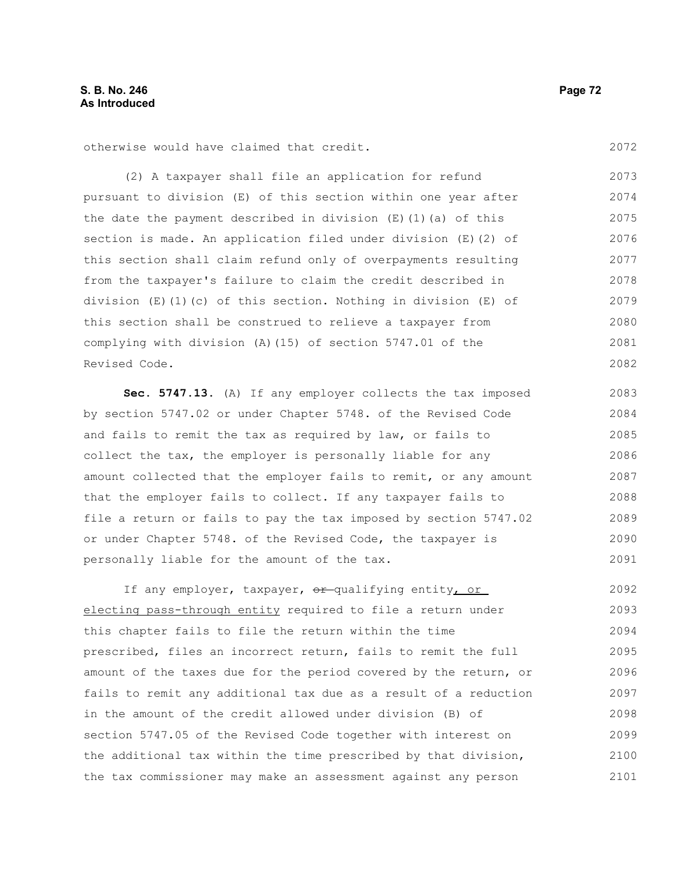otherwise would have claimed that credit.

(2) A taxpayer shall file an application for refund pursuant to division (E) of this section within one year after the date the payment described in division (E)(1)(a) of this section is made. An application filed under division (E)(2) of this section shall claim refund only of overpayments resulting from the taxpayer's failure to claim the credit described in division (E)(1)(c) of this section. Nothing in division (E) of this section shall be construed to relieve a taxpayer from complying with division (A)(15) of section 5747.01 of the Revised Code.

**Sec. 5747.13.** (A) If any employer collects the tax imposed by section 5747.02 or under Chapter 5748. of the Revised Code and fails to remit the tax as required by law, or fails to collect the tax, the employer is personally liable for any amount collected that the employer fails to remit, or any amount that the employer fails to collect. If any taxpayer fails to file a return or fails to pay the tax imposed by section 5747.02 or under Chapter 5748. of the Revised Code, the taxpayer is personally liable for the amount of the tax.

If any employer, taxpayer, ~~or~~ qualifying entity, or electing pass-through entity required to file a return under this chapter fails to file the return within the time prescribed, files an incorrect return, fails to remit the full amount of the taxes due for the period covered by the return, or fails to remit any additional tax due as a result of a reduction in the amount of the credit allowed under division (B) of section 5747.05 of the Revised Code together with interest on the additional tax within the time prescribed by that division, the tax commissioner may make an assessment against any person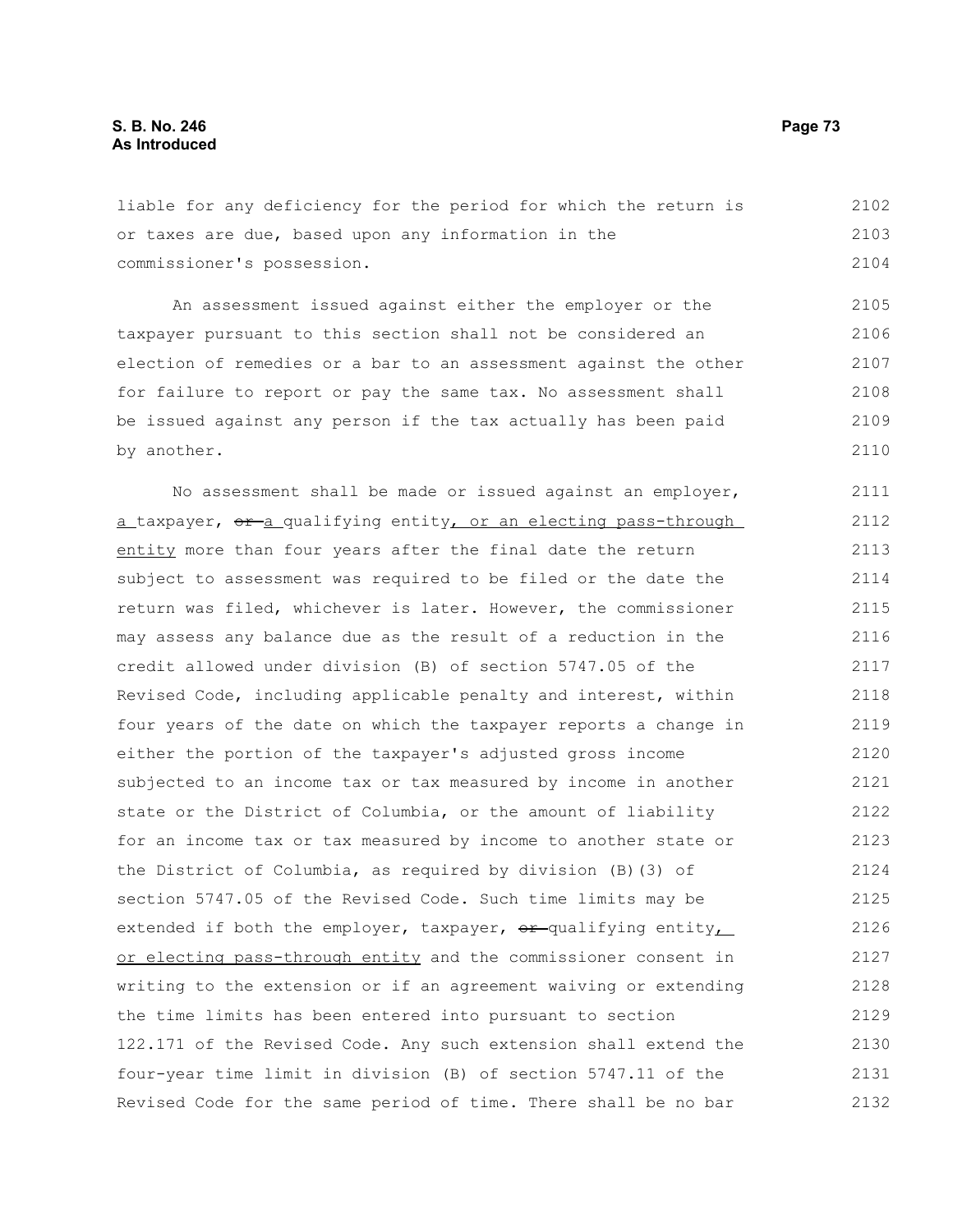liable for any deficiency for the period for which the return is or taxes are due, based upon any information in the commissioner's possession.

An assessment issued against either the employer or the taxpayer pursuant to this section shall not be considered an election of remedies or a bar to an assessment against the other for failure to report or pay the same tax. No assessment shall be issued against any person if the tax actually has been paid by another.

No assessment shall be made or issued against an employer, a taxpayer, ~~or~~ a qualifying entity, or an electing pass-through entity more than four years after the final date the return subject to assessment was required to be filed or the date the return was filed, whichever is later. However, the commissioner may assess any balance due as the result of a reduction in the credit allowed under division (B) of section 5747.05 of the Revised Code, including applicable penalty and interest, within four years of the date on which the taxpayer reports a change in either the portion of the taxpayer's adjusted gross income subjected to an income tax or tax measured by income in another state or the District of Columbia, or the amount of liability for an income tax or tax measured by income to another state or the District of Columbia, as required by division (B)(3) of section 5747.05 of the Revised Code. Such time limits may be extended if both the employer, taxpayer, ~~or~~ qualifying entity, or electing pass-through entity and the commissioner consent in writing to the extension or if an agreement waiving or extending the time limits has been entered into pursuant to section 122.171 of the Revised Code. Any such extension shall extend the four-year time limit in division (B) of section 5747.11 of the Revised Code for the same period of time. There shall be no bar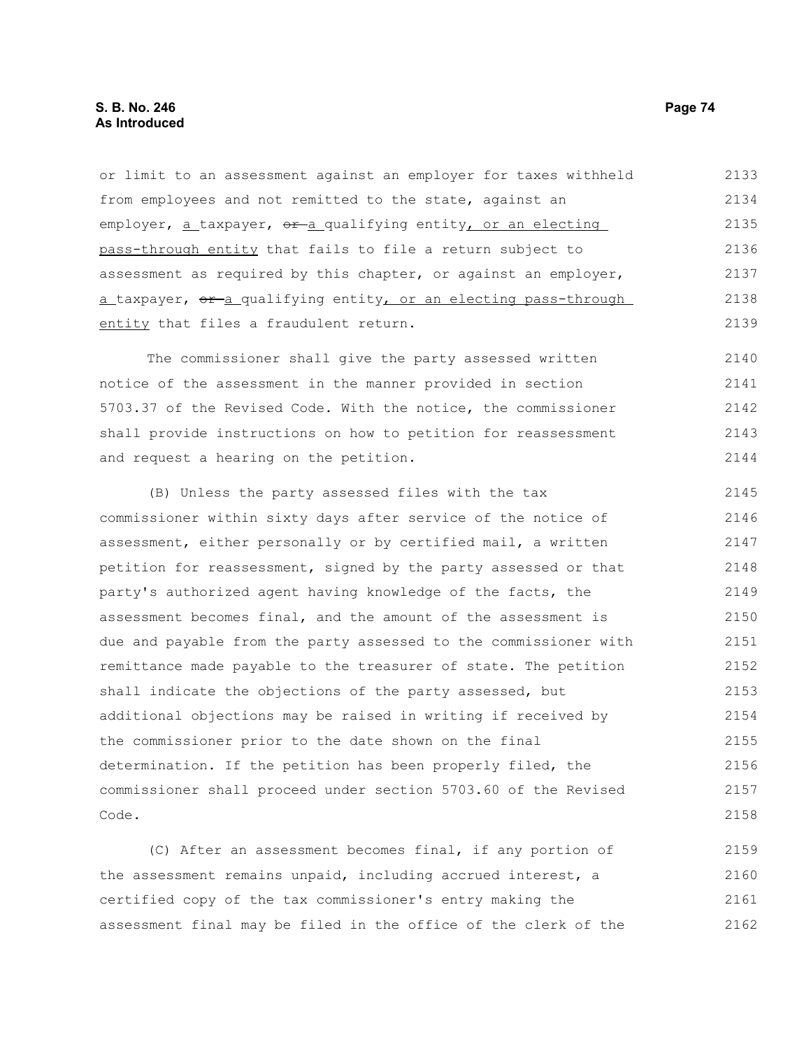or limit to an assessment against an employer for taxes withheld from employees and not remitted to the state, against an employer, a taxpayer, ~~or~~ a qualifying entity, or an electing pass-through entity that fails to file a return subject to assessment as required by this chapter, or against an employer, a taxpayer, ~~or~~ a qualifying entity, or an electing pass-through entity that files a fraudulent return.

The commissioner shall give the party assessed written notice of the assessment in the manner provided in section 5703.37 of the Revised Code. With the notice, the commissioner shall provide instructions on how to petition for reassessment and request a hearing on the petition.

(B) Unless the party assessed files with the tax commissioner within sixty days after service of the notice of assessment, either personally or by certified mail, a written petition for reassessment, signed by the party assessed or that party's authorized agent having knowledge of the facts, the assessment becomes final, and the amount of the assessment is due and payable from the party assessed to the commissioner with remittance made payable to the treasurer of state. The petition shall indicate the objections of the party assessed, but additional objections may be raised in writing if received by the commissioner prior to the date shown on the final determination. If the petition has been properly filed, the commissioner shall proceed under section 5703.60 of the Revised Code.

(C) After an assessment becomes final, if any portion of the assessment remains unpaid, including accrued interest, a certified copy of the tax commissioner's entry making the assessment final may be filed in the office of the clerk of the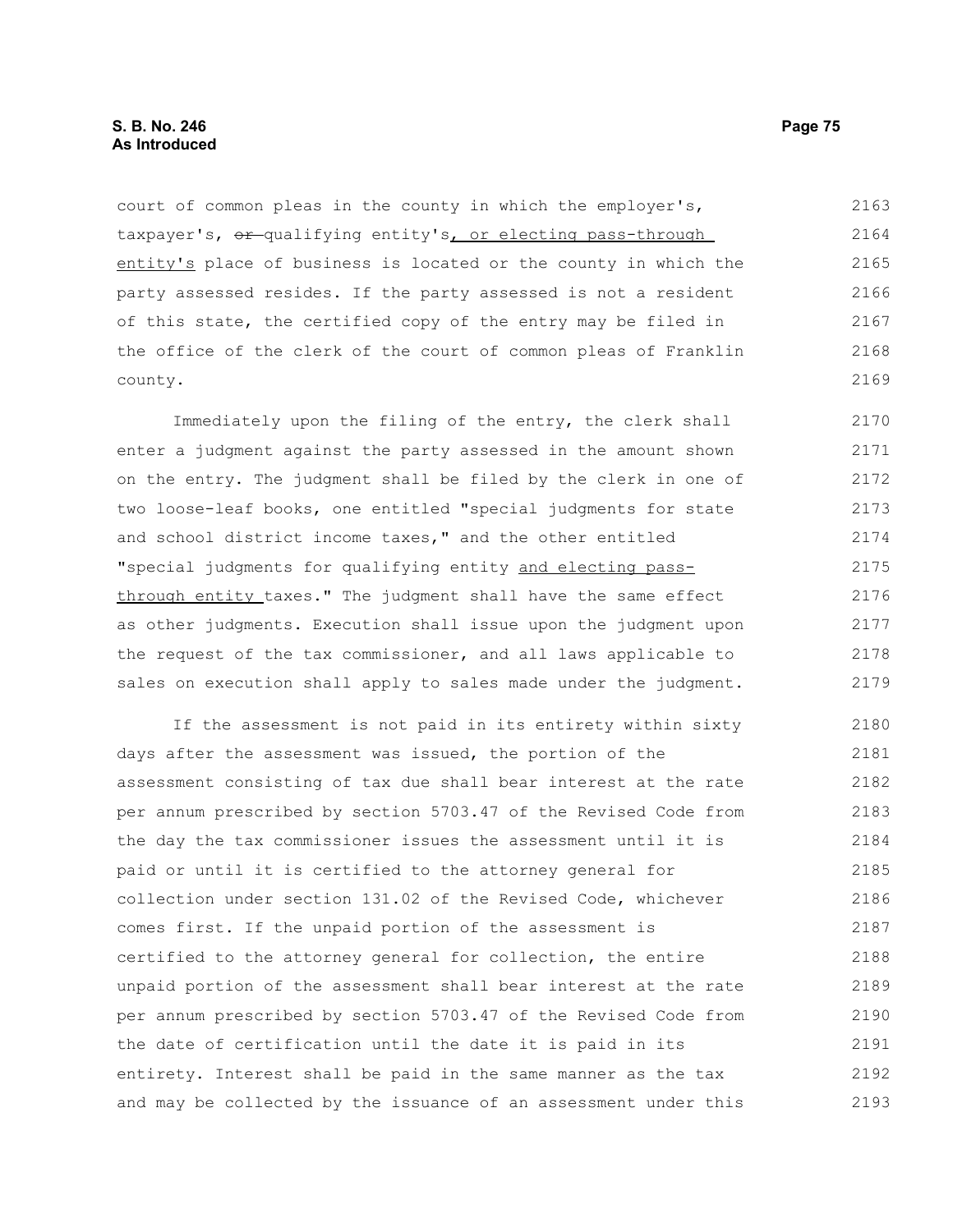court of common pleas in the county in which the employer's, taxpayer's, ~~or~~ qualifying entity's, or electing pass-through entity's place of business is located or the county in which the party assessed resides. If the party assessed is not a resident of this state, the certified copy of the entry may be filed in the office of the clerk of the court of common pleas of Franklin county.

Immediately upon the filing of the entry, the clerk shall enter a judgment against the party assessed in the amount shown on the entry. The judgment shall be filed by the clerk in one of two loose-leaf books, one entitled "special judgments for state and school district income taxes," and the other entitled "special judgments for qualifying entity and electing pass-through entity taxes." The judgment shall have the same effect as other judgments. Execution shall issue upon the judgment upon the request of the tax commissioner, and all laws applicable to sales on execution shall apply to sales made under the judgment.

If the assessment is not paid in its entirety within sixty days after the assessment was issued, the portion of the assessment consisting of tax due shall bear interest at the rate per annum prescribed by section 5703.47 of the Revised Code from the day the tax commissioner issues the assessment until it is paid or until it is certified to the attorney general for collection under section 131.02 of the Revised Code, whichever comes first. If the unpaid portion of the assessment is certified to the attorney general for collection, the entire unpaid portion of the assessment shall bear interest at the rate per annum prescribed by section 5703.47 of the Revised Code from the date of certification until the date it is paid in its entirety. Interest shall be paid in the same manner as the tax and may be collected by the issuance of an assessment under this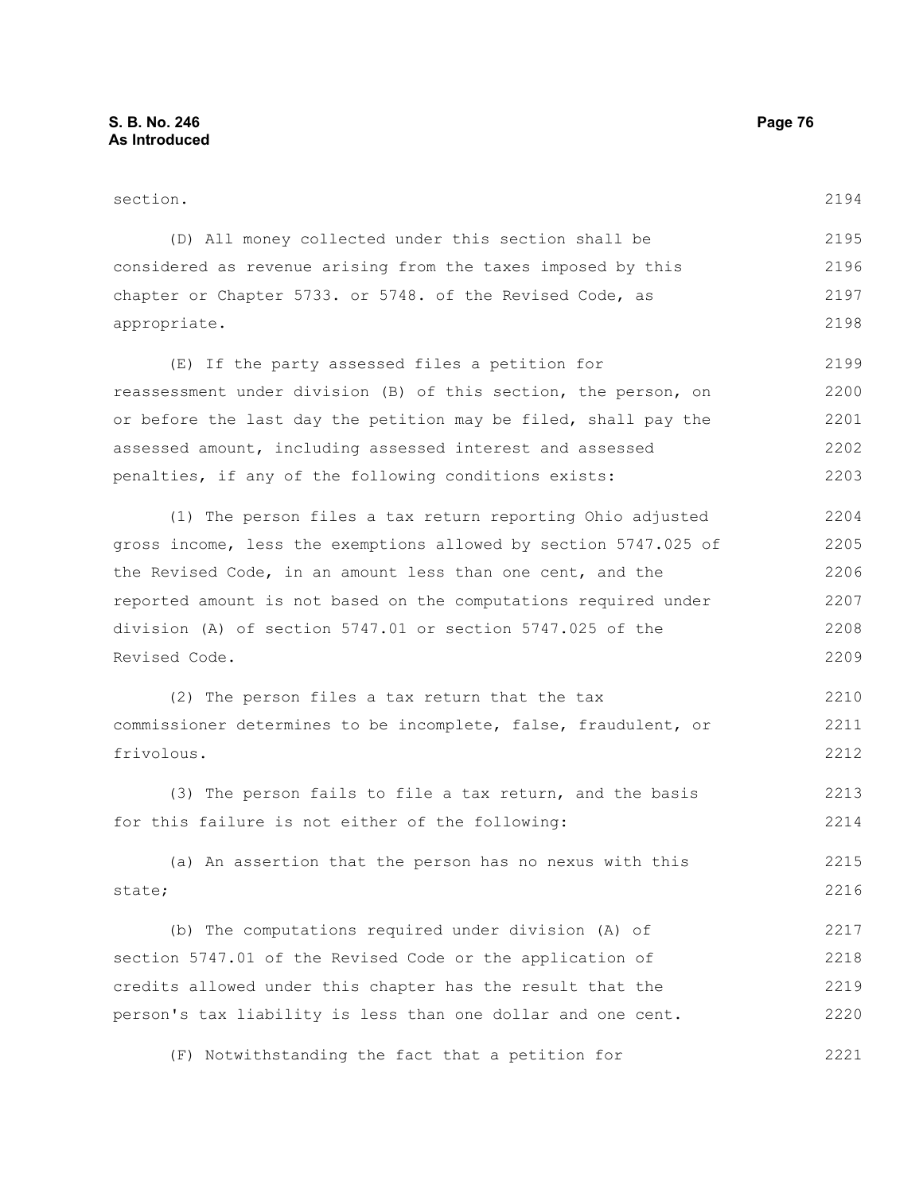section.

(D) All money collected under this section shall be considered as revenue arising from the taxes imposed by this chapter or Chapter 5733. or 5748. of the Revised Code, as appropriate.

(E) If the party assessed files a petition for reassessment under division (B) of this section, the person, on or before the last day the petition may be filed, shall pay the assessed amount, including assessed interest and assessed penalties, if any of the following conditions exists:

(1) The person files a tax return reporting Ohio adjusted gross income, less the exemptions allowed by section 5747.025 of the Revised Code, in an amount less than one cent, and the reported amount is not based on the computations required under division (A) of section 5747.01 or section 5747.025 of the Revised Code.

(2) The person files a tax return that the tax commissioner determines to be incomplete, false, fraudulent, or frivolous.

(3) The person fails to file a tax return, and the basis for this failure is not either of the following:

(a) An assertion that the person has no nexus with this state;

(b) The computations required under division (A) of section 5747.01 of the Revised Code or the application of credits allowed under this chapter has the result that the person's tax liability is less than one dollar and one cent.

(F) Notwithstanding the fact that a petition for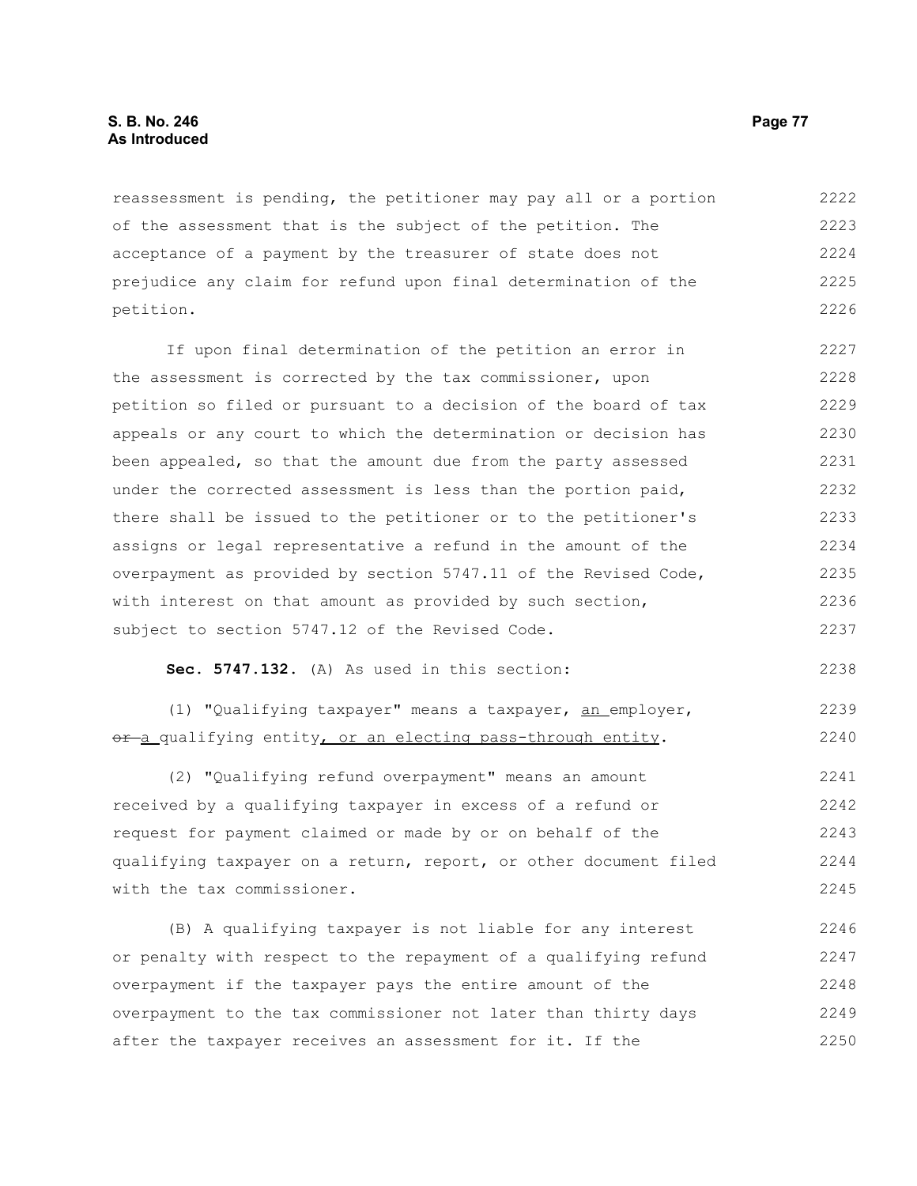reassessment is pending, the petitioner may pay all or a portion of the assessment that is the subject of the petition. The acceptance of a payment by the treasurer of state does not prejudice any claim for refund upon final determination of the petition.

If upon final determination of the petition an error in the assessment is corrected by the tax commissioner, upon petition so filed or pursuant to a decision of the board of tax appeals or any court to which the determination or decision has been appealed, so that the amount due from the party assessed under the corrected assessment is less than the portion paid, there shall be issued to the petitioner or to the petitioner's assigns or legal representative a refund in the amount of the overpayment as provided by section 5747.11 of the Revised Code, with interest on that amount as provided by such section, subject to section 5747.12 of the Revised Code.

**Sec. 5747.132.** (A) As used in this section:

(1) "Qualifying taxpayer" means a taxpayer, an employer, ~~or~~ a qualifying entity, or an electing pass-through entity.

(2) "Qualifying refund overpayment" means an amount received by a qualifying taxpayer in excess of a refund or request for payment claimed or made by or on behalf of the qualifying taxpayer on a return, report, or other document filed with the tax commissioner.

(B) A qualifying taxpayer is not liable for any interest or penalty with respect to the repayment of a qualifying refund overpayment if the taxpayer pays the entire amount of the overpayment to the tax commissioner not later than thirty days after the taxpayer receives an assessment for it. If the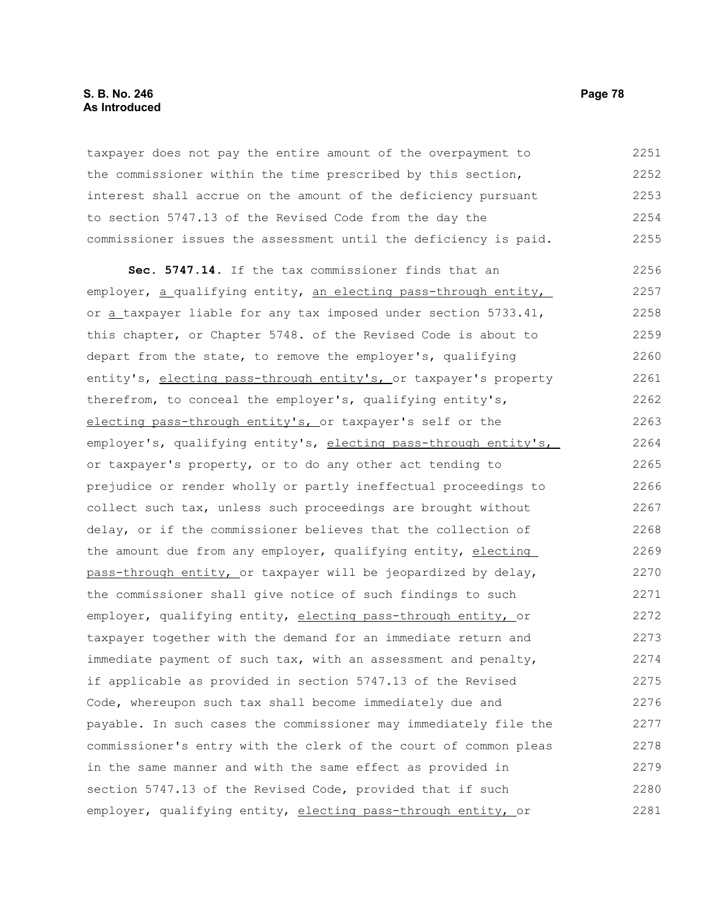taxpayer does not pay the entire amount of the overpayment to the commissioner within the time prescribed by this section, interest shall accrue on the amount of the deficiency pursuant to section 5747.13 of the Revised Code from the day the commissioner issues the assessment until the deficiency is paid.

**Sec. 5747.14.** If the tax commissioner finds that an employer, a qualifying entity, an electing pass-through entity, or a taxpayer liable for any tax imposed under section 5733.41, this chapter, or Chapter 5748. of the Revised Code is about to depart from the state, to remove the employer's, qualifying entity's, electing pass-through entity's, or taxpayer's property therefrom, to conceal the employer's, qualifying entity's, electing pass-through entity's, or taxpayer's self or the employer's, qualifying entity's, electing pass-through entity's, or taxpayer's property, or to do any other act tending to prejudice or render wholly or partly ineffectual proceedings to collect such tax, unless such proceedings are brought without delay, or if the commissioner believes that the collection of the amount due from any employer, qualifying entity, electing pass-through entity, or taxpayer will be jeopardized by delay, the commissioner shall give notice of such findings to such employer, qualifying entity, electing pass-through entity, or taxpayer together with the demand for an immediate return and immediate payment of such tax, with an assessment and penalty, if applicable as provided in section 5747.13 of the Revised Code, whereupon such tax shall become immediately due and payable. In such cases the commissioner may immediately file the commissioner's entry with the clerk of the court of common pleas in the same manner and with the same effect as provided in section 5747.13 of the Revised Code, provided that if such employer, qualifying entity, electing pass-through entity, or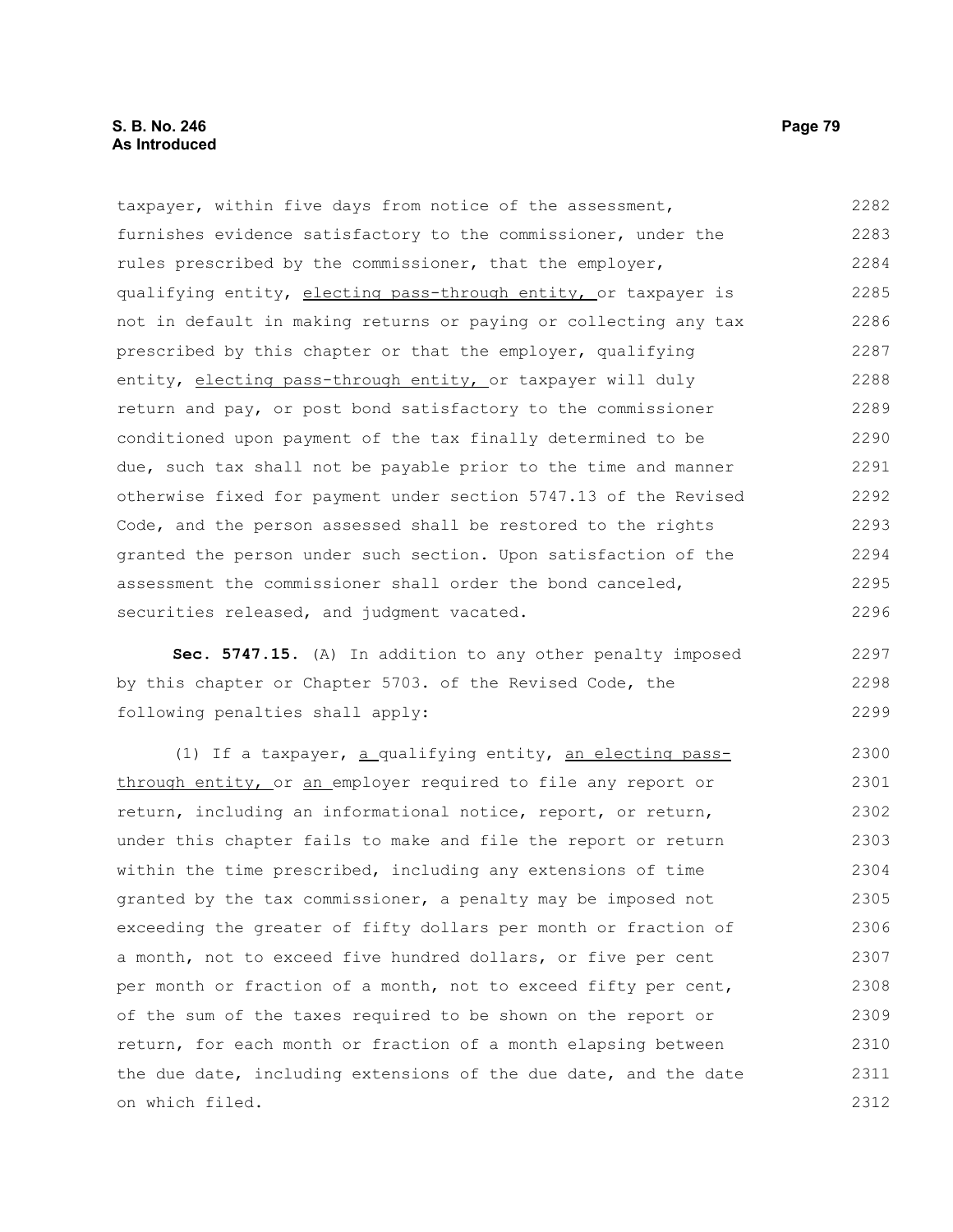taxpayer, within five days from notice of the assessment, furnishes evidence satisfactory to the commissioner, under the rules prescribed by the commissioner, that the employer, qualifying entity, electing pass-through entity, or taxpayer is not in default in making returns or paying or collecting any tax prescribed by this chapter or that the employer, qualifying entity, electing pass-through entity, or taxpayer will duly return and pay, or post bond satisfactory to the commissioner conditioned upon payment of the tax finally determined to be due, such tax shall not be payable prior to the time and manner otherwise fixed for payment under section 5747.13 of the Revised Code, and the person assessed shall be restored to the rights granted the person under such section. Upon satisfaction of the assessment the commissioner shall order the bond canceled, securities released, and judgment vacated.

**Sec. 5747.15.** (A) In addition to any other penalty imposed by this chapter or Chapter 5703. of the Revised Code, the following penalties shall apply:

(1) If a taxpayer, a qualifying entity, an electing pass-through entity, or an employer required to file any report or return, including an informational notice, report, or return, under this chapter fails to make and file the report or return within the time prescribed, including any extensions of time granted by the tax commissioner, a penalty may be imposed not exceeding the greater of fifty dollars per month or fraction of a month, not to exceed five hundred dollars, or five per cent per month or fraction of a month, not to exceed fifty per cent, of the sum of the taxes required to be shown on the report or return, for each month or fraction of a month elapsing between the due date, including extensions of the due date, and the date on which filed.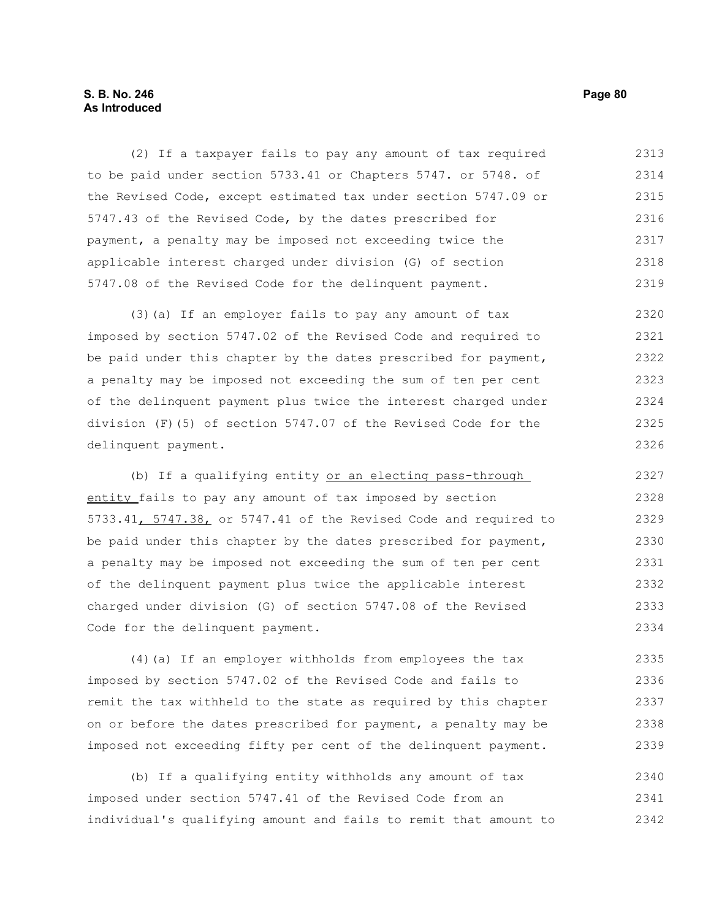(2) If a taxpayer fails to pay any amount of tax required to be paid under section 5733.41 or Chapters 5747. or 5748. of the Revised Code, except estimated tax under section 5747.09 or 5747.43 of the Revised Code, by the dates prescribed for payment, a penalty may be imposed not exceeding twice the applicable interest charged under division (G) of section 5747.08 of the Revised Code for the delinquent payment.

(3)(a) If an employer fails to pay any amount of tax imposed by section 5747.02 of the Revised Code and required to be paid under this chapter by the dates prescribed for payment, a penalty may be imposed not exceeding the sum of ten per cent of the delinquent payment plus twice the interest charged under division (F)(5) of section 5747.07 of the Revised Code for the delinquent payment.

(b) If a qualifying entity or an electing pass-through entity fails to pay any amount of tax imposed by section 5733.41, 5747.38, or 5747.41 of the Revised Code and required to be paid under this chapter by the dates prescribed for payment, a penalty may be imposed not exceeding the sum of ten per cent of the delinquent payment plus twice the applicable interest charged under division (G) of section 5747.08 of the Revised Code for the delinquent payment.

(4)(a) If an employer withholds from employees the tax imposed by section 5747.02 of the Revised Code and fails to remit the tax withheld to the state as required by this chapter on or before the dates prescribed for payment, a penalty may be imposed not exceeding fifty per cent of the delinquent payment.

(b) If a qualifying entity withholds any amount of tax imposed under section 5747.41 of the Revised Code from an individual's qualifying amount and fails to remit that amount to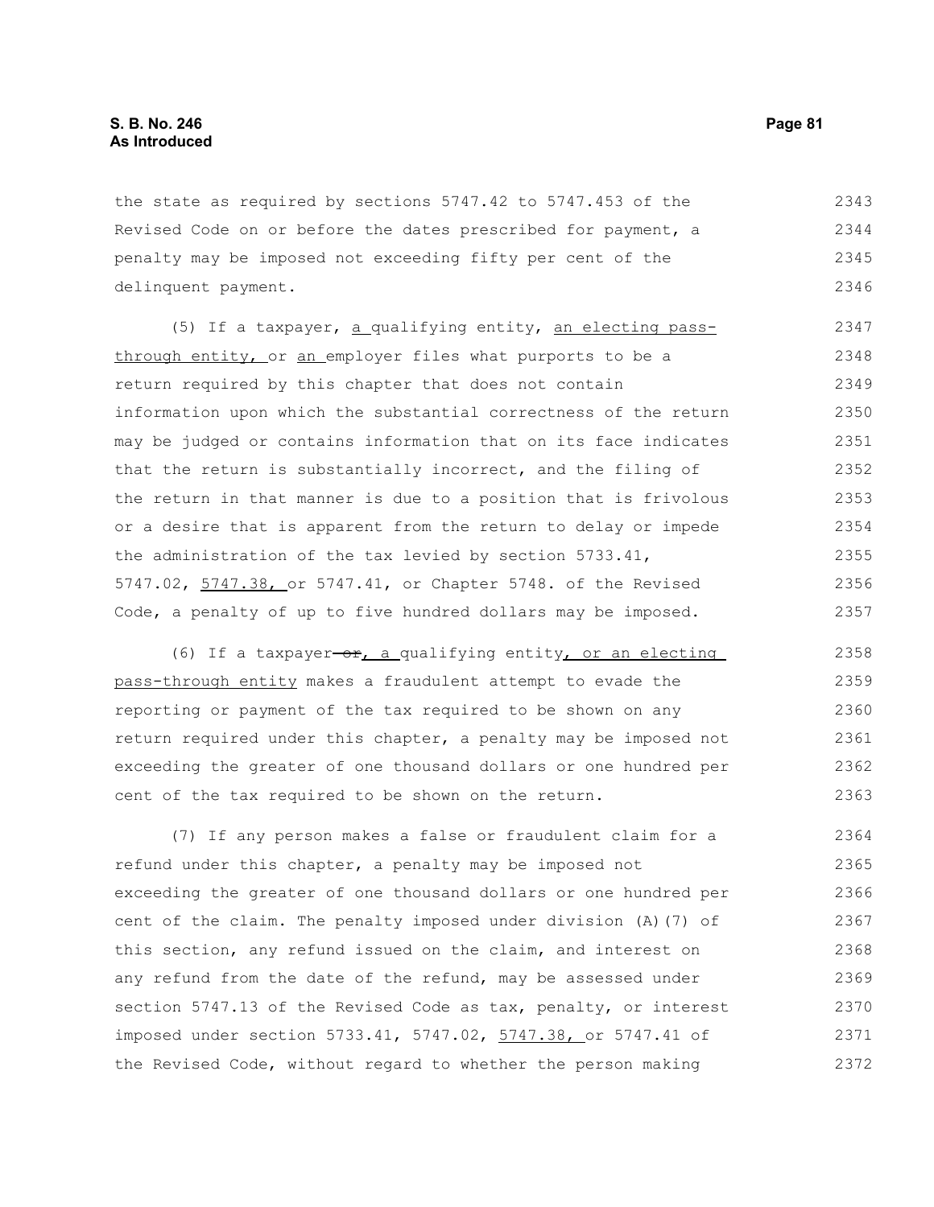the state as required by sections 5747.42 to 5747.453 of the Revised Code on or before the dates prescribed for payment, a penalty may be imposed not exceeding fifty per cent of the delinquent payment.

(5) If a taxpayer, a qualifying entity, an electing pass-through entity, or an employer files what purports to be a return required by this chapter that does not contain information upon which the substantial correctness of the return may be judged or contains information that on its face indicates that the return is substantially incorrect, and the filing of the return in that manner is due to a position that is frivolous or a desire that is apparent from the return to delay or impede the administration of the tax levied by section 5733.41, 5747.02, 5747.38, or 5747.41, or Chapter 5748. of the Revised Code, a penalty of up to five hundred dollars may be imposed.

(6) If a taxpayer ~~or~~, a qualifying entity, or an electing pass-through entity makes a fraudulent attempt to evade the reporting or payment of the tax required to be shown on any return required under this chapter, a penalty may be imposed not exceeding the greater of one thousand dollars or one hundred per cent of the tax required to be shown on the return.

(7) If any person makes a false or fraudulent claim for a refund under this chapter, a penalty may be imposed not exceeding the greater of one thousand dollars or one hundred per cent of the claim. The penalty imposed under division (A)(7) of this section, any refund issued on the claim, and interest on any refund from the date of the refund, may be assessed under section 5747.13 of the Revised Code as tax, penalty, or interest imposed under section 5733.41, 5747.02, 5747.38, or 5747.41 of the Revised Code, without regard to whether the person making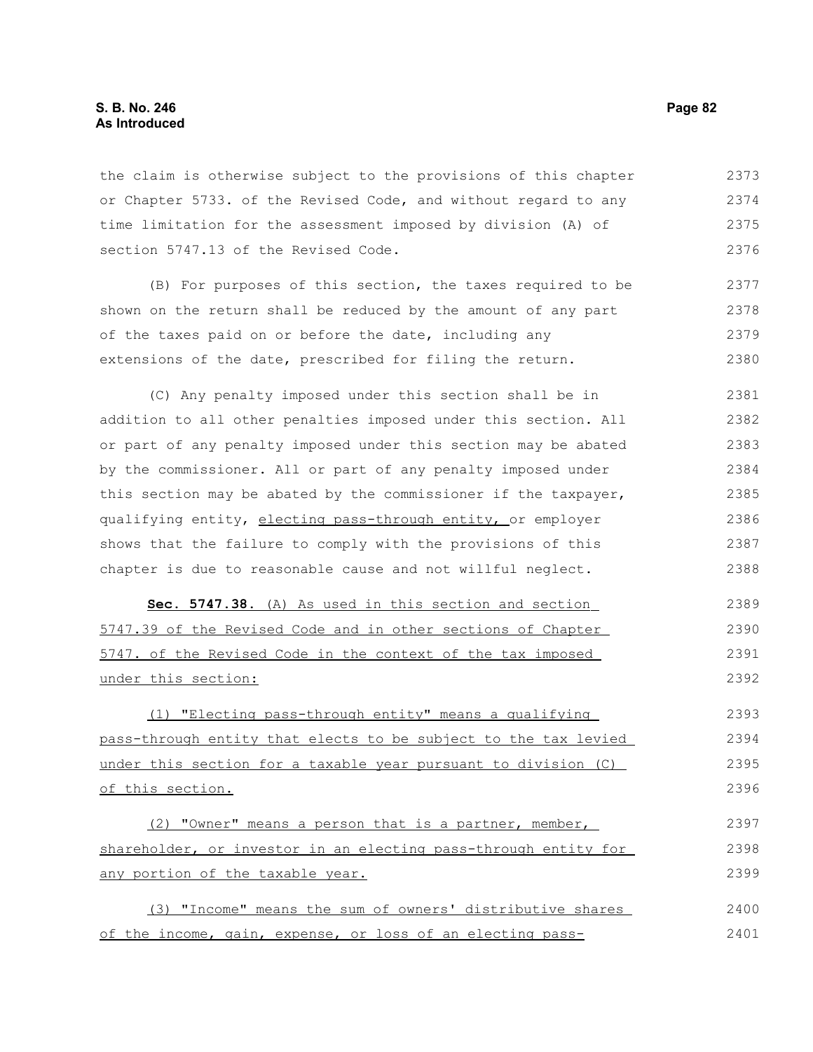the claim is otherwise subject to the provisions of this chapter or Chapter 5733. of the Revised Code, and without regard to any time limitation for the assessment imposed by division (A) of section 5747.13 of the Revised Code.

(B) For purposes of this section, the taxes required to be shown on the return shall be reduced by the amount of any part of the taxes paid on or before the date, including any extensions of the date, prescribed for filing the return.

(C) Any penalty imposed under this section shall be in addition to all other penalties imposed under this section. All or part of any penalty imposed under this section may be abated by the commissioner. All or part of any penalty imposed under this section may be abated by the commissioner if the taxpayer, qualifying entity, electing pass-through entity, or employer shows that the failure to comply with the provisions of this chapter is due to reasonable cause and not willful neglect.

**Sec. 5747.38.** (A) As used in this section and section 5747.39 of the Revised Code and in other sections of Chapter 5747. of the Revised Code in the context of the tax imposed under this section:

(1) "Electing pass-through entity" means a qualifying pass-through entity that elects to be subject to the tax levied under this section for a taxable year pursuant to division (C) of this section.

(2) "Owner" means a person that is a partner, member, shareholder, or investor in an electing pass-through entity for any portion of the taxable year.

(3) "Income" means the sum of owners' distributive shares of the income, gain, expense, or loss of an electing pass-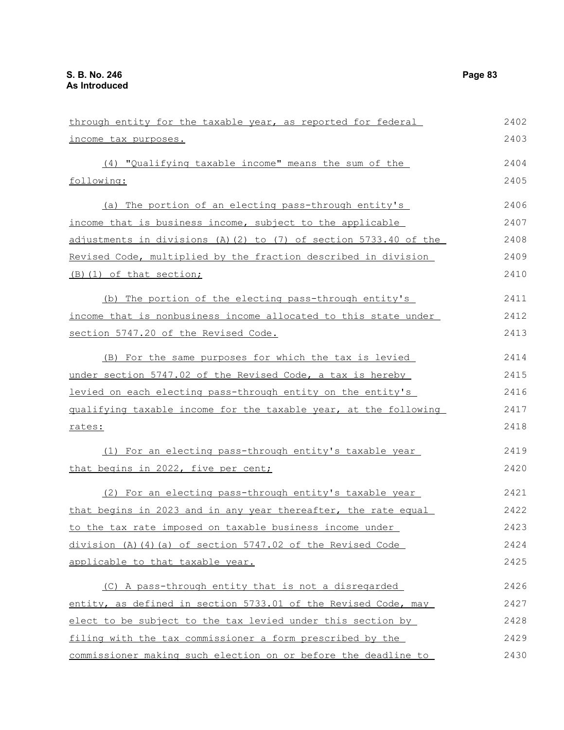through entity for the taxable year, as reported for federal income tax purposes.

(4) "Qualifying taxable income" means the sum of the following:

(a) The portion of an electing pass-through entity's income that is business income, subject to the applicable adjustments in divisions (A)(2) to (7) of section 5733.40 of the Revised Code, multiplied by the fraction described in division (B)(1) of that section;

(b) The portion of the electing pass-through entity's income that is nonbusiness income allocated to this state under section 5747.20 of the Revised Code.

(B) For the same purposes for which the tax is levied under section 5747.02 of the Revised Code, a tax is hereby levied on each electing pass-through entity on the entity's qualifying taxable income for the taxable year, at the following rates:

(1) For an electing pass-through entity's taxable year that begins in 2022, five per cent;

(2) For an electing pass-through entity's taxable year that begins in 2023 and in any year thereafter, the rate equal to the tax rate imposed on taxable business income under division (A)(4)(a) of section 5747.02 of the Revised Code applicable to that taxable year.

(C) A pass-through entity that is not a disregarded entity, as defined in section 5733.01 of the Revised Code, may elect to be subject to the tax levied under this section by filing with the tax commissioner a form prescribed by the commissioner making such election on or before the deadline to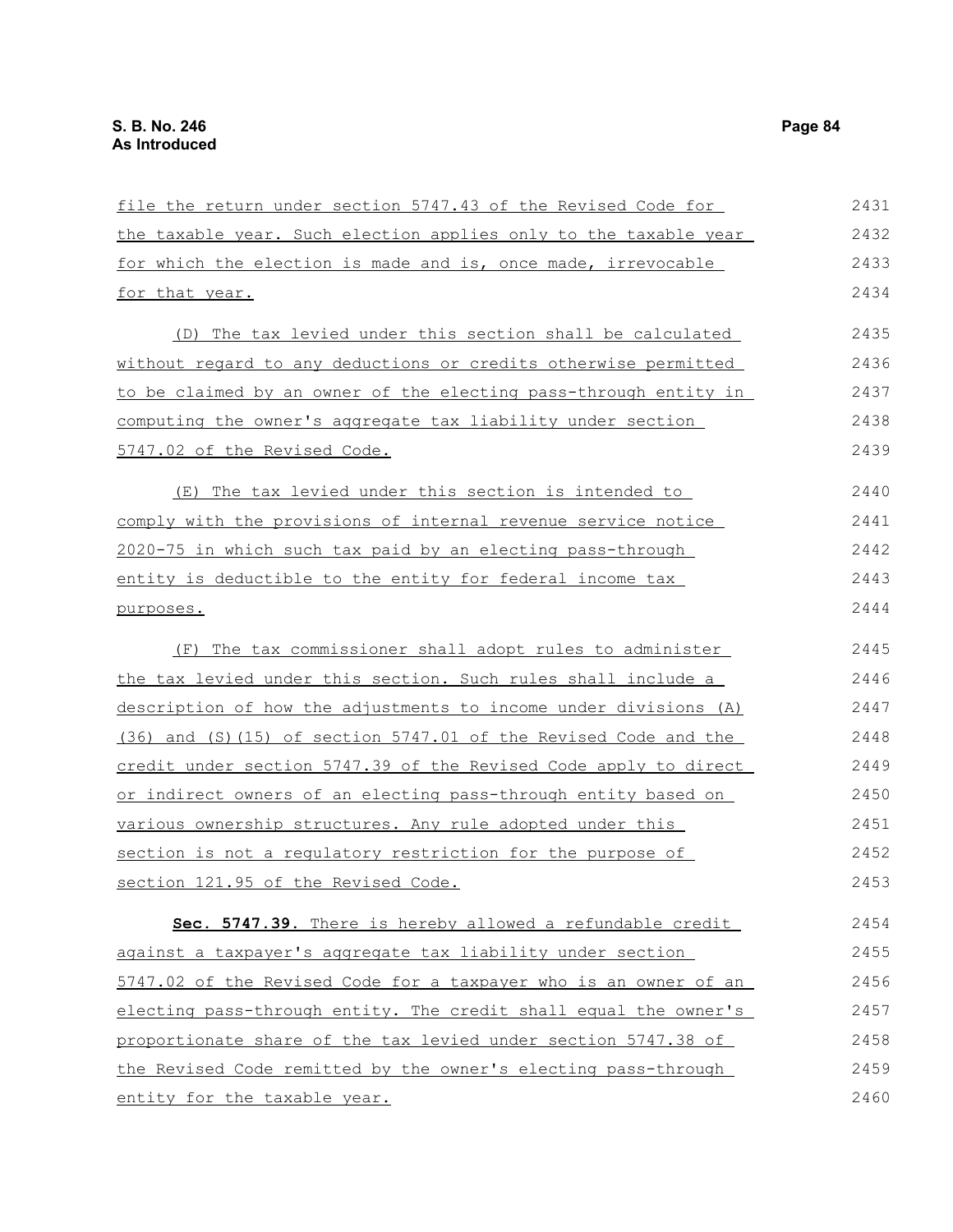file the return under section 5747.43 of the Revised Code for the taxable year. Such election applies only to the taxable year for which the election is made and is, once made, irrevocable for that year.

(D) The tax levied under this section shall be calculated without regard to any deductions or credits otherwise permitted to be claimed by an owner of the electing pass-through entity in computing the owner's aggregate tax liability under section 5747.02 of the Revised Code.

(E) The tax levied under this section is intended to comply with the provisions of internal revenue service notice 2020-75 in which such tax paid by an electing pass-through entity is deductible to the entity for federal income tax purposes.

(F) The tax commissioner shall adopt rules to administer the tax levied under this section. Such rules shall include a description of how the adjustments to income under divisions (A)(36) and (S)(15) of section 5747.01 of the Revised Code and the credit under section 5747.39 of the Revised Code apply to direct or indirect owners of an electing pass-through entity based on various ownership structures. Any rule adopted under this section is not a regulatory restriction for the purpose of section 121.95 of the Revised Code.

**Sec. 5747.39.** There is hereby allowed a refundable credit against a taxpayer's aggregate tax liability under section 5747.02 of the Revised Code for a taxpayer who is an owner of an electing pass-through entity. The credit shall equal the owner's proportionate share of the tax levied under section 5747.38 of the Revised Code remitted by the owner's electing pass-through entity for the taxable year.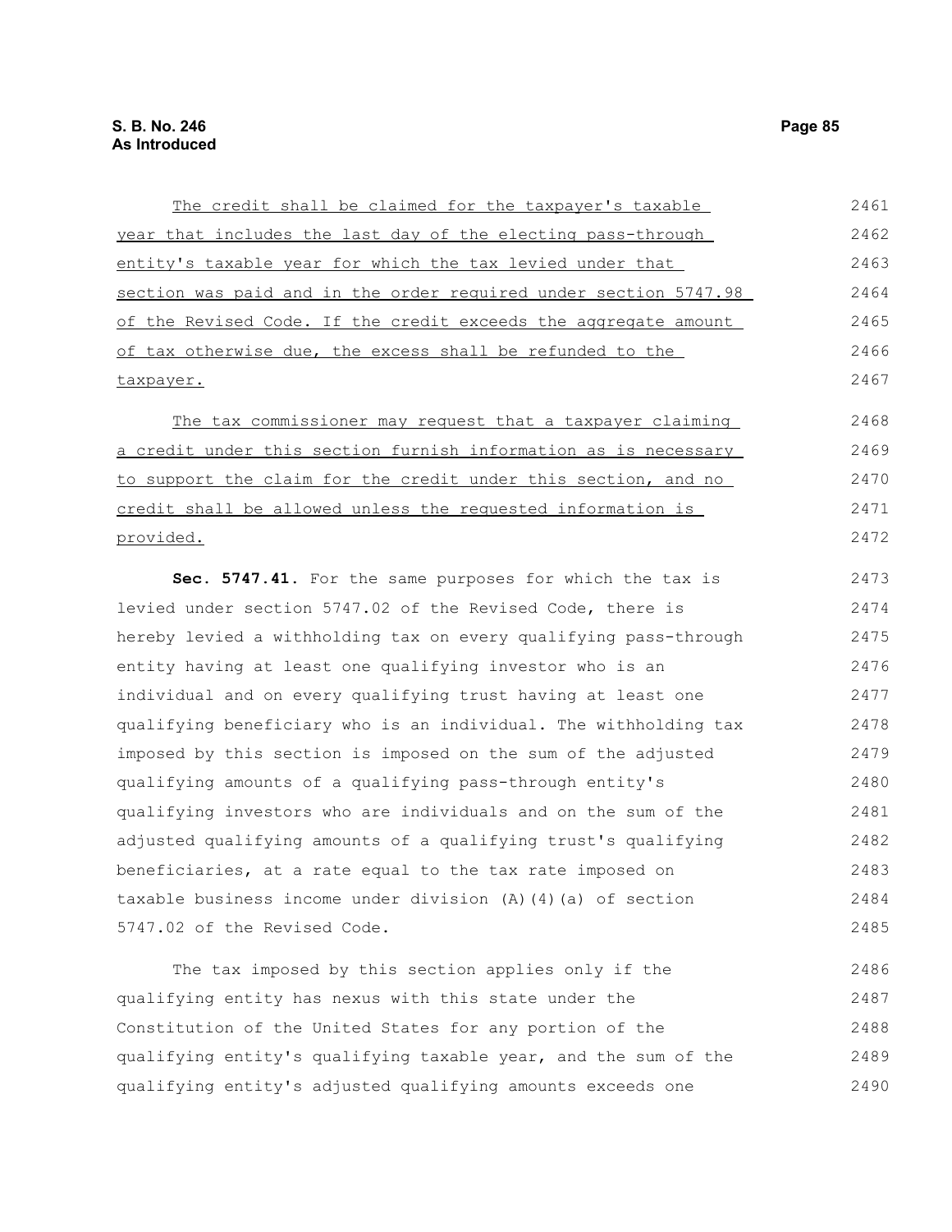The credit shall be claimed for the taxpayer's taxable year that includes the last day of the electing pass-through entity's taxable year for which the tax levied under that section was paid and in the order required under section 5747.98 of the Revised Code. If the credit exceeds the aggregate amount of tax otherwise due, the excess shall be refunded to the taxpayer.

The tax commissioner may request that a taxpayer claiming a credit under this section furnish information as is necessary to support the claim for the credit under this section, and no credit shall be allowed unless the requested information is provided.

**Sec. 5747.41.** For the same purposes for which the tax is levied under section 5747.02 of the Revised Code, there is hereby levied a withholding tax on every qualifying pass-through entity having at least one qualifying investor who is an individual and on every qualifying trust having at least one qualifying beneficiary who is an individual. The withholding tax imposed by this section is imposed on the sum of the adjusted qualifying amounts of a qualifying pass-through entity's qualifying investors who are individuals and on the sum of the adjusted qualifying amounts of a qualifying trust's qualifying beneficiaries, at a rate equal to the tax rate imposed on taxable business income under division (A)(4)(a) of section 5747.02 of the Revised Code.

The tax imposed by this section applies only if the qualifying entity has nexus with this state under the Constitution of the United States for any portion of the qualifying entity's qualifying taxable year, and the sum of the qualifying entity's adjusted qualifying amounts exceeds one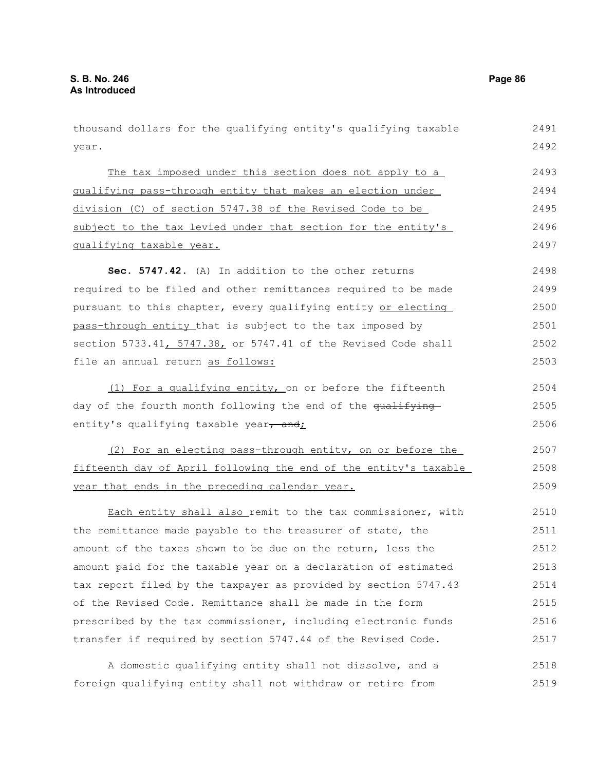thousand dollars for the qualifying entity's qualifying taxable year.

The tax imposed under this section does not apply to a qualifying pass-through entity that makes an election under division (C) of section 5747.38 of the Revised Code to be subject to the tax levied under that section for the entity's qualifying taxable year.

**Sec. 5747.42.** (A) In addition to the other returns required to be filed and other remittances required to be made pursuant to this chapter, every qualifying entity or electing pass-through entity that is subject to the tax imposed by section 5733.41, 5747.38, or 5747.41 of the Revised Code shall file an annual return as follows:

(1) For a qualifying entity, on or before the fifteenth day of the fourth month following the end of the ~~qualifying~~ entity's qualifying taxable year~~, and~~;

(2) For an electing pass-through entity, on or before the fifteenth day of April following the end of the entity's taxable year that ends in the preceding calendar year.

Each entity shall also remit to the tax commissioner, with the remittance made payable to the treasurer of state, the amount of the taxes shown to be due on the return, less the amount paid for the taxable year on a declaration of estimated tax report filed by the taxpayer as provided by section 5747.43 of the Revised Code. Remittance shall be made in the form prescribed by the tax commissioner, including electronic funds transfer if required by section 5747.44 of the Revised Code.

A domestic qualifying entity shall not dissolve, and a foreign qualifying entity shall not withdraw or retire from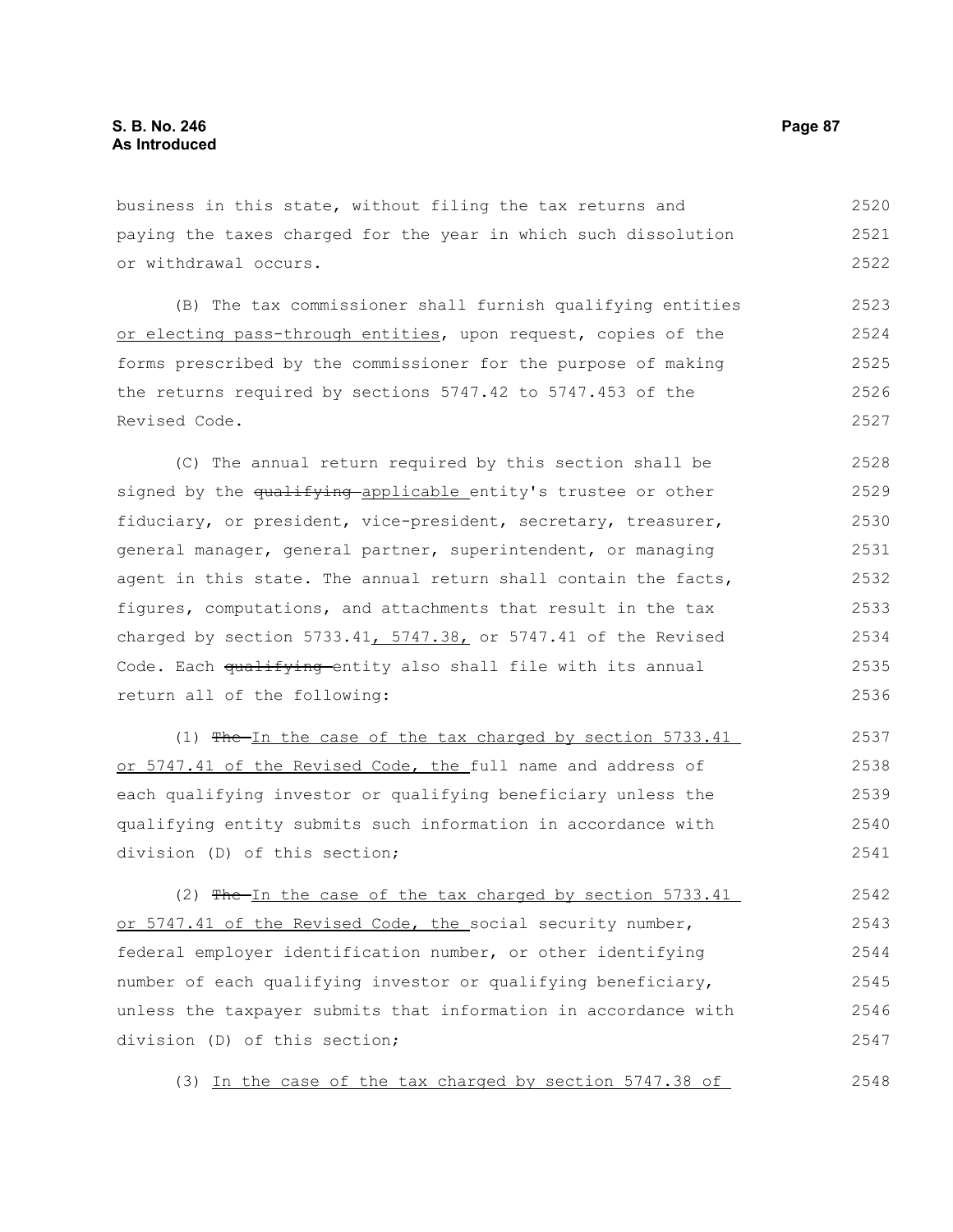business in this state, without filing the tax returns and paying the taxes charged for the year in which such dissolution or withdrawal occurs.

(B) The tax commissioner shall furnish qualifying entities <u>or electing pass-through entities</u>, upon request, copies of the forms prescribed by the commissioner for the purpose of making the returns required by sections 5747.42 to 5747.453 of the Revised Code.

(C) The annual return required by this section shall be signed by the ~~qualifying~~ <u>applicable</u> entity's trustee or other fiduciary, or president, vice-president, secretary, treasurer, general manager, general partner, superintendent, or managing agent in this state. The annual return shall contain the facts, figures, computations, and attachments that result in the tax charged by section 5733.41<u>, 5747.38,</u> or 5747.41 of the Revised Code. Each ~~qualifying~~ entity also shall file with its annual return all of the following:

(1) ~~The~~ <u>In the case of the tax charged by section 5733.41 or 5747.41 of the Revised Code, the</u> full name and address of each qualifying investor or qualifying beneficiary unless the qualifying entity submits such information in accordance with division (D) of this section;

(2) ~~The~~ <u>In the case of the tax charged by section 5733.41 or 5747.41 of the Revised Code, the</u> social security number, federal employer identification number, or other identifying number of each qualifying investor or qualifying beneficiary, unless the taxpayer submits that information in accordance with division (D) of this section;

(3) <u>In the case of the tax charged by section 5747.38 of</u>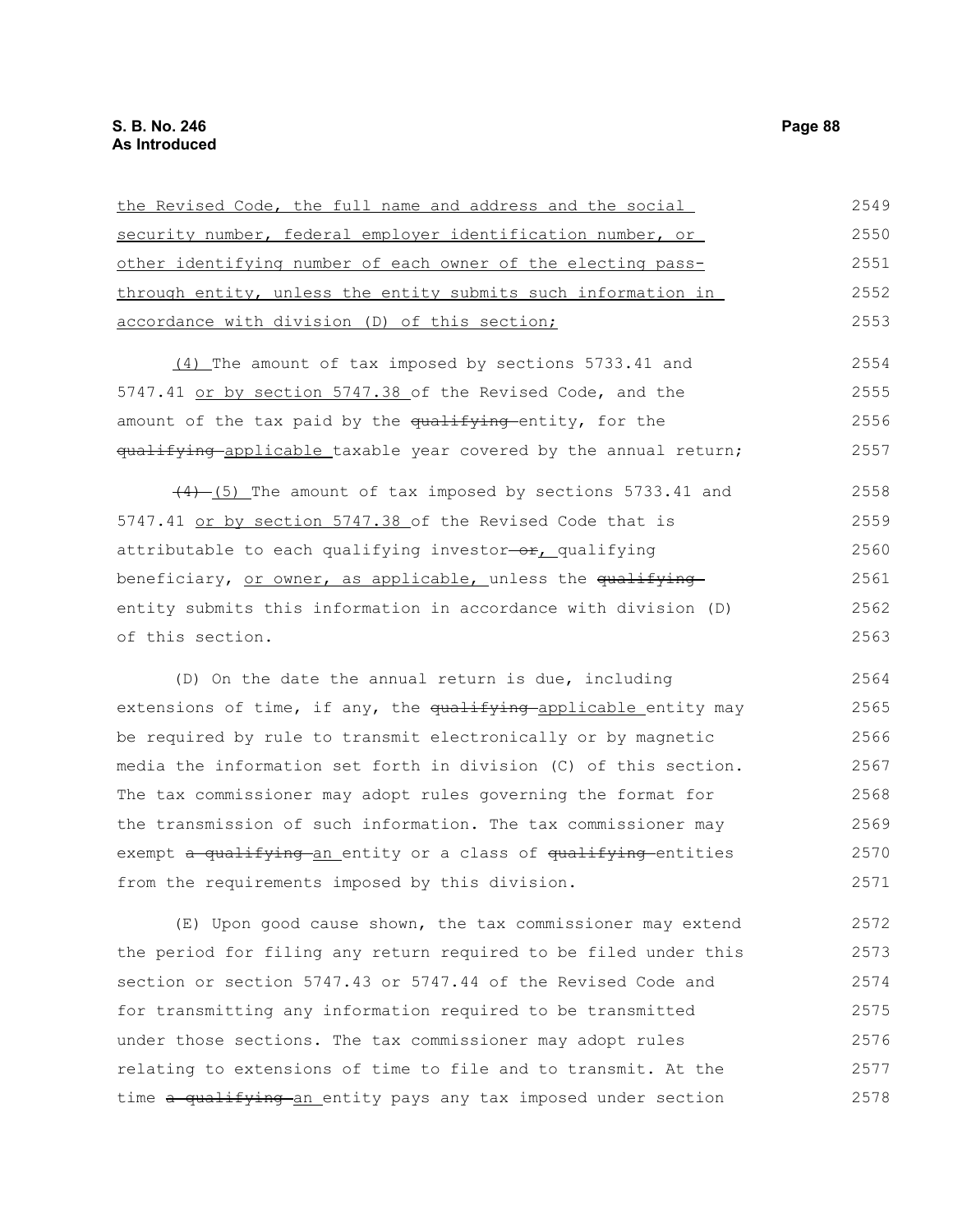the Revised Code, the full name and address and the social security number, federal employer identification number, or other identifying number of each owner of the electing pass-through entity, unless the entity submits such information in accordance with division (D) of this section;

(4) The amount of tax imposed by sections 5733.41 and 5747.41 or by section 5747.38 of the Revised Code, and the amount of the tax paid by the ~~qualifying~~ entity, for the ~~qualifying~~ applicable taxable year covered by the annual return;

~~(4)~~ (5) The amount of tax imposed by sections 5733.41 and 5747.41 or by section 5747.38 of the Revised Code that is attributable to each qualifying investor ~~or~~, qualifying beneficiary, or owner, as applicable, unless the ~~qualifying~~ entity submits this information in accordance with division (D) of this section.

(D) On the date the annual return is due, including extensions of time, if any, the ~~qualifying~~ applicable entity may be required by rule to transmit electronically or by magnetic media the information set forth in division (C) of this section. The tax commissioner may adopt rules governing the format for the transmission of such information. The tax commissioner may exempt ~~a qualifying~~ an entity or a class of ~~qualifying~~ entities from the requirements imposed by this division.

(E) Upon good cause shown, the tax commissioner may extend the period for filing any return required to be filed under this section or section 5747.43 or 5747.44 of the Revised Code and for transmitting any information required to be transmitted under those sections. The tax commissioner may adopt rules relating to extensions of time to file and to transmit. At the time ~~a qualifying~~ an entity pays any tax imposed under section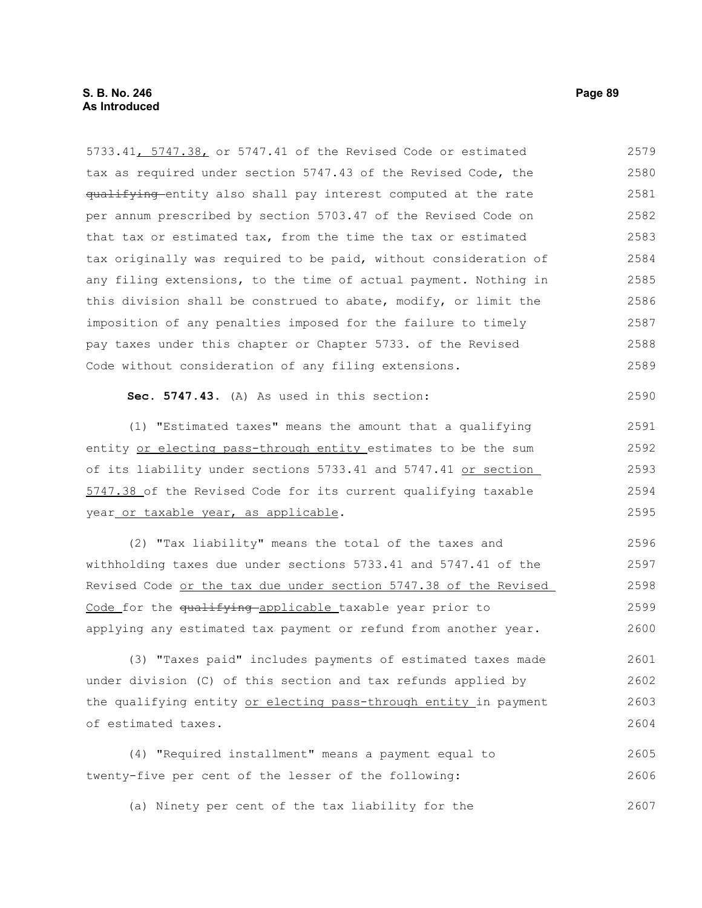5733.41, 5747.38, or 5747.41 of the Revised Code or estimated tax as required under section 5747.43 of the Revised Code, the qualifying entity also shall pay interest computed at the rate per annum prescribed by section 5703.47 of the Revised Code on that tax or estimated tax, from the time the tax or estimated tax originally was required to be paid, without consideration of any filing extensions, to the time of actual payment. Nothing in this division shall be construed to abate, modify, or limit the imposition of any penalties imposed for the failure to timely pay taxes under this chapter or Chapter 5733. of the Revised Code without consideration of any filing extensions.

**Sec. 5747.43.** (A) As used in this section:

(1) "Estimated taxes" means the amount that a qualifying entity or electing pass-through entity estimates to be the sum of its liability under sections 5733.41 and 5747.41 or section 5747.38 of the Revised Code for its current qualifying taxable year or taxable year, as applicable.

(2) "Tax liability" means the total of the taxes and withholding taxes due under sections 5733.41 and 5747.41 of the Revised Code or the tax due under section 5747.38 of the Revised Code for the qualifying applicable taxable year prior to applying any estimated tax payment or refund from another year.

(3) "Taxes paid" includes payments of estimated taxes made under division (C) of this section and tax refunds applied by the qualifying entity or electing pass-through entity in payment of estimated taxes.

(4) "Required installment" means a payment equal to twenty-five per cent of the lesser of the following:

(a) Ninety per cent of the tax liability for the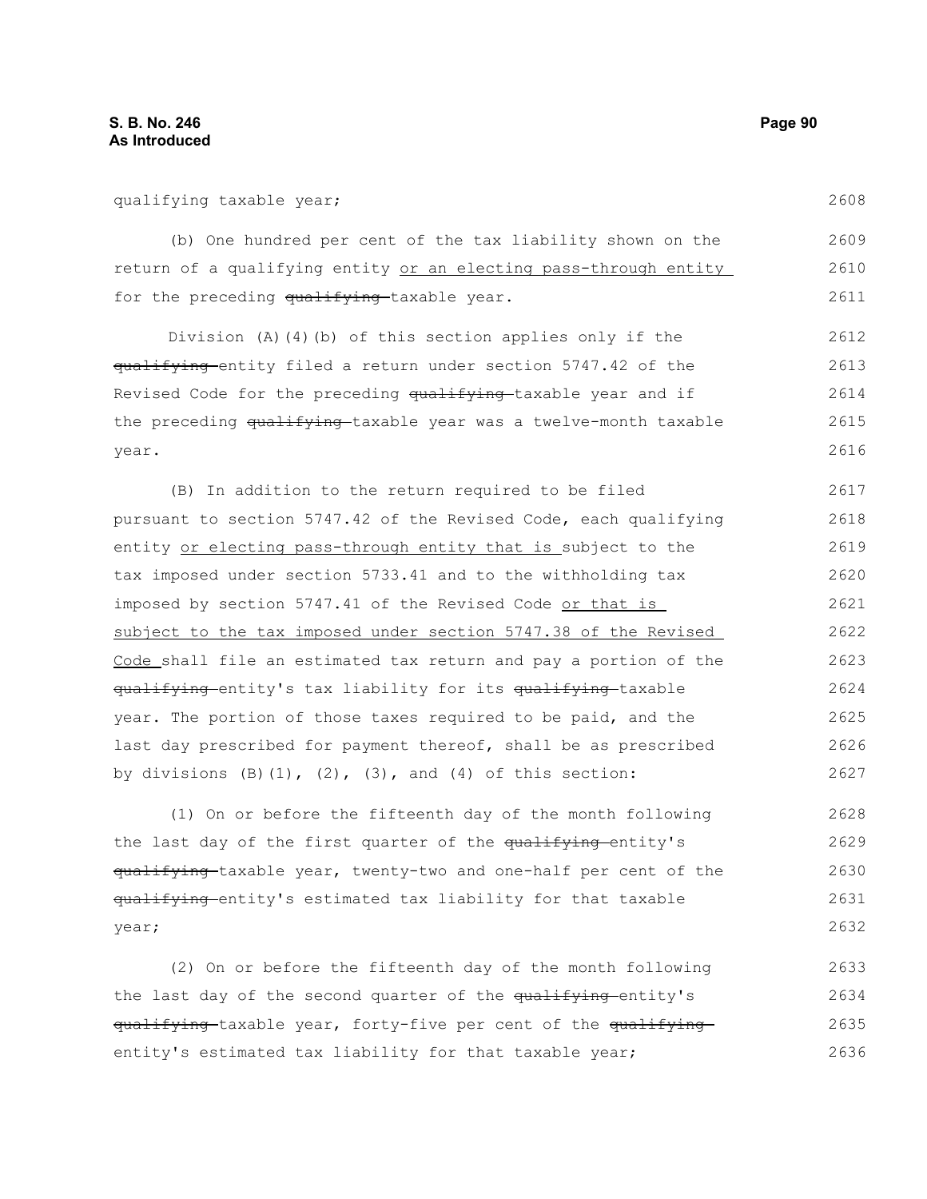qualifying taxable year;

(b) One hundred per cent of the tax liability shown on the return of a qualifying entity or an electing pass-through entity for the preceding ~~qualifying~~ taxable year.

Division (A)(4)(b) of this section applies only if the ~~qualifying~~ entity filed a return under section 5747.42 of the Revised Code for the preceding ~~qualifying~~ taxable year and if the preceding ~~qualifying~~ taxable year was a twelve-month taxable year.

(B) In addition to the return required to be filed pursuant to section 5747.42 of the Revised Code, each qualifying entity or electing pass-through entity that is subject to the tax imposed under section 5733.41 and to the withholding tax imposed by section 5747.41 of the Revised Code or that is subject to the tax imposed under section 5747.38 of the Revised Code shall file an estimated tax return and pay a portion of the ~~qualifying~~ entity's tax liability for its ~~qualifying~~ taxable year. The portion of those taxes required to be paid, and the last day prescribed for payment thereof, shall be as prescribed by divisions (B)(1), (2), (3), and (4) of this section:

(1) On or before the fifteenth day of the month following the last day of the first quarter of the ~~qualifying~~ entity's ~~qualifying~~ taxable year, twenty-two and one-half per cent of the ~~qualifying~~ entity's estimated tax liability for that taxable year;

(2) On or before the fifteenth day of the month following the last day of the second quarter of the ~~qualifying~~ entity's ~~qualifying~~ taxable year, forty-five per cent of the ~~qualifying~~ entity's estimated tax liability for that taxable year;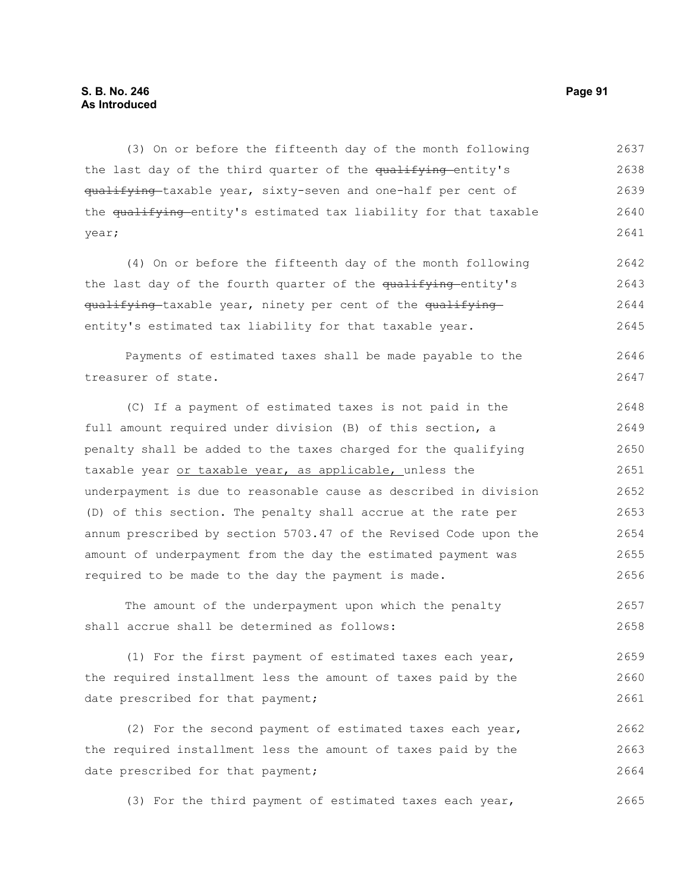(3) On or before the fifteenth day of the month following the last day of the third quarter of the ~~qualifying~~ entity's ~~qualifying~~ taxable year, sixty-seven and one-half per cent of the ~~qualifying~~ entity's estimated tax liability for that taxable year;

(4) On or before the fifteenth day of the month following the last day of the fourth quarter of the ~~qualifying~~ entity's ~~qualifying~~ taxable year, ninety per cent of the ~~qualifying~~ entity's estimated tax liability for that taxable year.

Payments of estimated taxes shall be made payable to the treasurer of state.

(C) If a payment of estimated taxes is not paid in the full amount required under division (B) of this section, a penalty shall be added to the taxes charged for the qualifying taxable year <u>or taxable year, as applicable,</u> unless the underpayment is due to reasonable cause as described in division (D) of this section. The penalty shall accrue at the rate per annum prescribed by section 5703.47 of the Revised Code upon the amount of underpayment from the day the estimated payment was required to be made to the day the payment is made.

The amount of the underpayment upon which the penalty shall accrue shall be determined as follows:

(1) For the first payment of estimated taxes each year, the required installment less the amount of taxes paid by the date prescribed for that payment;

(2) For the second payment of estimated taxes each year, the required installment less the amount of taxes paid by the date prescribed for that payment;

(3) For the third payment of estimated taxes each year,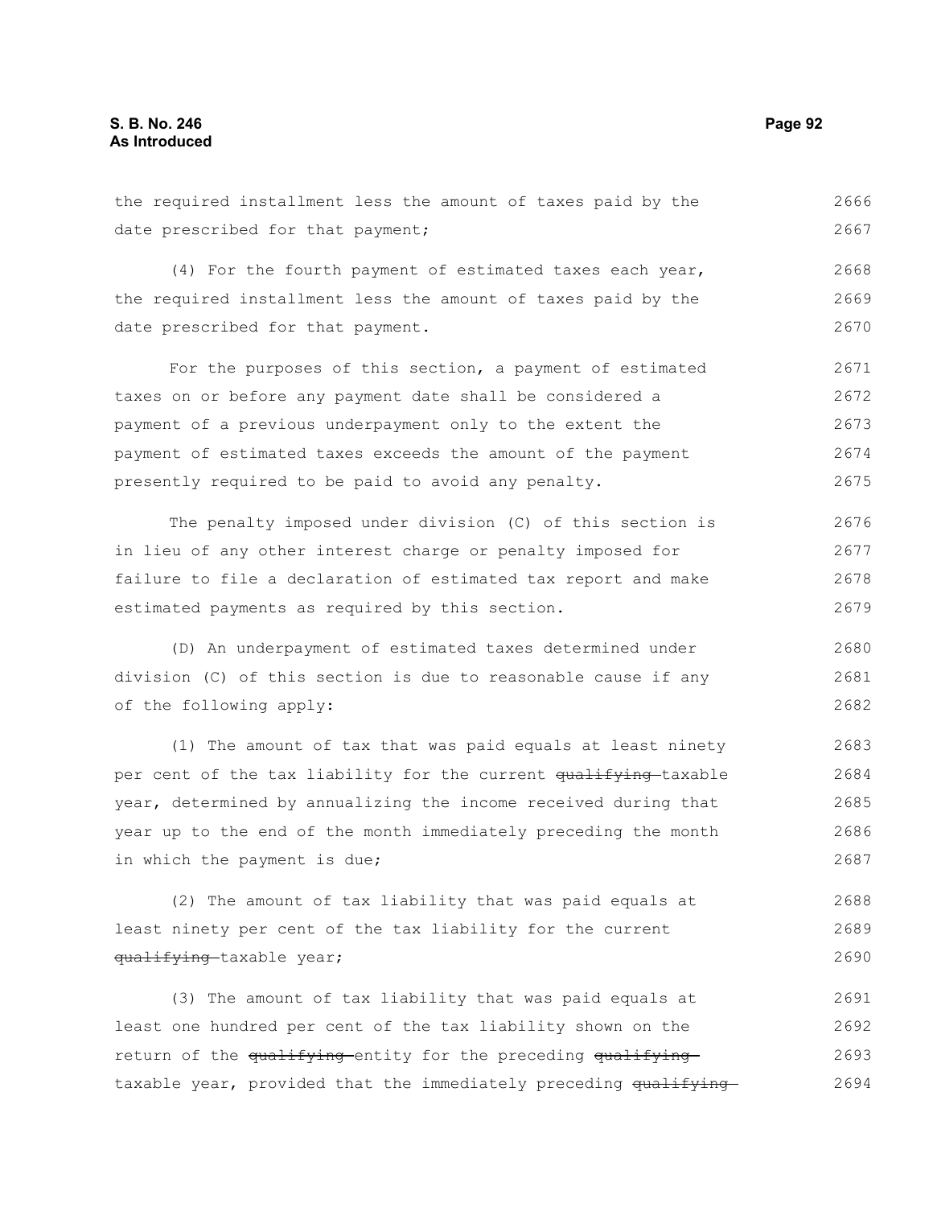the required installment less the amount of taxes paid by the date prescribed for that payment;

(4) For the fourth payment of estimated taxes each year, the required installment less the amount of taxes paid by the date prescribed for that payment.

For the purposes of this section, a payment of estimated taxes on or before any payment date shall be considered a payment of a previous underpayment only to the extent the payment of estimated taxes exceeds the amount of the payment presently required to be paid to avoid any penalty.

The penalty imposed under division (C) of this section is in lieu of any other interest charge or penalty imposed for failure to file a declaration of estimated tax report and make estimated payments as required by this section.

(D) An underpayment of estimated taxes determined under division (C) of this section is due to reasonable cause if any of the following apply:

(1) The amount of tax that was paid equals at least ninety per cent of the tax liability for the current ~~qualifying~~ taxable year, determined by annualizing the income received during that year up to the end of the month immediately preceding the month in which the payment is due;

(2) The amount of tax liability that was paid equals at least ninety per cent of the tax liability for the current ~~qualifying~~ taxable year;

(3) The amount of tax liability that was paid equals at least one hundred per cent of the tax liability shown on the return of the ~~qualifying~~ entity for the preceding ~~qualifying~~ taxable year, provided that the immediately preceding ~~qualifying~~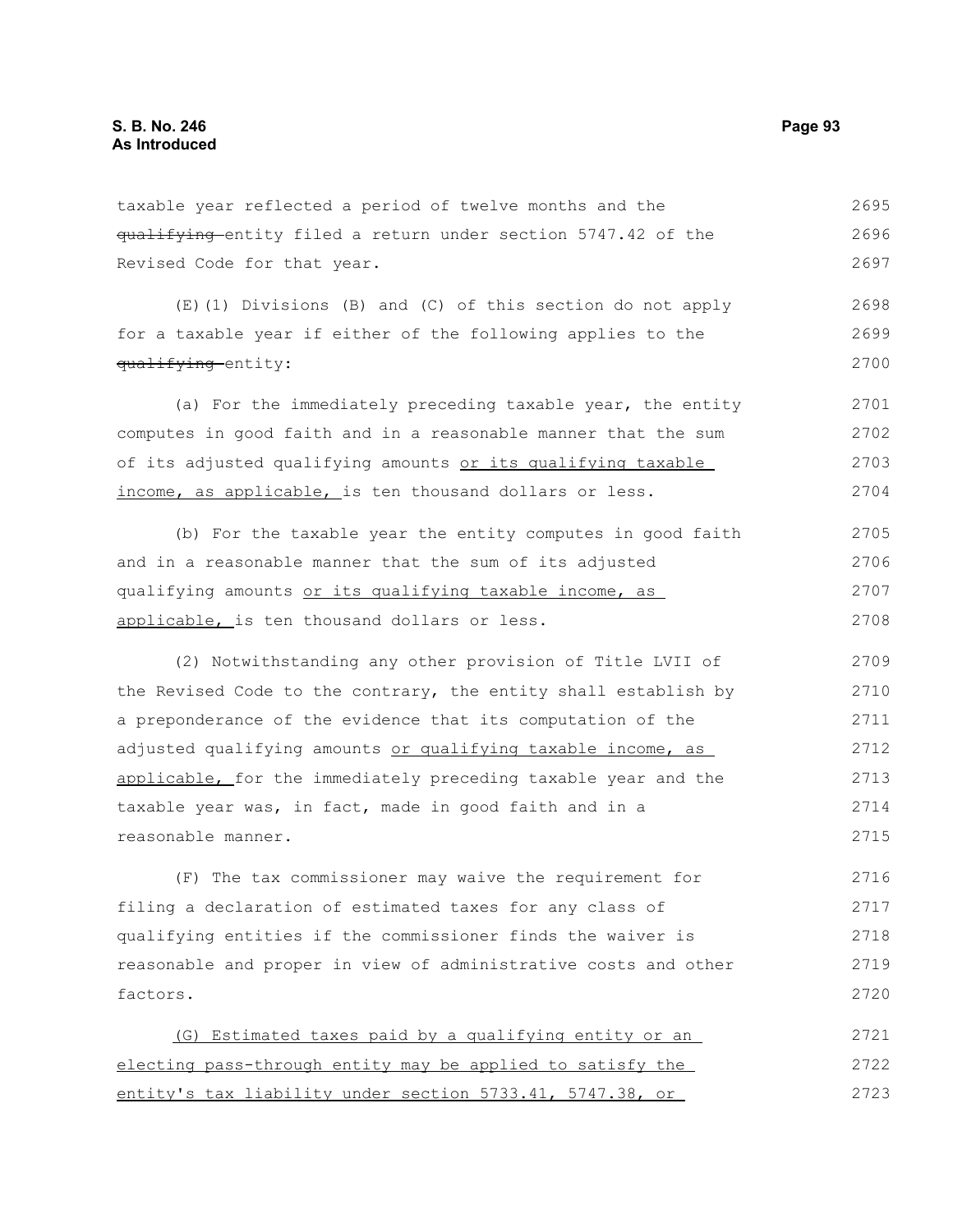taxable year reflected a period of twelve months and the ~~qualifying~~ entity filed a return under section 5747.42 of the Revised Code for that year.

(E)(1) Divisions (B) and (C) of this section do not apply for a taxable year if either of the following applies to the ~~qualifying~~ entity:

(a) For the immediately preceding taxable year, the entity computes in good faith and in a reasonable manner that the sum of its adjusted qualifying amounts <u>or its qualifying taxable income, as applicable,</u> is ten thousand dollars or less.

(b) For the taxable year the entity computes in good faith and in a reasonable manner that the sum of its adjusted qualifying amounts <u>or its qualifying taxable income, as applicable,</u> is ten thousand dollars or less.

(2) Notwithstanding any other provision of Title LVII of the Revised Code to the contrary, the entity shall establish by a preponderance of the evidence that its computation of the adjusted qualifying amounts <u>or qualifying taxable income, as applicable,</u> for the immediately preceding taxable year and the taxable year was, in fact, made in good faith and in a reasonable manner.

(F) The tax commissioner may waive the requirement for filing a declaration of estimated taxes for any class of qualifying entities if the commissioner finds the waiver is reasonable and proper in view of administrative costs and other factors.

<u>(G) Estimated taxes paid by a qualifying entity or an electing pass-through entity may be applied to satisfy the entity's tax liability under section 5733.41, 5747.38, or</u>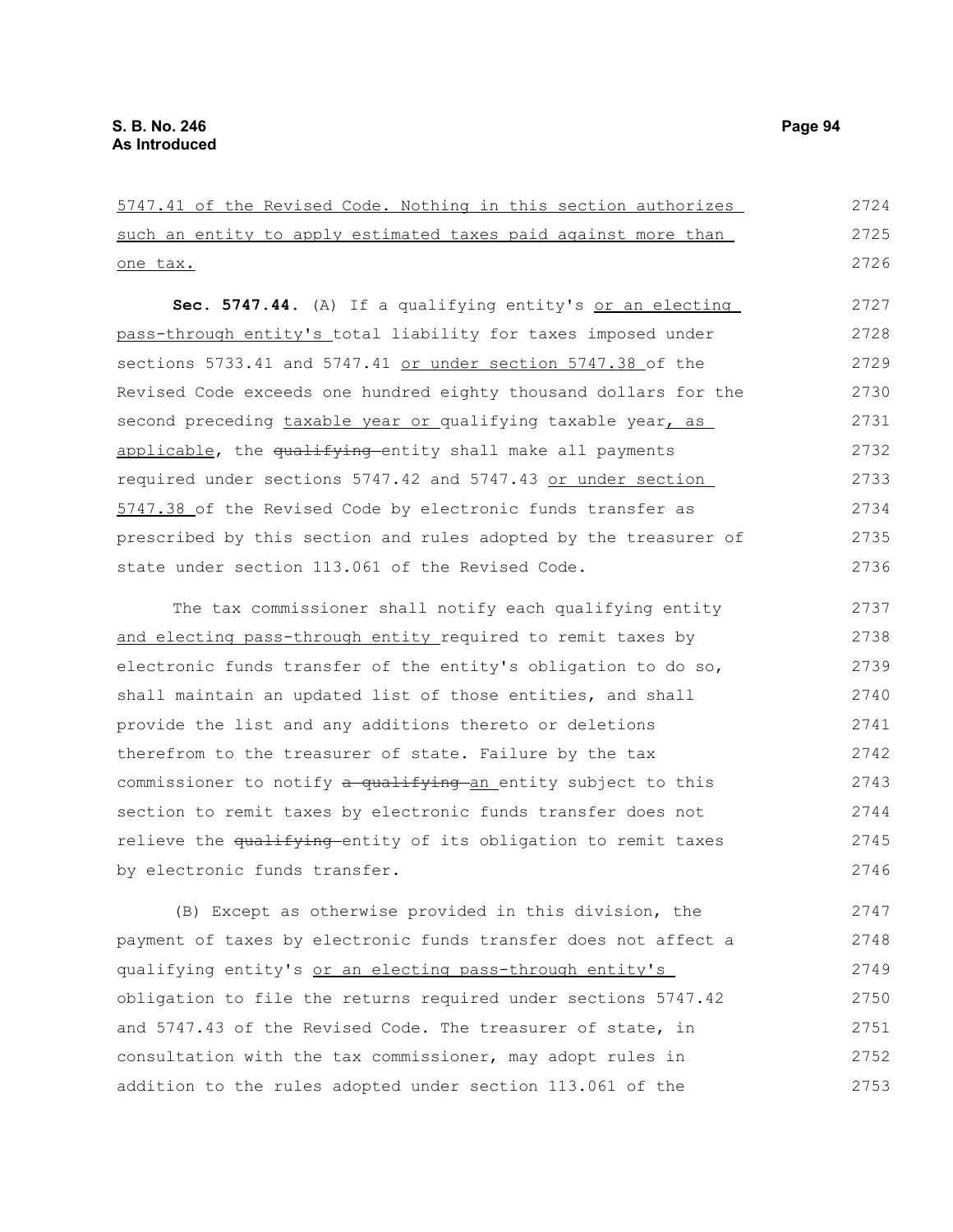5747.41 of the Revised Code. Nothing in this section authorizes such an entity to apply estimated taxes paid against more than one tax.

**Sec. 5747.44.** (A) If a qualifying entity's or an electing pass-through entity's total liability for taxes imposed under sections 5733.41 and 5747.41 or under section 5747.38 of the Revised Code exceeds one hundred eighty thousand dollars for the second preceding taxable year or qualifying taxable year, as applicable, the ~~qualifying~~ entity shall make all payments required under sections 5747.42 and 5747.43 or under section 5747.38 of the Revised Code by electronic funds transfer as prescribed by this section and rules adopted by the treasurer of state under section 113.061 of the Revised Code.

The tax commissioner shall notify each qualifying entity and electing pass-through entity required to remit taxes by electronic funds transfer of the entity's obligation to do so, shall maintain an updated list of those entities, and shall provide the list and any additions thereto or deletions therefrom to the treasurer of state. Failure by the tax commissioner to notify ~~a qualifying~~ an entity subject to this section to remit taxes by electronic funds transfer does not relieve the ~~qualifying~~ entity of its obligation to remit taxes by electronic funds transfer.

(B) Except as otherwise provided in this division, the payment of taxes by electronic funds transfer does not affect a qualifying entity's or an electing pass-through entity's obligation to file the returns required under sections 5747.42 and 5747.43 of the Revised Code. The treasurer of state, in consultation with the tax commissioner, may adopt rules in addition to the rules adopted under section 113.061 of the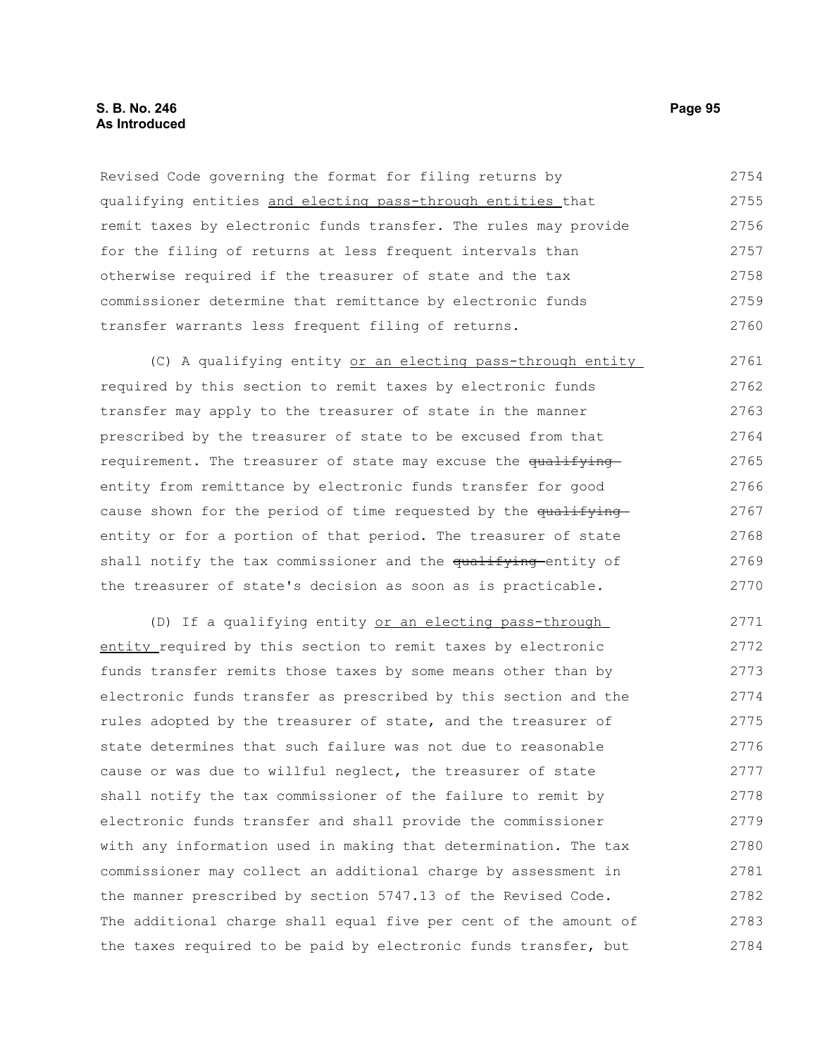Revised Code governing the format for filing returns by qualifying entities <u>and electing pass-through entities</u> that remit taxes by electronic funds transfer. The rules may provide for the filing of returns at less frequent intervals than otherwise required if the treasurer of state and the tax commissioner determine that remittance by electronic funds transfer warrants less frequent filing of returns.

(C) A qualifying entity <u>or an electing pass-through entity</u> required by this section to remit taxes by electronic funds transfer may apply to the treasurer of state in the manner prescribed by the treasurer of state to be excused from that requirement. The treasurer of state may excuse the ~~qualifying~~ entity from remittance by electronic funds transfer for good cause shown for the period of time requested by the ~~qualifying~~ entity or for a portion of that period. The treasurer of state shall notify the tax commissioner and the ~~qualifying~~ entity of the treasurer of state's decision as soon as is practicable.

(D) If a qualifying entity <u>or an electing pass-through entity</u> required by this section to remit taxes by electronic funds transfer remits those taxes by some means other than by electronic funds transfer as prescribed by this section and the rules adopted by the treasurer of state, and the treasurer of state determines that such failure was not due to reasonable cause or was due to willful neglect, the treasurer of state shall notify the tax commissioner of the failure to remit by electronic funds transfer and shall provide the commissioner with any information used in making that determination. The tax commissioner may collect an additional charge by assessment in the manner prescribed by section 5747.13 of the Revised Code. The additional charge shall equal five per cent of the amount of the taxes required to be paid by electronic funds transfer, but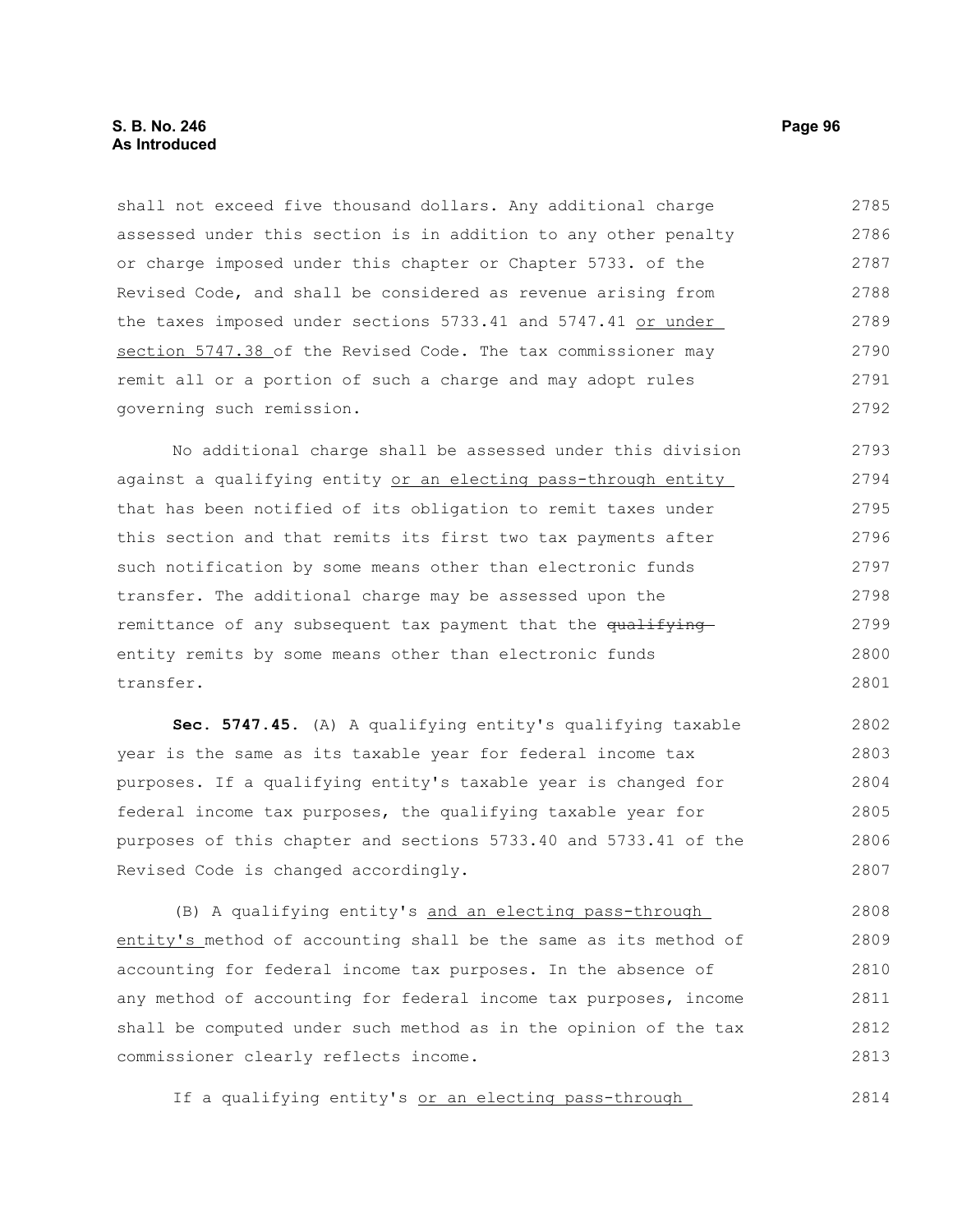shall not exceed five thousand dollars. Any additional charge assessed under this section is in addition to any other penalty or charge imposed under this chapter or Chapter 5733. of the Revised Code, and shall be considered as revenue arising from the taxes imposed under sections 5733.41 and 5747.41 or under section 5747.38 of the Revised Code. The tax commissioner may remit all or a portion of such a charge and may adopt rules governing such remission.

No additional charge shall be assessed under this division against a qualifying entity or an electing pass-through entity that has been notified of its obligation to remit taxes under this section and that remits its first two tax payments after such notification by some means other than electronic funds transfer. The additional charge may be assessed upon the remittance of any subsequent tax payment that the ~~qualifying~~ entity remits by some means other than electronic funds transfer.

**Sec. 5747.45.** (A) A qualifying entity's qualifying taxable year is the same as its taxable year for federal income tax purposes. If a qualifying entity's taxable year is changed for federal income tax purposes, the qualifying taxable year for purposes of this chapter and sections 5733.40 and 5733.41 of the Revised Code is changed accordingly.

(B) A qualifying entity's and an electing pass-through entity's method of accounting shall be the same as its method of accounting for federal income tax purposes. In the absence of any method of accounting for federal income tax purposes, income shall be computed under such method as in the opinion of the tax commissioner clearly reflects income.

If a qualifying entity's or an electing pass-through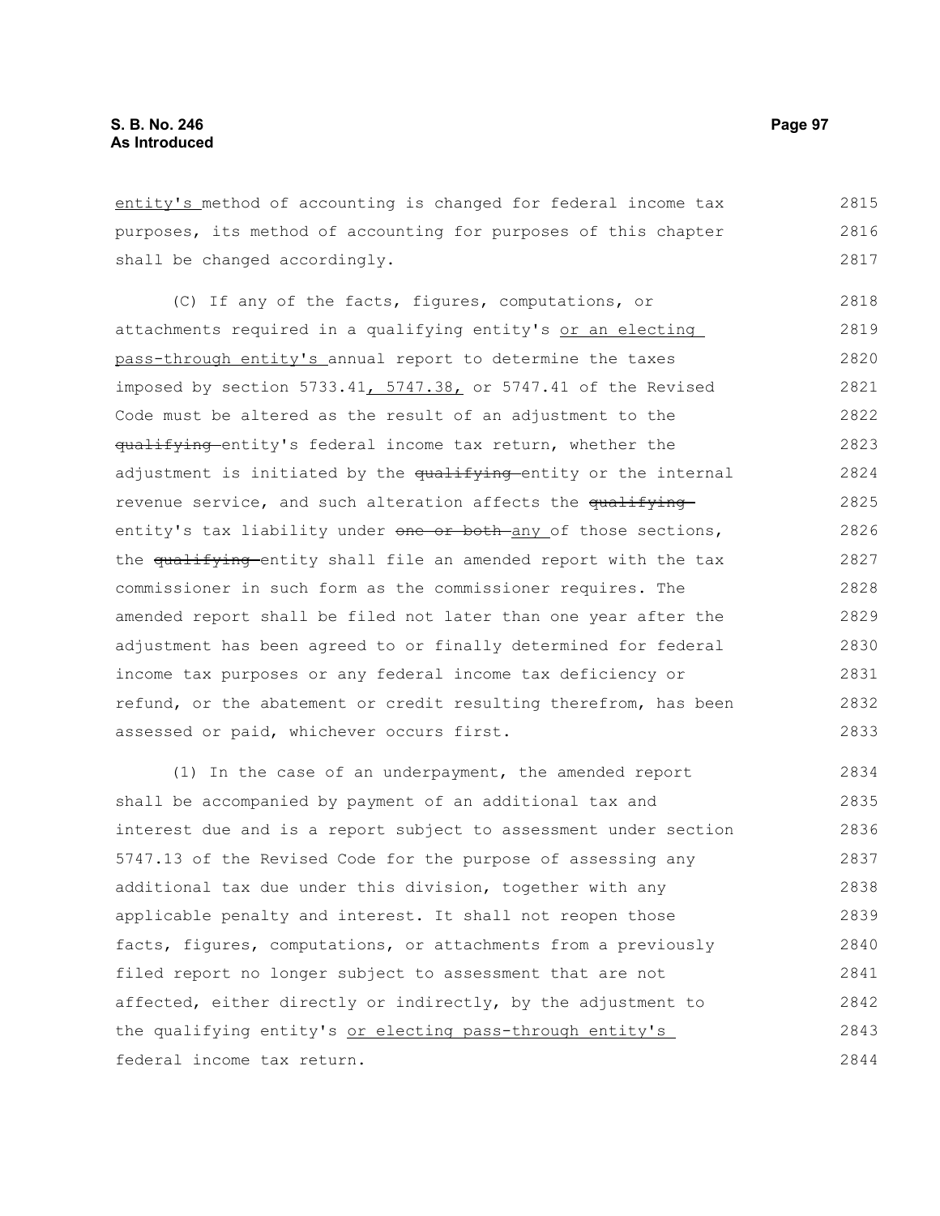entity's method of accounting is changed for federal income tax purposes, its method of accounting for purposes of this chapter shall be changed accordingly.

(C) If any of the facts, figures, computations, or attachments required in a qualifying entity's or an electing pass-through entity's annual report to determine the taxes imposed by section 5733.41, 5747.38, or 5747.41 of the Revised Code must be altered as the result of an adjustment to the ~~qualifying~~ entity's federal income tax return, whether the adjustment is initiated by the ~~qualifying~~ entity or the internal revenue service, and such alteration affects the ~~qualifying~~ entity's tax liability under ~~one or both~~ any of those sections, the ~~qualifying~~ entity shall file an amended report with the tax commissioner in such form as the commissioner requires. The amended report shall be filed not later than one year after the adjustment has been agreed to or finally determined for federal income tax purposes or any federal income tax deficiency or refund, or the abatement or credit resulting therefrom, has been assessed or paid, whichever occurs first.

(1) In the case of an underpayment, the amended report shall be accompanied by payment of an additional tax and interest due and is a report subject to assessment under section 5747.13 of the Revised Code for the purpose of assessing any additional tax due under this division, together with any applicable penalty and interest. It shall not reopen those facts, figures, computations, or attachments from a previously filed report no longer subject to assessment that are not affected, either directly or indirectly, by the adjustment to the qualifying entity's or electing pass-through entity's federal income tax return.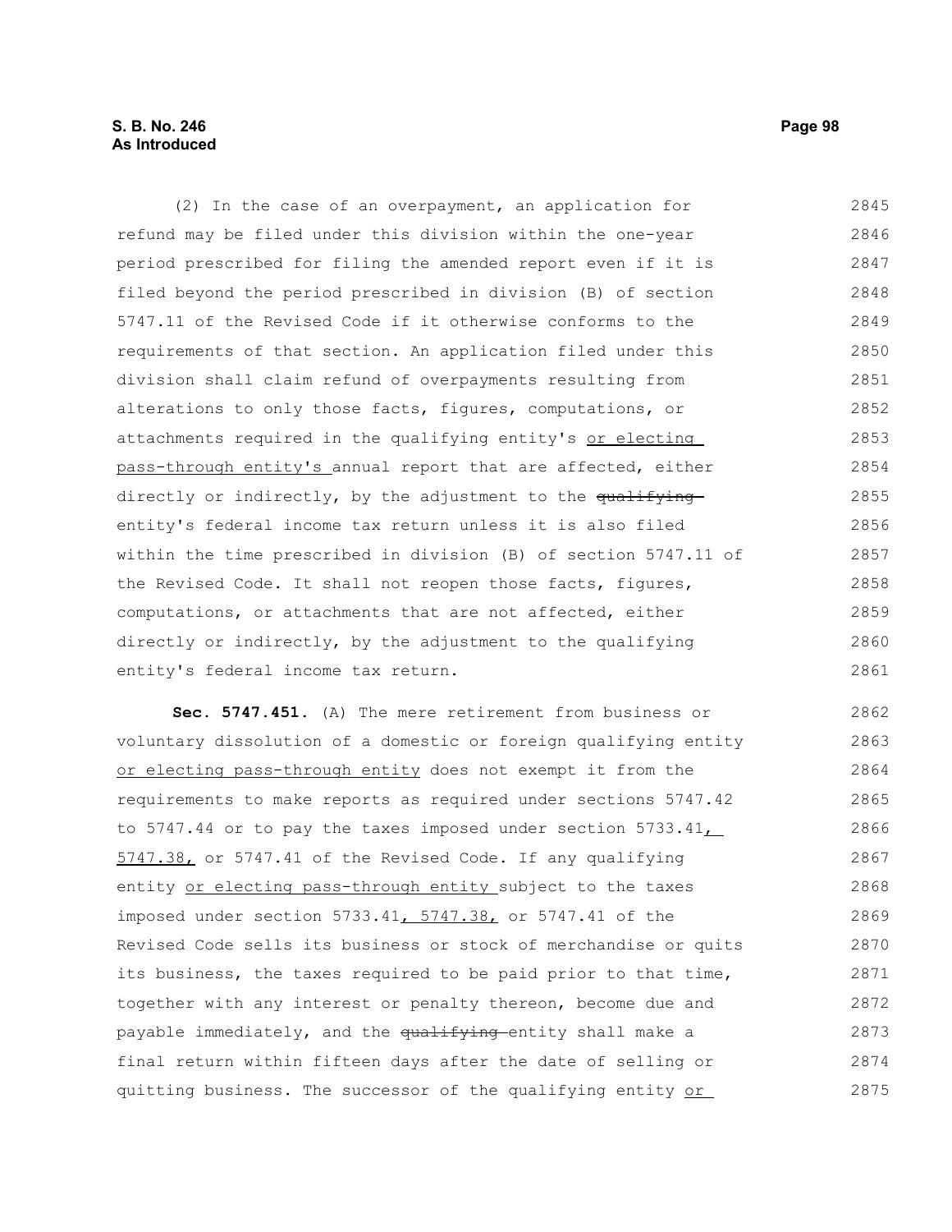(2) In the case of an overpayment, an application for refund may be filed under this division within the one-year period prescribed for filing the amended report even if it is filed beyond the period prescribed in division (B) of section 5747.11 of the Revised Code if it otherwise conforms to the requirements of that section. An application filed under this division shall claim refund of overpayments resulting from alterations to only those facts, figures, computations, or attachments required in the qualifying entity's or electing pass-through entity's annual report that are affected, either directly or indirectly, by the adjustment to the ~~qualifying~~ entity's federal income tax return unless it is also filed within the time prescribed in division (B) of section 5747.11 of the Revised Code. It shall not reopen those facts, figures, computations, or attachments that are not affected, either directly or indirectly, by the adjustment to the qualifying entity's federal income tax return.

**Sec. 5747.451.** (A) The mere retirement from business or voluntary dissolution of a domestic or foreign qualifying entity or electing pass-through entity does not exempt it from the requirements to make reports as required under sections 5747.42 to 5747.44 or to pay the taxes imposed under section 5733.41, 5747.38, or 5747.41 of the Revised Code. If any qualifying entity or electing pass-through entity subject to the taxes imposed under section 5733.41, 5747.38, or 5747.41 of the Revised Code sells its business or stock of merchandise or quits its business, the taxes required to be paid prior to that time, together with any interest or penalty thereon, become due and payable immediately, and the ~~qualifying~~ entity shall make a final return within fifteen days after the date of selling or quitting business. The successor of the qualifying entity or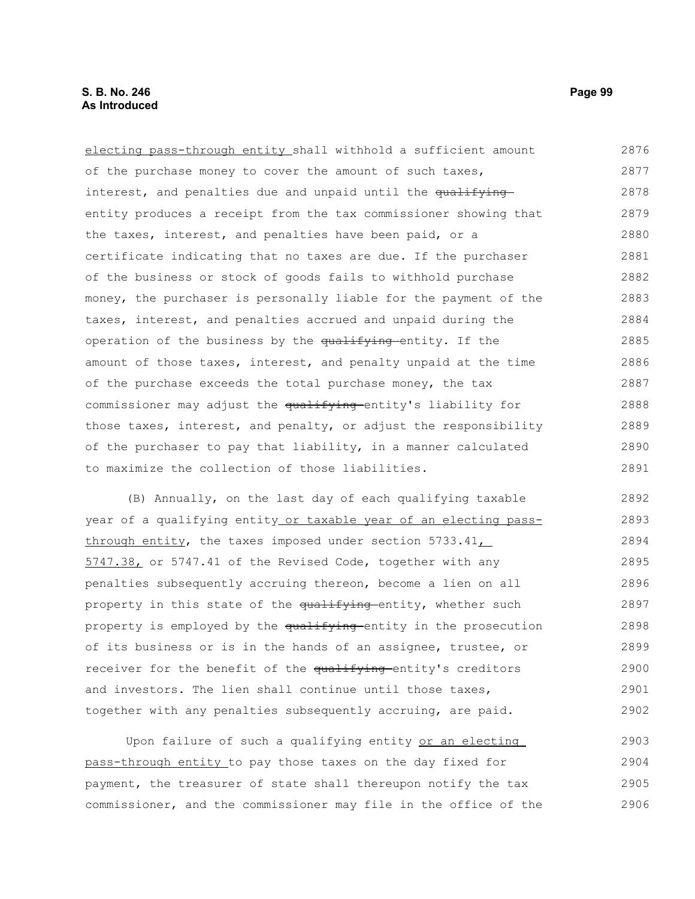electing pass-through entity shall withhold a sufficient amount of the purchase money to cover the amount of such taxes, interest, and penalties due and unpaid until the ~~qualifying~~ entity produces a receipt from the tax commissioner showing that the taxes, interest, and penalties have been paid, or a certificate indicating that no taxes are due. If the purchaser of the business or stock of goods fails to withhold purchase money, the purchaser is personally liable for the payment of the taxes, interest, and penalties accrued and unpaid during the operation of the business by the ~~qualifying~~ entity. If the amount of those taxes, interest, and penalty unpaid at the time of the purchase exceeds the total purchase money, the tax commissioner may adjust the ~~qualifying~~ entity's liability for those taxes, interest, and penalty, or adjust the responsibility of the purchaser to pay that liability, in a manner calculated to maximize the collection of those liabilities.

(B) Annually, on the last day of each qualifying taxable year of a qualifying entity or taxable year of an electing pass-through entity, the taxes imposed under section 5733.41, 5747.38, or 5747.41 of the Revised Code, together with any penalties subsequently accruing thereon, become a lien on all property in this state of the ~~qualifying~~ entity, whether such property is employed by the ~~qualifying~~ entity in the prosecution of its business or is in the hands of an assignee, trustee, or receiver for the benefit of the ~~qualifying~~ entity's creditors and investors. The lien shall continue until those taxes, together with any penalties subsequently accruing, are paid.

Upon failure of such a qualifying entity or an electing pass-through entity to pay those taxes on the day fixed for payment, the treasurer of state shall thereupon notify the tax commissioner, and the commissioner may file in the office of the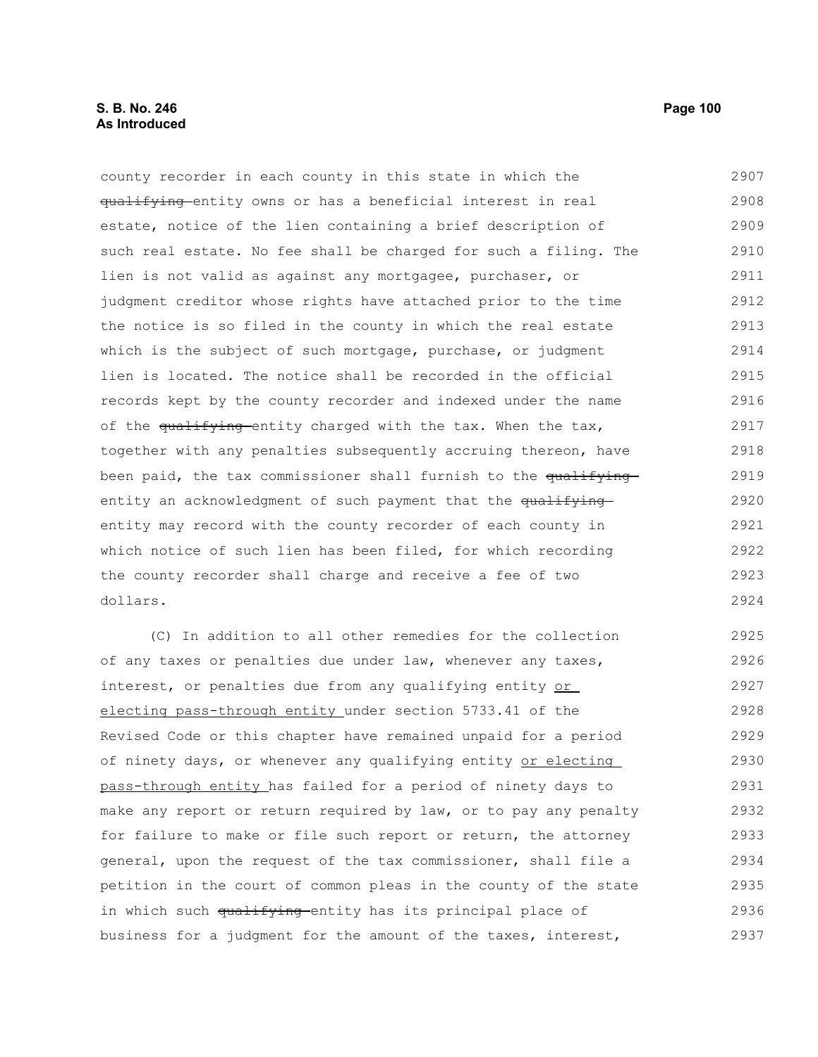county recorder in each county in this state in which the ~~qualifying~~ entity owns or has a beneficial interest in real estate, notice of the lien containing a brief description of such real estate. No fee shall be charged for such a filing. The lien is not valid as against any mortgagee, purchaser, or judgment creditor whose rights have attached prior to the time the notice is so filed in the county in which the real estate which is the subject of such mortgage, purchase, or judgment lien is located. The notice shall be recorded in the official records kept by the county recorder and indexed under the name of the ~~qualifying~~ entity charged with the tax. When the tax, together with any penalties subsequently accruing thereon, have been paid, the tax commissioner shall furnish to the ~~qualifying~~ entity an acknowledgment of such payment that the ~~qualifying~~ entity may record with the county recorder of each county in which notice of such lien has been filed, for which recording the county recorder shall charge and receive a fee of two dollars.

(C) In addition to all other remedies for the collection of any taxes or penalties due under law, whenever any taxes, interest, or penalties due from any qualifying entity <u>or electing pass-through entity</u> under section 5733.41 of the Revised Code or this chapter have remained unpaid for a period of ninety days, or whenever any qualifying entity <u>or electing pass-through entity</u> has failed for a period of ninety days to make any report or return required by law, or to pay any penalty for failure to make or file such report or return, the attorney general, upon the request of the tax commissioner, shall file a petition in the court of common pleas in the county of the state in which such ~~qualifying~~ entity has its principal place of business for a judgment for the amount of the taxes, interest,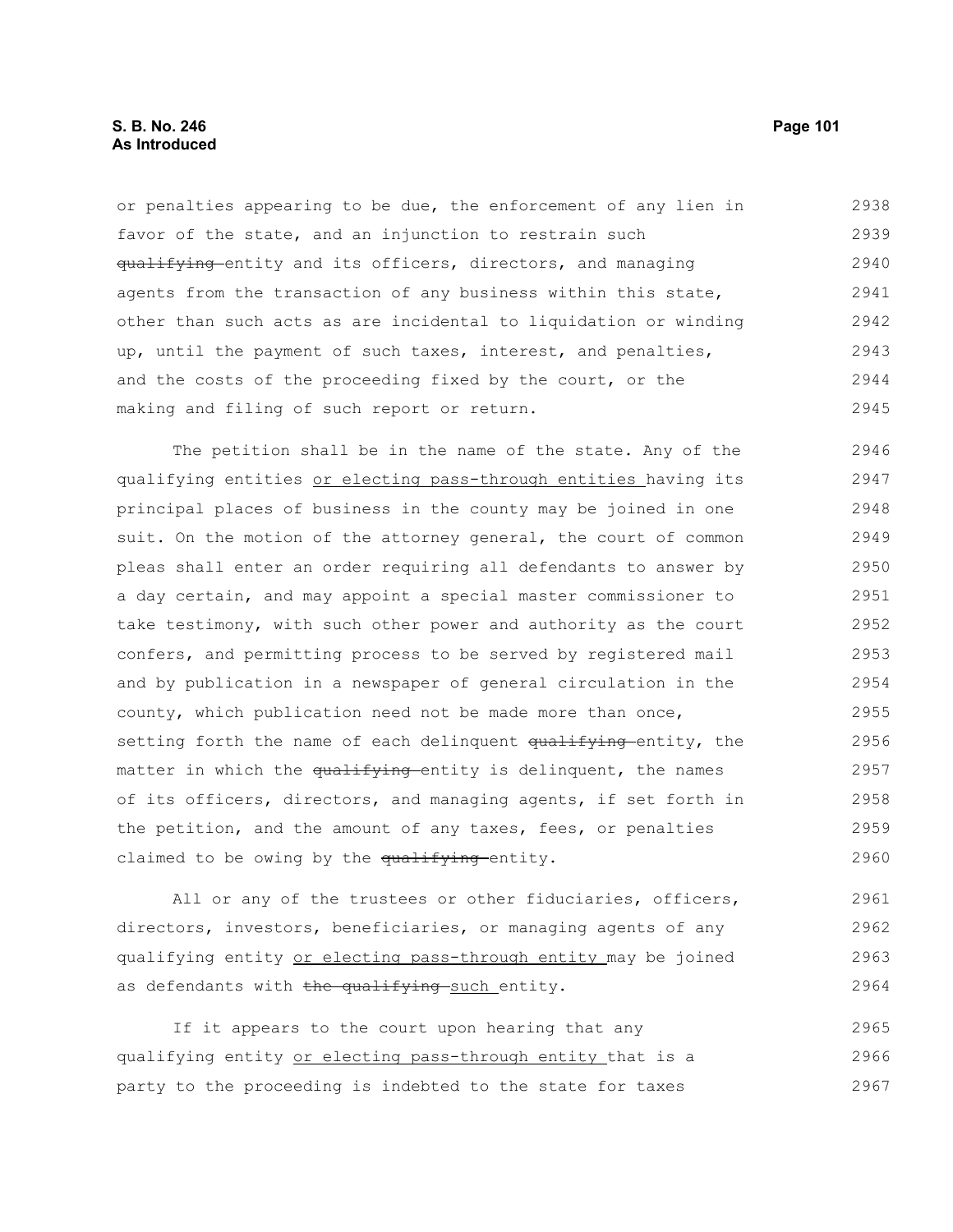or penalties appearing to be due, the enforcement of any lien in favor of the state, and an injunction to restrain such ~~qualifying~~ entity and its officers, directors, and managing agents from the transaction of any business within this state, other than such acts as are incidental to liquidation or winding up, until the payment of such taxes, interest, and penalties, and the costs of the proceeding fixed by the court, or the making and filing of such report or return.

The petition shall be in the name of the state. Any of the qualifying entities <u>or electing pass-through entities</u> having its principal places of business in the county may be joined in one suit. On the motion of the attorney general, the court of common pleas shall enter an order requiring all defendants to answer by a day certain, and may appoint a special master commissioner to take testimony, with such other power and authority as the court confers, and permitting process to be served by registered mail and by publication in a newspaper of general circulation in the county, which publication need not be made more than once, setting forth the name of each delinquent ~~qualifying~~ entity, the matter in which the ~~qualifying~~ entity is delinquent, the names of its officers, directors, and managing agents, if set forth in the petition, and the amount of any taxes, fees, or penalties claimed to be owing by the ~~qualifying~~ entity.

All or any of the trustees or other fiduciaries, officers, directors, investors, beneficiaries, or managing agents of any qualifying entity <u>or electing pass-through entity</u> may be joined as defendants with ~~the qualifying~~ <u>such</u> entity.

If it appears to the court upon hearing that any qualifying entity <u>or electing pass-through entity</u> that is a party to the proceeding is indebted to the state for taxes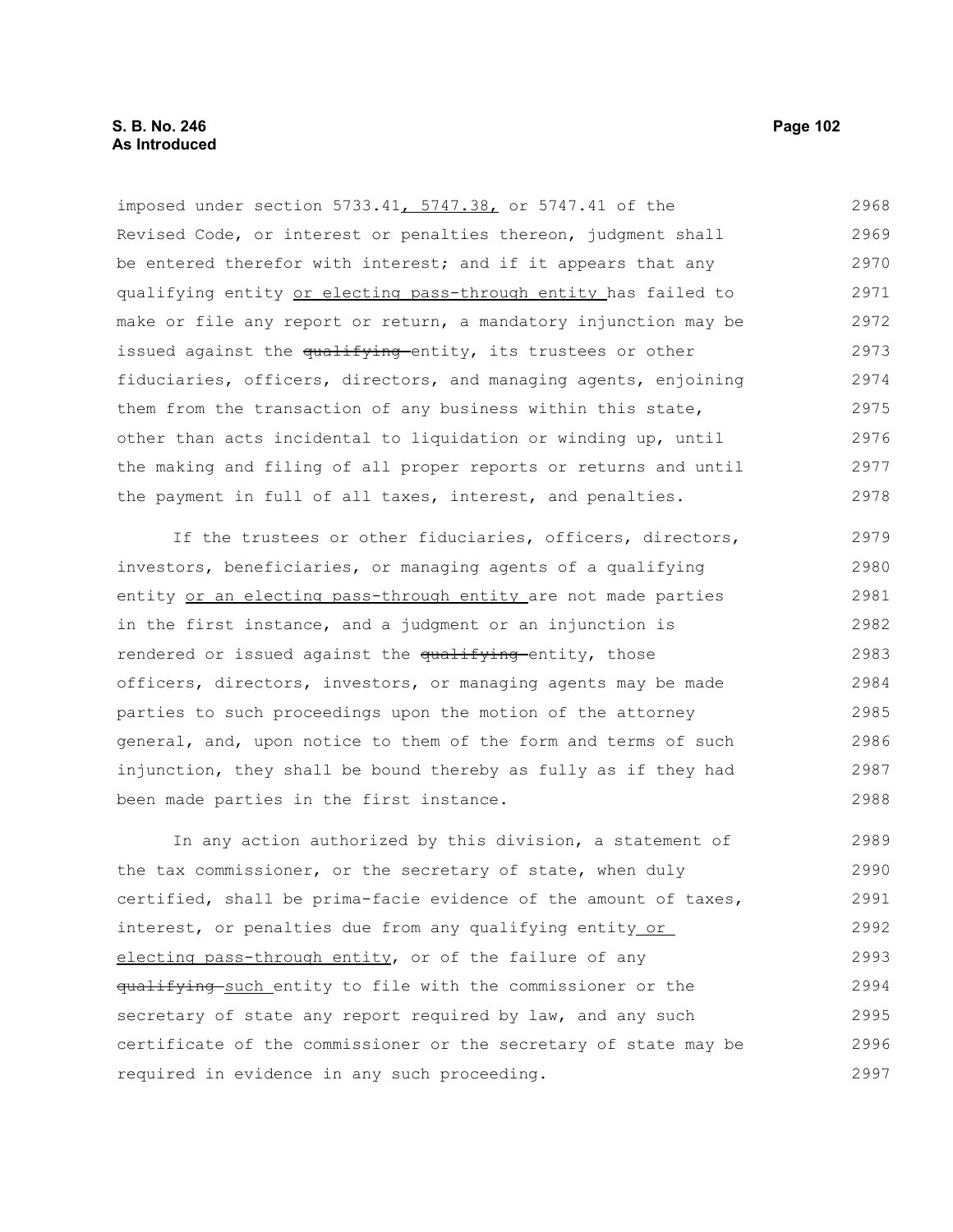imposed under section 5733.41, 5747.38, or 5747.41 of the Revised Code, or interest or penalties thereon, judgment shall be entered therefor with interest; and if it appears that any qualifying entity or electing pass-through entity has failed to make or file any report or return, a mandatory injunction may be issued against the qualifying entity, its trustees or other fiduciaries, officers, directors, and managing agents, enjoining them from the transaction of any business within this state, other than acts incidental to liquidation or winding up, until the making and filing of all proper reports or returns and until the payment in full of all taxes, interest, and penalties.

If the trustees or other fiduciaries, officers, directors, investors, beneficiaries, or managing agents of a qualifying entity or an electing pass-through entity are not made parties in the first instance, and a judgment or an injunction is rendered or issued against the qualifying entity, those officers, directors, investors, or managing agents may be made parties to such proceedings upon the motion of the attorney general, and, upon notice to them of the form and terms of such injunction, they shall be bound thereby as fully as if they had been made parties in the first instance.

In any action authorized by this division, a statement of the tax commissioner, or the secretary of state, when duly certified, shall be prima-facie evidence of the amount of taxes, interest, or penalties due from any qualifying entity or electing pass-through entity, or of the failure of any qualifying such entity to file with the commissioner or the secretary of state any report required by law, and any such certificate of the commissioner or the secretary of state may be required in evidence in any such proceeding.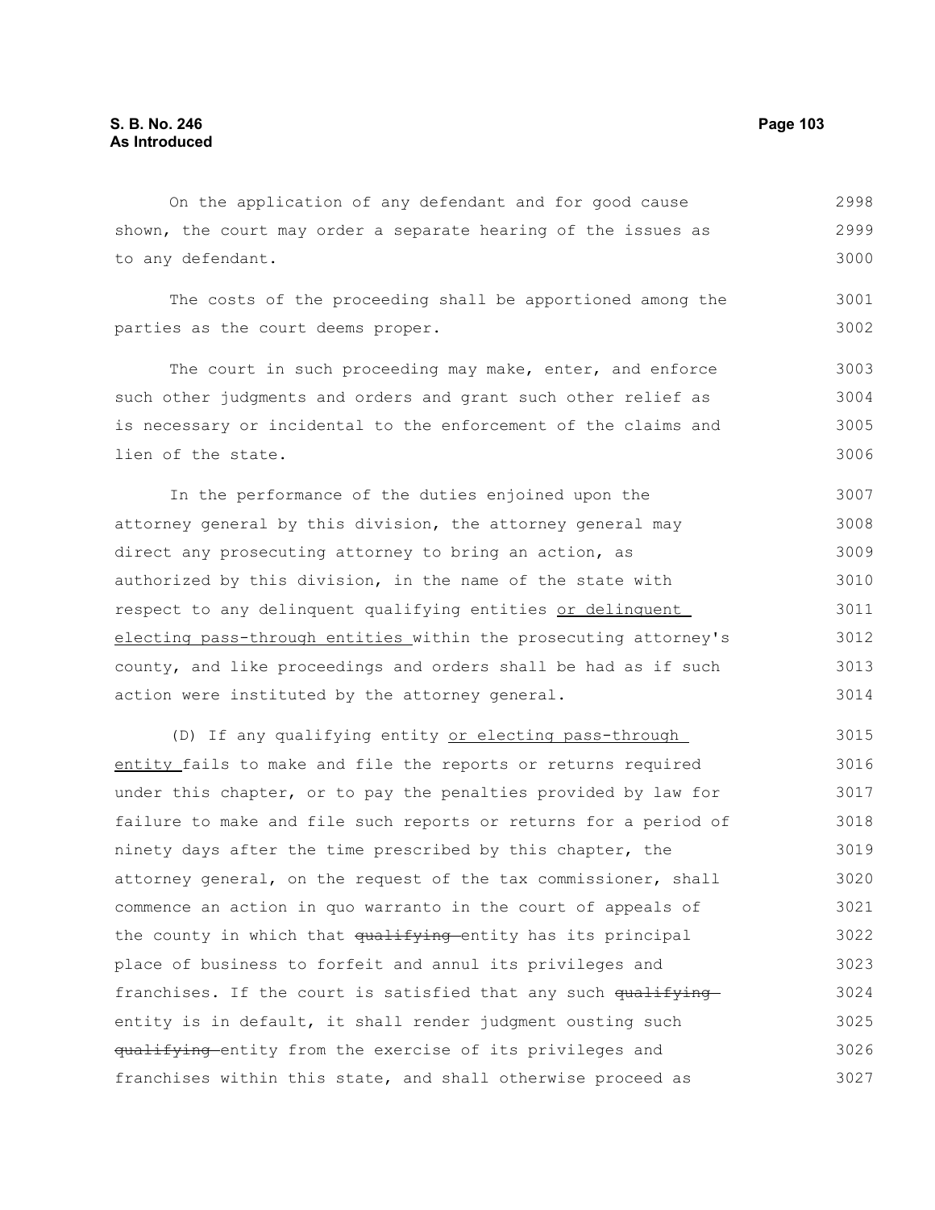On the application of any defendant and for good cause shown, the court may order a separate hearing of the issues as to any defendant.

The costs of the proceeding shall be apportioned among the parties as the court deems proper.

The court in such proceeding may make, enter, and enforce such other judgments and orders and grant such other relief as is necessary or incidental to the enforcement of the claims and lien of the state.

In the performance of the duties enjoined upon the attorney general by this division, the attorney general may direct any prosecuting attorney to bring an action, as authorized by this division, in the name of the state with respect to any delinquent qualifying entities <u>or delinquent electing pass-through entities</u> within the prosecuting attorney's county, and like proceedings and orders shall be had as if such action were instituted by the attorney general.

(D) If any qualifying entity <u>or electing pass-through entity</u> fails to make and file the reports or returns required under this chapter, or to pay the penalties provided by law for failure to make and file such reports or returns for a period of ninety days after the time prescribed by this chapter, the attorney general, on the request of the tax commissioner, shall commence an action in quo warranto in the court of appeals of the county in which that ~~qualifying~~ entity has its principal place of business to forfeit and annul its privileges and franchises. If the court is satisfied that any such ~~qualifying~~ entity is in default, it shall render judgment ousting such ~~qualifying~~ entity from the exercise of its privileges and franchises within this state, and shall otherwise proceed as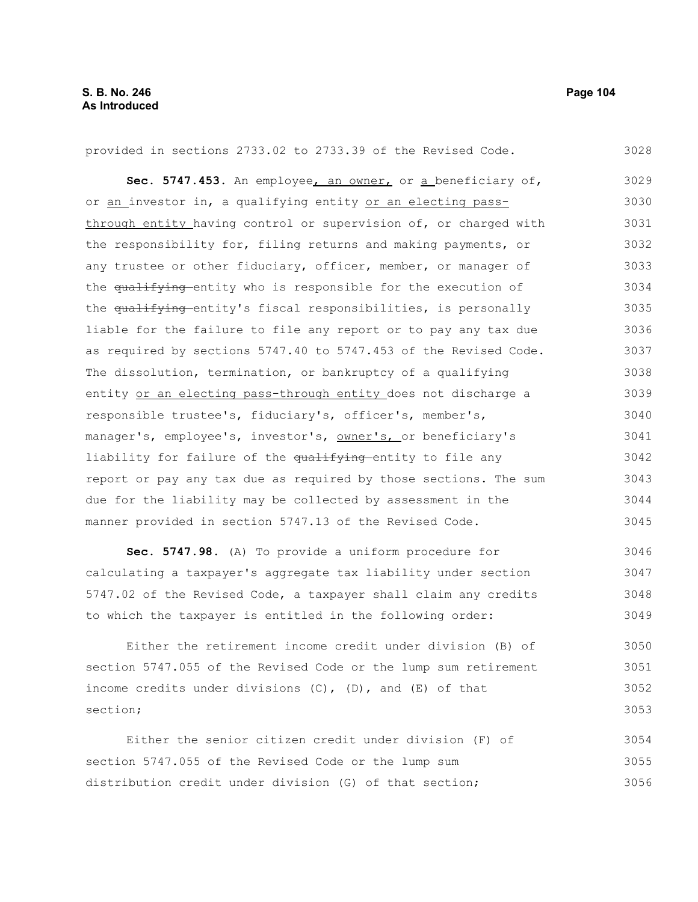provided in sections 2733.02 to 2733.39 of the Revised Code.

**Sec. 5747.453.** An employee, an owner, or a beneficiary of, or an investor in, a qualifying entity or an electing pass-through entity having control or supervision of, or charged with the responsibility for, filing returns and making payments, or any trustee or other fiduciary, officer, member, or manager of the ~~qualifying~~ entity who is responsible for the execution of the ~~qualifying~~ entity's fiscal responsibilities, is personally liable for the failure to file any report or to pay any tax due as required by sections 5747.40 to 5747.453 of the Revised Code. The dissolution, termination, or bankruptcy of a qualifying entity or an electing pass-through entity does not discharge a responsible trustee's, fiduciary's, officer's, member's, manager's, employee's, investor's, owner's, or beneficiary's liability for failure of the ~~qualifying~~ entity to file any report or pay any tax due as required by those sections. The sum due for the liability may be collected by assessment in the manner provided in section 5747.13 of the Revised Code.

**Sec. 5747.98.** (A) To provide a uniform procedure for calculating a taxpayer's aggregate tax liability under section 5747.02 of the Revised Code, a taxpayer shall claim any credits to which the taxpayer is entitled in the following order:

Either the retirement income credit under division (B) of section 5747.055 of the Revised Code or the lump sum retirement income credits under divisions (C), (D), and (E) of that section;

Either the senior citizen credit under division (F) of section 5747.055 of the Revised Code or the lump sum distribution credit under division (G) of that section;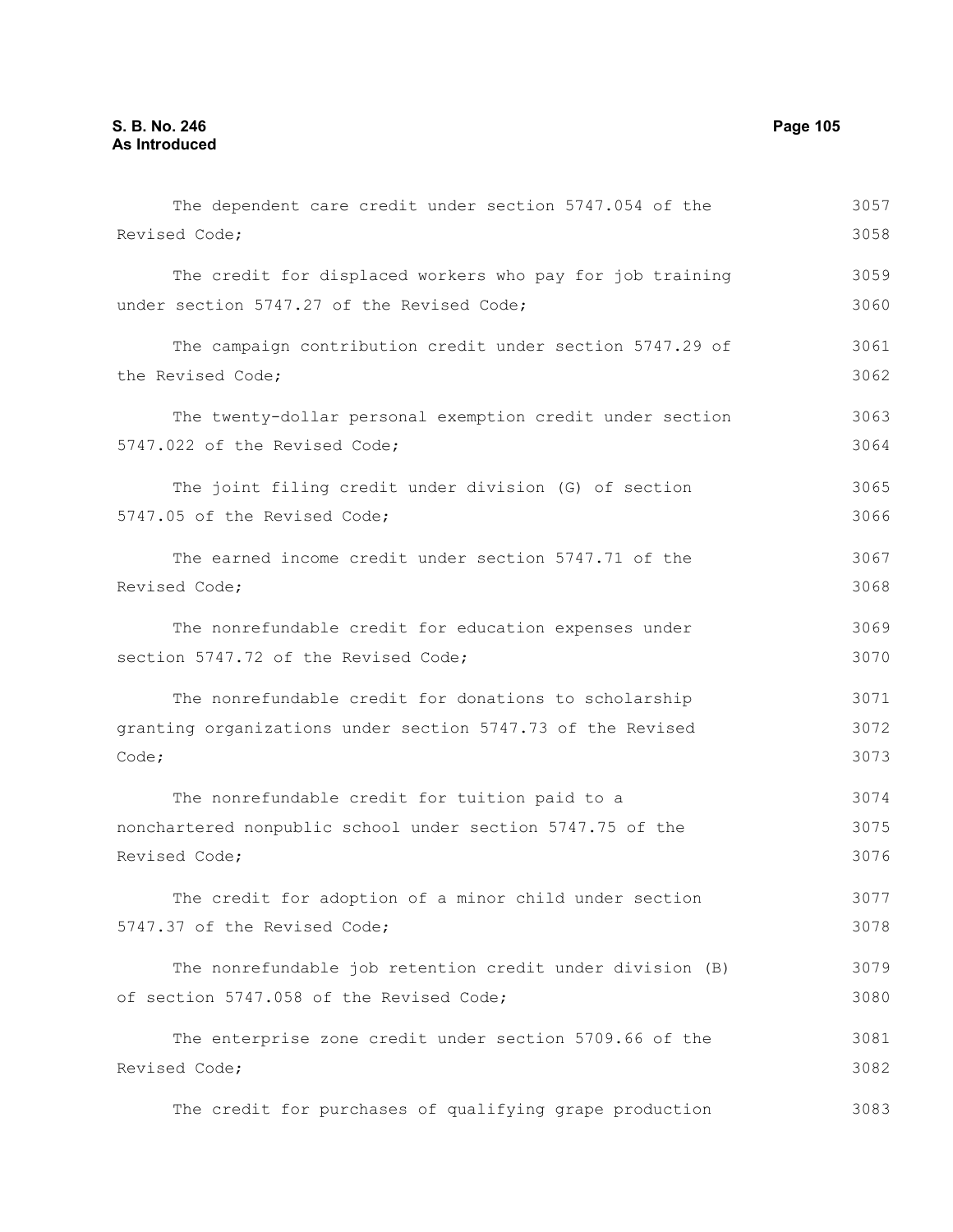The dependent care credit under section 5747.054 of the Revised Code;

The credit for displaced workers who pay for job training under section 5747.27 of the Revised Code;

The campaign contribution credit under section 5747.29 of the Revised Code;

The twenty-dollar personal exemption credit under section 5747.022 of the Revised Code;

The joint filing credit under division (G) of section 5747.05 of the Revised Code;

The earned income credit under section 5747.71 of the Revised Code;

The nonrefundable credit for education expenses under section 5747.72 of the Revised Code;

The nonrefundable credit for donations to scholarship granting organizations under section 5747.73 of the Revised Code;

The nonrefundable credit for tuition paid to a nonchartered nonpublic school under section 5747.75 of the Revised Code;

The credit for adoption of a minor child under section 5747.37 of the Revised Code;

The nonrefundable job retention credit under division (B) of section 5747.058 of the Revised Code;

The enterprise zone credit under section 5709.66 of the Revised Code;

The credit for purchases of qualifying grape production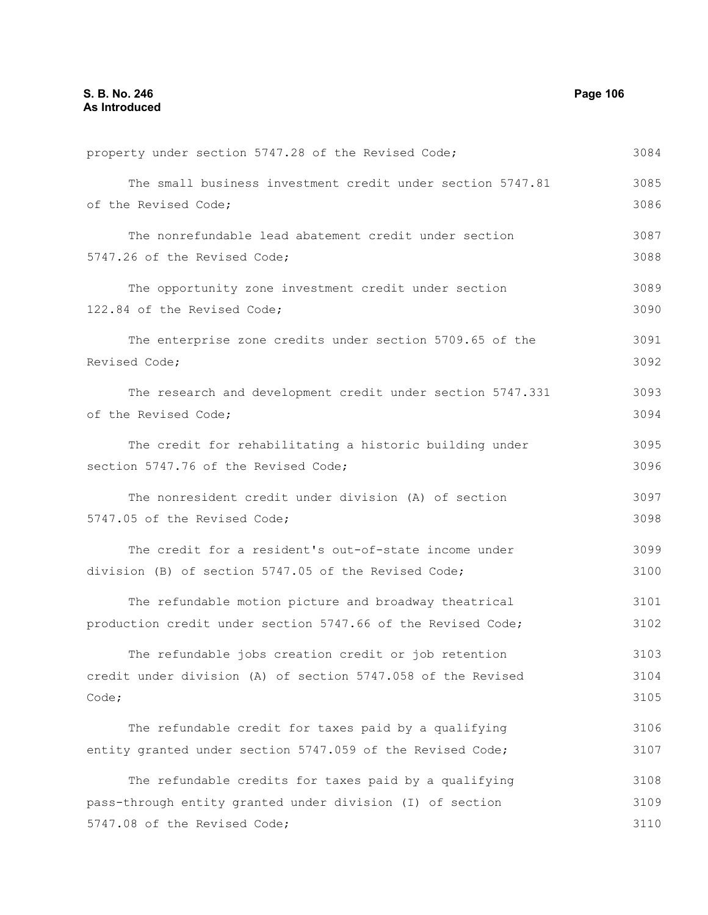property under section 5747.28 of the Revised Code;

The small business investment credit under section 5747.81 of the Revised Code;

The nonrefundable lead abatement credit under section 5747.26 of the Revised Code;

The opportunity zone investment credit under section 122.84 of the Revised Code;

The enterprise zone credits under section 5709.65 of the Revised Code;

The research and development credit under section 5747.331 of the Revised Code;

The credit for rehabilitating a historic building under section 5747.76 of the Revised Code;

The nonresident credit under division (A) of section 5747.05 of the Revised Code;

The credit for a resident's out-of-state income under division (B) of section 5747.05 of the Revised Code;

The refundable motion picture and broadway theatrical production credit under section 5747.66 of the Revised Code;

The refundable jobs creation credit or job retention credit under division (A) of section 5747.058 of the Revised Code;

The refundable credit for taxes paid by a qualifying entity granted under section 5747.059 of the Revised Code;

The refundable credits for taxes paid by a qualifying pass-through entity granted under division (I) of section 5747.08 of the Revised Code;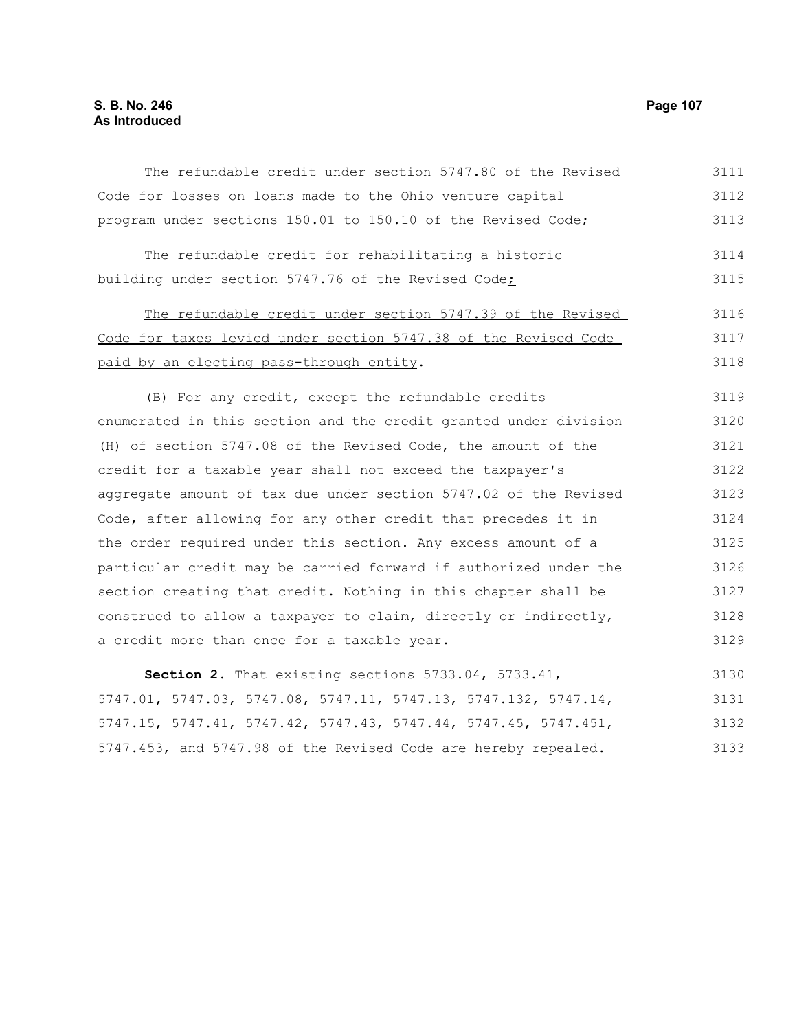The refundable credit under section 5747.80 of the Revised Code for losses on loans made to the Ohio venture capital program under sections 150.01 to 150.10 of the Revised Code;

The refundable credit for rehabilitating a historic building under section 5747.76 of the Revised Code;

The refundable credit under section 5747.39 of the Revised Code for taxes levied under section 5747.38 of the Revised Code paid by an electing pass-through entity.

(B) For any credit, except the refundable credits enumerated in this section and the credit granted under division (H) of section 5747.08 of the Revised Code, the amount of the credit for a taxable year shall not exceed the taxpayer's aggregate amount of tax due under section 5747.02 of the Revised Code, after allowing for any other credit that precedes it in the order required under this section. Any excess amount of a particular credit may be carried forward if authorized under the section creating that credit. Nothing in this chapter shall be construed to allow a taxpayer to claim, directly or indirectly, a credit more than once for a taxable year.

**Section 2.** That existing sections 5733.04, 5733.41, 5747.01, 5747.03, 5747.08, 5747.11, 5747.13, 5747.132, 5747.14, 5747.15, 5747.41, 5747.42, 5747.43, 5747.44, 5747.45, 5747.451, 5747.453, and 5747.98 of the Revised Code are hereby repealed.